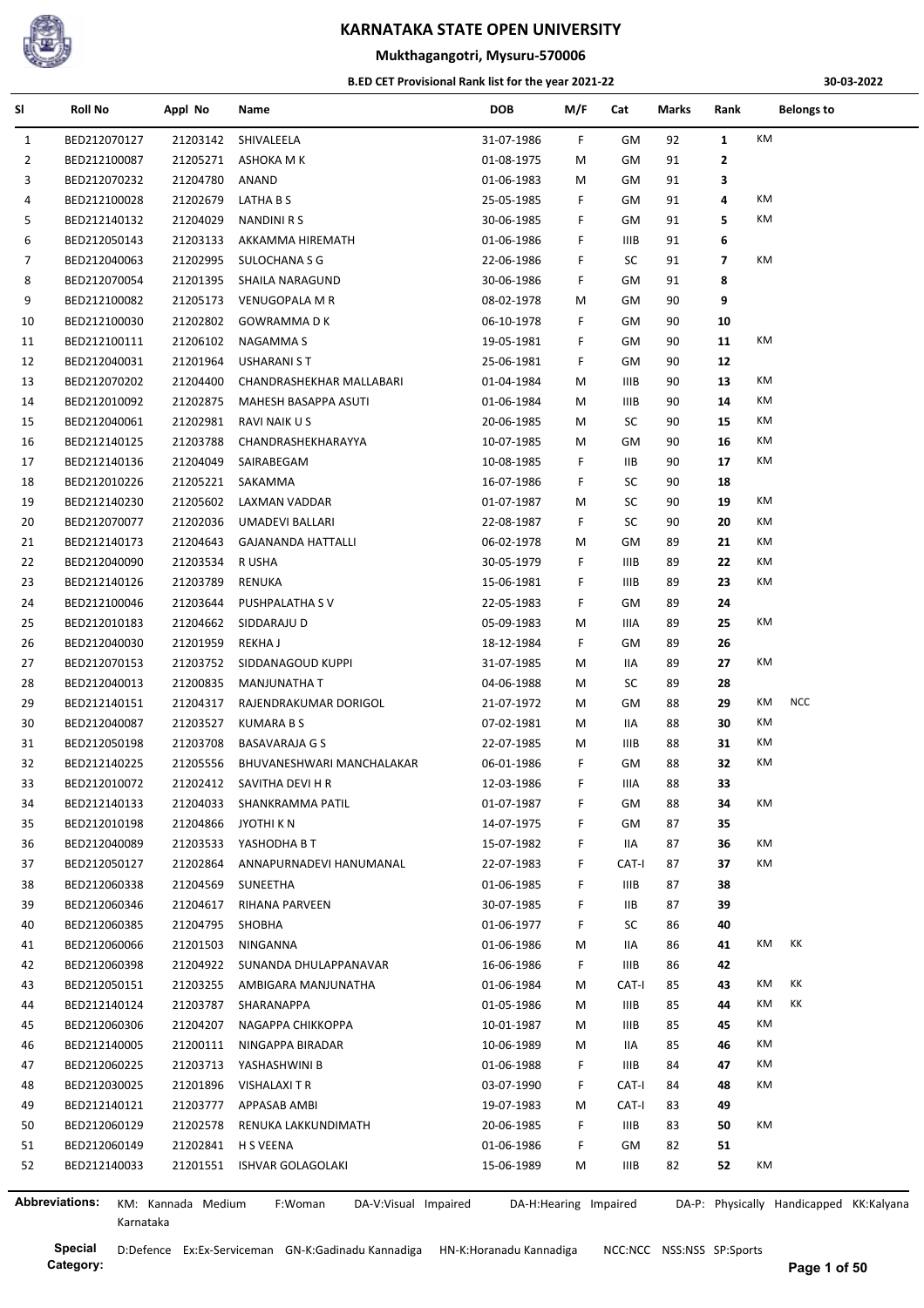# KARNATAKA STATE OPEN UNIVERSITY

## Mukthagangotri, Mysuru-570006

### B.ED CET Provisional Rank list for the year 2021-22

30-03-2022

| Sl | Roll No | Appl No | Name | DOB | M/F | Cat | Marks | Rank | Belongs to | |
|---|---|---|---|---|---|---|---|---|---|---|
| 1 | BED212070127 | 21203142 | SHIVALEELA | 31-07-1986 | F | GM | 92 | **1** | KM | |
| 2 | BED212100087 | 21205271 | ASHOKA M K | 01-08-1975 | M | GM | 91 | **2** | | |
| 3 | BED212070232 | 21204780 | ANAND | 01-06-1983 | M | GM | 91 | **3** | | |
| 4 | BED212100028 | 21202679 | LATHA B S | 25-05-1985 | F | GM | 91 | **4** | KM | |
| 5 | BED212140132 | 21204029 | NANDINI R S | 30-06-1985 | F | GM | 91 | **5** | KM | |
| 6 | BED212050143 | 21203133 | AKKAMMA HIREMATH | 01-06-1986 | F | IIIB | 91 | **6** | | |
| 7 | BED212040063 | 21202995 | SULOCHANA S G | 22-06-1986 | F | SC | 91 | **7** | KM | |
| 8 | BED212070054 | 21201395 | SHAILA NARAGUND | 30-06-1986 | F | GM | 91 | **8** | | |
| 9 | BED212100082 | 21205173 | VENUGOPALA M R | 08-02-1978 | M | GM | 90 | **9** | | |
| 10 | BED212100030 | 21202802 | GOWRAMMA D K | 06-10-1978 | F | GM | 90 | **10** | | |
| 11 | BED212100111 | 21206102 | NAGAMMA S | 19-05-1981 | F | GM | 90 | **11** | KM | |
| 12 | BED212040031 | 21201964 | USHARANI S T | 25-06-1981 | F | GM | 90 | **12** | | |
| 13 | BED212070202 | 21204400 | CHANDRASHEKHAR MALLABARI | 01-04-1984 | M | IIIB | 90 | **13** | KM | |
| 14 | BED212010092 | 21202875 | MAHESH BASAPPA ASUTI | 01-06-1984 | M | IIIB | 90 | **14** | KM | |
| 15 | BED212040061 | 21202981 | RAVI NAIK U S | 20-06-1985 | M | SC | 90 | **15** | KM | |
| 16 | BED212140125 | 21203788 | CHANDRASHEKHARAYYA | 10-07-1985 | M | GM | 90 | **16** | KM | |
| 17 | BED212140136 | 21204049 | SAIRABEGAM | 10-08-1985 | F | IIB | 90 | **17** | KM | |
| 18 | BED212010226 | 21205221 | SAKAMMA | 16-07-1986 | F | SC | 90 | **18** | | |
| 19 | BED212140230 | 21205602 | LAXMAN VADDAR | 01-07-1987 | M | SC | 90 | **19** | KM | |
| 20 | BED212070077 | 21202036 | UMADEVI BALLARI | 22-08-1987 | F | SC | 90 | **20** | KM | |
| 21 | BED212140173 | 21204643 | GAJANANDA HATTALLI | 06-02-1978 | M | GM | 89 | **21** | KM | |
| 22 | BED212040090 | 21203534 | R USHA | 30-05-1979 | F | IIIB | 89 | **22** | KM | |
| 23 | BED212140126 | 21203789 | RENUKA | 15-06-1981 | F | IIIB | 89 | **23** | KM | |
| 24 | BED212100046 | 21203644 | PUSHPALATHA S V | 22-05-1983 | F | GM | 89 | **24** | | |
| 25 | BED212010183 | 21204662 | SIDDARAJU D | 05-09-1983 | M | IIIA | 89 | **25** | KM | |
| 26 | BED212040030 | 21201959 | REKHA J | 18-12-1984 | F | GM | 89 | **26** | | |
| 27 | BED212070153 | 21203752 | SIDDANAGOUD KUPPI | 31-07-1985 | M | IIA | 89 | **27** | KM | |
| 28 | BED212040013 | 21200835 | MANJUNATHA T | 04-06-1988 | M | SC | 89 | **28** | | |
| 29 | BED212140151 | 21204317 | RAJENDRAKUMAR DORIGOL | 21-07-1972 | M | GM | 88 | **29** | KM | NCC |
| 30 | BED212040087 | 21203527 | KUMARA B S | 07-02-1981 | M | IIA | 88 | **30** | KM | |
| 31 | BED212050198 | 21203708 | BASAVARAJA G S | 22-07-1985 | M | IIIB | 88 | **31** | KM | |
| 32 | BED212140225 | 21205556 | BHUVANESHWARI MANCHALAKAR | 06-01-1986 | F | GM | 88 | **32** | KM | |
| 33 | BED212010072 | 21202412 | SAVITHA DEVI H R | 12-03-1986 | F | IIIA | 88 | **33** | | |
| 34 | BED212140133 | 21204033 | SHANKRAMMA PATIL | 01-07-1987 | F | GM | 88 | **34** | KM | |
| 35 | BED212010198 | 21204866 | JYOTHI K N | 14-07-1975 | F | GM | 87 | **35** | | |
| 36 | BED212040089 | 21203533 | YASHODHA B T | 15-07-1982 | F | IIA | 87 | **36** | KM | |
| 37 | BED212050127 | 21202864 | ANNAPURNADEVI HANUMANAL | 22-07-1983 | F | CAT-I | 87 | **37** | KM | |
| 38 | BED212060338 | 21204569 | SUNEETHA | 01-06-1985 | F | IIIB | 87 | **38** | | |
| 39 | BED212060346 | 21204617 | RIHANA PARVEEN | 30-07-1985 | F | IIB | 87 | **39** | | |
| 40 | BED212060385 | 21204795 | SHOBHA | 01-06-1977 | F | SC | 86 | **40** | | |
| 41 | BED212060066 | 21201503 | NINGANNA | 01-06-1986 | M | IIA | 86 | **41** | KM | KK |
| 42 | BED212060398 | 21204922 | SUNANDA DHULAPPANAVAR | 16-06-1986 | F | IIIB | 86 | **42** | | |
| 43 | BED212050151 | 21203255 | AMBIGARA MANJUNATHA | 01-06-1984 | M | CAT-I | 85 | **43** | KM | KK |
| 44 | BED212140124 | 21203787 | SHARANAPPA | 01-05-1986 | M | IIIB | 85 | **44** | KM | KK |
| 45 | BED212060306 | 21204207 | NAGAPPA CHIKKOPPA | 10-01-1987 | M | IIIB | 85 | **45** | KM | |
| 46 | BED212140005 | 21200111 | NINGAPPA BIRADAR | 10-06-1989 | M | IIA | 85 | **46** | KM | |
| 47 | BED212060225 | 21203713 | YASHASHWINI B | 01-06-1988 | F | IIIB | 84 | **47** | KM | |
| 48 | BED212030025 | 21201896 | VISHALAXI T R | 03-07-1990 | F | CAT-I | 84 | **48** | KM | |
| 49 | BED212140121 | 21203777 | APPASAB AMBI | 19-07-1983 | M | CAT-I | 83 | **49** | | |
| 50 | BED212060129 | 21202578 | RENUKA LAKKUNDIMATH | 20-06-1985 | F | IIIB | 83 | **50** | KM | |
| 51 | BED212060149 | 21202841 | H S VEENA | 01-06-1986 | F | GM | 82 | **51** | | |
| 52 | BED212140033 | 21201551 | ISHVAR GOLAGOLAKI | 15-06-1989 | M | IIIB | 82 | **52** | KM | |

**Abbreviations:** KM: Kannada Medium F:Woman DA-V:Visual Impaired DA-H:Hearing Impaired DA-P: Physically Handicapped KK:Kalyana Karnataka

**Special Category:** D:Defence Ex:Ex-Serviceman GN-K:Gadinadu Kannadiga HN-K:Horanadu Kannadiga NCC:NCC NSS:NSS SP:Sports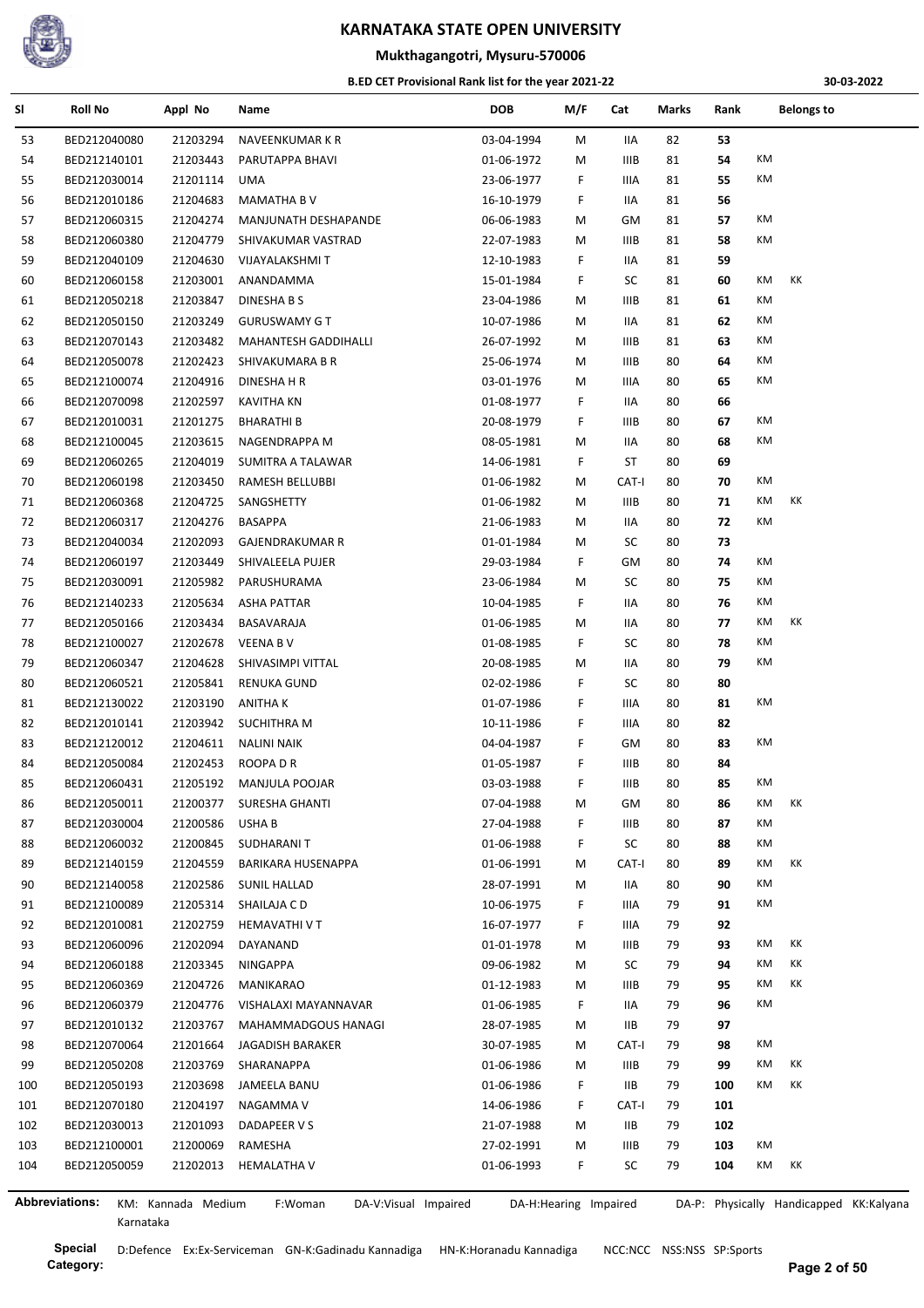# KARNATAKA STATE OPEN UNIVERSITY

## Mukthagangotri, Mysuru-570006

**B.ED CET Provisional Rank list for the year 2021-22** 30-03-2022

| Sl | Roll No | Appl No | Name | DOB | M/F | Cat | Marks | Rank | Belongs to | |
|---|---|---|---|---|---|---|---|---|---|---|
| 53 | BED212040080 | 21203294 | NAVEENKUMAR K R | 03-04-1994 | M | IIA | 82 | 53 | | |
| 54 | BED212140101 | 21203443 | PARUTAPPA BHAVI | 01-06-1972 | M | IIIB | 81 | 54 | KM | |
| 55 | BED212030014 | 21201114 | UMA | 23-06-1977 | F | IIIA | 81 | 55 | KM | |
| 56 | BED212010186 | 21204683 | MAMATHA B V | 16-10-1979 | F | IIA | 81 | 56 | | |
| 57 | BED212060315 | 21204274 | MANJUNATH DESHAPANDE | 06-06-1983 | M | GM | 81 | 57 | KM | |
| 58 | BED212060380 | 21204779 | SHIVAKUMAR VASTRAD | 22-07-1983 | M | IIIB | 81 | 58 | KM | |
| 59 | BED212040109 | 21204630 | VIJAYALAKSHMI T | 12-10-1983 | F | IIA | 81 | 59 | | |
| 60 | BED212060158 | 21203001 | ANANDAMMA | 15-01-1984 | F | SC | 81 | 60 | KM | KK |
| 61 | BED212050218 | 21203847 | DINESHA B S | 23-04-1986 | M | IIIB | 81 | 61 | KM | |
| 62 | BED212050150 | 21203249 | GURUSWAMY G T | 10-07-1986 | M | IIA | 81 | 62 | KM | |
| 63 | BED212070143 | 21203482 | MAHANTESH GADDIHALLI | 26-07-1992 | M | IIIB | 81 | 63 | KM | |
| 64 | BED212050078 | 21202423 | SHIVAKUMARA B R | 25-06-1974 | M | IIIB | 80 | 64 | KM | |
| 65 | BED212100074 | 21204916 | DINESHA H R | 03-01-1976 | M | IIIA | 80 | 65 | KM | |
| 66 | BED212070098 | 21202597 | KAVITHA KN | 01-08-1977 | F | IIA | 80 | 66 | | |
| 67 | BED212010031 | 21201275 | BHARATHI B | 20-08-1979 | F | IIIB | 80 | 67 | KM | |
| 68 | BED212100045 | 21203615 | NAGENDRAPPA M | 08-05-1981 | M | IIA | 80 | 68 | KM | |
| 69 | BED212060265 | 21204019 | SUMITRA A TALAWAR | 14-06-1981 | F | ST | 80 | 69 | | |
| 70 | BED212060198 | 21203450 | RAMESH BELLUBBI | 01-06-1982 | M | CAT-I | 80 | 70 | KM | |
| 71 | BED212060368 | 21204725 | SANGSHETTY | 01-06-1982 | M | IIIB | 80 | 71 | KM | KK |
| 72 | BED212060317 | 21204276 | BASAPPA | 21-06-1983 | M | IIA | 80 | 72 | KM | |
| 73 | BED212040034 | 21202093 | GAJENDRAKUMAR R | 01-01-1984 | M | SC | 80 | 73 | | |
| 74 | BED212060197 | 21203449 | SHIVALEELA PUJER | 29-03-1984 | F | GM | 80 | 74 | KM | |
| 75 | BED212030091 | 21205982 | PARUSHURAMA | 23-06-1984 | M | SC | 80 | 75 | KM | |
| 76 | BED212140233 | 21205634 | ASHA PATTAR | 10-04-1985 | F | IIA | 80 | 76 | KM | |
| 77 | BED212050166 | 21203434 | BASAVARAJA | 01-06-1985 | M | IIA | 80 | 77 | KM | KK |
| 78 | BED212100027 | 21202678 | VEENA B V | 01-08-1985 | F | SC | 80 | 78 | KM | |
| 79 | BED212060347 | 21204628 | SHIVASIMPI VITTAL | 20-08-1985 | M | IIA | 80 | 79 | KM | |
| 80 | BED212060521 | 21205841 | RENUKA GUND | 02-02-1986 | F | SC | 80 | 80 | | |
| 81 | BED212130022 | 21203190 | ANITHA K | 01-07-1986 | F | IIIA | 80 | 81 | KM | |
| 82 | BED212010141 | 21203942 | SUCHITHRA M | 10-11-1986 | F | IIIA | 80 | 82 | | |
| 83 | BED212120012 | 21204611 | NALINI NAIK | 04-04-1987 | F | GM | 80 | 83 | KM | |
| 84 | BED212050084 | 21202453 | ROOPA D R | 01-05-1987 | F | IIIB | 80 | 84 | | |
| 85 | BED212060431 | 21205192 | MANJULA POOJAR | 03-03-1988 | F | IIIB | 80 | 85 | KM | |
| 86 | BED212050011 | 21200377 | SURESHA GHANTI | 07-04-1988 | M | GM | 80 | 86 | KM | KK |
| 87 | BED212030004 | 21200586 | USHA B | 27-04-1988 | F | IIIB | 80 | 87 | KM | |
| 88 | BED212060032 | 21200845 | SUDHARANI T | 01-06-1988 | F | SC | 80 | 88 | KM | |
| 89 | BED212140159 | 21204559 | BARIKARA HUSENAPPA | 01-06-1991 | M | CAT-I | 80 | 89 | KM | KK |
| 90 | BED212140058 | 21202586 | SUNIL HALLAD | 28-07-1991 | M | IIA | 80 | 90 | KM | |
| 91 | BED212100089 | 21205314 | SHAILAJA C D | 10-06-1975 | F | IIIA | 79 | 91 | KM | |
| 92 | BED212010081 | 21202759 | HEMAVATHI V T | 16-07-1977 | F | IIIA | 79 | 92 | | |
| 93 | BED212060096 | 21202094 | DAYANAND | 01-01-1978 | M | IIIB | 79 | 93 | KM | KK |
| 94 | BED212060188 | 21203345 | NINGAPPA | 09-06-1982 | M | SC | 79 | 94 | KM | KK |
| 95 | BED212060369 | 21204726 | MANIKARAO | 01-12-1983 | M | IIIB | 79 | 95 | KM | KK |
| 96 | BED212060379 | 21204776 | VISHALAXI MAYANNAVAR | 01-06-1985 | F | IIA | 79 | 96 | KM | |
| 97 | BED212010132 | 21203767 | MAHAMMADGOUS HANAGI | 28-07-1985 | M | IIB | 79 | 97 | | |
| 98 | BED212070064 | 21201664 | JAGADISH BARAKER | 30-07-1985 | M | CAT-I | 79 | 98 | KM | |
| 99 | BED212050208 | 21203769 | SHARANAPPA | 01-06-1986 | M | IIIB | 79 | 99 | KM | KK |
| 100 | BED212050193 | 21203698 | JAMEELA BANU | 01-06-1986 | F | IIB | 79 | 100 | KM | KK |
| 101 | BED212070180 | 21204197 | NAGAMMA V | 14-06-1986 | F | CAT-I | 79 | 101 | | |
| 102 | BED212030013 | 21201093 | DADAPEER V S | 21-07-1988 | M | IIB | 79 | 102 | | |
| 103 | BED212100001 | 21200069 | RAMESHA | 27-02-1991 | M | IIIB | 79 | 103 | KM | |
| 104 | BED212050059 | 21202013 | HEMALATHA V | 01-06-1993 | F | SC | 79 | 104 | KM | KK |

**Abbreviations:** KM: Kannada Medium F:Woman DA-V:Visual Impaired DA-H:Hearing Impaired DA-P: Physically Handicapped KK:Kalyana Karnataka

**Special Category:** D:Defence Ex:Ex-Serviceman GN-K:Gadinadu Kannadiga HN-K:Horanadu Kannadiga NCC:NCC NSS:NSS SP:Sports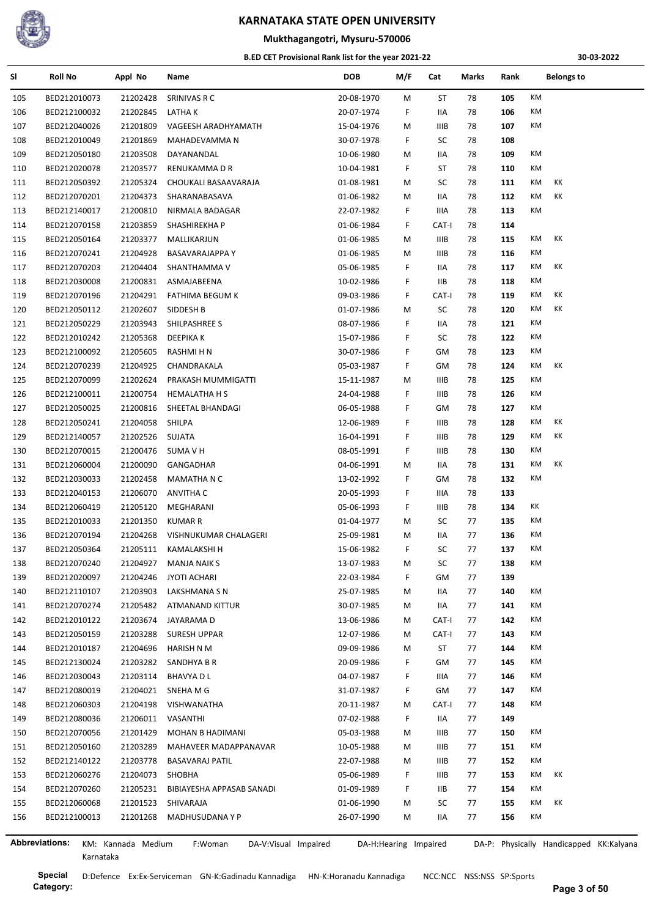# KARNATAKA STATE OPEN UNIVERSITY

## Mukthagangotri, Mysuru-570006

### B.ED CET Provisional Rank list for the year 2021-22

30-03-2022

| Sl | Roll No | Appl No | Name | DOB | M/F | Cat | Marks | Rank | Belongs to | |
|---|---|---|---|---|---|---|---|---|---|---|
| 105 | BED212010073 | 21202428 | SRINIVAS R C | 20-08-1970 | M | ST | 78 | 105 | KM | |
| 106 | BED212100032 | 21202845 | LATHA K | 20-07-1974 | F | IIA | 78 | 106 | KM | |
| 107 | BED212040026 | 21201809 | VAGEESH ARADHYAMATH | 15-04-1976 | M | IIIB | 78 | 107 | KM | |
| 108 | BED212010049 | 21201869 | MAHADEVAMMA N | 30-07-1978 | F | SC | 78 | 108 | | |
| 109 | BED212050180 | 21203508 | DAYANANDAL | 10-06-1980 | M | IIA | 78 | 109 | KM | |
| 110 | BED212020078 | 21203577 | RENUKAMMA D R | 10-04-1981 | F | ST | 78 | 110 | KM | |
| 111 | BED212050392 | 21205324 | CHOUKALI BASAAVARAJA | 01-08-1981 | M | SC | 78 | 111 | KM | KK |
| 112 | BED212070201 | 21204373 | SHARANABASAVA | 01-06-1982 | M | IIA | 78 | 112 | KM | KK |
| 113 | BED212140017 | 21200810 | NIRMALA BADAGAR | 22-07-1982 | F | IIIA | 78 | 113 | KM | |
| 114 | BED212070158 | 21203859 | SHASHIREKHA P | 01-06-1984 | F | CAT-I | 78 | 114 | | |
| 115 | BED212050164 | 21203377 | MALLIKARJUN | 01-06-1985 | M | IIIB | 78 | 115 | KM | KK |
| 116 | BED212070241 | 21204928 | BASAVARAJAPPA Y | 01-06-1985 | M | IIIB | 78 | 116 | KM | |
| 117 | BED212070203 | 21204404 | SHANTHAMMA V | 05-06-1985 | F | IIA | 78 | 117 | KM | KK |
| 118 | BED212030008 | 21200831 | ASMAJABEENA | 10-02-1986 | F | IIB | 78 | 118 | KM | |
| 119 | BED212070196 | 21204291 | FATHIMA BEGUM K | 09-03-1986 | F | CAT-I | 78 | 119 | KM | KK |
| 120 | BED212050112 | 21202607 | SIDDESH B | 01-07-1986 | M | SC | 78 | 120 | KM | KK |
| 121 | BED212050229 | 21203943 | SHILPASHREE S | 08-07-1986 | F | IIA | 78 | 121 | KM | |
| 122 | BED212010242 | 21205368 | DEEPIKA K | 15-07-1986 | F | SC | 78 | 122 | KM | |
| 123 | BED212100092 | 21205605 | RASHMI H N | 30-07-1986 | F | GM | 78 | 123 | KM | |
| 124 | BED212070239 | 21204925 | CHANDRAKALA | 05-03-1987 | F | GM | 78 | 124 | KM | KK |
| 125 | BED212070099 | 21202624 | PRAKASH MUMMIGATTI | 15-11-1987 | M | IIIB | 78 | 125 | KM | |
| 126 | BED212100011 | 21200754 | HEMALATHA H S | 24-04-1988 | F | IIIB | 78 | 126 | KM | |
| 127 | BED212050025 | 21200816 | SHEETAL BHANDAGI | 06-05-1988 | F | GM | 78 | 127 | KM | |
| 128 | BED212050241 | 21204058 | SHILPA | 12-06-1989 | F | IIIB | 78 | 128 | KM | KK |
| 129 | BED212140057 | 21202526 | SUJATA | 16-04-1991 | F | IIIB | 78 | 129 | KM | KK |
| 130 | BED212070015 | 21200476 | SUMA V H | 08-05-1991 | F | IIIB | 78 | 130 | KM | |
| 131 | BED212060004 | 21200090 | GANGADHAR | 04-06-1991 | M | IIA | 78 | 131 | KM | KK |
| 132 | BED212030033 | 21202458 | MAMATHA N C | 13-02-1992 | F | GM | 78 | 132 | KM | |
| 133 | BED212040153 | 21206070 | ANVITHA C | 20-05-1993 | F | IIIA | 78 | 133 | | |
| 134 | BED212060419 | 21205120 | MEGHARANI | 05-06-1993 | F | IIIB | 78 | 134 | KK | |
| 135 | BED212010033 | 21201350 | KUMAR R | 01-04-1977 | M | SC | 77 | 135 | KM | |
| 136 | BED212070194 | 21204268 | VISHNUKUMAR CHALAGERI | 25-09-1981 | M | IIA | 77 | 136 | KM | |
| 137 | BED212050364 | 21205111 | KAMALAKSHI H | 15-06-1982 | F | SC | 77 | 137 | KM | |
| 138 | BED212070240 | 21204927 | MANJA NAIK S | 13-07-1983 | M | SC | 77 | 138 | KM | |
| 139 | BED212020097 | 21204246 | JYOTI ACHARI | 22-03-1984 | F | GM | 77 | 139 | | |
| 140 | BED212110107 | 21203903 | LAKSHMANA S N | 25-07-1985 | M | IIA | 77 | 140 | KM | |
| 141 | BED212070274 | 21205482 | ATMANAND KITTUR | 30-07-1985 | M | IIA | 77 | 141 | KM | |
| 142 | BED212010122 | 21203674 | JAYARAMA D | 13-06-1986 | M | CAT-I | 77 | 142 | KM | |
| 143 | BED212050159 | 21203288 | SURESH UPPAR | 12-07-1986 | M | CAT-I | 77 | 143 | KM | |
| 144 | BED212010187 | 21204696 | HARISH N M | 09-09-1986 | M | ST | 77 | 144 | KM | |
| 145 | BED212130024 | 21203282 | SANDHYA B R | 20-09-1986 | F | GM | 77 | 145 | KM | |
| 146 | BED212030043 | 21203114 | BHAVYA D L | 04-07-1987 | F | IIIA | 77 | 146 | KM | |
| 147 | BED212080019 | 21204021 | SNEHA M G | 31-07-1987 | F | GM | 77 | 147 | KM | |
| 148 | BED212060303 | 21204198 | VISHWANATHA | 20-11-1987 | M | CAT-I | 77 | 148 | KM | |
| 149 | BED212080036 | 21206011 | VASANTHI | 07-02-1988 | F | IIA | 77 | 149 | | |
| 150 | BED212070056 | 21201429 | MOHAN B HADIMANI | 05-03-1988 | M | IIIB | 77 | 150 | KM | |
| 151 | BED212050160 | 21203289 | MAHAVEER MADAPPANAVAR | 10-05-1988 | M | IIIB | 77 | 151 | KM | |
| 152 | BED212140122 | 21203778 | BASAVARAJ PATIL | 22-07-1988 | M | IIIB | 77 | 152 | KM | |
| 153 | BED212060276 | 21204073 | SHOBHA | 05-06-1989 | F | IIIB | 77 | 153 | KM | KK |
| 154 | BED212070260 | 21205231 | BIBIAYESHA APPASAB SANADI | 01-09-1989 | F | IIB | 77 | 154 | KM | |
| 155 | BED212060068 | 21201523 | SHIVARAJA | 01-06-1990 | M | SC | 77 | 155 | KM | KK |
| 156 | BED212100013 | 21201268 | MADHUSUDANA Y P | 26-07-1990 | M | IIA | 77 | 156 | KM | |

**Abbreviations:** KM: Kannada Medium F:Woman DA-V:Visual Impaired DA-H:Hearing Impaired DA-P: Physically Handicapped KK:Kalyana Karnataka

**Special Category:** D:Defence Ex:Ex-Serviceman GN-K:Gadinadu Kannadiga HN-K:Horanadu Kannadiga NCC:NCC NSS:NSS SP:Sports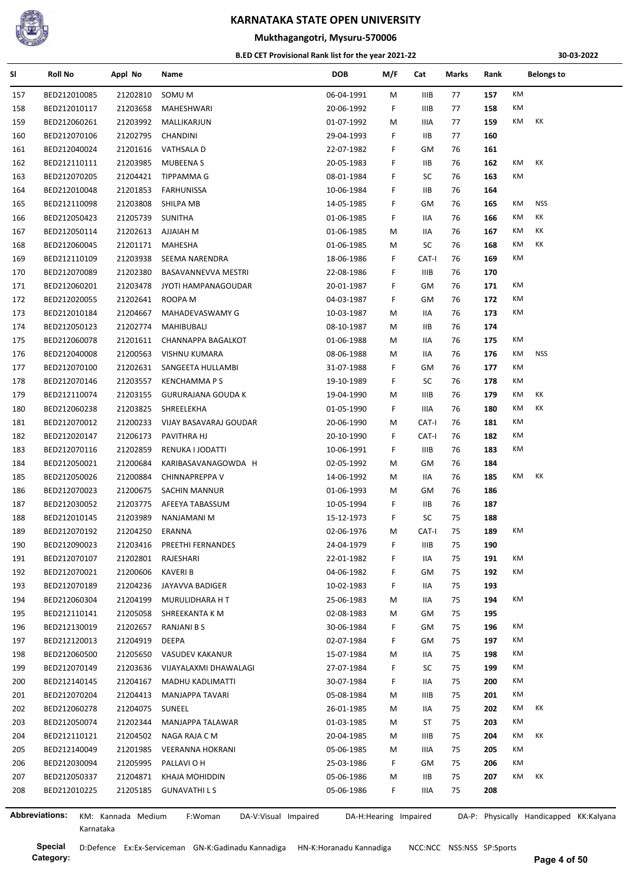# KARNATAKA STATE OPEN UNIVERSITY

## Mukthagangotri, Mysuru-570006

### B.ED CET Provisional Rank list for the year 2021-22

30-03-2022

| Sl | Roll No | Appl No | Name | DOB | M/F | Cat | Marks | Rank | Belongs to | |
|---|---|---|---|---|---|---|---|---|---|---|
| 157 | BED212010085 | 21202810 | SOMU M | 06-04-1991 | M | IIIB | 77 | 157 | KM | |
| 158 | BED212010117 | 21203658 | MAHESHWARI | 20-06-1992 | F | IIIB | 77 | 158 | KM | |
| 159 | BED212060261 | 21203992 | MALLIKARJUN | 01-07-1992 | M | IIIA | 77 | 159 | KM | KK |
| 160 | BED212070106 | 21202795 | CHANDINI | 29-04-1993 | F | IIB | 77 | 160 | | |
| 161 | BED212040024 | 21201616 | VATHSALA D | 22-07-1982 | F | GM | 76 | 161 | | |
| 162 | BED212110111 | 21203985 | MUBEENA S | 20-05-1983 | F | IIB | 76 | 162 | KM | KK |
| 163 | BED212070205 | 21204421 | TIPPAMMA G | 08-01-1984 | F | SC | 76 | 163 | KM | |
| 164 | BED212010048 | 21201853 | FARHUNISSA | 10-06-1984 | F | IIB | 76 | 164 | | |
| 165 | BED212110098 | 21203808 | SHILPA MB | 14-05-1985 | F | GM | 76 | 165 | KM | NSS |
| 166 | BED212050423 | 21205739 | SUNITHA | 01-06-1985 | F | IIA | 76 | 166 | KM | KK |
| 167 | BED212050114 | 21202613 | AJJAIAH M | 01-06-1985 | M | IIA | 76 | 167 | KM | KK |
| 168 | BED212060045 | 21201171 | MAHESHA | 01-06-1985 | M | SC | 76 | 168 | KM | KK |
| 169 | BED212110109 | 21203938 | SEEMA NARENDRA | 18-06-1986 | F | CAT-I | 76 | 169 | KM | |
| 170 | BED212070089 | 21202380 | BASAVANNEVVA MESTRI | 22-08-1986 | F | IIIB | 76 | 170 | | |
| 171 | BED212060201 | 21203478 | JYOTI HAMPANAGOUDAR | 20-01-1987 | F | GM | 76 | 171 | KM | |
| 172 | BED212020055 | 21202641 | ROOPA M | 04-03-1987 | F | GM | 76 | 172 | KM | |
| 173 | BED212010184 | 21204667 | MAHADEVASWAMY G | 10-03-1987 | M | IIA | 76 | 173 | KM | |
| 174 | BED212050123 | 21202774 | MAHIBUBALI | 08-10-1987 | M | IIB | 76 | 174 | | |
| 175 | BED212060078 | 21201611 | CHANNAPPA BAGALKOT | 01-06-1988 | M | IIA | 76 | 175 | KM | |
| 176 | BED212040008 | 21200563 | VISHNU KUMARA | 08-06-1988 | M | IIA | 76 | 176 | KM | NSS |
| 177 | BED212070100 | 21202631 | SANGEETA HULLAMBI | 31-07-1988 | F | GM | 76 | 177 | KM | |
| 178 | BED212070146 | 21203557 | KENCHAMMA P S | 19-10-1989 | F | SC | 76 | 178 | KM | |
| 179 | BED212110074 | 21203155 | GURURAJANA GOUDA K | 19-04-1990 | M | IIIB | 76 | 179 | KM | KK |
| 180 | BED212060238 | 21203825 | SHREELEKHA | 01-05-1990 | F | IIIA | 76 | 180 | KM | KK |
| 181 | BED212070012 | 21200233 | VIJAY BASAVARAJ GOUDAR | 20-06-1990 | M | CAT-I | 76 | 181 | KM | |
| 182 | BED212020147 | 21206173 | PAVITHRA HJ | 20-10-1990 | F | CAT-I | 76 | 182 | KM | |
| 183 | BED212070116 | 21202859 | RENUKA I JODATTI | 10-06-1991 | F | IIIB | 76 | 183 | KM | |
| 184 | BED212050021 | 21200684 | KARIBASAVANAGOWDA H | 02-05-1992 | M | GM | 76 | 184 | | |
| 185 | BED212050026 | 21200884 | CHINNAPREPPA V | 14-06-1992 | M | IIA | 76 | 185 | KM | KK |
| 186 | BED212070023 | 21200675 | SACHIN MANNUR | 01-06-1993 | M | GM | 76 | 186 | | |
| 187 | BED212030052 | 21203775 | AFEEYA TABASSUM | 10-05-1994 | F | IIB | 76 | 187 | | |
| 188 | BED212010145 | 21203989 | NANJAMANI M | 15-12-1973 | F | SC | 75 | 188 | | |
| 189 | BED212070192 | 21204250 | ERANNA | 02-06-1976 | M | CAT-I | 75 | 189 | KM | |
| 190 | BED212090023 | 21203416 | PREETHI FERNANDES | 24-04-1979 | F | IIIB | 75 | 190 | | |
| 191 | BED212070107 | 21202801 | RAJESHARI | 22-01-1982 | F | IIA | 75 | 191 | KM | |
| 192 | BED212070021 | 21200606 | KAVERI B | 04-06-1982 | F | GM | 75 | 192 | KM | |
| 193 | BED212070189 | 21204236 | JAYAVVA BADIGER | 10-02-1983 | F | IIA | 75 | 193 | | |
| 194 | BED212060304 | 21204199 | MURULIDHARA H T | 25-06-1983 | M | IIA | 75 | 194 | KM | |
| 195 | BED212110141 | 21205058 | SHREEKANTA K M | 02-08-1983 | M | GM | 75 | 195 | | |
| 196 | BED212130019 | 21202657 | RANJANI B S | 30-06-1984 | F | GM | 75 | 196 | KM | |
| 197 | BED212120013 | 21204919 | DEEPA | 02-07-1984 | F | GM | 75 | 197 | KM | |
| 198 | BED212060500 | 21205650 | VASUDEV KAKANUR | 15-07-1984 | M | IIA | 75 | 198 | KM | |
| 199 | BED212070149 | 21203636 | VIJAYALAXMI DHAWALAGI | 27-07-1984 | F | SC | 75 | 199 | KM | |
| 200 | BED212140145 | 21204167 | MADHU KADLIMATTI | 30-07-1984 | F | IIA | 75 | 200 | KM | |
| 201 | BED212070204 | 21204413 | MANJAPPA TAVARI | 05-08-1984 | M | IIIB | 75 | 201 | KM | |
| 202 | BED212060278 | 21204075 | SUNEEL | 26-01-1985 | M | IIA | 75 | 202 | KM | KK |
| 203 | BED212050074 | 21202344 | MANJAPPA TALAWAR | 01-03-1985 | M | ST | 75 | 203 | KM | |
| 204 | BED212110121 | 21204502 | NAGA RAJA C M | 20-04-1985 | M | IIIB | 75 | 204 | KM | KK |
| 205 | BED212140049 | 21201985 | VEERANNA HOKRANI | 05-06-1985 | M | IIIA | 75 | 205 | KM | |
| 206 | BED212030094 | 21205995 | PALLAVI O H | 25-03-1986 | F | GM | 75 | 206 | KM | |
| 207 | BED212050337 | 21204871 | KHAJA MOHIDDIN | 05-06-1986 | M | IIB | 75 | 207 | KM | KK |
| 208 | BED212010225 | 21205185 | GUNAVATHI L S | 05-06-1986 | F | IIIA | 75 | 208 | | |

**Abbreviations:** KM: Kannada Medium F:Woman DA-V:Visual Impaired DA-H:Hearing Impaired DA-P: Physically Handicapped KK:Kalyana Karnataka

**Special Category:** D:Defence Ex:Ex-Serviceman GN-K:Gadinadu Kannadiga HN-K:Horanadu Kannadiga NCC:NCC NSS:NSS SP:Sports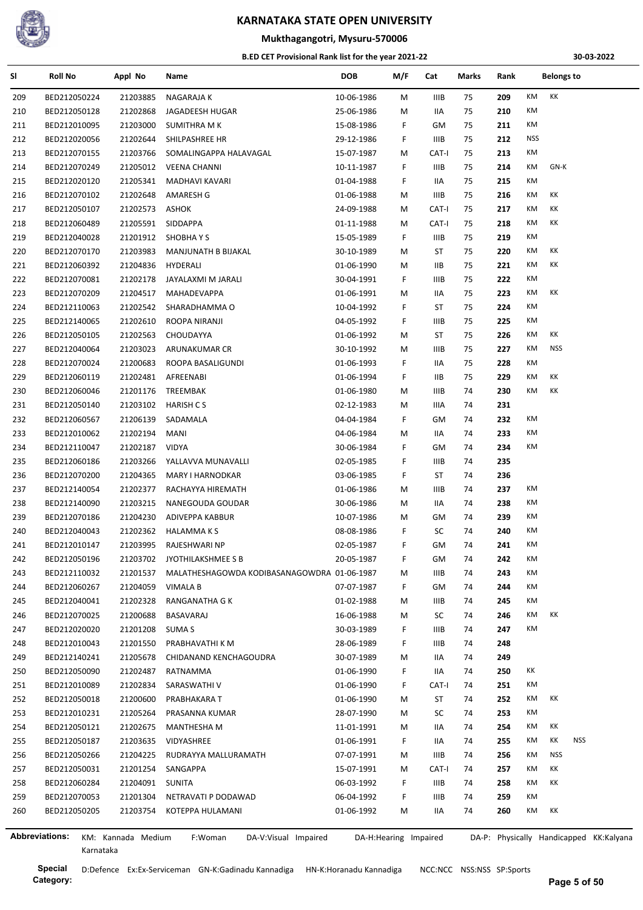# KARNATAKA STATE OPEN UNIVERSITY

## Mukthagangotri, Mysuru-570006

### B.ED CET Provisional Rank list for the year 2021-22

30-03-2022

| Sl | Roll No | Appl No | Name | DOB | M/F | Cat | Marks | Rank | Belongs to | | |
|---|---|---|---|---|---|---|---|---|---|---|---|
| 209 | BED212050224 | 21203885 | NAGARAJA K | 10-06-1986 | M | IIIB | 75 | 209 | KM | KK | |
| 210 | BED212050128 | 21202868 | JAGADEESH HUGAR | 25-06-1986 | M | IIA | 75 | 210 | KM | | |
| 211 | BED212010095 | 21203000 | SUMITHRA M K | 15-08-1986 | F | GM | 75 | 211 | KM | | |
| 212 | BED212020056 | 21202644 | SHILPASHREE HR | 29-12-1986 | F | IIIB | 75 | 212 | NSS | | |
| 213 | BED212070155 | 21203766 | SOMALINGAPPA HALAVAGAL | 15-07-1987 | M | CAT-I | 75 | 213 | KM | | |
| 214 | BED212070249 | 21205012 | VEENA CHANNI | 10-11-1987 | F | IIIB | 75 | 214 | KM | GN-K | |
| 215 | BED212020120 | 21205341 | MADHAVI KAVARI | 01-04-1988 | F | IIA | 75 | 215 | KM | | |
| 216 | BED212070102 | 21202648 | AMARESH G | 01-06-1988 | M | IIIB | 75 | 216 | KM | KK | |
| 217 | BED212050107 | 21202573 | ASHOK | 24-09-1988 | M | CAT-I | 75 | 217 | KM | KK | |
| 218 | BED212060489 | 21205591 | SIDDAPPA | 01-11-1988 | M | CAT-I | 75 | 218 | KM | KK | |
| 219 | BED212040028 | 21201912 | SHOBHA Y S | 15-05-1989 | F | IIIB | 75 | 219 | KM | | |
| 220 | BED212070170 | 21203983 | MANJUNATH B BIJAKAL | 30-10-1989 | M | ST | 75 | 220 | KM | KK | |
| 221 | BED212060392 | 21204836 | HYDERALI | 01-06-1990 | M | IIB | 75 | 221 | KM | KK | |
| 222 | BED212070081 | 21202178 | JAYALAXMI M JARALI | 30-04-1991 | F | IIIB | 75 | 222 | KM | | |
| 223 | BED212070209 | 21204517 | MAHADEVAPPA | 01-06-1991 | M | IIA | 75 | 223 | KM | KK | |
| 224 | BED212110063 | 21202542 | SHARADHAMMA O | 10-04-1992 | F | ST | 75 | 224 | KM | | |
| 225 | BED212140065 | 21202610 | ROOPA NIRANJI | 04-05-1992 | F | IIIB | 75 | 225 | KM | | |
| 226 | BED212050105 | 21202563 | CHOUDAYYA | 01-06-1992 | M | ST | 75 | 226 | KM | KK | |
| 227 | BED212040064 | 21203023 | ARUNAKUMAR CR | 30-10-1992 | M | IIIB | 75 | 227 | KM | NSS | |
| 228 | BED212070024 | 21200683 | ROOPA BASALIGUNDI | 01-06-1993 | F | IIA | 75 | 228 | KM | | |
| 229 | BED212060119 | 21202481 | AFREENABI | 01-06-1994 | F | IIB | 75 | 229 | KM | KK | |
| 230 | BED212060046 | 21201176 | TREEMBAK | 01-06-1980 | M | IIIB | 74 | 230 | KM | KK | |
| 231 | BED212050140 | 21203102 | HARISH C S | 02-12-1983 | M | IIIA | 74 | 231 | | | |
| 232 | BED212060567 | 21206139 | SADAMALA | 04-04-1984 | F | GM | 74 | 232 | KM | | |
| 233 | BED212010062 | 21202194 | MANI | 04-06-1984 | M | IIA | 74 | 233 | KM | | |
| 234 | BED212110047 | 21202187 | VIDYA | 30-06-1984 | F | GM | 74 | 234 | KM | | |
| 235 | BED212060186 | 21203266 | YALLAVVA MUNAVALLI | 02-05-1985 | F | IIIB | 74 | 235 | | | |
| 236 | BED212070200 | 21204365 | MARY I HARNODKAR | 03-06-1985 | F | ST | 74 | 236 | | | |
| 237 | BED212140054 | 21202377 | RACHAYYA HIREMATH | 01-06-1986 | M | IIIB | 74 | 237 | KM | | |
| 238 | BED212140090 | 21203215 | NANEGOUDA GOUDAR | 30-06-1986 | M | IIA | 74 | 238 | KM | | |
| 239 | BED212070186 | 21204230 | ADIVEPPA KABBUR | 10-07-1986 | M | GM | 74 | 239 | KM | | |
| 240 | BED212040043 | 21202362 | HALAMMA K S | 08-08-1986 | F | SC | 74 | 240 | KM | | |
| 241 | BED212010147 | 21203995 | RAJESHWARI NP | 02-05-1987 | F | GM | 74 | 241 | KM | | |
| 242 | BED212050196 | 21203702 | JYOTHILAKSHMEE S B | 20-05-1987 | F | GM | 74 | 242 | KM | | |
| 243 | BED212110032 | 21201537 | MALATHESHAGOWDA KODIBASANAGOWDRA | 01-06-1987 | M | IIIB | 74 | 243 | KM | | |
| 244 | BED212060267 | 21204059 | VIMALA B | 07-07-1987 | F | GM | 74 | 244 | KM | | |
| 245 | BED212040041 | 21202328 | RANGANATHA G K | 01-02-1988 | M | IIIB | 74 | 245 | KM | | |
| 246 | BED212070025 | 21200688 | BASAVARAJ | 16-06-1988 | M | SC | 74 | 246 | KM | KK | |
| 247 | BED212020020 | 21201208 | SUMA S | 30-03-1989 | F | IIIB | 74 | 247 | KM | | |
| 248 | BED212010043 | 21201550 | PRABHAVATHI K M | 28-06-1989 | F | IIIB | 74 | 248 | | | |
| 249 | BED212140241 | 21205678 | CHIDANAND KENCHAGOUDRA | 30-07-1989 | M | IIA | 74 | 249 | | | |
| 250 | BED212050090 | 21202487 | RATNAMMA | 01-06-1990 | F | IIA | 74 | 250 | KK | | |
| 251 | BED212010089 | 21202834 | SARASWATHI V | 01-06-1990 | F | CAT-I | 74 | 251 | KM | | |
| 252 | BED212050018 | 21200600 | PRABHAKARA T | 01-06-1990 | M | ST | 74 | 252 | KM | KK | |
| 253 | BED212010231 | 21205264 | PRASANNA KUMAR | 28-07-1990 | M | SC | 74 | 253 | KM | | |
| 254 | BED212050121 | 21202675 | MANTHESHA M | 11-01-1991 | M | IIA | 74 | 254 | KM | KK | |
| 255 | BED212050187 | 21203635 | VIDYASHREE | 01-06-1991 | F | IIA | 74 | 255 | KM | KK | NSS |
| 256 | BED212050266 | 21204225 | RUDRAYYA MALLURAMATH | 07-07-1991 | M | IIIB | 74 | 256 | KM | NSS | |
| 257 | BED212050031 | 21201254 | SANGAPPA | 15-07-1991 | M | CAT-I | 74 | 257 | KM | KK | |
| 258 | BED212060284 | 21204091 | SUNITA | 06-03-1992 | F | IIIB | 74 | 258 | KM | KK | |
| 259 | BED212070053 | 21201304 | NETRAVATI P DODAWAD | 06-04-1992 | F | IIIB | 74 | 259 | KM | | |
| 260 | BED212050205 | 21203754 | KOTEPPA HULAMANI | 01-06-1992 | M | IIA | 74 | 260 | KM | KK | |

**Abbreviations:** KM: Kannada Medium F:Woman DA-V:Visual Impaired DA-H:Hearing Impaired DA-P: Physically Handicapped KK:Kalyana Karnataka

**Special Category:** D:Defence Ex:Ex-Serviceman GN-K:Gadinadu Kannadiga HN-K:Horanadu Kannadiga NCC:NCC NSS:NSS SP:Sports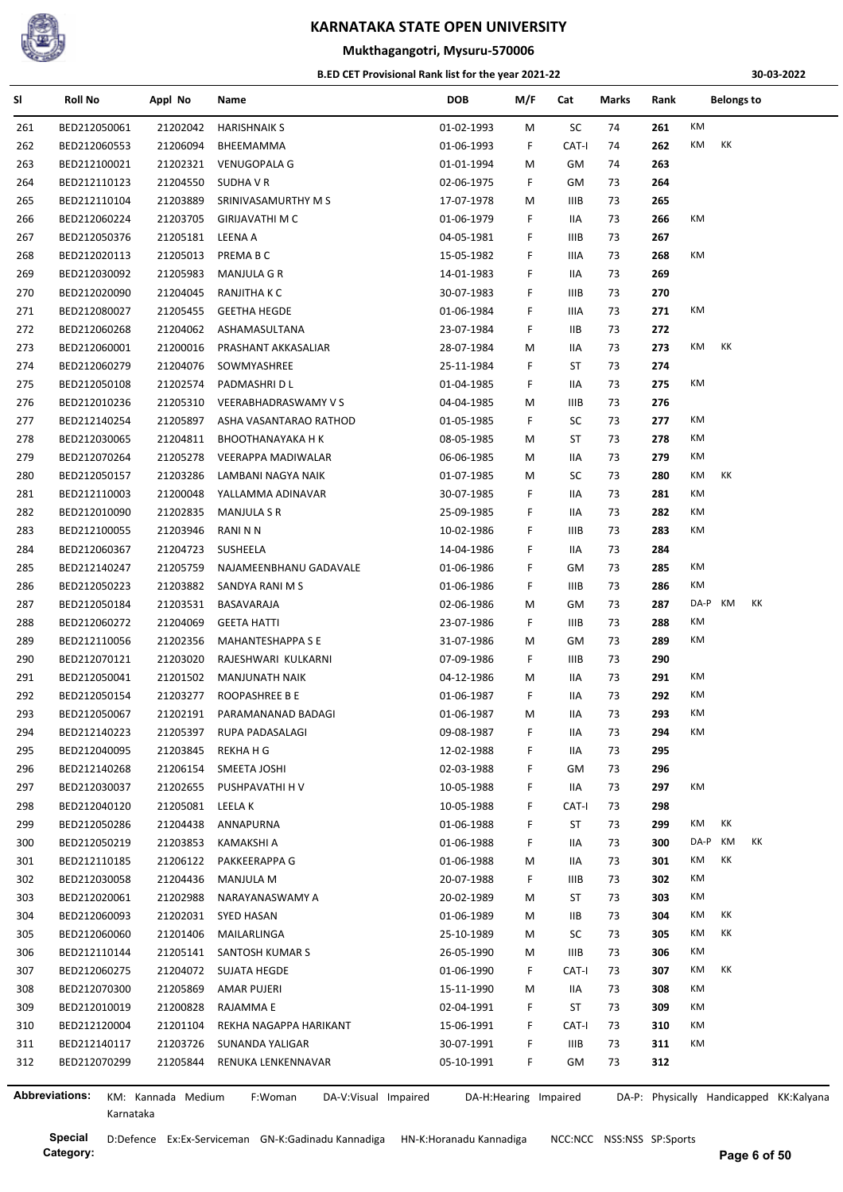# KARNATAKA STATE OPEN UNIVERSITY

## Mukthagangotri, Mysuru-570006

### B.ED CET Provisional Rank list for the year 2021-22

30-03-2022

| Sl | Roll No | Appl No | Name | DOB | M/F | Cat | Marks | Rank | Belongs to |
|---|---|---|---|---|---|---|---|---|---|
| 261 | BED212050061 | 21202042 | HARISHNAIK S | 01-02-1993 | M | SC | 74 | 261 | KM |
| 262 | BED212060553 | 21206094 | BHEEMAMMA | 01-06-1993 | F | CAT-I | 74 | 262 | KM KK |
| 263 | BED212100021 | 21202321 | VENUGOPALA G | 01-01-1994 | M | GM | 74 | 263 | |
| 264 | BED212110123 | 21204550 | SUDHA V R | 02-06-1975 | F | GM | 73 | 264 | |
| 265 | BED212110104 | 21203889 | SRINIVASAMURTHY M S | 17-07-1978 | M | IIIB | 73 | 265 | |
| 266 | BED212060224 | 21203705 | GIRIJAVATHI M C | 01-06-1979 | F | IIA | 73 | 266 | KM |
| 267 | BED212050376 | 21205181 | LEENA A | 04-05-1981 | F | IIIB | 73 | 267 | |
| 268 | BED212020113 | 21205013 | PREMA B C | 15-05-1982 | F | IIIA | 73 | 268 | KM |
| 269 | BED212030092 | 21205983 | MANJULA G R | 14-01-1983 | F | IIA | 73 | 269 | |
| 270 | BED212020090 | 21204045 | RANJITHA K C | 30-07-1983 | F | IIIB | 73 | 270 | |
| 271 | BED212080027 | 21205455 | GEETHA HEGDE | 01-06-1984 | F | IIIA | 73 | 271 | KM |
| 272 | BED212060268 | 21204062 | ASHAMASULTANA | 23-07-1984 | F | IIB | 73 | 272 | |
| 273 | BED212060001 | 21200016 | PRASHANT AKKASALIAR | 28-07-1984 | M | IIA | 73 | 273 | KM KK |
| 274 | BED212060279 | 21204076 | SOWMYASHREE | 25-11-1984 | F | ST | 73 | 274 | |
| 275 | BED212050108 | 21202574 | PADMASHRI D L | 01-04-1985 | F | IIA | 73 | 275 | KM |
| 276 | BED212010236 | 21205310 | VEERABHADRASWAMY V S | 04-04-1985 | M | IIIB | 73 | 276 | |
| 277 | BED212140254 | 21205897 | ASHA VASANTARAO RATHOD | 01-05-1985 | F | SC | 73 | 277 | KM |
| 278 | BED212030065 | 21204811 | BHOOTHANAYAKA H K | 08-05-1985 | M | ST | 73 | 278 | KM |
| 279 | BED212070264 | 21205278 | VEERAPPA MADIWALAR | 06-06-1985 | M | IIA | 73 | 279 | KM |
| 280 | BED212050157 | 21203286 | LAMBANI NAGYA NAIK | 01-07-1985 | M | SC | 73 | 280 | KM KK |
| 281 | BED212110003 | 21200048 | YALLAMMA ADINAVAR | 30-07-1985 | F | IIA | 73 | 281 | KM |
| 282 | BED212010090 | 21202835 | MANJULA S R | 25-09-1985 | F | IIA | 73 | 282 | KM |
| 283 | BED212100055 | 21203946 | RANI N N | 10-02-1986 | F | IIIB | 73 | 283 | KM |
| 284 | BED212060367 | 21204723 | SUSHEELA | 14-04-1986 | F | IIA | 73 | 284 | |
| 285 | BED212140247 | 21205759 | NAJAMEENBHANU GADAVALE | 01-06-1986 | F | GM | 73 | 285 | KM |
| 286 | BED212050223 | 21203882 | SANDYA RANI M S | 01-06-1986 | F | IIIB | 73 | 286 | KM |
| 287 | BED212050184 | 21203531 | BASAVARAJA | 02-06-1986 | M | GM | 73 | 287 | DA-P KM KK |
| 288 | BED212060272 | 21204069 | GEETA HATTI | 23-07-1986 | F | IIIB | 73 | 288 | KM |
| 289 | BED212110056 | 21202356 | MAHANTESHAPPA S E | 31-07-1986 | M | GM | 73 | 289 | KM |
| 290 | BED212070121 | 21203020 | RAJESHWARI KULKARNI | 07-09-1986 | F | IIIB | 73 | 290 | |
| 291 | BED212050041 | 21201502 | MANJUNATH NAIK | 04-12-1986 | M | IIA | 73 | 291 | KM |
| 292 | BED212050154 | 21203277 | ROOPASHREE B E | 01-06-1987 | F | IIA | 73 | 292 | KM |
| 293 | BED212050067 | 21202191 | PARAMANANAD BADAGI | 01-06-1987 | M | IIA | 73 | 293 | KM |
| 294 | BED212140223 | 21205397 | RUPA PADASALAGI | 09-08-1987 | F | IIA | 73 | 294 | KM |
| 295 | BED212040095 | 21203845 | REKHA H G | 12-02-1988 | F | IIA | 73 | 295 | |
| 296 | BED212140268 | 21206154 | SMEETA JOSHI | 02-03-1988 | F | GM | 73 | 296 | |
| 297 | BED212030037 | 21202655 | PUSHPAVATHI H V | 10-05-1988 | F | IIA | 73 | 297 | KM |
| 298 | BED212040120 | 21205081 | LEELA K | 10-05-1988 | F | CAT-I | 73 | 298 | |
| 299 | BED212050286 | 21204438 | ANNAPURNA | 01-06-1988 | F | ST | 73 | 299 | KM KK |
| 300 | BED212050219 | 21203853 | KAMAKSHI A | 01-06-1988 | F | IIA | 73 | 300 | DA-P KM KK |
| 301 | BED212110185 | 21206122 | PAKKEERAPPA G | 01-06-1988 | M | IIA | 73 | 301 | KM KK |
| 302 | BED212030058 | 21204436 | MANJULA M | 20-07-1988 | F | IIIB | 73 | 302 | KM |
| 303 | BED212020061 | 21202988 | NARAYANASWAMY A | 20-02-1989 | M | ST | 73 | 303 | KM |
| 304 | BED212060093 | 21202031 | SYED HASAN | 01-06-1989 | M | IIB | 73 | 304 | KM KK |
| 305 | BED212060060 | 21201406 | MAILARLINGA | 25-10-1989 | M | SC | 73 | 305 | KM KK |
| 306 | BED212110144 | 21205141 | SANTOSH KUMAR S | 26-05-1990 | M | IIIB | 73 | 306 | KM |
| 307 | BED212060275 | 21204072 | SUJATA HEGDE | 01-06-1990 | F | CAT-I | 73 | 307 | KM KK |
| 308 | BED212070300 | 21205869 | AMAR PUJERI | 15-11-1990 | M | IIA | 73 | 308 | KM |
| 309 | BED212010019 | 21200828 | RAJAMMA E | 02-04-1991 | F | ST | 73 | 309 | KM |
| 310 | BED212120004 | 21201104 | REKHA NAGAPPA HARIKANT | 15-06-1991 | F | CAT-I | 73 | 310 | KM |
| 311 | BED212140117 | 21203726 | SUNANDA YALIGAR | 30-07-1991 | F | IIIB | 73 | 311 | KM |
| 312 | BED212070299 | 21205844 | RENUKA LENKENNAVAR | 05-10-1991 | F | GM | 73 | 312 | |

**Abbreviations:** KM: Kannada Medium F:Woman DA-V:Visual Impaired DA-H:Hearing Impaired DA-P: Physically Handicapped KK:Kalyana Karnataka

**Special Category:** D:Defence Ex:Ex-Serviceman GN-K:Gadinadu Kannadiga HN-K:Horanadu Kannadiga NCC:NCC NSS:NSS SP:Sports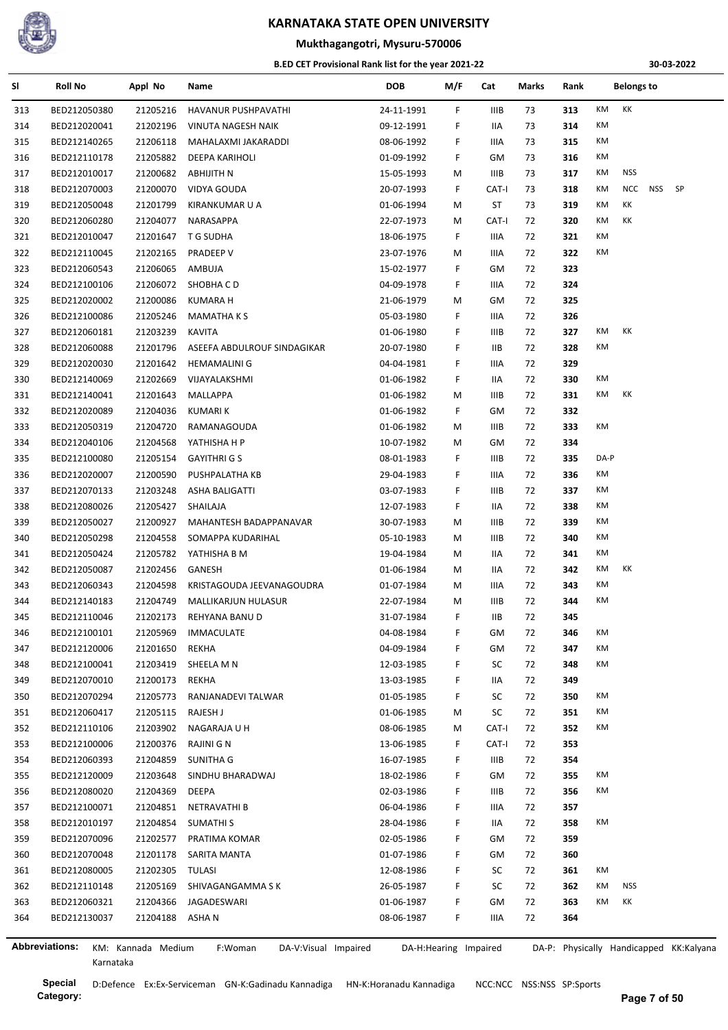# KARNATAKA STATE OPEN UNIVERSITY

## Mukthagangotri, Mysuru-570006

### B.ED CET Provisional Rank list for the year 2021-22

30-03-2022

| Sl | Roll No | Appl No | Name | DOB | M/F | Cat | Marks | Rank | Belongs to |
|---|---|---|---|---|---|---|---|---|---|
| 313 | BED212050380 | 21205216 | HAVANUR PUSHPAVATHI | 24-11-1991 | F | IIIB | 73 | 313 | KM KK |
| 314 | BED212020041 | 21202196 | VINUTA NAGESH NAIK | 09-12-1991 | F | IIA | 73 | 314 | KM |
| 315 | BED212140265 | 21206118 | MAHALAXMI JAKARADDI | 08-06-1992 | F | IIIA | 73 | 315 | KM |
| 316 | BED212110178 | 21205882 | DEEPA KARIHOLI | 01-09-1992 | F | GM | 73 | 316 | KM |
| 317 | BED212010017 | 21200682 | ABHIJITH N | 15-05-1993 | M | IIIB | 73 | 317 | KM NSS |
| 318 | BED212070003 | 21200070 | VIDYA GOUDA | 20-07-1993 | F | CAT-I | 73 | 318 | KM NCC NSS SP |
| 319 | BED212050048 | 21201799 | KIRANKUMAR U A | 01-06-1994 | M | ST | 73 | 319 | KM KK |
| 320 | BED212060280 | 21204077 | NARASAPPA | 22-07-1973 | M | CAT-I | 72 | 320 | KM KK |
| 321 | BED212010047 | 21201647 | T G SUDHA | 18-06-1975 | F | IIIA | 72 | 321 | KM |
| 322 | BED212110045 | 21202165 | PRADEEP V | 23-07-1976 | M | IIIA | 72 | 322 | KM |
| 323 | BED212060543 | 21206065 | AMBUJA | 15-02-1977 | F | GM | 72 | 323 | |
| 324 | BED212100106 | 21206072 | SHOBHA C D | 04-09-1978 | F | IIIA | 72 | 324 | |
| 325 | BED212020002 | 21200086 | KUMARA H | 21-06-1979 | M | GM | 72 | 325 | |
| 326 | BED212100086 | 21205246 | MAMATHA K S | 05-03-1980 | F | IIIA | 72 | 326 | |
| 327 | BED212060181 | 21203239 | KAVITA | 01-06-1980 | F | IIIB | 72 | 327 | KM KK |
| 328 | BED212060088 | 21201796 | ASEEFA ABDULROUF SINDAGIKAR | 20-07-1980 | F | IIB | 72 | 328 | KM |
| 329 | BED212020030 | 21201642 | HEMAMALINI G | 04-04-1981 | F | IIIA | 72 | 329 | |
| 330 | BED212140069 | 21202669 | VIJAYALAKSHMI | 01-06-1982 | F | IIA | 72 | 330 | KM |
| 331 | BED212140041 | 21201643 | MALLAPPA | 01-06-1982 | M | IIIB | 72 | 331 | KM KK |
| 332 | BED212020089 | 21204036 | KUMARI K | 01-06-1982 | F | GM | 72 | 332 | |
| 333 | BED212050319 | 21204720 | RAMANAGOUDA | 01-06-1982 | M | IIIB | 72 | 333 | KM |
| 334 | BED212040106 | 21204568 | YATHISHA H P | 10-07-1982 | M | GM | 72 | 334 | |
| 335 | BED212100080 | 21205154 | GAYITHRI G S | 08-01-1983 | F | IIIB | 72 | 335 | DA-P |
| 336 | BED212020007 | 21200590 | PUSHPALATHA KB | 29-04-1983 | F | IIIA | 72 | 336 | KM |
| 337 | BED212070133 | 21203248 | ASHA BALIGATTI | 03-07-1983 | F | IIIB | 72 | 337 | KM |
| 338 | BED212080026 | 21205427 | SHAILAJA | 12-07-1983 | F | IIA | 72 | 338 | KM |
| 339 | BED212050027 | 21200927 | MAHANTESH BADAPPANAVAR | 30-07-1983 | M | IIIB | 72 | 339 | KM |
| 340 | BED212050298 | 21204558 | SOMAPPA KUDARIHAL | 05-10-1983 | M | IIIB | 72 | 340 | KM |
| 341 | BED212050424 | 21205782 | YATHISHA B M | 19-04-1984 | M | IIA | 72 | 341 | KM |
| 342 | BED212050087 | 21202456 | GANESH | 01-06-1984 | M | IIA | 72 | 342 | KM KK |
| 343 | BED212060343 | 21204598 | KRISTAGOUDA JEEVANAGOUDRA | 01-07-1984 | M | IIIA | 72 | 343 | KM |
| 344 | BED212140183 | 21204749 | MALLIKARJUN HULASUR | 22-07-1984 | M | IIIB | 72 | 344 | KM |
| 345 | BED212110046 | 21202173 | REHYANA BANU D | 31-07-1984 | F | IIB | 72 | 345 | |
| 346 | BED212100101 | 21205969 | IMMACULATE | 04-08-1984 | F | GM | 72 | 346 | KM |
| 347 | BED212120006 | 21201650 | REKHA | 04-09-1984 | F | GM | 72 | 347 | KM |
| 348 | BED212100041 | 21203419 | SHEELA M N | 12-03-1985 | F | SC | 72 | 348 | KM |
| 349 | BED212070010 | 21200173 | REKHA | 13-03-1985 | F | IIA | 72 | 349 | |
| 350 | BED212070294 | 21205773 | RANJANADEVI TALWAR | 01-05-1985 | F | SC | 72 | 350 | KM |
| 351 | BED212060417 | 21205115 | RAJESH J | 01-06-1985 | M | SC | 72 | 351 | KM |
| 352 | BED212110106 | 21203902 | NAGARAJA U H | 08-06-1985 | M | CAT-I | 72 | 352 | KM |
| 353 | BED212100006 | 21200376 | RAJINI G N | 13-06-1985 | F | CAT-I | 72 | 353 | |
| 354 | BED212060393 | 21204859 | SUNITHA G | 16-07-1985 | F | IIIB | 72 | 354 | |
| 355 | BED212120009 | 21203648 | SINDHU BHARADWAJ | 18-02-1986 | F | GM | 72 | 355 | KM |
| 356 | BED212080020 | 21204369 | DEEPA | 02-03-1986 | F | IIIB | 72 | 356 | KM |
| 357 | BED212100071 | 21204851 | NETRAVATHI B | 06-04-1986 | F | IIIA | 72 | 357 | |
| 358 | BED212010197 | 21204854 | SUMATHI S | 28-04-1986 | F | IIA | 72 | 358 | KM |
| 359 | BED212070096 | 21202577 | PRATIMA KOMAR | 02-05-1986 | F | GM | 72 | 359 | |
| 360 | BED212070048 | 21201178 | SARITA MANTA | 01-07-1986 | F | GM | 72 | 360 | |
| 361 | BED212080005 | 21202305 | TULASI | 12-08-1986 | F | SC | 72 | 361 | KM |
| 362 | BED212110148 | 21205169 | SHIVAGANGAMMA S K | 26-05-1987 | F | SC | 72 | 362 | KM NSS |
| 363 | BED212060321 | 21204366 | JAGADESWARI | 01-06-1987 | F | GM | 72 | 363 | KM KK |
| 364 | BED212130037 | 21204188 | ASHA N | 08-06-1987 | F | IIIA | 72 | 364 | |

**Abbreviations:** KM: Kannada Medium F:Woman DA-V:Visual Impaired DA-H:Hearing Impaired DA-P: Physically Handicapped KK:Kalyana Karnataka

**Special Category:** D:Defence Ex:Ex-Serviceman GN-K:Gadinadu Kannadiga HN-K:Horanadu Kannadiga NCC:NCC NSS:NSS SP:Sports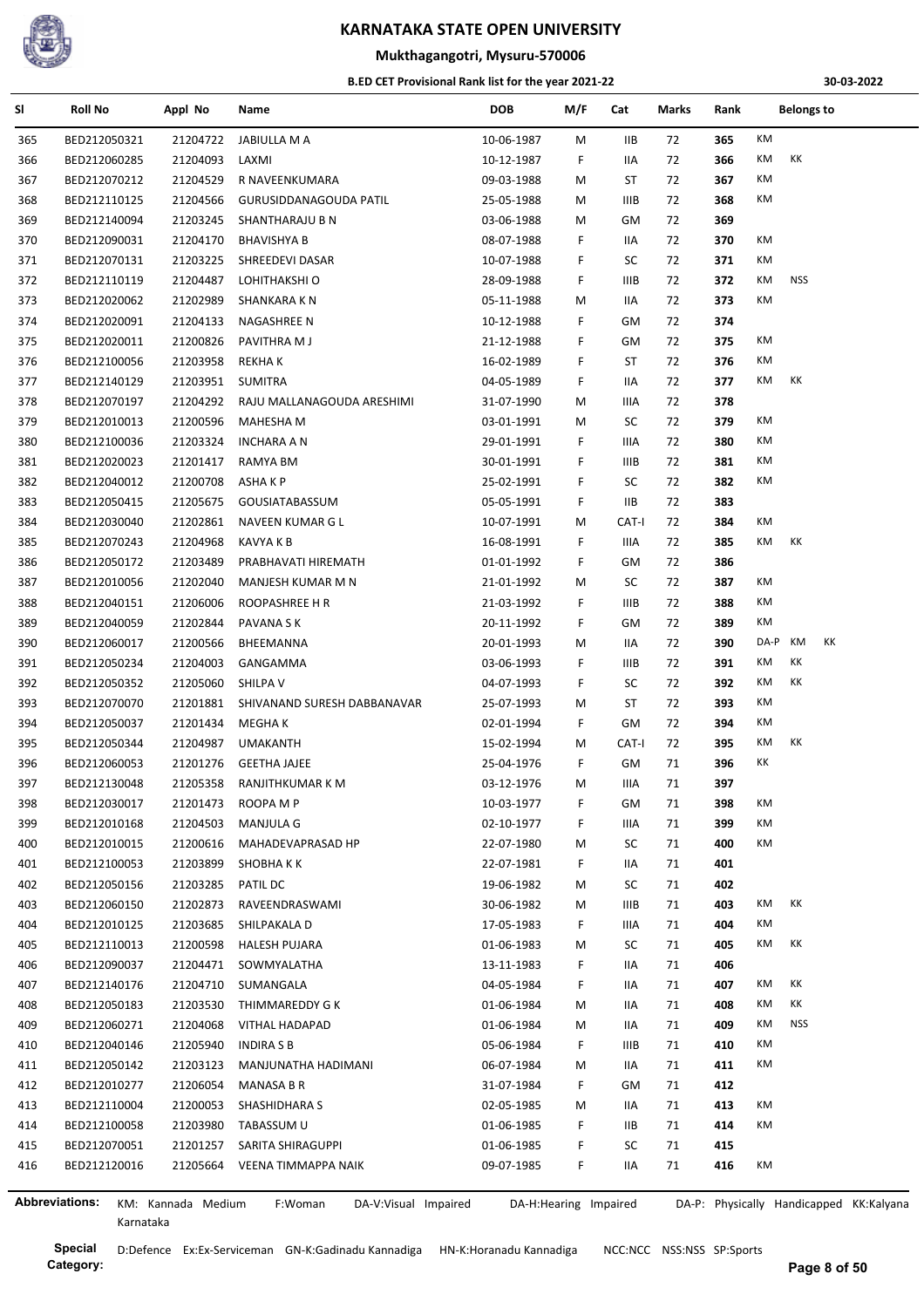# KARNATAKA STATE OPEN UNIVERSITY

## Mukthagangotri, Mysuru-570006

### B.ED CET Provisional Rank list for the year 2021-22

30-03-2022

| Sl | Roll No | Appl No | Name | DOB | M/F | Cat | Marks | Rank | Belongs to |
|---|---|---|---|---|---|---|---|---|---|
| 365 | BED212050321 | 21204722 | JABIULLA M A | 10-06-1987 | M | IIB | 72 | 365 | KM |
| 366 | BED212060285 | 21204093 | LAXMI | 10-12-1987 | F | IIA | 72 | 366 | KM KK |
| 367 | BED212070212 | 21204529 | R NAVEENKUMARA | 09-03-1988 | M | ST | 72 | 367 | KM |
| 368 | BED212110125 | 21204566 | GURUSIDDANAGOUDA PATIL | 25-05-1988 | M | IIIB | 72 | 368 | KM |
| 369 | BED212140094 | 21203245 | SHANTHARAJU B N | 03-06-1988 | M | GM | 72 | 369 | |
| 370 | BED212090031 | 21204170 | BHAVISHYA B | 08-07-1988 | F | IIA | 72 | 370 | KM |
| 371 | BED212070131 | 21203225 | SHREEDEVI DASAR | 10-07-1988 | F | SC | 72 | 371 | KM |
| 372 | BED212110119 | 21204487 | LOHITHAKSHI O | 28-09-1988 | F | IIIB | 72 | 372 | KM NSS |
| 373 | BED212020062 | 21202989 | SHANKARA K N | 05-11-1988 | M | IIA | 72 | 373 | KM |
| 374 | BED212020091 | 21204133 | NAGASHREE N | 10-12-1988 | F | GM | 72 | 374 | |
| 375 | BED212020011 | 21200826 | PAVITHRA M J | 21-12-1988 | F | GM | 72 | 375 | KM |
| 376 | BED212100056 | 21203958 | REKHA K | 16-02-1989 | F | ST | 72 | 376 | KM |
| 377 | BED212140129 | 21203951 | SUMITRA | 04-05-1989 | F | IIA | 72 | 377 | KM KK |
| 378 | BED212070197 | 21204292 | RAJU MALLANAGOUDA ARESHIMI | 31-07-1990 | M | IIIA | 72 | 378 | |
| 379 | BED212010013 | 21200596 | MAHESHA M | 03-01-1991 | M | SC | 72 | 379 | KM |
| 380 | BED212100036 | 21203324 | INCHARA A N | 29-01-1991 | F | IIIA | 72 | 380 | KM |
| 381 | BED212020023 | 21201417 | RAMYA BM | 30-01-1991 | F | IIIB | 72 | 381 | KM |
| 382 | BED212040012 | 21200708 | ASHA K P | 25-02-1991 | F | SC | 72 | 382 | KM |
| 383 | BED212050415 | 21205675 | GOUSIATABASSUM | 05-05-1991 | F | IIB | 72 | 383 | |
| 384 | BED212030040 | 21202861 | NAVEEN KUMAR G L | 10-07-1991 | M | CAT-I | 72 | 384 | KM |
| 385 | BED212070243 | 21204968 | KAVYA K B | 16-08-1991 | F | IIIA | 72 | 385 | KM KK |
| 386 | BED212050172 | 21203489 | PRABHAVATI HIREMATH | 01-01-1992 | F | GM | 72 | 386 | |
| 387 | BED212010056 | 21202040 | MANJESH KUMAR M N | 21-01-1992 | M | SC | 72 | 387 | KM |
| 388 | BED212040151 | 21206006 | ROOPASHREE H R | 21-03-1992 | F | IIIB | 72 | 388 | KM |
| 389 | BED212040059 | 21202844 | PAVANA S K | 20-11-1992 | F | GM | 72 | 389 | KM |
| 390 | BED212060017 | 21200566 | BHEEMANNA | 20-01-1993 | M | IIA | 72 | 390 | DA-P KM KK |
| 391 | BED212050234 | 21204003 | GANGAMMA | 03-06-1993 | F | IIIB | 72 | 391 | KM KK |
| 392 | BED212050352 | 21205060 | SHILPA V | 04-07-1993 | F | SC | 72 | 392 | KM KK |
| 393 | BED212070070 | 21201881 | SHIVANAND SURESH DABBANAVAR | 25-07-1993 | M | ST | 72 | 393 | KM |
| 394 | BED212050037 | 21201434 | MEGHA K | 02-01-1994 | F | GM | 72 | 394 | KM |
| 395 | BED212050344 | 21204987 | UMAKANTH | 15-02-1994 | M | CAT-I | 72 | 395 | KM KK |
| 396 | BED212060053 | 21201276 | GEETHA JAJEE | 25-04-1976 | F | GM | 71 | 396 | KK |
| 397 | BED212130048 | 21205358 | RANJITHKUMAR K M | 03-12-1976 | M | IIIA | 71 | 397 | |
| 398 | BED212030017 | 21201473 | ROOPA M P | 10-03-1977 | F | GM | 71 | 398 | KM |
| 399 | BED212010168 | 21204503 | MANJULA G | 02-10-1977 | F | IIIA | 71 | 399 | KM |
| 400 | BED212010015 | 21200616 | MAHADEVAPRASAD HP | 22-07-1980 | M | SC | 71 | 400 | KM |
| 401 | BED212100053 | 21203899 | SHOBHA K K | 22-07-1981 | F | IIA | 71 | 401 | |
| 402 | BED212050156 | 21203285 | PATIL DC | 19-06-1982 | M | SC | 71 | 402 | |
| 403 | BED212060150 | 21202873 | RAVEENDRASWAMI | 30-06-1982 | M | IIIB | 71 | 403 | KM KK |
| 404 | BED212010125 | 21203685 | SHILPAKALA D | 17-05-1983 | F | IIIA | 71 | 404 | KM |
| 405 | BED212110013 | 21200598 | HALESH PUJARA | 01-06-1983 | M | SC | 71 | 405 | KM KK |
| 406 | BED212090037 | 21204471 | SOWMYALATHA | 13-11-1983 | F | IIA | 71 | 406 | |
| 407 | BED212140176 | 21204710 | SUMANGALA | 04-05-1984 | F | IIA | 71 | 407 | KM KK |
| 408 | BED212050183 | 21203530 | THIMMAREDDY G K | 01-06-1984 | M | IIA | 71 | 408 | KM KK |
| 409 | BED212060271 | 21204068 | VITHAL HADAPAD | 01-06-1984 | M | IIA | 71 | 409 | KM NSS |
| 410 | BED212040146 | 21205940 | INDIRA S B | 05-06-1984 | F | IIIB | 71 | 410 | KM |
| 411 | BED212050142 | 21203123 | MANJUNATHA HADIMANI | 06-07-1984 | M | IIA | 71 | 411 | KM |
| 412 | BED212010277 | 21206054 | MANASA B R | 31-07-1984 | F | GM | 71 | 412 | |
| 413 | BED212110004 | 21200053 | SHASHIDHARA S | 02-05-1985 | M | IIA | 71 | 413 | KM |
| 414 | BED212100058 | 21203980 | TABASSUM U | 01-06-1985 | F | IIB | 71 | 414 | KM |
| 415 | BED212070051 | 21201257 | SARITA SHIRAGUPPI | 01-06-1985 | F | SC | 71 | 415 | |
| 416 | BED212120016 | 21205664 | VEENA TIMMAPPA NAIK | 09-07-1985 | F | IIA | 71 | 416 | KM |

**Abbreviations:** KM: Kannada Medium F:Woman DA-V:Visual Impaired DA-H:Hearing Impaired DA-P: Physically Handicapped KK:Kalyana Karnataka

**Special Category:** D:Defence Ex:Ex-Serviceman GN-K:Gadinadu Kannadiga HN-K:Horanadu Kannadiga NCC:NCC NSS:NSS SP:Sports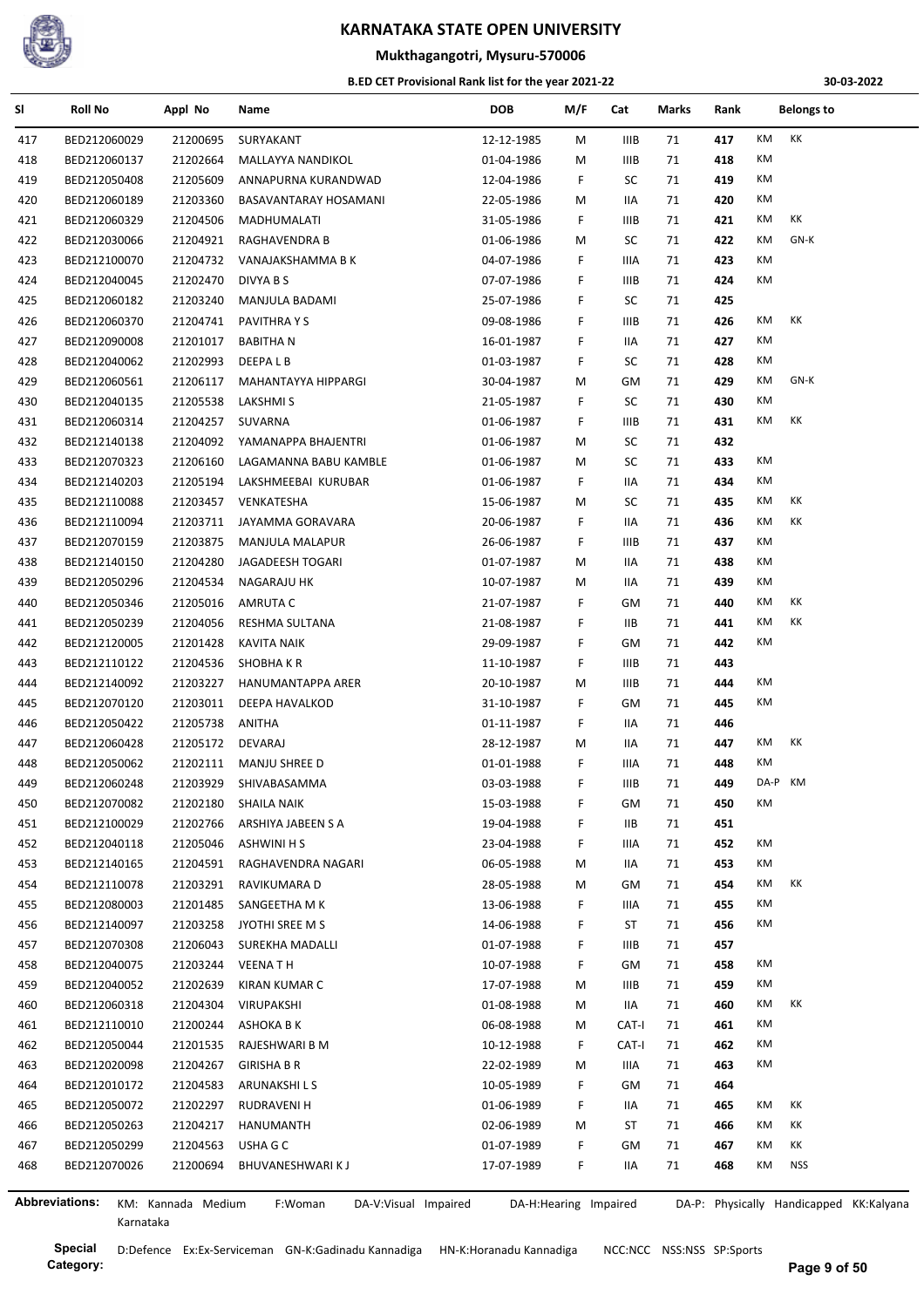# KARNATAKA STATE OPEN UNIVERSITY

## Mukthagangotri, Mysuru-570006

### B.ED CET Provisional Rank list for the year 2021-22

30-03-2022

| Sl | Roll No | Appl No | Name | DOB | M/F | Cat | Marks | Rank | Belongs to | |
|---|---|---|---|---|---|---|---|---|---|---|
| 417 | BED212060029 | 21200695 | SURYAKANT | 12-12-1985 | M | IIIB | 71 | 417 | KM | KK |
| 418 | BED212060137 | 21202664 | MALLAYYA NANDIKOL | 01-04-1986 | M | IIIB | 71 | 418 | KM | |
| 419 | BED212050408 | 21205609 | ANNAPURNA KURANDWAD | 12-04-1986 | F | SC | 71 | 419 | KM | |
| 420 | BED212060189 | 21203360 | BASAVANTARAY HOSAMANI | 22-05-1986 | M | IIA | 71 | 420 | KM | |
| 421 | BED212060329 | 21204506 | MADHUMALATI | 31-05-1986 | F | IIIB | 71 | 421 | KM | KK |
| 422 | BED212030066 | 21204921 | RAGHAVENDRA B | 01-06-1986 | M | SC | 71 | 422 | KM | GN-K |
| 423 | BED212100070 | 21204732 | VANAJAKSHAMMA B K | 04-07-1986 | F | IIIA | 71 | 423 | KM | |
| 424 | BED212040045 | 21202470 | DIVYA B S | 07-07-1986 | F | IIIB | 71 | 424 | KM | |
| 425 | BED212060182 | 21203240 | MANJULA BADAMI | 25-07-1986 | F | SC | 71 | 425 | | |
| 426 | BED212060370 | 21204741 | PAVITHRA Y S | 09-08-1986 | F | IIIB | 71 | 426 | KM | KK |
| 427 | BED212090008 | 21201017 | BABITHA N | 16-01-1987 | F | IIA | 71 | 427 | KM | |
| 428 | BED212040062 | 21202993 | DEEPA L B | 01-03-1987 | F | SC | 71 | 428 | KM | |
| 429 | BED212060561 | 21206117 | MAHANTAYYA HIPPARGI | 30-04-1987 | M | GM | 71 | 429 | KM | GN-K |
| 430 | BED212040135 | 21205538 | LAKSHMI S | 21-05-1987 | F | SC | 71 | 430 | KM | |
| 431 | BED212060314 | 21204257 | SUVARNA | 01-06-1987 | F | IIIB | 71 | 431 | KM | KK |
| 432 | BED212140138 | 21204092 | YAMANAPPA BHAJENTRI | 01-06-1987 | M | SC | 71 | 432 | | |
| 433 | BED212070323 | 21206160 | LAGAMANNA BABU KAMBLE | 01-06-1987 | M | SC | 71 | 433 | KM | |
| 434 | BED212140203 | 21205194 | LAKSHMEEBAI KURUBAR | 01-06-1987 | F | IIA | 71 | 434 | KM | |
| 435 | BED212110088 | 21203457 | VENKATESHA | 15-06-1987 | M | SC | 71 | 435 | KM | KK |
| 436 | BED212110094 | 21203711 | JAYAMMA GORAVARA | 20-06-1987 | F | IIA | 71 | 436 | KM | KK |
| 437 | BED212070159 | 21203875 | MANJULA MALAPUR | 26-06-1987 | F | IIIB | 71 | 437 | KM | |
| 438 | BED212140150 | 21204280 | JAGADEESH TOGARI | 01-07-1987 | M | IIA | 71 | 438 | KM | |
| 439 | BED212050296 | 21204534 | NAGARAJU HK | 10-07-1987 | M | IIA | 71 | 439 | KM | |
| 440 | BED212050346 | 21205016 | AMRUTA C | 21-07-1987 | F | GM | 71 | 440 | KM | KK |
| 441 | BED212050239 | 21204056 | RESHMA SULTANA | 21-08-1987 | F | IIB | 71 | 441 | KM | KK |
| 442 | BED212120005 | 21201428 | KAVITA NAIK | 29-09-1987 | F | GM | 71 | 442 | KM | |
| 443 | BED212110122 | 21204536 | SHOBHA K R | 11-10-1987 | F | IIIB | 71 | 443 | | |
| 444 | BED212140092 | 21203227 | HANUMANTAPPA ARER | 20-10-1987 | M | IIIB | 71 | 444 | KM | |
| 445 | BED212070120 | 21203011 | DEEPA HAVALKOD | 31-10-1987 | F | GM | 71 | 445 | KM | |
| 446 | BED212050422 | 21205738 | ANITHA | 01-11-1987 | F | IIA | 71 | 446 | | |
| 447 | BED212060428 | 21205172 | DEVARAJ | 28-12-1987 | M | IIA | 71 | 447 | KM | KK |
| 448 | BED212050062 | 21202111 | MANJU SHREE D | 01-01-1988 | F | IIIA | 71 | 448 | KM | |
| 449 | BED212060248 | 21203929 | SHIVABASAMMA | 03-03-1988 | F | IIIB | 71 | 449 | DA-P | KM |
| 450 | BED212070082 | 21202180 | SHAILA NAIK | 15-03-1988 | F | GM | 71 | 450 | KM | |
| 451 | BED212100029 | 21202766 | ARSHIYA JABEEN S A | 19-04-1988 | F | IIB | 71 | 451 | | |
| 452 | BED212040118 | 21205046 | ASHWINI H S | 23-04-1988 | F | IIIA | 71 | 452 | KM | |
| 453 | BED212140165 | 21204591 | RAGHAVENDRA NAGARI | 06-05-1988 | M | IIA | 71 | 453 | KM | |
| 454 | BED212110078 | 21203291 | RAVIKUMARA D | 28-05-1988 | M | GM | 71 | 454 | KM | KK |
| 455 | BED212080003 | 21201485 | SANGEETHA M K | 13-06-1988 | F | IIIA | 71 | 455 | KM | |
| 456 | BED212140097 | 21203258 | JYOTHI SREE M S | 14-06-1988 | F | ST | 71 | 456 | KM | |
| 457 | BED212070308 | 21206043 | SUREKHA MADALLI | 01-07-1988 | F | IIIB | 71 | 457 | | |
| 458 | BED212040075 | 21203244 | VEENA T H | 10-07-1988 | F | GM | 71 | 458 | KM | |
| 459 | BED212040052 | 21202639 | KIRAN KUMAR C | 17-07-1988 | M | IIIB | 71 | 459 | KM | |
| 460 | BED212060318 | 21204304 | VIRUPAKSHI | 01-08-1988 | M | IIA | 71 | 460 | KM | KK |
| 461 | BED212110010 | 21200244 | ASHOKA B K | 06-08-1988 | M | CAT-I | 71 | 461 | KM | |
| 462 | BED212050044 | 21201535 | RAJESHWARI B M | 10-12-1988 | F | CAT-I | 71 | 462 | KM | |
| 463 | BED212020098 | 21204267 | GIRISHA B R | 22-02-1989 | M | IIIA | 71 | 463 | KM | |
| 464 | BED212010172 | 21204583 | ARUNAKSHI L S | 10-05-1989 | F | GM | 71 | 464 | | |
| 465 | BED212050072 | 21202297 | RUDRAVENI H | 01-06-1989 | F | IIA | 71 | 465 | KM | KK |
| 466 | BED212050263 | 21204217 | HANUMANTH | 02-06-1989 | M | ST | 71 | 466 | KM | KK |
| 467 | BED212050299 | 21204563 | USHA G C | 01-07-1989 | F | GM | 71 | 467 | KM | KK |
| 468 | BED212070026 | 21200694 | BHUVANESHWARI K J | 17-07-1989 | F | IIA | 71 | 468 | KM | NSS |

**Abbreviations:** KM: Kannada Medium F:Woman DA-V:Visual Impaired DA-H:Hearing Impaired DA-P: Physically Handicapped KK:Kalyana Karnataka

**Special Category:** D:Defence Ex:Ex-Serviceman GN-K:Gadinadu Kannadiga HN-K:Horanadu Kannadiga NCC:NCC NSS:NSS SP:Sports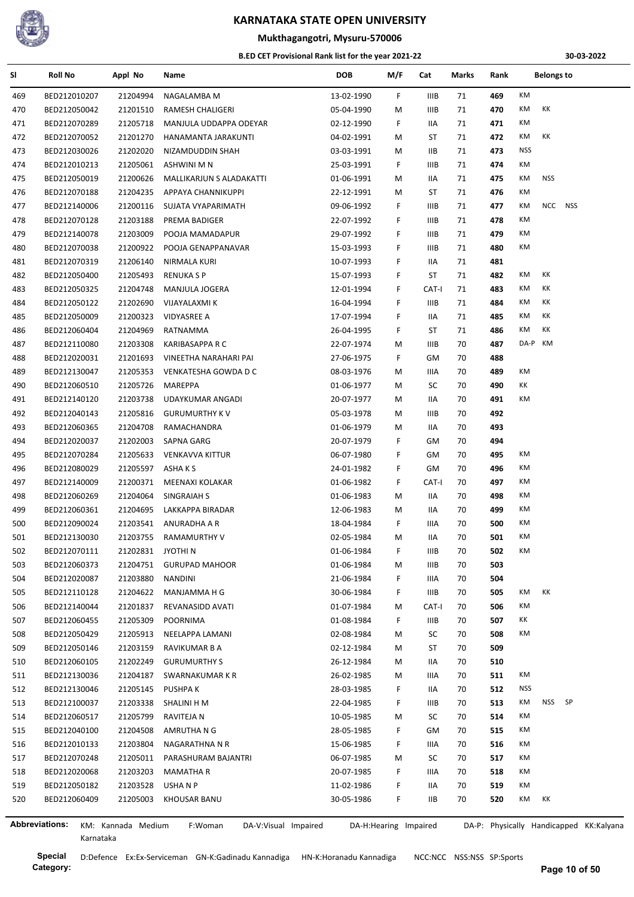# KARNATAKA STATE OPEN UNIVERSITY

## Mukthagangotri, Mysuru-570006

### B.ED CET Provisional Rank list for the year 2021-22

30-03-2022

| Sl | Roll No | Appl No | Name | DOB | M/F | Cat | Marks | Rank | Belongs to |
|---|---|---|---|---|---|---|---|---|---|
| 469 | BED212010207 | 21204994 | NAGALAMBA M | 13-02-1990 | F | IIIB | 71 | 469 | KM |
| 470 | BED212050042 | 21201510 | RAMESH CHALIGERI | 05-04-1990 | M | IIIB | 71 | 470 | KM KK |
| 471 | BED212070289 | 21205718 | MANJULA UDDAPPA ODEYAR | 02-12-1990 | F | IIA | 71 | 471 | KM |
| 472 | BED212070052 | 21201270 | HANAMANTA JARAKUNTI | 04-02-1991 | M | ST | 71 | 472 | KM KK |
| 473 | BED212030026 | 21202020 | NIZAMUDDIN SHAH | 03-03-1991 | M | IIB | 71 | 473 | NSS |
| 474 | BED212010213 | 21205061 | ASHWINI M N | 25-03-1991 | F | IIIB | 71 | 474 | KM |
| 475 | BED212050019 | 21200626 | MALLIKARJUN S ALADAKATTI | 01-06-1991 | M | IIA | 71 | 475 | KM NSS |
| 476 | BED212070188 | 21204235 | APPAYA CHANNIKUPPI | 22-12-1991 | M | ST | 71 | 476 | KM |
| 477 | BED212140006 | 21200116 | SUJATA VYAPARIMATH | 09-06-1992 | F | IIIB | 71 | 477 | KM NCC NSS |
| 478 | BED212070128 | 21203188 | PREMA BADIGER | 22-07-1992 | F | IIIB | 71 | 478 | KM |
| 479 | BED212140078 | 21203009 | POOJA MAMADAPUR | 29-07-1992 | F | IIIB | 71 | 479 | KM |
| 480 | BED212070038 | 21200922 | POOJA GENAPPANAVAR | 15-03-1993 | F | IIIB | 71 | 480 | KM |
| 481 | BED212070319 | 21206140 | NIRMALA KURI | 10-07-1993 | F | IIA | 71 | 481 | |
| 482 | BED212050400 | 21205493 | RENUKA S P | 15-07-1993 | F | ST | 71 | 482 | KM KK |
| 483 | BED212050325 | 21204748 | MANJULA JOGERA | 12-01-1994 | F | CAT-I | 71 | 483 | KM KK |
| 484 | BED212050122 | 21202690 | VIJAYALAXMI K | 16-04-1994 | F | IIIB | 71 | 484 | KM KK |
| 485 | BED212050009 | 21200323 | VIDYASREE A | 17-07-1994 | F | IIA | 71 | 485 | KM KK |
| 486 | BED212060404 | 21204969 | RATNAMMA | 26-04-1995 | F | ST | 71 | 486 | KM KK |
| 487 | BED212110080 | 21203308 | KARIBASAPPA R C | 22-07-1974 | M | IIIB | 70 | 487 | DA-P KM |
| 488 | BED212020031 | 21201693 | VINEETHA NARAHARI PAI | 27-06-1975 | F | GM | 70 | 488 | |
| 489 | BED212130047 | 21205353 | VENKATESHA GOWDA D C | 08-03-1976 | M | IIIA | 70 | 489 | KM |
| 490 | BED212060510 | 21205726 | MAREPPA | 01-06-1977 | M | SC | 70 | 490 | KK |
| 491 | BED212140120 | 21203738 | UDAYKUMAR ANGADI | 20-07-1977 | M | IIA | 70 | 491 | KM |
| 492 | BED212040143 | 21205816 | GURUMURTHY K V | 05-03-1978 | M | IIIB | 70 | 492 | |
| 493 | BED212060365 | 21204708 | RAMACHANDRA | 01-06-1979 | M | IIA | 70 | 493 | |
| 494 | BED212020037 | 21202003 | SAPNA GARG | 20-07-1979 | F | GM | 70 | 494 | |
| 495 | BED212070284 | 21205633 | VENKAVVA KITTUR | 06-07-1980 | F | GM | 70 | 495 | KM |
| 496 | BED212080029 | 21205597 | ASHA K S | 24-01-1982 | F | GM | 70 | 496 | KM |
| 497 | BED212140009 | 21200371 | MEENAXI KOLAKAR | 01-06-1982 | F | CAT-I | 70 | 497 | KM |
| 498 | BED212060269 | 21204064 | SINGRAIAH S | 01-06-1983 | M | IIA | 70 | 498 | KM |
| 499 | BED212060361 | 21204695 | LAKKAPPA BIRADAR | 12-06-1983 | M | IIA | 70 | 499 | KM |
| 500 | BED212090024 | 21203541 | ANURADHA A R | 18-04-1984 | F | IIIA | 70 | 500 | KM |
| 501 | BED212130030 | 21203755 | RAMAMURTHY V | 02-05-1984 | M | IIA | 70 | 501 | KM |
| 502 | BED212070111 | 21202831 | JYOTHI N | 01-06-1984 | F | IIIB | 70 | 502 | KM |
| 503 | BED212060373 | 21204751 | GURUPAD MAHOOR | 01-06-1984 | M | IIIB | 70 | 503 | |
| 504 | BED212020087 | 21203880 | NANDINI | 21-06-1984 | F | IIIA | 70 | 504 | |
| 505 | BED212110128 | 21204622 | MANJAMMA H G | 30-06-1984 | F | IIIB | 70 | 505 | KM KK |
| 506 | BED212140044 | 21201837 | REVANASIDD AVATI | 01-07-1984 | M | CAT-I | 70 | 506 | KM |
| 507 | BED212060455 | 21205309 | POORNIMA | 01-08-1984 | F | IIIB | 70 | 507 | KK |
| 508 | BED212050429 | 21205913 | NEELAPPA LAMANI | 02-08-1984 | M | SC | 70 | 508 | KM |
| 509 | BED212050146 | 21203159 | RAVIKUMAR B A | 02-12-1984 | M | ST | 70 | 509 | |
| 510 | BED212060105 | 21202249 | GURUMURTHY S | 26-12-1984 | M | IIA | 70 | 510 | |
| 511 | BED212130036 | 21204187 | SWARNAKUMAR K R | 26-02-1985 | M | IIIA | 70 | 511 | KM |
| 512 | BED212130046 | 21205145 | PUSHPA K | 28-03-1985 | F | IIA | 70 | 512 | NSS |
| 513 | BED212100037 | 21203338 | SHALINI H M | 22-04-1985 | F | IIIB | 70 | 513 | KM NSS SP |
| 514 | BED212060517 | 21205799 | RAVITEJA N | 10-05-1985 | M | SC | 70 | 514 | KM |
| 515 | BED212040100 | 21204508 | AMRUTHA N G | 28-05-1985 | F | GM | 70 | 515 | KM |
| 516 | BED212010133 | 21203804 | NAGARATHNA N R | 15-06-1985 | F | IIIA | 70 | 516 | KM |
| 517 | BED212070248 | 21205011 | PARASHURAM BAJANTRI | 06-07-1985 | M | SC | 70 | 517 | KM |
| 518 | BED212020068 | 21203203 | MAMATHA R | 20-07-1985 | F | IIIA | 70 | 518 | KM |
| 519 | BED212050182 | 21203528 | USHA N P | 11-02-1986 | F | IIA | 70 | 519 | KM |
| 520 | BED212060409 | 21205003 | KHOUSAR BANU | 30-05-1986 | F | IIB | 70 | 520 | KM KK |

**Abbreviations:** KM: Kannada Medium F:Woman DA-V:Visual Impaired DA-H:Hearing Impaired DA-P: Physically Handicapped KK:Kalyana Karnataka

**Special Category:** D:Defence Ex:Ex-Serviceman GN-K:Gadinadu Kannadiga HN-K:Horanadu Kannadiga NCC:NCC NSS:NSS SP:Sports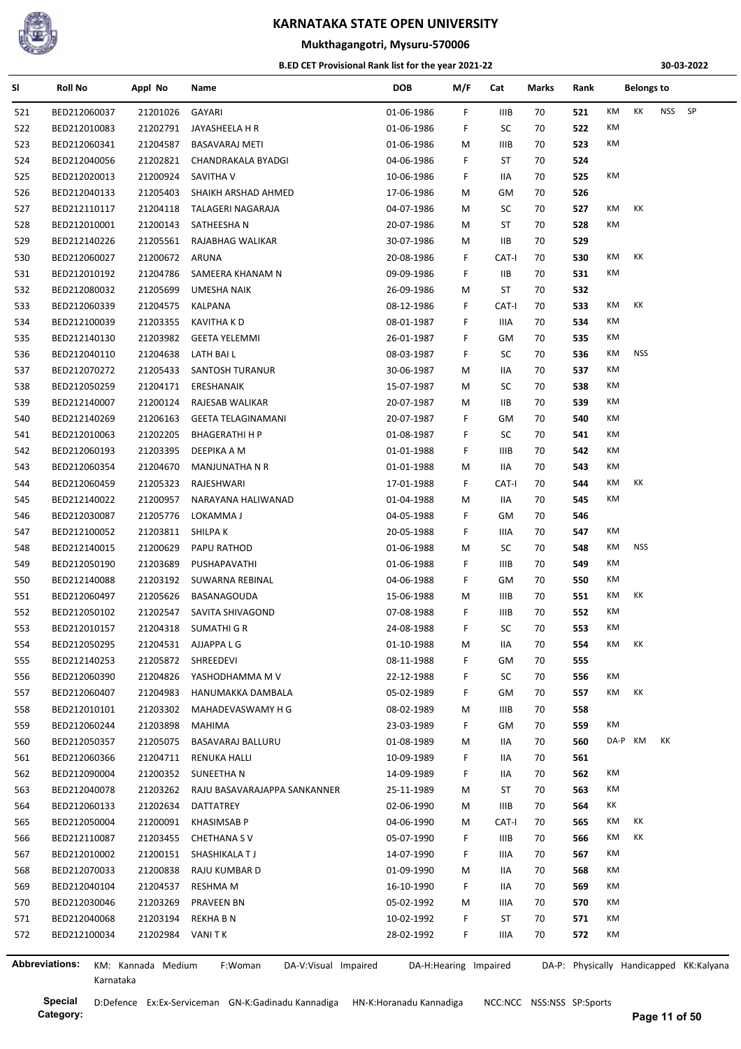# KARNATAKA STATE OPEN UNIVERSITY

## Mukthagangotri, Mysuru-570006

### B.ED CET Provisional Rank list for the year 2021-22

30-03-2022

| Sl | Roll No | Appl No | Name | DOB | M/F | Cat | Marks | Rank | Belongs to |
|---|---|---|---|---|---|---|---|---|---|
| 521 | BED212060037 | 21201026 | GAYARI | 01-06-1986 | F | IIIB | 70 | 521 | KM KK NSS SP |
| 522 | BED212010083 | 21202791 | JAYASHEELA H R | 01-06-1986 | F | SC | 70 | 522 | KM |
| 523 | BED212060341 | 21204587 | BASAVARAJ METI | 01-06-1986 | M | IIIB | 70 | 523 | KM |
| 524 | BED212040056 | 21202821 | CHANDRAKALA BYADGI | 04-06-1986 | F | ST | 70 | 524 | |
| 525 | BED212020013 | 21200924 | SAVITHA V | 10-06-1986 | F | IIA | 70 | 525 | KM |
| 526 | BED212040133 | 21205403 | SHAIKH ARSHAD AHMED | 17-06-1986 | M | GM | 70 | 526 | |
| 527 | BED212110117 | 21204118 | TALAGERI NAGARAJA | 04-07-1986 | M | SC | 70 | 527 | KM KK |
| 528 | BED212010001 | 21200143 | SATHEESHA N | 20-07-1986 | M | ST | 70 | 528 | KM |
| 529 | BED212140226 | 21205561 | RAJABHAG WALIKAR | 30-07-1986 | M | IIB | 70 | 529 | |
| 530 | BED212060027 | 21200672 | ARUNA | 20-08-1986 | F | CAT-I | 70 | 530 | KM KK |
| 531 | BED212010192 | 21204786 | SAMEERA KHANAM N | 09-09-1986 | F | IIB | 70 | 531 | KM |
| 532 | BED212080032 | 21205699 | UMESHA NAIK | 26-09-1986 | M | ST | 70 | 532 | |
| 533 | BED212060339 | 21204575 | KALPANA | 08-12-1986 | F | CAT-I | 70 | 533 | KM KK |
| 534 | BED212100039 | 21203355 | KAVITHA K D | 08-01-1987 | F | IIIA | 70 | 534 | KM |
| 535 | BED212140130 | 21203982 | GEETA YELEMMI | 26-01-1987 | F | GM | 70 | 535 | KM |
| 536 | BED212040110 | 21204638 | LATH BAI L | 08-03-1987 | F | SC | 70 | 536 | KM NSS |
| 537 | BED212070272 | 21205433 | SANTOSH TURANUR | 30-06-1987 | M | IIA | 70 | 537 | KM |
| 538 | BED212050259 | 21204171 | ERESHANAIK | 15-07-1987 | M | SC | 70 | 538 | KM |
| 539 | BED212140007 | 21200124 | RAJESAB WALIKAR | 20-07-1987 | M | IIB | 70 | 539 | KM |
| 540 | BED212140269 | 21206163 | GEETA TELAGINAMANI | 20-07-1987 | F | GM | 70 | 540 | KM |
| 541 | BED212010063 | 21202205 | BHAGERATHI H P | 01-08-1987 | F | SC | 70 | 541 | KM |
| 542 | BED212060193 | 21203395 | DEEPIKA A M | 01-01-1988 | F | IIIB | 70 | 542 | KM |
| 543 | BED212060354 | 21204670 | MANJUNATHA N R | 01-01-1988 | M | IIA | 70 | 543 | KM |
| 544 | BED212060459 | 21205323 | RAJESHWARI | 17-01-1988 | F | CAT-I | 70 | 544 | KM KK |
| 545 | BED212140022 | 21200957 | NARAYANA HALIWANAD | 01-04-1988 | M | IIA | 70 | 545 | KM |
| 546 | BED212030087 | 21205776 | LOKAMMA J | 04-05-1988 | F | GM | 70 | 546 | |
| 547 | BED212100052 | 21203811 | SHILPA K | 20-05-1988 | F | IIIA | 70 | 547 | KM |
| 548 | BED212140015 | 21200629 | PAPU RATHOD | 01-06-1988 | M | SC | 70 | 548 | KM NSS |
| 549 | BED212050190 | 21203689 | PUSHAPAVATHI | 01-06-1988 | F | IIIB | 70 | 549 | KM |
| 550 | BED212140088 | 21203192 | SUWARNA REBINAL | 04-06-1988 | F | GM | 70 | 550 | KM |
| 551 | BED212060497 | 21205626 | BASANAGOUDA | 15-06-1988 | M | IIIB | 70 | 551 | KM KK |
| 552 | BED212050102 | 21202547 | SAVITA SHIVAGOND | 07-08-1988 | F | IIIB | 70 | 552 | KM |
| 553 | BED212010157 | 21204318 | SUMATHI G R | 24-08-1988 | F | SC | 70 | 553 | KM |
| 554 | BED212050295 | 21204531 | AJJAPPA L G | 01-10-1988 | M | IIA | 70 | 554 | KM KK |
| 555 | BED212140253 | 21205872 | SHREEDEVI | 08-11-1988 | F | GM | 70 | 555 | |
| 556 | BED212060390 | 21204826 | YASHODHAMMA M V | 22-12-1988 | F | SC | 70 | 556 | KM |
| 557 | BED212060407 | 21204983 | HANUMAKKA DAMBALA | 05-02-1989 | F | GM | 70 | 557 | KM KK |
| 558 | BED212010101 | 21203302 | MAHADEVASWAMY H G | 08-02-1989 | M | IIIB | 70 | 558 | |
| 559 | BED212060244 | 21203898 | MAHIMA | 23-03-1989 | F | GM | 70 | 559 | KM |
| 560 | BED212050357 | 21205075 | BASAVARAJ BALLURU | 01-08-1989 | M | IIA | 70 | 560 | DA-P KM KK |
| 561 | BED212060366 | 21204711 | RENUKA HALLI | 10-09-1989 | F | IIA | 70 | 561 | |
| 562 | BED212090004 | 21200352 | SUNEETHA N | 14-09-1989 | F | IIA | 70 | 562 | KM |
| 563 | BED212040078 | 21203262 | RAJU BASAVARAJAPPA SANKANNER | 25-11-1989 | M | ST | 70 | 563 | KM |
| 564 | BED212060133 | 21202634 | DATTATREY | 02-06-1990 | M | IIIB | 70 | 564 | KK |
| 565 | BED212050004 | 21200091 | KHASIMSAB P | 04-06-1990 | M | CAT-I | 70 | 565 | KM KK |
| 566 | BED212110087 | 21203455 | CHETHANA S V | 05-07-1990 | F | IIIB | 70 | 566 | KM KK |
| 567 | BED212010002 | 21200151 | SHASHIKALA T J | 14-07-1990 | F | IIIA | 70 | 567 | KM |
| 568 | BED212070033 | 21200838 | RAJU KUMBAR D | 01-09-1990 | M | IIA | 70 | 568 | KM |
| 569 | BED212040104 | 21204537 | RESHMA M | 16-10-1990 | F | IIA | 70 | 569 | KM |
| 570 | BED212030046 | 21203269 | PRAVEEN BN | 05-02-1992 | M | IIIA | 70 | 570 | KM |
| 571 | BED212040068 | 21203194 | REKHA B N | 10-02-1992 | F | ST | 70 | 571 | KM |
| 572 | BED212100034 | 21202984 | VANI T K | 28-02-1992 | F | IIIA | 70 | 572 | KM |

**Abbreviations:** KM: Kannada Medium F:Woman DA-V:Visual Impaired DA-H:Hearing Impaired DA-P: Physically Handicapped KK:Kalyana Karnataka

**Special Category:** D:Defence Ex:Ex-Serviceman GN-K:Gadinadu Kannadiga HN-K:Horanadu Kannadiga NCC:NCC NSS:NSS SP:Sports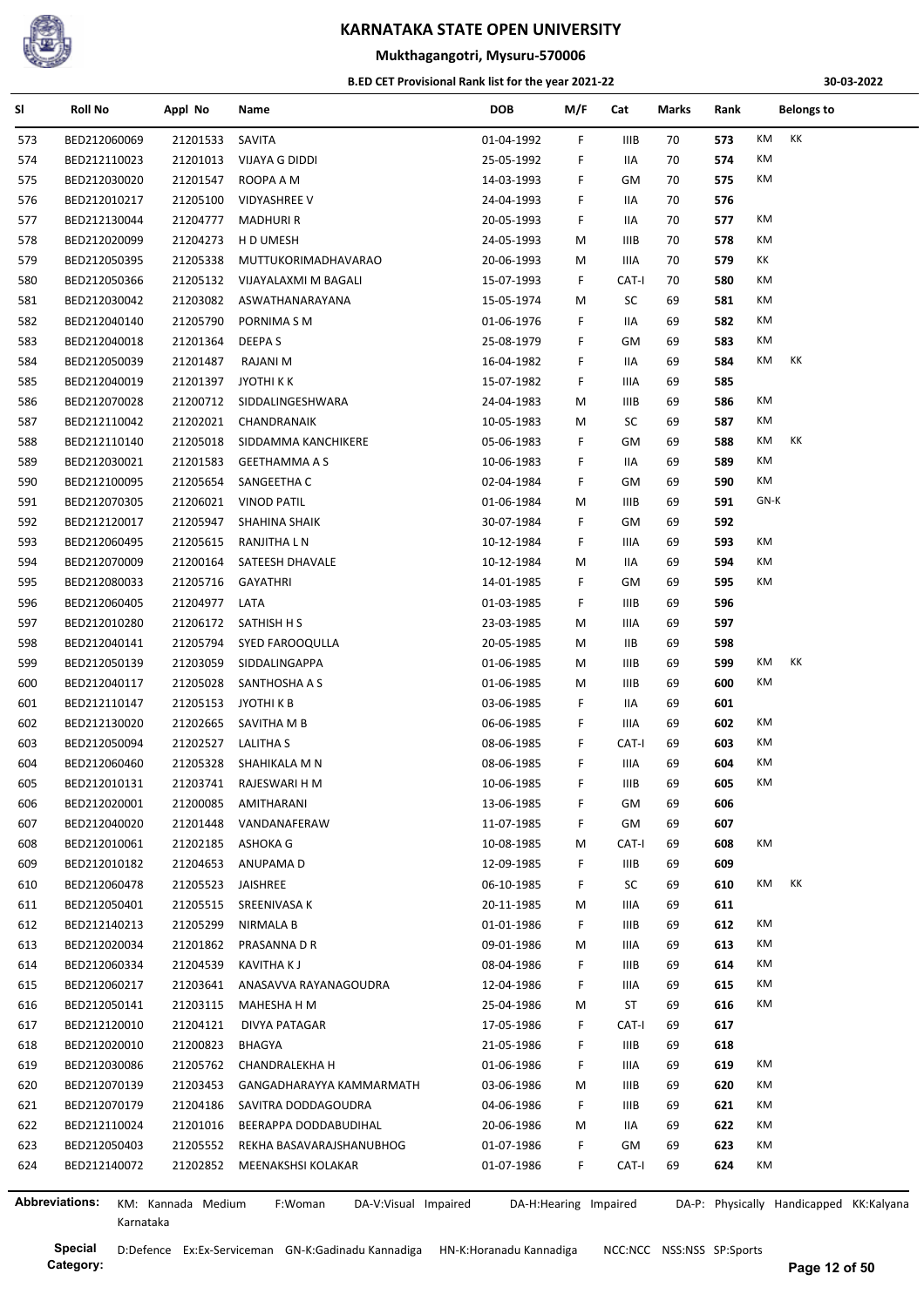# KARNATAKA STATE OPEN UNIVERSITY

## Mukthagangotri, Mysuru-570006

### B.ED CET Provisional Rank list for the year 2021-22

30-03-2022

| Sl | Roll No | Appl No | Name | DOB | M/F | Cat | Marks | Rank | Belongs to | |
|---|---|---|---|---|---|---|---|---|---|---|
| 573 | BED212060069 | 21201533 | SAVITA | 01-04-1992 | F | IIIB | 70 | 573 | KM | KK |
| 574 | BED212110023 | 21201013 | VIJAYA G DIDDI | 25-05-1992 | F | IIA | 70 | 574 | KM | |
| 575 | BED212030020 | 21201547 | ROOPA A M | 14-03-1993 | F | GM | 70 | 575 | KM | |
| 576 | BED212010217 | 21205100 | VIDYASHREE V | 24-04-1993 | F | IIA | 70 | 576 | | |
| 577 | BED212130044 | 21204777 | MADHURI R | 20-05-1993 | F | IIA | 70 | 577 | KM | |
| 578 | BED212020099 | 21204273 | H D UMESH | 24-05-1993 | M | IIIB | 70 | 578 | KM | |
| 579 | BED212050395 | 21205338 | MUTTUKORIMADHAVARAO | 20-06-1993 | M | IIIA | 70 | 579 | KK | |
| 580 | BED212050366 | 21205132 | VIJAYALAXMI M BAGALI | 15-07-1993 | F | CAT-I | 70 | 580 | KM | |
| 581 | BED212030042 | 21203082 | ASWATHANARAYANA | 15-05-1974 | M | SC | 69 | 581 | KM | |
| 582 | BED212040140 | 21205790 | PORNIMA S M | 01-06-1976 | F | IIA | 69 | 582 | KM | |
| 583 | BED212040018 | 21201364 | DEEPA S | 25-08-1979 | F | GM | 69 | 583 | KM | |
| 584 | BED212050039 | 21201487 | RAJANI M | 16-04-1982 | F | IIA | 69 | 584 | KM | KK |
| 585 | BED212040019 | 21201397 | JYOTHI K K | 15-07-1982 | F | IIIA | 69 | 585 | | |
| 586 | BED212070028 | 21200712 | SIDDALINGESHWARA | 24-04-1983 | M | IIIB | 69 | 586 | KM | |
| 587 | BED212110042 | 21202021 | CHANDRANAIK | 10-05-1983 | M | SC | 69 | 587 | KM | |
| 588 | BED212110140 | 21205018 | SIDDAMMA KANCHIKERE | 05-06-1983 | F | GM | 69 | 588 | KM | KK |
| 589 | BED212030021 | 21201583 | GEETHAMMA A S | 10-06-1983 | F | IIA | 69 | 589 | KM | |
| 590 | BED212100095 | 21205654 | SANGEETHA C | 02-04-1984 | F | GM | 69 | 590 | KM | |
| 591 | BED212070305 | 21206021 | VINOD PATIL | 01-06-1984 | M | IIIB | 69 | 591 | GN-K | |
| 592 | BED212120017 | 21205947 | SHAHINA SHAIK | 30-07-1984 | F | GM | 69 | 592 | | |
| 593 | BED212060495 | 21205615 | RANJITHA L N | 10-12-1984 | F | IIIA | 69 | 593 | KM | |
| 594 | BED212070009 | 21200164 | SATEESH DHAVALE | 10-12-1984 | M | IIA | 69 | 594 | KM | |
| 595 | BED212080033 | 21205716 | GAYATHRI | 14-01-1985 | F | GM | 69 | 595 | KM | |
| 596 | BED212060405 | 21204977 | LATA | 01-03-1985 | F | IIIB | 69 | 596 | | |
| 597 | BED212010280 | 21206172 | SATHISH H S | 23-03-1985 | M | IIIA | 69 | 597 | | |
| 598 | BED212040141 | 21205794 | SYED FAROOQULLA | 20-05-1985 | M | IIB | 69 | 598 | | |
| 599 | BED212050139 | 21203059 | SIDDALINGAPPA | 01-06-1985 | M | IIIB | 69 | 599 | KM | KK |
| 600 | BED212040117 | 21205028 | SANTHOSHA A S | 01-06-1985 | M | IIIB | 69 | 600 | KM | |
| 601 | BED212110147 | 21205153 | JYOTHI K B | 03-06-1985 | F | IIA | 69 | 601 | | |
| 602 | BED212130020 | 21202665 | SAVITHA M B | 06-06-1985 | F | IIIA | 69 | 602 | KM | |
| 603 | BED212050094 | 21202527 | LALITHA S | 08-06-1985 | F | CAT-I | 69 | 603 | KM | |
| 604 | BED212060460 | 21205328 | SHAHIKALA M N | 08-06-1985 | F | IIIA | 69 | 604 | KM | |
| 605 | BED212010131 | 21203741 | RAJESWARI H M | 10-06-1985 | F | IIIB | 69 | 605 | KM | |
| 606 | BED212020001 | 21200085 | AMITHARANI | 13-06-1985 | F | GM | 69 | 606 | | |
| 607 | BED212040020 | 21201448 | VANDANAFERAW | 11-07-1985 | F | GM | 69 | 607 | | |
| 608 | BED212010061 | 21202185 | ASHOKA G | 10-08-1985 | M | CAT-I | 69 | 608 | KM | |
| 609 | BED212010182 | 21204653 | ANUPAMA D | 12-09-1985 | F | IIIB | 69 | 609 | | |
| 610 | BED212060478 | 21205523 | JAISHREE | 06-10-1985 | F | SC | 69 | 610 | KM | KK |
| 611 | BED212050401 | 21205515 | SREENIVASA K | 20-11-1985 | M | IIIA | 69 | 611 | | |
| 612 | BED212140213 | 21205299 | NIRMALA B | 01-01-1986 | F | IIIB | 69 | 612 | KM | |
| 613 | BED212020034 | 21201862 | PRASANNA D R | 09-01-1986 | M | IIIA | 69 | 613 | KM | |
| 614 | BED212060334 | 21204539 | KAVITHA K J | 08-04-1986 | F | IIIB | 69 | 614 | KM | |
| 615 | BED212060217 | 21203641 | ANASAVVA RAYANAGOUDRA | 12-04-1986 | F | IIIA | 69 | 615 | KM | |
| 616 | BED212050141 | 21203115 | MAHESHA H M | 25-04-1986 | M | ST | 69 | 616 | KM | |
| 617 | BED212120010 | 21204121 | DIVYA PATAGAR | 17-05-1986 | F | CAT-I | 69 | 617 | | |
| 618 | BED212020010 | 21200823 | BHAGYA | 21-05-1986 | F | IIIB | 69 | 618 | | |
| 619 | BED212030086 | 21205762 | CHANDRALEKHA H | 01-06-1986 | F | IIIA | 69 | 619 | KM | |
| 620 | BED212070139 | 21203453 | GANGADHARAYYA KAMMARMATH | 03-06-1986 | M | IIIB | 69 | 620 | KM | |
| 621 | BED212070179 | 21204186 | SAVITRA DODDAGOUDRA | 04-06-1986 | F | IIIB | 69 | 621 | KM | |
| 622 | BED212110024 | 21201016 | BEERAPPA DODDABUDIHAL | 20-06-1986 | M | IIA | 69 | 622 | KM | |
| 623 | BED212050403 | 21205552 | REKHA BASAVARAJSHANUBHOG | 01-07-1986 | F | GM | 69 | 623 | KM | |
| 624 | BED212140072 | 21202852 | MEENAKSHSI KOLAKAR | 01-07-1986 | F | CAT-I | 69 | 624 | KM | |

**Abbreviations:** KM: Kannada Medium F:Woman DA-V:Visual Impaired DA-H:Hearing Impaired DA-P: Physically Handicapped KK:Kalyana Karnataka

**Special Category:** D:Defence Ex:Ex-Serviceman GN-K:Gadinadu Kannadiga HN-K:Horanadu Kannadiga NCC:NCC NSS:NSS SP:Sports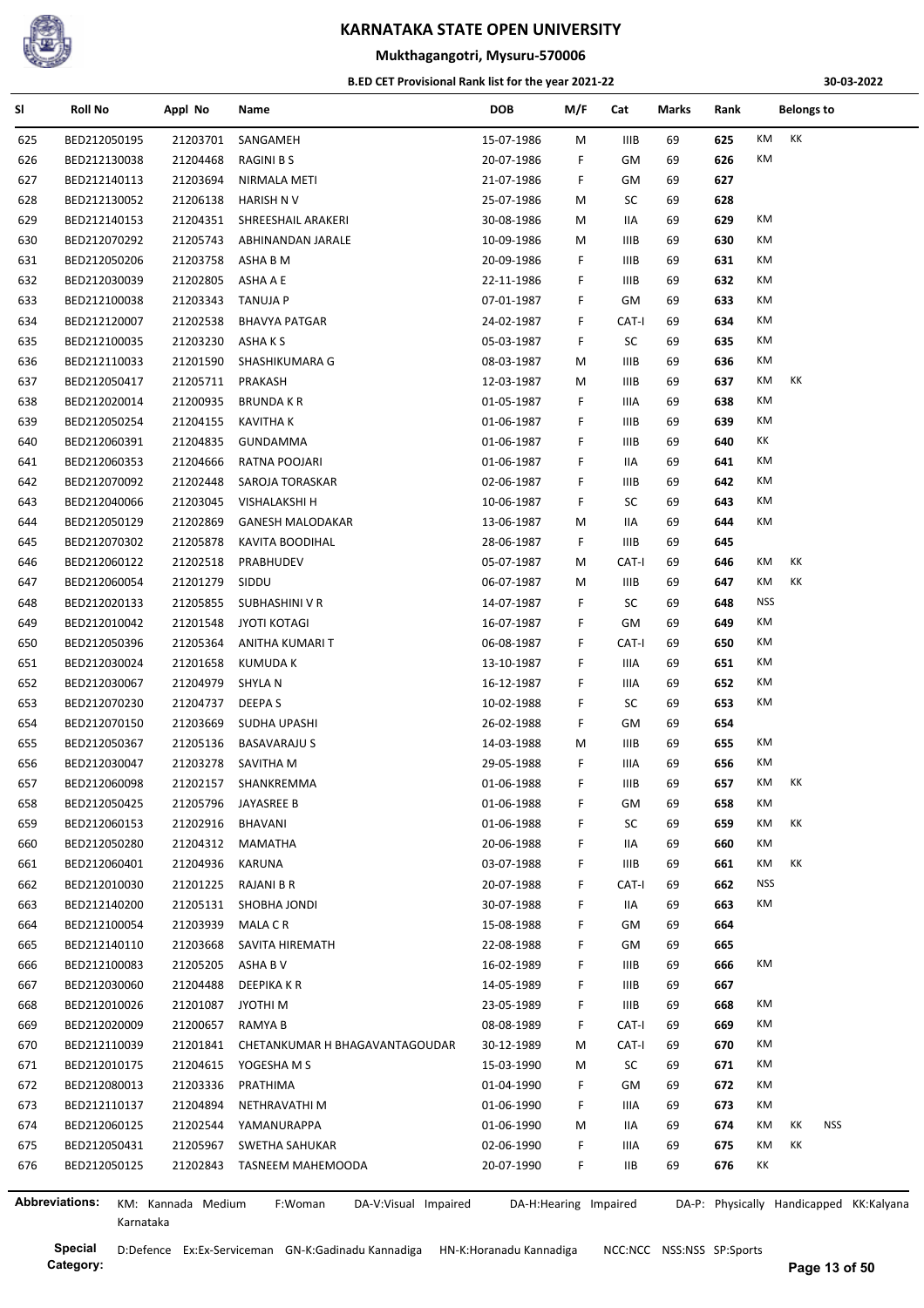# KARNATAKA STATE OPEN UNIVERSITY

## Mukthagangotri, Mysuru-570006

### B.ED CET Provisional Rank list for the year 2021-22

30-03-2022

| Sl | Roll No | Appl No | Name | DOB | M/F | Cat | Marks | Rank | Belongs to | | |
|---|---|---|---|---|---|---|---|---|---|---|---|
| 625 | BED212050195 | 21203701 | SANGAMEH | 15-07-1986 | M | IIIB | 69 | 625 | KM | KK | |
| 626 | BED212130038 | 21204468 | RAGINI B S | 20-07-1986 | F | GM | 69 | 626 | KM | | |
| 627 | BED212140113 | 21203694 | NIRMALA METI | 21-07-1986 | F | GM | 69 | 627 | | | |
| 628 | BED212130052 | 21206138 | HARISH N V | 25-07-1986 | M | SC | 69 | 628 | | | |
| 629 | BED212140153 | 21204351 | SHREESHAIL ARAKERI | 30-08-1986 | M | IIA | 69 | 629 | KM | | |
| 630 | BED212070292 | 21205743 | ABHINANDAN JARALE | 10-09-1986 | M | IIIB | 69 | 630 | KM | | |
| 631 | BED212050206 | 21203758 | ASHA B M | 20-09-1986 | F | IIIB | 69 | 631 | KM | | |
| 632 | BED212030039 | 21202805 | ASHA A E | 22-11-1986 | F | IIIB | 69 | 632 | KM | | |
| 633 | BED212100038 | 21203343 | TANUJA P | 07-01-1987 | F | GM | 69 | 633 | KM | | |
| 634 | BED212120007 | 21202538 | BHAVYA PATGAR | 24-02-1987 | F | CAT-I | 69 | 634 | KM | | |
| 635 | BED212100035 | 21203230 | ASHA K S | 05-03-1987 | F | SC | 69 | 635 | KM | | |
| 636 | BED212110033 | 21201590 | SHASHIKUMARA G | 08-03-1987 | M | IIIB | 69 | 636 | KM | | |
| 637 | BED212050417 | 21205711 | PRAKASH | 12-03-1987 | M | IIIB | 69 | 637 | KM | KK | |
| 638 | BED212020014 | 21200935 | BRUNDA K R | 01-05-1987 | F | IIIA | 69 | 638 | KM | | |
| 639 | BED212050254 | 21204155 | KAVITHA K | 01-06-1987 | F | IIIB | 69 | 639 | KM | | |
| 640 | BED212060391 | 21204835 | GUNDAMMA | 01-06-1987 | F | IIIB | 69 | 640 | KK | | |
| 641 | BED212060353 | 21204666 | RATNA POOJARI | 01-06-1987 | F | IIA | 69 | 641 | KM | | |
| 642 | BED212070092 | 21202448 | SAROJA TORASKAR | 02-06-1987 | F | IIIB | 69 | 642 | KM | | |
| 643 | BED212040066 | 21203045 | VISHALAKSHI H | 10-06-1987 | F | SC | 69 | 643 | KM | | |
| 644 | BED212050129 | 21202869 | GANESH MALODAKAR | 13-06-1987 | M | IIA | 69 | 644 | KM | | |
| 645 | BED212070302 | 21205878 | KAVITA BOODIHAL | 28-06-1987 | F | IIIB | 69 | 645 | | | |
| 646 | BED212060122 | 21202518 | PRABHUDEV | 05-07-1987 | M | CAT-I | 69 | 646 | KM | KK | |
| 647 | BED212060054 | 21201279 | SIDDU | 06-07-1987 | M | IIIB | 69 | 647 | KM | KK | |
| 648 | BED212020133 | 21205855 | SUBHASHINI V R | 14-07-1987 | F | SC | 69 | 648 | NSS | | |
| 649 | BED212010042 | 21201548 | JYOTI KOTAGI | 16-07-1987 | F | GM | 69 | 649 | KM | | |
| 650 | BED212050396 | 21205364 | ANITHA KUMARI T | 06-08-1987 | F | CAT-I | 69 | 650 | KM | | |
| 651 | BED212030024 | 21201658 | KUMUDA K | 13-10-1987 | F | IIIA | 69 | 651 | KM | | |
| 652 | BED212030067 | 21204979 | SHYLA N | 16-12-1987 | F | IIIA | 69 | 652 | KM | | |
| 653 | BED212070230 | 21204737 | DEEPA S | 10-02-1988 | F | SC | 69 | 653 | KM | | |
| 654 | BED212070150 | 21203669 | SUDHA UPASHI | 26-02-1988 | F | GM | 69 | 654 | | | |
| 655 | BED212050367 | 21205136 | BASAVARAJU S | 14-03-1988 | M | IIIB | 69 | 655 | KM | | |
| 656 | BED212030047 | 21203278 | SAVITHA M | 29-05-1988 | F | IIIA | 69 | 656 | KM | | |
| 657 | BED212060098 | 21202157 | SHANKREMMA | 01-06-1988 | F | IIIB | 69 | 657 | KM | KK | |
| 658 | BED212050425 | 21205796 | JAYASREE B | 01-06-1988 | F | GM | 69 | 658 | KM | | |
| 659 | BED212060153 | 21202916 | BHAVANI | 01-06-1988 | F | SC | 69 | 659 | KM | KK | |
| 660 | BED212050280 | 21204312 | MAMATHA | 20-06-1988 | F | IIA | 69 | 660 | KM | | |
| 661 | BED212060401 | 21204936 | KARUNA | 03-07-1988 | F | IIIB | 69 | 661 | KM | KK | |
| 662 | BED212010030 | 21201225 | RAJANI B R | 20-07-1988 | F | CAT-I | 69 | 662 | NSS | | |
| 663 | BED212140200 | 21205131 | SHOBHA JONDI | 30-07-1988 | F | IIA | 69 | 663 | KM | | |
| 664 | BED212100054 | 21203939 | MALA C R | 15-08-1988 | F | GM | 69 | 664 | | | |
| 665 | BED212140110 | 21203668 | SAVITA HIREMATH | 22-08-1988 | F | GM | 69 | 665 | | | |
| 666 | BED212100083 | 21205205 | ASHA B V | 16-02-1989 | F | IIIB | 69 | 666 | KM | | |
| 667 | BED212030060 | 21204488 | DEEPIKA K R | 14-05-1989 | F | IIIB | 69 | 667 | | | |
| 668 | BED212010026 | 21201087 | JYOTHI M | 23-05-1989 | F | IIIB | 69 | 668 | KM | | |
| 669 | BED212020009 | 21200657 | RAMYA B | 08-08-1989 | F | CAT-I | 69 | 669 | KM | | |
| 670 | BED212110039 | 21201841 | CHETANKUMAR H BHAGAVANTAGOUDAR | 30-12-1989 | M | CAT-I | 69 | 670 | KM | | |
| 671 | BED212010175 | 21204615 | YOGESHA M S | 15-03-1990 | M | SC | 69 | 671 | KM | | |
| 672 | BED212080013 | 21203336 | PRATHIMA | 01-04-1990 | F | GM | 69 | 672 | KM | | |
| 673 | BED212110137 | 21204894 | NETHRAVATHI M | 01-06-1990 | F | IIIA | 69 | 673 | KM | | |
| 674 | BED212060125 | 21202544 | YAMANURAPPA | 01-06-1990 | M | IIA | 69 | 674 | KM | KK | NSS |
| 675 | BED212050431 | 21205967 | SWETHA SAHUKAR | 02-06-1990 | F | IIIA | 69 | 675 | KM | KK | |
| 676 | BED212050125 | 21202843 | TASNEEM MAHEMOODA | 20-07-1990 | F | IIB | 69 | 676 | KK | | |

**Abbreviations:** KM: Kannada Medium F:Woman DA-V:Visual Impaired DA-H:Hearing Impaired DA-P: Physically Handicapped KK:Kalyana Karnataka

**Special Category:** D:Defence Ex:Ex-Serviceman GN-K:Gadinadu Kannadiga HN-K:Horanadu Kannadiga NCC:NCC NSS:NSS SP:Sports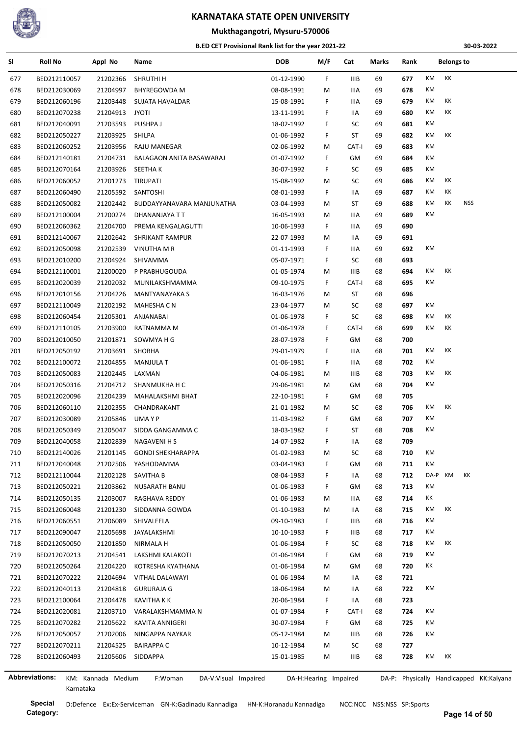# KARNATAKA STATE OPEN UNIVERSITY

## Mukthagangotri, Mysuru-570006

### B.ED CET Provisional Rank list for the year 2021-22

30-03-2022

| Sl | Roll No | Appl No | Name | DOB | M/F | Cat | Marks | Rank | Belongs to |
|---|---|---|---|---|---|---|---|---|---|
| 677 | BED212110057 | 21202366 | SHRUTHI H | 01-12-1990 | F | IIIB | 69 | 677 | KM KK |
| 678 | BED212030069 | 21204997 | BHYREGOWDA M | 08-08-1991 | M | IIIA | 69 | 678 | KM |
| 679 | BED212060196 | 21203448 | SUJATA HAVALDAR | 15-08-1991 | F | IIIA | 69 | 679 | KM KK |
| 680 | BED212070238 | 21204913 | JYOTI | 13-11-1991 | F | IIA | 69 | 680 | KM KK |
| 681 | BED212040091 | 21203593 | PUSHPA J | 18-02-1992 | F | SC | 69 | 681 | KM |
| 682 | BED212050227 | 21203925 | SHILPA | 01-06-1992 | F | ST | 69 | 682 | KM KK |
| 683 | BED212060252 | 21203956 | RAJU MANEGAR | 02-06-1992 | M | CAT-I | 69 | 683 | KM |
| 684 | BED212140181 | 21204731 | BALAGAON ANITA BASAWARAJ | 01-07-1992 | F | GM | 69 | 684 | KM |
| 685 | BED212070164 | 21203926 | SEETHA K | 30-07-1992 | F | SC | 69 | 685 | KM |
| 686 | BED212060052 | 21201273 | TIRUPATI | 15-08-1992 | M | SC | 69 | 686 | KM KK |
| 687 | BED212060490 | 21205592 | SANTOSHI | 08-01-1993 | F | IIA | 69 | 687 | KM KK |
| 688 | BED212050082 | 21202442 | BUDDAYYANAVARA MANJUNATHA | 03-04-1993 | M | ST | 69 | 688 | KM KK NSS |
| 689 | BED212100004 | 21200274 | DHANANJAYA T T | 16-05-1993 | M | IIIA | 69 | 689 | KM |
| 690 | BED212060362 | 21204700 | PREMA KENGALAGUTTI | 10-06-1993 | F | IIIA | 69 | 690 | |
| 691 | BED212140067 | 21202642 | SHRIKANT RAMPUR | 22-07-1993 | M | IIA | 69 | 691 | |
| 692 | BED212050098 | 21202539 | VINUTHA M R | 01-11-1993 | F | IIIA | 69 | 692 | KM |
| 693 | BED212010200 | 21204924 | SHIVAMMA | 05-07-1971 | F | SC | 68 | 693 | |
| 694 | BED212110001 | 21200020 | P PRABHUGOUDA | 01-05-1974 | M | IIIB | 68 | 694 | KM KK |
| 695 | BED212020039 | 21202032 | MUNILAKSHMAMMA | 09-10-1975 | F | CAT-I | 68 | 695 | KM |
| 696 | BED212010156 | 21204226 | MANTYANAYAKA S | 16-03-1976 | M | ST | 68 | 696 | |
| 697 | BED212110049 | 21202192 | MAHESHA C N | 23-04-1977 | M | SC | 68 | 697 | KM |
| 698 | BED212060454 | 21205301 | ANJANABAI | 01-06-1978 | F | SC | 68 | 698 | KM KK |
| 699 | BED212110105 | 21203900 | RATNAMMA M | 01-06-1978 | F | CAT-I | 68 | 699 | KM KK |
| 700 | BED212010050 | 21201871 | SOWMYA H G | 28-07-1978 | F | GM | 68 | 700 | |
| 701 | BED212050192 | 21203691 | SHOBHA | 29-01-1979 | F | IIIA | 68 | 701 | KM KK |
| 702 | BED212100072 | 21204855 | MANJULA T | 01-06-1981 | F | IIIA | 68 | 702 | KM |
| 703 | BED212050083 | 21202445 | LAXMAN | 04-06-1981 | M | IIIB | 68 | 703 | KM KK |
| 704 | BED212050316 | 21204712 | SHANMUKHA H C | 29-06-1981 | M | GM | 68 | 704 | KM |
| 705 | BED212020096 | 21204239 | MAHALAKSHMI BHAT | 22-10-1981 | F | GM | 68 | 705 | |
| 706 | BED212060110 | 21202355 | CHANDRAKANT | 21-01-1982 | M | SC | 68 | 706 | KM KK |
| 707 | BED212030089 | 21205846 | UMA Y P | 11-03-1982 | F | GM | 68 | 707 | KM |
| 708 | BED212050349 | 21205047 | SIDDA GANGAMMA C | 18-03-1982 | F | ST | 68 | 708 | KM |
| 709 | BED212040058 | 21202839 | NAGAVENI H S | 14-07-1982 | F | IIA | 68 | 709 | |
| 710 | BED212140026 | 21201145 | GONDI SHEKHARAPPA | 01-02-1983 | M | SC | 68 | 710 | KM |
| 711 | BED212040048 | 21202506 | YASHODAMMA | 03-04-1983 | F | GM | 68 | 711 | KM |
| 712 | BED212110044 | 21202128 | SAVITHA B | 08-04-1983 | F | IIA | 68 | 712 | DA-P KM KK |
| 713 | BED212050221 | 21203862 | NUSARATH BANU | 01-06-1983 | F | GM | 68 | 713 | KM |
| 714 | BED212050135 | 21203007 | RAGHAVA REDDY | 01-06-1983 | M | IIIA | 68 | 714 | KK |
| 715 | BED212060048 | 21201230 | SIDDANNA GOWDA | 01-10-1983 | M | IIA | 68 | 715 | KM KK |
| 716 | BED212060551 | 21206089 | SHIVALEELA | 09-10-1983 | F | IIIB | 68 | 716 | KM |
| 717 | BED212090047 | 21205698 | JAYALAKSHMI | 10-10-1983 | F | IIIB | 68 | 717 | KM |
| 718 | BED212050050 | 21201850 | NIRMALA H | 01-06-1984 | F | SC | 68 | 718 | KM KK |
| 719 | BED212070213 | 21204541 | LAKSHMI KALAKOTI | 01-06-1984 | F | GM | 68 | 719 | KM |
| 720 | BED212050264 | 21204220 | KOTRESHA KYATHANA | 01-06-1984 | M | GM | 68 | 720 | KK |
| 721 | BED212070222 | 21204694 | VITHAL DALAWAYI | 01-06-1984 | M | IIA | 68 | 721 | |
| 722 | BED212040113 | 21204818 | GURURAJA G | 18-06-1984 | M | IIA | 68 | 722 | KM |
| 723 | BED212100064 | 21204478 | KAVITHA K K | 20-06-1984 | F | IIA | 68 | 723 | |
| 724 | BED212020081 | 21203710 | VARALAKSHMAMMA N | 01-07-1984 | F | CAT-I | 68 | 724 | KM |
| 725 | BED212070282 | 21205622 | KAVITA ANNIGERI | 30-07-1984 | F | GM | 68 | 725 | KM |
| 726 | BED212050057 | 21202006 | NINGAPPA NAYKAR | 05-12-1984 | M | IIIB | 68 | 726 | KM |
| 727 | BED212070211 | 21204525 | BAIRAPPA C | 10-12-1984 | M | SC | 68 | 727 | |
| 728 | BED212060493 | 21205606 | SIDDAPPA | 15-01-1985 | M | IIIB | 68 | 728 | KM KK |

**Abbreviations:** KM: Kannada Medium F:Woman DA-V:Visual Impaired DA-H:Hearing Impaired DA-P: Physically Handicapped KK:Kalyana Karnataka

**Special Category:** D:Defence Ex:Ex-Serviceman GN-K:Gadinadu Kannadiga HN-K:Horanadu Kannadiga NCC:NCC NSS:NSS SP:Sports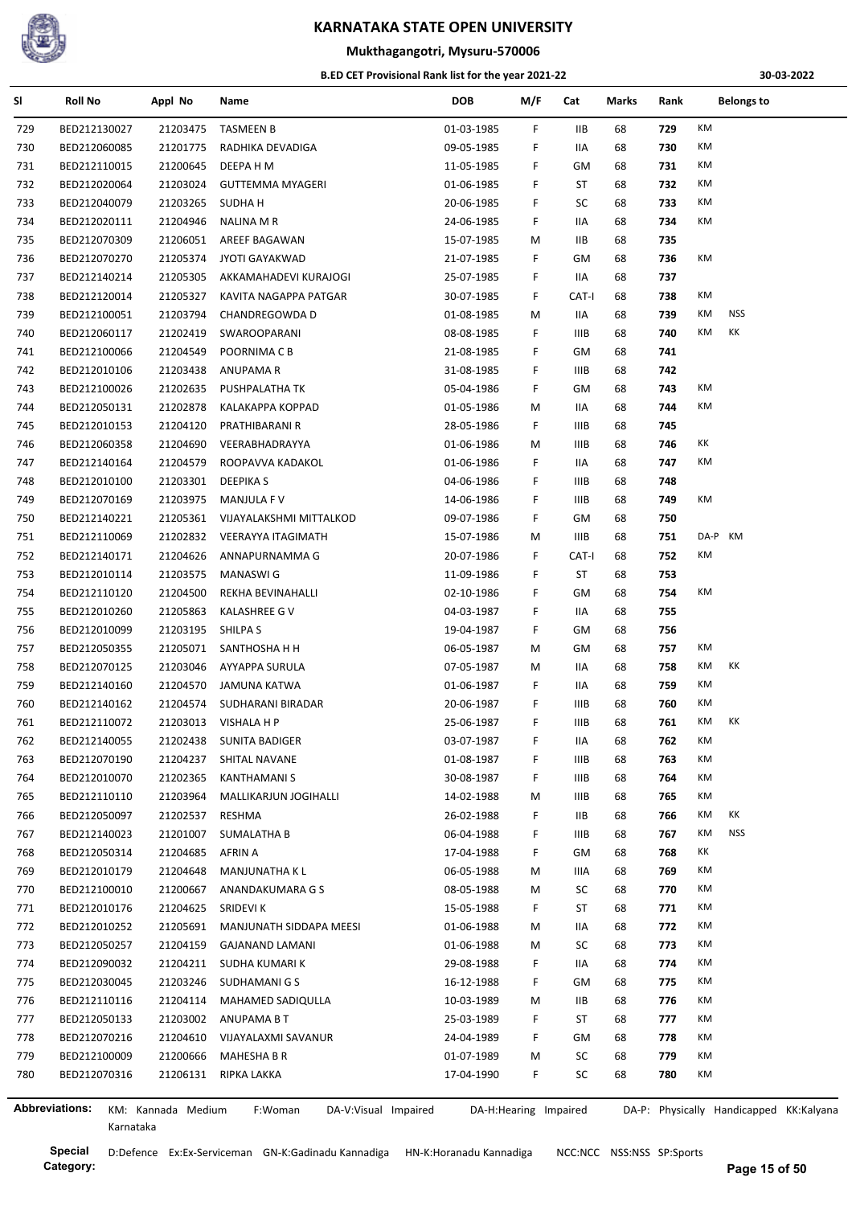# KARNATAKA STATE OPEN UNIVERSITY

## Mukthagangotri, Mysuru-570006

### B.ED CET Provisional Rank list for the year 2021-22

30-03-2022

| Sl | Roll No | Appl No | Name | DOB | M/F | Cat | Marks | Rank | Belongs to | |
|---|---|---|---|---|---|---|---|---|---|---|
| 729 | BED212130027 | 21203475 | TASMEEN B | 01-03-1985 | F | IIB | 68 | 729 | KM | |
| 730 | BED212060085 | 21201775 | RADHIKA DEVADIGA | 09-05-1985 | F | IIA | 68 | 730 | KM | |
| 731 | BED212110015 | 21200645 | DEEPA H M | 11-05-1985 | F | GM | 68 | 731 | KM | |
| 732 | BED212020064 | 21203024 | GUTTEMMA MYAGERI | 01-06-1985 | F | ST | 68 | 732 | KM | |
| 733 | BED212040079 | 21203265 | SUDHA H | 20-06-1985 | F | SC | 68 | 733 | KM | |
| 734 | BED212020111 | 21204946 | NALINA M R | 24-06-1985 | F | IIA | 68 | 734 | KM | |
| 735 | BED212070309 | 21206051 | AREEF BAGAWAN | 15-07-1985 | M | IIB | 68 | 735 | | |
| 736 | BED212070270 | 21205374 | JYOTI GAYAKWAD | 21-07-1985 | F | GM | 68 | 736 | KM | |
| 737 | BED212140214 | 21205305 | AKKAMAHADEVI KURAJOGI | 25-07-1985 | F | IIA | 68 | 737 | | |
| 738 | BED212120014 | 21205327 | KAVITA NAGAPPA PATGAR | 30-07-1985 | F | CAT-I | 68 | 738 | KM | |
| 739 | BED212100051 | 21203794 | CHANDREGOWDA D | 01-08-1985 | M | IIA | 68 | 739 | KM | NSS |
| 740 | BED212060117 | 21202419 | SWAROOPARANI | 08-08-1985 | F | IIIB | 68 | 740 | KM | KK |
| 741 | BED212100066 | 21204549 | POORNIMA C B | 21-08-1985 | F | GM | 68 | 741 | | |
| 742 | BED212010106 | 21203438 | ANUPAMA R | 31-08-1985 | F | IIIB | 68 | 742 | | |
| 743 | BED212100026 | 21202635 | PUSHPALATHA TK | 05-04-1986 | F | GM | 68 | 743 | KM | |
| 744 | BED212050131 | 21202878 | KALAKAPPA KOPPAD | 01-05-1986 | M | IIA | 68 | 744 | KM | |
| 745 | BED212010153 | 21204120 | PRATHIBARANI R | 28-05-1986 | F | IIIB | 68 | 745 | | |
| 746 | BED212060358 | 21204690 | VEERABHADRAYYA | 01-06-1986 | M | IIIB | 68 | 746 | KK | |
| 747 | BED212140164 | 21204579 | ROOPAVVA KADAKOL | 01-06-1986 | F | IIA | 68 | 747 | KM | |
| 748 | BED212010100 | 21203301 | DEEPIKA S | 04-06-1986 | F | IIIB | 68 | 748 | | |
| 749 | BED212070169 | 21203975 | MANJULA F V | 14-06-1986 | F | IIIB | 68 | 749 | KM | |
| 750 | BED212140221 | 21205361 | VIJAYALAKSHMI MITTALKOD | 09-07-1986 | F | GM | 68 | 750 | | |
| 751 | BED212110069 | 21202832 | VEERAYYA ITAGIMATH | 15-07-1986 | M | IIIB | 68 | 751 | DA-P | KM |
| 752 | BED212140171 | 21204626 | ANNAPURNAMMA G | 20-07-1986 | F | CAT-I | 68 | 752 | KM | |
| 753 | BED212010114 | 21203575 | MANASWI G | 11-09-1986 | F | ST | 68 | 753 | | |
| 754 | BED212110120 | 21204500 | REKHA BEVINAHALLI | 02-10-1986 | F | GM | 68 | 754 | KM | |
| 755 | BED212010260 | 21205863 | KALASHREE G V | 04-03-1987 | F | IIA | 68 | 755 | | |
| 756 | BED212010099 | 21203195 | SHILPA S | 19-04-1987 | F | GM | 68 | 756 | | |
| 757 | BED212050355 | 21205071 | SANTHOSHA H H | 06-05-1987 | M | GM | 68 | 757 | KM | |
| 758 | BED212070125 | 21203046 | AYYAPPA SURULA | 07-05-1987 | M | IIA | 68 | 758 | KM | KK |
| 759 | BED212140160 | 21204570 | JAMUNA KATWA | 01-06-1987 | F | IIA | 68 | 759 | KM | |
| 760 | BED212140162 | 21204574 | SUDHARANI BIRADAR | 20-06-1987 | F | IIIB | 68 | 760 | KM | |
| 761 | BED212110072 | 21203013 | VISHALA H P | 25-06-1987 | F | IIIB | 68 | 761 | KM | KK |
| 762 | BED212140055 | 21202438 | SUNITA BADIGER | 03-07-1987 | F | IIA | 68 | 762 | KM | |
| 763 | BED212070190 | 21204237 | SHITAL NAVANE | 01-08-1987 | F | IIIB | 68 | 763 | KM | |
| 764 | BED212010070 | 21202365 | KANTHAMANI S | 30-08-1987 | F | IIIB | 68 | 764 | KM | |
| 765 | BED212110110 | 21203964 | MALLIKARJUN JOGIHALLI | 14-02-1988 | M | IIIB | 68 | 765 | KM | |
| 766 | BED212050097 | 21202537 | RESHMA | 26-02-1988 | F | IIB | 68 | 766 | KM | KK |
| 767 | BED212140023 | 21201007 | SUMALATHA B | 06-04-1988 | F | IIIB | 68 | 767 | KM | NSS |
| 768 | BED212050314 | 21204685 | AFRIN A | 17-04-1988 | F | GM | 68 | 768 | KK | |
| 769 | BED212010179 | 21204648 | MANJUNATHA K L | 06-05-1988 | M | IIIA | 68 | 769 | KM | |
| 770 | BED212100010 | 21200667 | ANANDAKUMARA G S | 08-05-1988 | M | SC | 68 | 770 | KM | |
| 771 | BED212010176 | 21204625 | SRIDEVI K | 15-05-1988 | F | ST | 68 | 771 | KM | |
| 772 | BED212010252 | 21205691 | MANJUNATH SIDDAPA MEESI | 01-06-1988 | M | IIA | 68 | 772 | KM | |
| 773 | BED212050257 | 21204159 | GAJANAND LAMANI | 01-06-1988 | M | SC | 68 | 773 | KM | |
| 774 | BED212090032 | 21204211 | SUDHA KUMARI K | 29-08-1988 | F | IIA | 68 | 774 | KM | |
| 775 | BED212030045 | 21203246 | SUDHAMANI G S | 16-12-1988 | F | GM | 68 | 775 | KM | |
| 776 | BED212110116 | 21204114 | MAHAMED SADIQULLA | 10-03-1989 | M | IIB | 68 | 776 | KM | |
| 777 | BED212050133 | 21203002 | ANUPAMA B T | 25-03-1989 | F | ST | 68 | 777 | KM | |
| 778 | BED212070216 | 21204610 | VIJAYALAXMI SAVANUR | 24-04-1989 | F | GM | 68 | 778 | KM | |
| 779 | BED212100009 | 21200666 | MAHESHA B R | 01-07-1989 | M | SC | 68 | 779 | KM | |
| 780 | BED212070316 | 21206131 | RIPKA LAKKA | 17-04-1990 | F | SC | 68 | 780 | KM | |

**Abbreviations:** KM: Kannada Medium F:Woman DA-V:Visual Impaired DA-H:Hearing Impaired DA-P: Physically Handicapped KK:Kalyana Karnataka

**Special Category:** D:Defence Ex:Ex-Serviceman GN-K:Gadinadu Kannadiga HN-K:Horanadu Kannadiga NCC:NCC NSS:NSS SP:Sports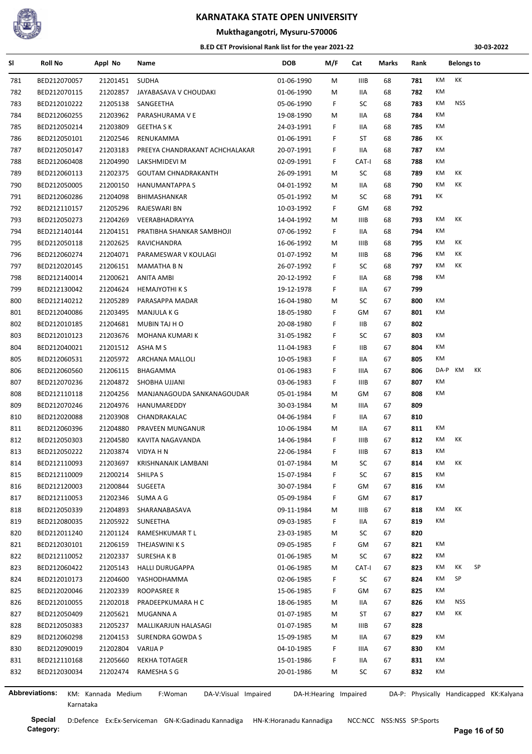# KARNATAKA STATE OPEN UNIVERSITY

## Mukthagangotri, Mysuru-570006

### B.ED CET Provisional Rank list for the year 2021-22

30-03-2022

| Sl | Roll No | Appl No | Name | DOB | M/F | Cat | Marks | Rank | Belongs to |
|---|---|---|---|---|---|---|---|---|---|
| 781 | BED212070057 | 21201451 | SUDHA | 01-06-1990 | M | IIIB | 68 | 781 | KM KK |
| 782 | BED212070115 | 21202857 | JAYABASAVA V CHOUDAKI | 01-06-1990 | M | IIA | 68 | 782 | KM |
| 783 | BED212010222 | 21205138 | SANGEETHA | 05-06-1990 | F | SC | 68 | 783 | KM NSS |
| 784 | BED212060255 | 21203962 | PARASHURAMA V E | 19-08-1990 | M | IIA | 68 | 784 | KM |
| 785 | BED212050214 | 21203809 | GEETHA S K | 24-03-1991 | F | IIA | 68 | 785 | KM |
| 786 | BED212050101 | 21202546 | RENUKAMMA | 01-06-1991 | F | ST | 68 | 786 | KK |
| 787 | BED212050147 | 21203183 | PREEYA CHANDRAKANT ACHCHALAKAR | 20-07-1991 | F | IIA | 68 | 787 | KM |
| 788 | BED212060408 | 21204990 | LAKSHMIDEVI M | 02-09-1991 | F | CAT-I | 68 | 788 | KM |
| 789 | BED212060113 | 21202375 | GOUTAM CHNADRAKANTH | 26-09-1991 | M | SC | 68 | 789 | KM KK |
| 790 | BED212050005 | 21200150 | HANUMANTAPPA S | 04-01-1992 | M | IIA | 68 | 790 | KM KK |
| 791 | BED212060286 | 21204098 | BHIMASHANKAR | 05-01-1992 | M | SC | 68 | 791 | KK |
| 792 | BED212110157 | 21205296 | RAJESWARI BN | 10-03-1992 | F | GM | 68 | 792 | |
| 793 | BED212050273 | 21204269 | VEERABHADRAYYA | 14-04-1992 | M | IIIB | 68 | 793 | KM KK |
| 794 | BED212140144 | 21204151 | PRATIBHA SHANKAR SAMBHOJI | 07-06-1992 | F | IIA | 68 | 794 | KM |
| 795 | BED212050118 | 21202625 | RAVICHANDRA | 16-06-1992 | M | IIIB | 68 | 795 | KM KK |
| 796 | BED212060274 | 21204071 | PARAMESWAR V KOULAGI | 01-07-1992 | M | IIIB | 68 | 796 | KM KK |
| 797 | BED212020145 | 21206151 | MAMATHA B N | 26-07-1992 | F | SC | 68 | 797 | KM KK |
| 798 | BED212140014 | 21200621 | ANITA AMBI | 20-12-1992 | F | IIA | 68 | 798 | KM |
| 799 | BED212130042 | 21204624 | HEMAJYOTHI K S | 19-12-1978 | F | IIA | 67 | 799 | |
| 800 | BED212140212 | 21205289 | PARASAPPA MADAR | 16-04-1980 | M | SC | 67 | 800 | KM |
| 801 | BED212040086 | 21203495 | MANJULA K G | 18-05-1980 | F | GM | 67 | 801 | KM |
| 802 | BED212010185 | 21204681 | MUBIN TAJ H O | 20-08-1980 | F | IIB | 67 | 802 | |
| 803 | BED212010123 | 21203676 | MOHANA KUMARI K | 31-05-1982 | F | SC | 67 | 803 | KM |
| 804 | BED212040021 | 21201512 | ASHA M S | 11-04-1983 | F | IIB | 67 | 804 | KM |
| 805 | BED212060531 | 21205972 | ARCHANA MALLOLI | 10-05-1983 | F | IIA | 67 | 805 | KM |
| 806 | BED212060560 | 21206115 | BHAGAMMA | 01-06-1983 | F | IIIA | 67 | 806 | DA-P KM KK |
| 807 | BED212070236 | 21204872 | SHOBHA UJJANI | 03-06-1983 | F | IIIB | 67 | 807 | KM |
| 808 | BED212110118 | 21204256 | MANJANAGOUDA SANKANAGOUDAR | 05-01-1984 | M | GM | 67 | 808 | KM |
| 809 | BED212070246 | 21204976 | HANUMAREDDY | 30-03-1984 | M | IIIA | 67 | 809 | |
| 810 | BED212020088 | 21203908 | CHANDRAKALAC | 04-06-1984 | F | IIA | 67 | 810 | |
| 811 | BED212060396 | 21204880 | PRAVEEN MUNGANUR | 10-06-1984 | M | IIA | 67 | 811 | KM |
| 812 | BED212050303 | 21204580 | KAVITA NAGAVANDA | 14-06-1984 | F | IIIB | 67 | 812 | KM KK |
| 813 | BED212050222 | 21203874 | VIDYA H N | 22-06-1984 | F | IIIB | 67 | 813 | KM |
| 814 | BED212110093 | 21203697 | KRISHNANAIK LAMBANI | 01-07-1984 | M | SC | 67 | 814 | KM KK |
| 815 | BED212110009 | 21200214 | SHILPA S | 15-07-1984 | F | SC | 67 | 815 | KM |
| 816 | BED212120003 | 21200844 | SUGEETA | 30-07-1984 | F | GM | 67 | 816 | KM |
| 817 | BED212110053 | 21202346 | SUMA A G | 05-09-1984 | F | GM | 67 | 817 | |
| 818 | BED212050339 | 21204893 | SHARANABASAVA | 09-11-1984 | M | IIIB | 67 | 818 | KM KK |
| 819 | BED212080035 | 21205922 | SUNEETHA | 09-03-1985 | F | IIA | 67 | 819 | KM |
| 820 | BED212011240 | 21201124 | RAMESHKUMAR T L | 23-03-1985 | M | SC | 67 | 820 | |
| 821 | BED212030101 | 21206159 | THEJASWINI K S | 09-05-1985 | F | GM | 67 | 821 | KM |
| 822 | BED212110052 | 21202337 | SURESHA K B | 01-06-1985 | M | SC | 67 | 822 | KM |
| 823 | BED212060422 | 21205143 | HALLI DURUGAPPA | 01-06-1985 | M | CAT-I | 67 | 823 | KM KK SP |
| 824 | BED212010173 | 21204600 | YASHODHAMMA | 02-06-1985 | F | SC | 67 | 824 | KM SP |
| 825 | BED212020046 | 21202339 | ROOPASREE R | 15-06-1985 | F | GM | 67 | 825 | KM |
| 826 | BED212010055 | 21202018 | PRADEEPKUMARA H C | 18-06-1985 | M | IIA | 67 | 826 | KM NSS |
| 827 | BED212050409 | 21205621 | MUGANNA A | 01-07-1985 | M | ST | 67 | 827 | KM KK |
| 828 | BED212050383 | 21205237 | MALLIKARJUN HALASAGI | 01-07-1985 | M | IIIB | 67 | 828 | |
| 829 | BED212060298 | 21204153 | SURENDRA GOWDA S | 15-09-1985 | M | IIA | 67 | 829 | KM |
| 830 | BED212090019 | 21202804 | VARIJA P | 04-10-1985 | F | IIIA | 67 | 830 | KM |
| 831 | BED212110168 | 21205660 | REKHA TOTAGER | 15-01-1986 | F | IIA | 67 | 831 | KM |
| 832 | BED212030034 | 21202474 | RAMESHA S G | 20-01-1986 | M | SC | 67 | 832 | KM |

**Abbreviations:** KM: Kannada Medium F:Woman DA-V:Visual Impaired DA-H:Hearing Impaired DA-P: Physically Handicapped KK:Kalyana Karnataka

**Special Category:** D:Defence Ex:Ex-Serviceman GN-K:Gadinadu Kannadiga HN-K:Horanadu Kannadiga NCC:NCC NSS:NSS SP:Sports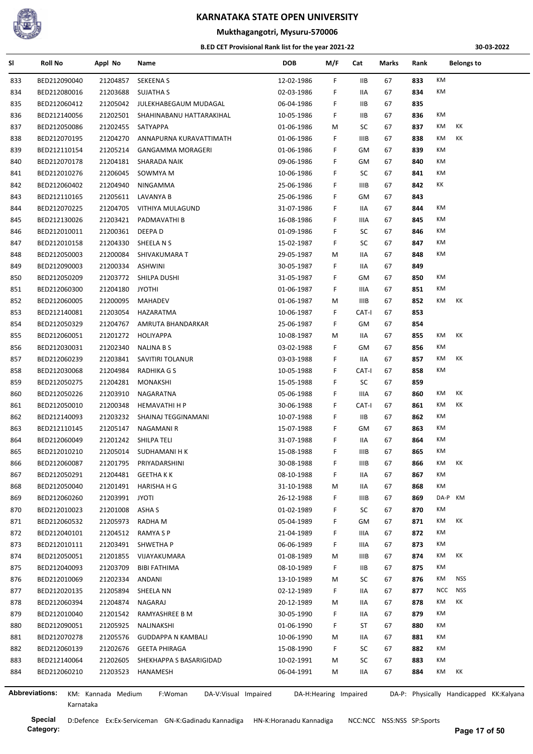# KARNATAKA STATE OPEN UNIVERSITY

## Mukthagangotri, Mysuru-570006

### B.ED CET Provisional Rank list for the year 2021-22

30-03-2022

| Sl | Roll No | Appl No | Name | DOB | M/F | Cat | Marks | Rank | Belongs to | |
|---|---|---|---|---|---|---|---|---|---|---|
| 833 | BED212090040 | 21204857 | SEKEENA S | 12-02-1986 | F | IIB | 67 | 833 | KM | |
| 834 | BED212080016 | 21203688 | SUJATHA S | 02-03-1986 | F | IIA | 67 | 834 | KM | |
| 835 | BED212060412 | 21205042 | JULEKHABEGAUM MUDAGAL | 06-04-1986 | F | IIB | 67 | 835 | | |
| 836 | BED212140056 | 21202501 | SHAHINABANU HATTARAKIHAL | 10-05-1986 | F | IIB | 67 | 836 | KM | |
| 837 | BED212050086 | 21202455 | SATYAPPA | 01-06-1986 | M | SC | 67 | 837 | KM | KK |
| 838 | BED212070195 | 21204270 | ANNAPURNA KURAVATTIMATH | 01-06-1986 | F | IIIB | 67 | 838 | KM | KK |
| 839 | BED212110154 | 21205214 | GANGAMMA MORAGERI | 01-06-1986 | F | GM | 67 | 839 | KM | |
| 840 | BED212070178 | 21204181 | SHARADA NAIK | 09-06-1986 | F | GM | 67 | 840 | KM | |
| 841 | BED212010276 | 21206045 | SOWMYA M | 10-06-1986 | F | SC | 67 | 841 | KM | |
| 842 | BED212060402 | 21204940 | NINGAMMA | 25-06-1986 | F | IIIB | 67 | 842 | KK | |
| 843 | BED212110165 | 21205611 | LAVANYA B | 25-06-1986 | F | GM | 67 | 843 | | |
| 844 | BED212070225 | 21204705 | VITHIYA MULAGUND | 31-07-1986 | F | IIA | 67 | 844 | KM | |
| 845 | BED212130026 | 21203421 | PADMAVATHI B | 16-08-1986 | F | IIIA | 67 | 845 | KM | |
| 846 | BED212010011 | 21200361 | DEEPA D | 01-09-1986 | F | SC | 67 | 846 | KM | |
| 847 | BED212010158 | 21204330 | SHEELA N S | 15-02-1987 | F | SC | 67 | 847 | KM | |
| 848 | BED212050003 | 21200084 | SHIVAKUMARA T | 29-05-1987 | M | IIA | 67 | 848 | KM | |
| 849 | BED212090003 | 21200334 | ASHWINI | 30-05-1987 | F | IIA | 67 | 849 | | |
| 850 | BED212050209 | 21203772 | SHILPA DUSHI | 31-05-1987 | F | GM | 67 | 850 | KM | |
| 851 | BED212060300 | 21204180 | JYOTHI | 01-06-1987 | F | IIIA | 67 | 851 | KM | |
| 852 | BED212060005 | 21200095 | MAHADEV | 01-06-1987 | M | IIIB | 67 | 852 | KM | KK |
| 853 | BED212140081 | 21203054 | HAZARATMA | 10-06-1987 | F | CAT-I | 67 | 853 | | |
| 854 | BED212050329 | 21204767 | AMRUTA BHANDARKAR | 25-06-1987 | F | GM | 67 | 854 | | |
| 855 | BED212060051 | 21201272 | HOLIYAPPA | 10-08-1987 | M | IIA | 67 | 855 | KM | KK |
| 856 | BED212030031 | 21202340 | NALINA B S | 03-02-1988 | F | GM | 67 | 856 | KM | |
| 857 | BED212060239 | 21203841 | SAVITIRI TOLANUR | 03-03-1988 | F | IIA | 67 | 857 | KM | KK |
| 858 | BED212030068 | 21204984 | RADHIKA G S | 10-05-1988 | F | CAT-I | 67 | 858 | KM | |
| 859 | BED212050275 | 21204281 | MONAKSHI | 15-05-1988 | F | SC | 67 | 859 | | |
| 860 | BED212050226 | 21203910 | NAGARATNA | 05-06-1988 | F | IIIA | 67 | 860 | KM | KK |
| 861 | BED212050010 | 21200348 | HEMAVATHI H P | 30-06-1988 | F | CAT-I | 67 | 861 | KM | KK |
| 862 | BED212140093 | 21203232 | SHAINAJ TEGGINAMANI | 10-07-1988 | F | IIB | 67 | 862 | KM | |
| 863 | BED212110145 | 21205147 | NAGAMANI R | 15-07-1988 | F | GM | 67 | 863 | KM | |
| 864 | BED212060049 | 21201242 | SHILPA TELI | 31-07-1988 | F | IIA | 67 | 864 | KM | |
| 865 | BED212010210 | 21205014 | SUDHAMANI H K | 15-08-1988 | F | IIIB | 67 | 865 | KM | |
| 866 | BED212060087 | 21201795 | PRIYADARSHINI | 30-08-1988 | F | IIIB | 67 | 866 | KM | KK |
| 867 | BED212050291 | 21204481 | GEETHA K K | 08-10-1988 | F | IIA | 67 | 867 | KM | |
| 868 | BED212050040 | 21201491 | HARISHA H G | 31-10-1988 | M | IIA | 67 | 868 | KM | |
| 869 | BED212060260 | 21203991 | JYOTI | 26-12-1988 | F | IIIB | 67 | 869 | DA-P | KM |
| 870 | BED212010023 | 21201008 | ASHA S | 01-02-1989 | F | SC | 67 | 870 | KM | |
| 871 | BED212060532 | 21205973 | RADHA M | 05-04-1989 | F | GM | 67 | 871 | KM | KK |
| 872 | BED212040101 | 21204512 | RAMYA S P | 21-04-1989 | F | IIIA | 67 | 872 | KM | |
| 873 | BED212010111 | 21203491 | SHWETHA P | 06-06-1989 | F | IIIA | 67 | 873 | KM | |
| 874 | BED212050051 | 21201855 | VIJAYAKUMARA | 01-08-1989 | M | IIIB | 67 | 874 | KM | KK |
| 875 | BED212040093 | 21203709 | BIBI FATHIMA | 08-10-1989 | F | IIB | 67 | 875 | KM | |
| 876 | BED212010069 | 21202334 | ANDANI | 13-10-1989 | M | SC | 67 | 876 | KM | NSS |
| 877 | BED212020135 | 21205894 | SHEELA NN | 02-12-1989 | F | IIA | 67 | 877 | NCC | NSS |
| 878 | BED212060394 | 21204874 | NAGARAJ | 20-12-1989 | M | IIA | 67 | 878 | KM | KK |
| 879 | BED212010040 | 21201542 | RAMYASHREE B M | 30-05-1990 | F | IIA | 67 | 879 | KM | |
| 880 | BED212090051 | 21205925 | NALINAKSHI | 01-06-1990 | F | ST | 67 | 880 | KM | |
| 881 | BED212070278 | 21205576 | GUDDAPPA N KAMBALI | 10-06-1990 | M | IIA | 67 | 881 | KM | |
| 882 | BED212060139 | 21202676 | GEETA PHIRAGA | 15-08-1990 | F | SC | 67 | 882 | KM | |
| 883 | BED212140064 | 21202605 | SHEKHAPPA S BASARIGIDAD | 10-02-1991 | M | SC | 67 | 883 | KM | |
| 884 | BED212060210 | 21203523 | HANAMESH | 06-04-1991 | M | IIA | 67 | 884 | KM | KK |

**Abbreviations:** KM: Kannada Medium F:Woman DA-V:Visual Impaired DA-H:Hearing Impaired DA-P: Physically Handicapped KK:Kalyana Karnataka

**Special Category:** D:Defence Ex:Ex-Serviceman GN-K:Gadinadu Kannadiga HN-K:Horanadu Kannadiga NCC:NCC NSS:NSS SP:Sports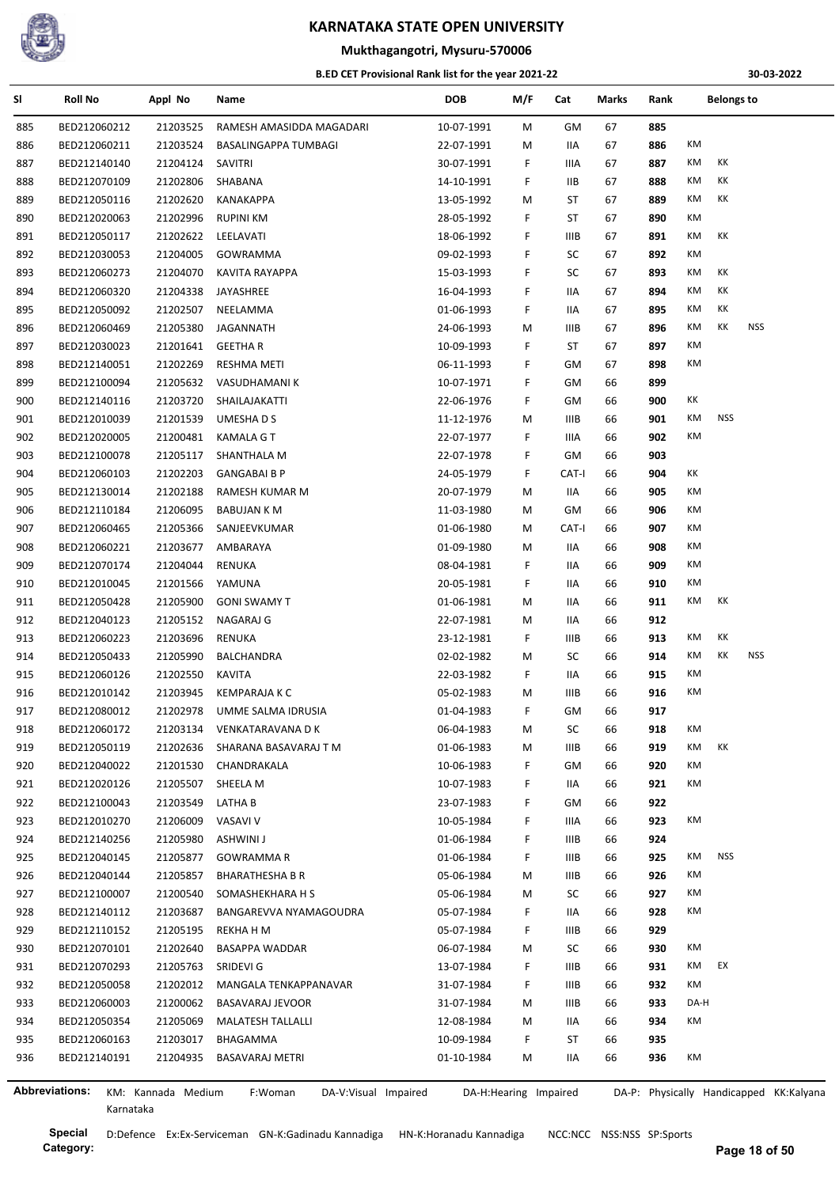# KARNATAKA STATE OPEN UNIVERSITY

## Mukthagangotri, Mysuru-570006

### B.ED CET Provisional Rank list for the year 2021-22

30-03-2022

| Sl | Roll No | Appl No | Name | DOB | M/F | Cat | Marks | Rank | Belongs to |
|---|---|---|---|---|---|---|---|---|---|
| 885 | BED212060212 | 21203525 | RAMESH AMASIDDA MAGADARI | 10-07-1991 | M | GM | 67 | 885 | |
| 886 | BED212060211 | 21203524 | BASALINGAPPA TUMBAGI | 22-07-1991 | M | IIA | 67 | 886 | KM |
| 887 | BED212140140 | 21204124 | SAVITRI | 30-07-1991 | F | IIIA | 67 | 887 | KM KK |
| 888 | BED212070109 | 21202806 | SHABANA | 14-10-1991 | F | IIB | 67 | 888 | KM KK |
| 889 | BED212050116 | 21202620 | KANAKAPPA | 13-05-1992 | M | ST | 67 | 889 | KM KK |
| 890 | BED212020063 | 21202996 | RUPINI KM | 28-05-1992 | F | ST | 67 | 890 | KM |
| 891 | BED212050117 | 21202622 | LEELAVATI | 18-06-1992 | F | IIIB | 67 | 891 | KM KK |
| 892 | BED212030053 | 21204005 | GOWRAMMA | 09-02-1993 | F | SC | 67 | 892 | KM |
| 893 | BED212060273 | 21204070 | KAVITA RAYAPPA | 15-03-1993 | F | SC | 67 | 893 | KM KK |
| 894 | BED212060320 | 21204338 | JAYASHREE | 16-04-1993 | F | IIA | 67 | 894 | KM KK |
| 895 | BED212050092 | 21202507 | NEELAMMA | 01-06-1993 | F | IIA | 67 | 895 | KM KK |
| 896 | BED212060469 | 21205380 | JAGANNATH | 24-06-1993 | M | IIIB | 67 | 896 | KM KK NSS |
| 897 | BED212030023 | 21201641 | GEETHA R | 10-09-1993 | F | ST | 67 | 897 | KM |
| 898 | BED212140051 | 21202269 | RESHMA METI | 06-11-1993 | F | GM | 67 | 898 | KM |
| 899 | BED212100094 | 21205632 | VASUDHAMANI K | 10-07-1971 | F | GM | 66 | 899 | |
| 900 | BED212140116 | 21203720 | SHAILAJAKATTI | 22-06-1976 | F | GM | 66 | 900 | KK |
| 901 | BED212010039 | 21201539 | UMESHA D S | 11-12-1976 | M | IIIB | 66 | 901 | KM NSS |
| 902 | BED212020005 | 21200481 | KAMALA G T | 22-07-1977 | F | IIIA | 66 | 902 | KM |
| 903 | BED212100078 | 21205117 | SHANTHALA M | 22-07-1978 | F | GM | 66 | 903 | |
| 904 | BED212060103 | 21202203 | GANGABAI B P | 24-05-1979 | F | CAT-I | 66 | 904 | KK |
| 905 | BED212130014 | 21202188 | RAMESH KUMAR M | 20-07-1979 | M | IIA | 66 | 905 | KM |
| 906 | BED212110184 | 21206095 | BABUJAN K M | 11-03-1980 | M | GM | 66 | 906 | KM |
| 907 | BED212060465 | 21205366 | SANJEEVKUMAR | 01-06-1980 | M | CAT-I | 66 | 907 | KM |
| 908 | BED212060221 | 21203677 | AMBARAYA | 01-09-1980 | M | IIA | 66 | 908 | KM |
| 909 | BED212070174 | 21204044 | RENUKA | 08-04-1981 | F | IIA | 66 | 909 | KM |
| 910 | BED212010045 | 21201566 | YAMUNA | 20-05-1981 | F | IIA | 66 | 910 | KM |
| 911 | BED212050428 | 21205900 | GONI SWAMY T | 01-06-1981 | M | IIA | 66 | 911 | KM KK |
| 912 | BED212040123 | 21205152 | NAGARAJ G | 22-07-1981 | M | IIA | 66 | 912 | |
| 913 | BED212060223 | 21203696 | RENUKA | 23-12-1981 | F | IIIB | 66 | 913 | KM KK |
| 914 | BED212050433 | 21205990 | BALCHANDRA | 02-02-1982 | M | SC | 66 | 914 | KM KK NSS |
| 915 | BED212060126 | 21202550 | KAVITA | 22-03-1982 | F | IIA | 66 | 915 | KM |
| 916 | BED212010142 | 21203945 | KEMPARAJA K C | 05-02-1983 | M | IIIB | 66 | 916 | KM |
| 917 | BED212080012 | 21202978 | UMME SALMA IDRUSIA | 01-04-1983 | F | GM | 66 | 917 | |
| 918 | BED212060172 | 21203134 | VENKATARAVANA D K | 06-04-1983 | M | SC | 66 | 918 | KM |
| 919 | BED212050119 | 21202636 | SHARANA BASAVARAJ T M | 01-06-1983 | M | IIIB | 66 | 919 | KM KK |
| 920 | BED212040022 | 21201530 | CHANDRAKALA | 10-06-1983 | F | GM | 66 | 920 | KM |
| 921 | BED212020126 | 21205507 | SHEELA M | 10-07-1983 | F | IIA | 66 | 921 | KM |
| 922 | BED212100043 | 21203549 | LATHA B | 23-07-1983 | F | GM | 66 | 922 | |
| 923 | BED212010270 | 21206009 | VASAVI V | 10-05-1984 | F | IIIA | 66 | 923 | KM |
| 924 | BED212140256 | 21205980 | ASHWINI J | 01-06-1984 | F | IIIB | 66 | 924 | |
| 925 | BED212040145 | 21205877 | GOWRAMMA R | 01-06-1984 | F | IIIB | 66 | 925 | KM NSS |
| 926 | BED212040144 | 21205857 | BHARATHESHA B R | 05-06-1984 | M | IIIB | 66 | 926 | KM |
| 927 | BED212100007 | 21200540 | SOMASHEKHARA H S | 05-06-1984 | M | SC | 66 | 927 | KM |
| 928 | BED212140112 | 21203687 | BANGAREVVA NYAMAGOUDRA | 05-07-1984 | F | IIA | 66 | 928 | KM |
| 929 | BED212110152 | 21205195 | REKHA H M | 05-07-1984 | F | IIIB | 66 | 929 | |
| 930 | BED212070101 | 21202640 | BASAPPA WADDAR | 06-07-1984 | M | SC | 66 | 930 | KM |
| 931 | BED212070293 | 21205763 | SRIDEVI G | 13-07-1984 | F | IIIB | 66 | 931 | KM EX |
| 932 | BED212050058 | 21202012 | MANGALA TENKAPPANAVAR | 31-07-1984 | F | IIIB | 66 | 932 | KM |
| 933 | BED212060003 | 21200062 | BASAVARAJ JEVOOR | 31-07-1984 | M | IIIB | 66 | 933 | DA-H |
| 934 | BED212050354 | 21205069 | MALATESH TALLALLI | 12-08-1984 | M | IIA | 66 | 934 | KM |
| 935 | BED212060163 | 21203017 | BHAGAMMA | 10-09-1984 | F | ST | 66 | 935 | |
| 936 | BED212140191 | 21204935 | BASAVARAJ METRI | 01-10-1984 | M | IIA | 66 | 936 | KM |

**Abbreviations:** KM: Kannada Medium F:Woman DA-V:Visual Impaired DA-H:Hearing Impaired DA-P: Physically Handicapped KK:Kalyana Karnataka

**Special Category:** D:Defence Ex:Ex-Serviceman GN-K:Gadinadu Kannadiga HN-K:Horanadu Kannadiga NCC:NCC NSS:NSS SP:Sports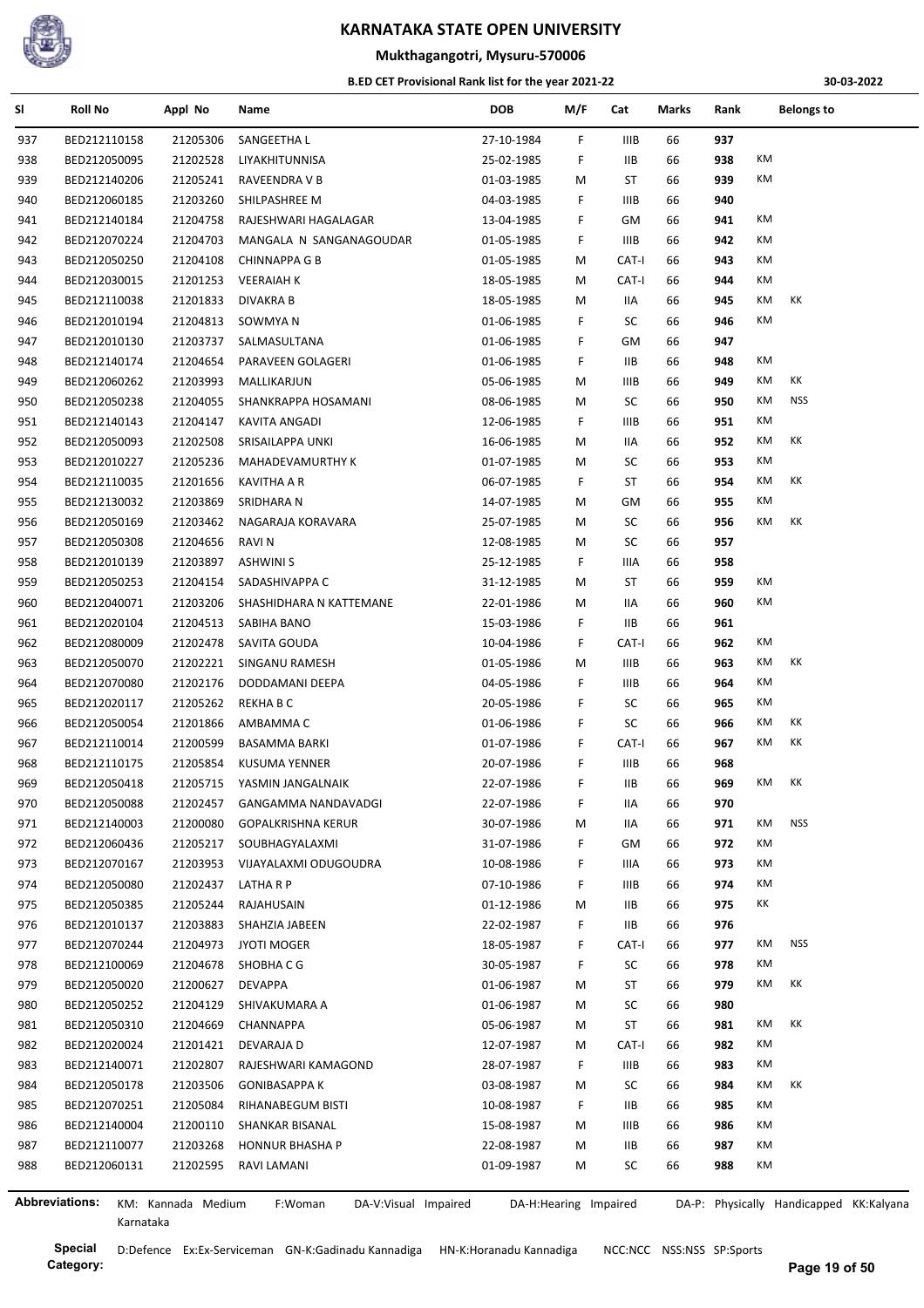# KARNATAKA STATE OPEN UNIVERSITY

## Mukthagangotri, Mysuru-570006

### B.ED CET Provisional Rank list for the year 2021-22

30-03-2022

| Sl | Roll No | Appl No | Name | DOB | M/F | Cat | Marks | Rank | Belongs to | |
|---|---|---|---|---|---|---|---|---|---|---|
| 937 | BED212110158 | 21205306 | SANGEETHA L | 27-10-1984 | F | IIIB | 66 | 937 | | |
| 938 | BED212050095 | 21202528 | LIYAKHITUNNISA | 25-02-1985 | F | IIB | 66 | 938 | KM | |
| 939 | BED212140206 | 21205241 | RAVEENDRA V B | 01-03-1985 | M | ST | 66 | 939 | KM | |
| 940 | BED212060185 | 21203260 | SHILPASHREE M | 04-03-1985 | F | IIIB | 66 | 940 | | |
| 941 | BED212140184 | 21204758 | RAJESHWARI HAGALAGAR | 13-04-1985 | F | GM | 66 | 941 | KM | |
| 942 | BED212070224 | 21204703 | MANGALA N SANGANAGOUDAR | 01-05-1985 | F | IIIB | 66 | 942 | KM | |
| 943 | BED212050250 | 21204108 | CHINNAPPA G B | 01-05-1985 | M | CAT-I | 66 | 943 | KM | |
| 944 | BED212030015 | 21201253 | VEERAIAH K | 18-05-1985 | M | CAT-I | 66 | 944 | KM | |
| 945 | BED212110038 | 21201833 | DIVAKRA B | 18-05-1985 | M | IIA | 66 | 945 | KM | KK |
| 946 | BED212010194 | 21204813 | SOWMYA N | 01-06-1985 | F | SC | 66 | 946 | KM | |
| 947 | BED212010130 | 21203737 | SALMASULTANA | 01-06-1985 | F | GM | 66 | 947 | | |
| 948 | BED212140174 | 21204654 | PARAVEEN GOLAGERI | 01-06-1985 | F | IIB | 66 | 948 | KM | |
| 949 | BED212060262 | 21203993 | MALLIKARJUN | 05-06-1985 | M | IIIB | 66 | 949 | KM | KK |
| 950 | BED212050238 | 21204055 | SHANKRAPPA HOSAMANI | 08-06-1985 | M | SC | 66 | 950 | KM | NSS |
| 951 | BED212140143 | 21204147 | KAVITA ANGADI | 12-06-1985 | F | IIIB | 66 | 951 | KM | |
| 952 | BED212050093 | 21202508 | SRISAILAPPA UNKI | 16-06-1985 | M | IIA | 66 | 952 | KM | KK |
| 953 | BED212010227 | 21205236 | MAHADEVAMURTHY K | 01-07-1985 | M | SC | 66 | 953 | KM | |
| 954 | BED212110035 | 21201656 | KAVITHA A R | 06-07-1985 | F | ST | 66 | 954 | KM | KK |
| 955 | BED212130032 | 21203869 | SRIDHARA N | 14-07-1985 | M | GM | 66 | 955 | KM | |
| 956 | BED212050169 | 21203462 | NAGARAJA KORAVARA | 25-07-1985 | M | SC | 66 | 956 | KM | KK |
| 957 | BED212050308 | 21204656 | RAVI N | 12-08-1985 | M | SC | 66 | 957 | | |
| 958 | BED212010139 | 21203897 | ASHWINI S | 25-12-1985 | F | IIIA | 66 | 958 | | |
| 959 | BED212050253 | 21204154 | SADASHIVAPPA C | 31-12-1985 | M | ST | 66 | 959 | KM | |
| 960 | BED212040071 | 21203206 | SHASHIDHARA N KATTEMANE | 22-01-1986 | M | IIA | 66 | 960 | KM | |
| 961 | BED212020104 | 21204513 | SABIHA BANO | 15-03-1986 | F | IIB | 66 | 961 | | |
| 962 | BED212080009 | 21202478 | SAVITA GOUDA | 10-04-1986 | F | CAT-I | 66 | 962 | KM | |
| 963 | BED212050070 | 21202221 | SINGANU RAMESH | 01-05-1986 | M | IIIB | 66 | 963 | KM | KK |
| 964 | BED212070080 | 21202176 | DODDAMANI DEEPA | 04-05-1986 | F | IIIB | 66 | 964 | KM | |
| 965 | BED212020117 | 21205262 | REKHA B C | 20-05-1986 | F | SC | 66 | 965 | KM | |
| 966 | BED212050054 | 21201866 | AMBAMMA C | 01-06-1986 | F | SC | 66 | 966 | KM | KK |
| 967 | BED212110014 | 21200599 | BASAMMA BARKI | 01-07-1986 | F | CAT-I | 66 | 967 | KM | KK |
| 968 | BED212110175 | 21205854 | KUSUMA YENNER | 20-07-1986 | F | IIIB | 66 | 968 | | |
| 969 | BED212050418 | 21205715 | YASMIN JANGALNAIK | 22-07-1986 | F | IIB | 66 | 969 | KM | KK |
| 970 | BED212050088 | 21202457 | GANGAMMA NANDAVADGI | 22-07-1986 | F | IIA | 66 | 970 | | |
| 971 | BED212140003 | 21200080 | GOPALKRISHNA KERUR | 30-07-1986 | M | IIA | 66 | 971 | KM | NSS |
| 972 | BED212060436 | 21205217 | SOUBHAGYALAXMI | 31-07-1986 | F | GM | 66 | 972 | KM | |
| 973 | BED212070167 | 21203953 | VIJAYALAXMI ODUGOUDRA | 10-08-1986 | F | IIIA | 66 | 973 | KM | |
| 974 | BED212050080 | 21202437 | LATHA R P | 07-10-1986 | F | IIIB | 66 | 974 | KM | |
| 975 | BED212050385 | 21205244 | RAJAHUSAIN | 01-12-1986 | M | IIB | 66 | 975 | KK | |
| 976 | BED212010137 | 21203883 | SHAHZIA JABEEN | 22-02-1987 | F | IIB | 66 | 976 | | |
| 977 | BED212070244 | 21204973 | JYOTI MOGER | 18-05-1987 | F | CAT-I | 66 | 977 | KM | NSS |
| 978 | BED212100069 | 21204678 | SHOBHA C G | 30-05-1987 | F | SC | 66 | 978 | KM | |
| 979 | BED212050020 | 21200627 | DEVAPPA | 01-06-1987 | M | ST | 66 | 979 | KM | KK |
| 980 | BED212050252 | 21204129 | SHIVAKUMARA A | 01-06-1987 | M | SC | 66 | 980 | | |
| 981 | BED212050310 | 21204669 | CHANNAPPA | 05-06-1987 | M | ST | 66 | 981 | KM | KK |
| 982 | BED212020024 | 21201421 | DEVARAJA D | 12-07-1987 | M | CAT-I | 66 | 982 | KM | |
| 983 | BED212140071 | 21202807 | RAJESHWARI KAMAGOND | 28-07-1987 | F | IIIB | 66 | 983 | KM | |
| 984 | BED212050178 | 21203506 | GONIBASAPPA K | 03-08-1987 | M | SC | 66 | 984 | KM | KK |
| 985 | BED212070251 | 21205084 | RIHANABEGUM BISTI | 10-08-1987 | F | IIB | 66 | 985 | KM | |
| 986 | BED212140004 | 21200110 | SHANKAR BISANAL | 15-08-1987 | M | IIIB | 66 | 986 | KM | |
| 987 | BED212110077 | 21203268 | HONNUR BHASHA P | 22-08-1987 | M | IIB | 66 | 987 | KM | |
| 988 | BED212060131 | 21202595 | RAVI LAMANI | 01-09-1987 | M | SC | 66 | 988 | KM | |

**Abbreviations:** KM: Kannada Medium F:Woman DA-V:Visual Impaired DA-H:Hearing Impaired DA-P: Physically Handicapped KK:Kalyana Karnataka

**Special Category:** D:Defence Ex:Ex-Serviceman GN-K:Gadinadu Kannadiga HN-K:Horanadu Kannadiga NCC:NCC NSS:NSS SP:Sports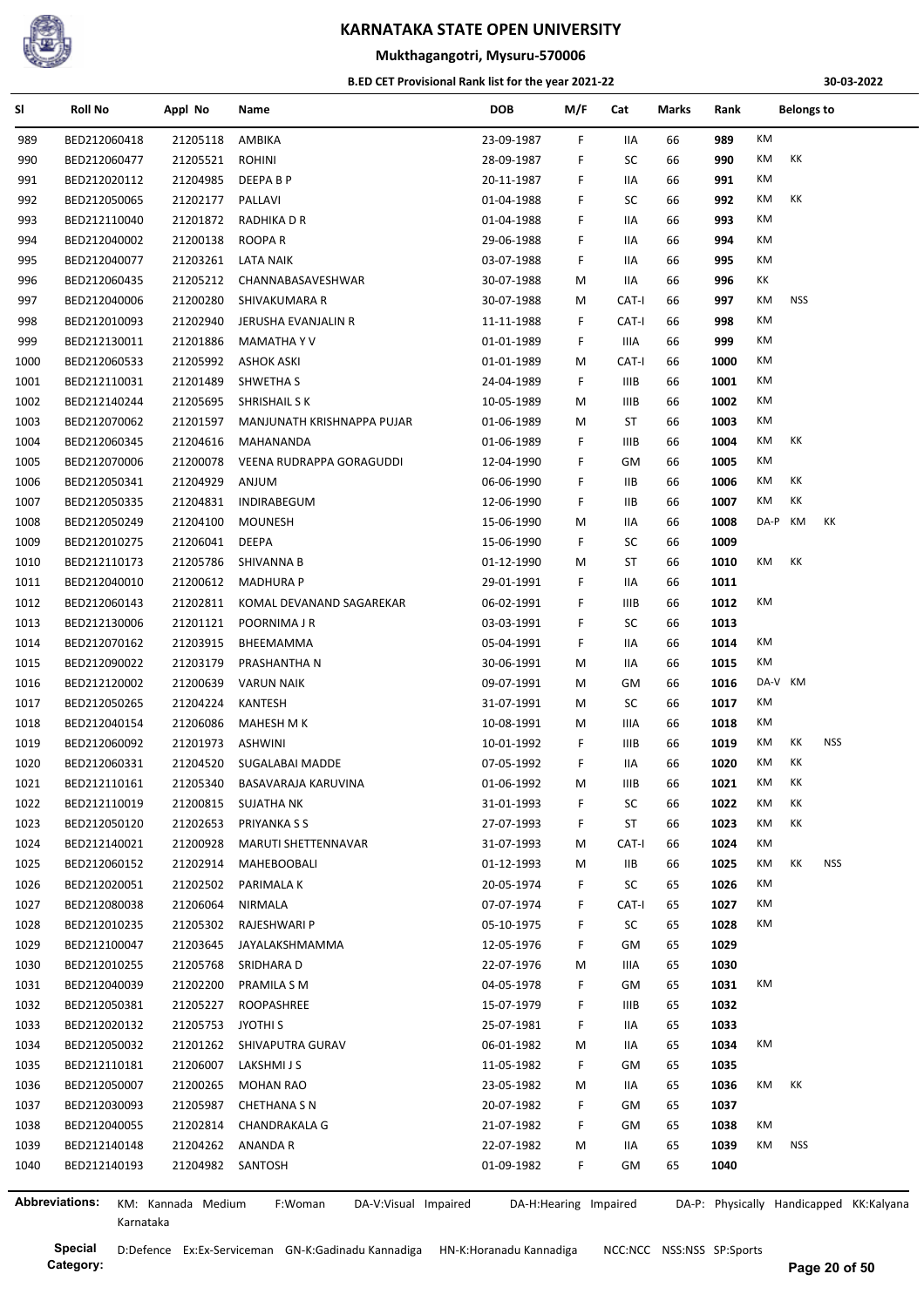# KARNATAKA STATE OPEN UNIVERSITY

## Mukthagangotri, Mysuru-570006

### B.ED CET Provisional Rank list for the year 2021-22

30-03-2022

| Sl | Roll No | Appl No | Name | DOB | M/F | Cat | Marks | Rank | Belongs to |
|---|---|---|---|---|---|---|---|---|---|
| 989 | BED212060418 | 21205118 | AMBIKA | 23-09-1987 | F | IIA | 66 | 989 | KM |
| 990 | BED212060477 | 21205521 | ROHINI | 28-09-1987 | F | SC | 66 | 990 | KM KK |
| 991 | BED212020112 | 21204985 | DEEPA B P | 20-11-1987 | F | IIA | 66 | 991 | KM |
| 992 | BED212050065 | 21202177 | PALLAVI | 01-04-1988 | F | SC | 66 | 992 | KM KK |
| 993 | BED212110040 | 21201872 | RADHIKA D R | 01-04-1988 | F | IIA | 66 | 993 | KM |
| 994 | BED212040002 | 21200138 | ROOPA R | 29-06-1988 | F | IIA | 66 | 994 | KM |
| 995 | BED212040077 | 21203261 | LATA NAIK | 03-07-1988 | F | IIA | 66 | 995 | KM |
| 996 | BED212060435 | 21205212 | CHANNABASAVESHWAR | 30-07-1988 | M | IIA | 66 | 996 | KK |
| 997 | BED212040006 | 21200280 | SHIVAKUMARA R | 30-07-1988 | M | CAT-I | 66 | 997 | KM NSS |
| 998 | BED212010093 | 21202940 | JERUSHA EVANJALIN R | 11-11-1988 | F | CAT-I | 66 | 998 | KM |
| 999 | BED212130011 | 21201886 | MAMATHA Y V | 01-01-1989 | F | IIIA | 66 | 999 | KM |
| 1000 | BED212060533 | 21205992 | ASHOK ASKI | 01-01-1989 | M | CAT-I | 66 | 1000 | KM |
| 1001 | BED212110031 | 21201489 | SHWETHA S | 24-04-1989 | F | IIIB | 66 | 1001 | KM |
| 1002 | BED212140244 | 21205695 | SHRISHAIL S K | 10-05-1989 | M | IIIB | 66 | 1002 | KM |
| 1003 | BED212070062 | 21201597 | MANJUNATH KRISHNAPPA PUJAR | 01-06-1989 | M | ST | 66 | 1003 | KM |
| 1004 | BED212060345 | 21204616 | MAHANANDA | 01-06-1989 | F | IIIB | 66 | 1004 | KM KK |
| 1005 | BED212070006 | 21200078 | VEENA RUDRAPPA GORAGUDDI | 12-04-1990 | F | GM | 66 | 1005 | KM |
| 1006 | BED212050341 | 21204929 | ANJUM | 06-06-1990 | F | IIB | 66 | 1006 | KM KK |
| 1007 | BED212050335 | 21204831 | INDIRABEGUM | 12-06-1990 | F | IIB | 66 | 1007 | KM KK |
| 1008 | BED212050249 | 21204100 | MOUNESH | 15-06-1990 | M | IIA | 66 | 1008 | DA-P KM KK |
| 1009 | BED212010275 | 21206041 | DEEPA | 15-06-1990 | F | SC | 66 | 1009 | |
| 1010 | BED212110173 | 21205786 | SHIVANNA B | 01-12-1990 | M | ST | 66 | 1010 | KM KK |
| 1011 | BED212040010 | 21200612 | MADHURA P | 29-01-1991 | F | IIA | 66 | 1011 | |
| 1012 | BED212060143 | 21202811 | KOMAL DEVANAND SAGAREKAR | 06-02-1991 | F | IIIB | 66 | 1012 | KM |
| 1013 | BED212130006 | 21201121 | POORNIMA J R | 03-03-1991 | F | SC | 66 | 1013 | |
| 1014 | BED212070162 | 21203915 | BHEEMAMMA | 05-04-1991 | F | IIA | 66 | 1014 | KM |
| 1015 | BED212090022 | 21203179 | PRASHANTHA N | 30-06-1991 | M | IIA | 66 | 1015 | KM |
| 1016 | BED212120002 | 21200639 | VARUN NAIK | 09-07-1991 | M | GM | 66 | 1016 | DA-V KM |
| 1017 | BED212050265 | 21204224 | KANTESH | 31-07-1991 | M | SC | 66 | 1017 | KM |
| 1018 | BED212040154 | 21206086 | MAHESH M K | 10-08-1991 | M | IIIA | 66 | 1018 | KM |
| 1019 | BED212060092 | 21201973 | ASHWINI | 10-01-1992 | F | IIIB | 66 | 1019 | KM KK NSS |
| 1020 | BED212060331 | 21204520 | SUGALABAI MADDE | 07-05-1992 | F | IIA | 66 | 1020 | KM KK |
| 1021 | BED212110161 | 21205340 | BASAVARAJA KARUVINA | 01-06-1992 | M | IIIB | 66 | 1021 | KM KK |
| 1022 | BED212110019 | 21200815 | SUJATHA NK | 31-01-1993 | F | SC | 66 | 1022 | KM KK |
| 1023 | BED212050120 | 21202653 | PRIYANKA S S | 27-07-1993 | F | ST | 66 | 1023 | KM KK |
| 1024 | BED212140021 | 21200928 | MARUTI SHETTENNAVAR | 31-07-1993 | M | CAT-I | 66 | 1024 | KM |
| 1025 | BED212060152 | 21202914 | MAHEBOOBALI | 01-12-1993 | M | IIB | 66 | 1025 | KM KK NSS |
| 1026 | BED212020051 | 21202502 | PARIMALA K | 20-05-1974 | F | SC | 65 | 1026 | KM |
| 1027 | BED212080038 | 21206064 | NIRMALA | 07-07-1974 | F | CAT-I | 65 | 1027 | KM |
| 1028 | BED212010235 | 21205302 | RAJESHWARI P | 05-10-1975 | F | SC | 65 | 1028 | KM |
| 1029 | BED212100047 | 21203645 | JAYALAKSHMAMMA | 12-05-1976 | F | GM | 65 | 1029 | |
| 1030 | BED212010255 | 21205768 | SRIDHARA D | 22-07-1976 | M | IIIA | 65 | 1030 | |
| 1031 | BED212040039 | 21202200 | PRAMILA S M | 04-05-1978 | F | GM | 65 | 1031 | KM |
| 1032 | BED212050381 | 21205227 | ROOPASHREE | 15-07-1979 | F | IIIB | 65 | 1032 | |
| 1033 | BED212020132 | 21205753 | JYOTHI S | 25-07-1981 | F | IIA | 65 | 1033 | |
| 1034 | BED212050032 | 21201262 | SHIVAPUTRA GURAV | 06-01-1982 | M | IIA | 65 | 1034 | KM |
| 1035 | BED212110181 | 21206007 | LAKSHMI J S | 11-05-1982 | F | GM | 65 | 1035 | |
| 1036 | BED212050007 | 21200265 | MOHAN RAO | 23-05-1982 | M | IIA | 65 | 1036 | KM KK |
| 1037 | BED212030093 | 21205987 | CHETHANA S N | 20-07-1982 | F | GM | 65 | 1037 | |
| 1038 | BED212040055 | 21202814 | CHANDRAKALA G | 21-07-1982 | F | GM | 65 | 1038 | KM |
| 1039 | BED212140148 | 21204262 | ANANDA R | 22-07-1982 | M | IIA | 65 | 1039 | KM NSS |
| 1040 | BED212140193 | 21204982 | SANTOSH | 01-09-1982 | F | GM | 65 | 1040 | |

**Abbreviations:** KM: Kannada Medium F:Woman DA-V:Visual Impaired DA-H:Hearing Impaired DA-P: Physically Handicapped KK:Kalyana Karnataka

**Special Category:** D:Defence Ex:Ex-Serviceman GN-K:Gadinadu Kannadiga HN-K:Horanadu Kannadiga NCC:NCC NSS:NSS SP:Sports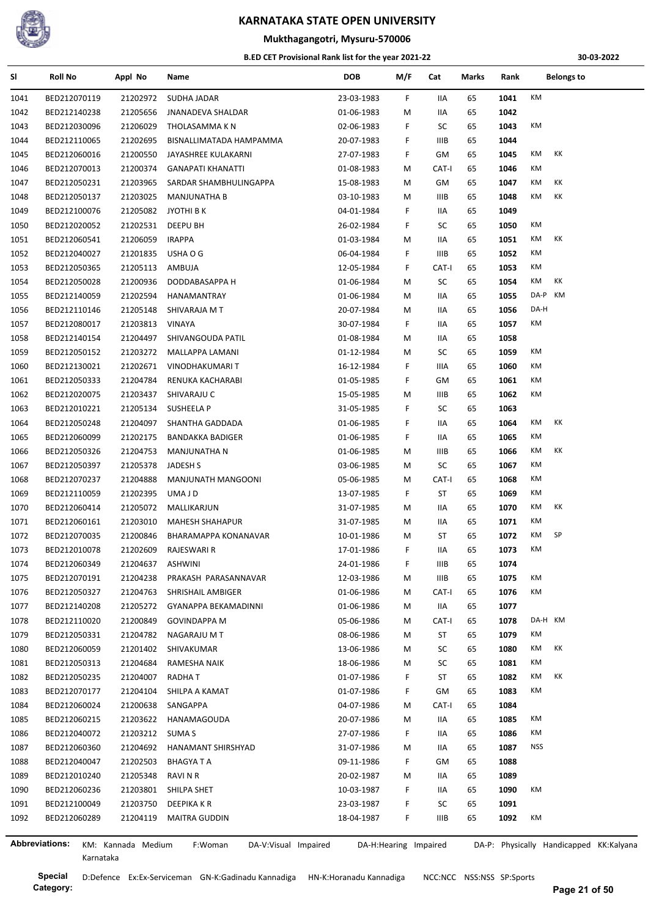# KARNATAKA STATE OPEN UNIVERSITY

## Mukthagangotri, Mysuru-570006

### B.ED CET Provisional Rank list for the year 2021-22

30-03-2022

| Sl | Roll No | Appl No | Name | DOB | M/F | Cat | Marks | Rank | Belongs to |
|---|---|---|---|---|---|---|---|---|---|
| 1041 | BED212070119 | 21202972 | SUDHA JADAR | 23-03-1983 | F | IIA | 65 | 1041 | KM |
| 1042 | BED212140238 | 21205656 | JNANADEVA SHALDAR | 01-06-1983 | M | IIA | 65 | 1042 | |
| 1043 | BED212030096 | 21206029 | THOLASAMMA K N | 02-06-1983 | F | SC | 65 | 1043 | KM |
| 1044 | BED212110065 | 21202695 | BISNALLIMATADA HAMPAMMA | 20-07-1983 | F | IIIB | 65 | 1044 | |
| 1045 | BED212060016 | 21200550 | JAYASHREE KULAKARNI | 27-07-1983 | F | GM | 65 | 1045 | KM KK |
| 1046 | BED212070013 | 21200374 | GANAPATI KHANATTI | 01-08-1983 | M | CAT-I | 65 | 1046 | KM |
| 1047 | BED212050231 | 21203965 | SARDAR SHAMBHULINGAPPA | 15-08-1983 | M | GM | 65 | 1047 | KM KK |
| 1048 | BED212050137 | 21203025 | MANJUNATHA B | 03-10-1983 | M | IIIB | 65 | 1048 | KM KK |
| 1049 | BED212100076 | 21205082 | JYOTHI B K | 04-01-1984 | F | IIA | 65 | 1049 | |
| 1050 | BED212020052 | 21202531 | DEEPU BH | 26-02-1984 | F | SC | 65 | 1050 | KM |
| 1051 | BED212060541 | 21206059 | IRAPPA | 01-03-1984 | M | IIA | 65 | 1051 | KM KK |
| 1052 | BED212040027 | 21201835 | USHA O G | 06-04-1984 | F | IIIB | 65 | 1052 | KM |
| 1053 | BED212050365 | 21205113 | AMBUJA | 12-05-1984 | F | CAT-I | 65 | 1053 | KM |
| 1054 | BED212050028 | 21200936 | DODDABASAPPA H | 01-06-1984 | M | SC | 65 | 1054 | KM KK |
| 1055 | BED212140059 | 21202594 | HANAMANTRAY | 01-06-1984 | M | IIA | 65 | 1055 | DA-P KM |
| 1056 | BED212110146 | 21205148 | SHIVARAJA M T | 20-07-1984 | M | IIA | 65 | 1056 | DA-H |
| 1057 | BED212080017 | 21203813 | VINAYA | 30-07-1984 | F | IIA | 65 | 1057 | KM |
| 1058 | BED212140154 | 21204497 | SHIVANGOUDA PATIL | 01-08-1984 | M | IIA | 65 | 1058 | |
| 1059 | BED212050152 | 21203272 | MALLAPPA LAMANI | 01-12-1984 | M | SC | 65 | 1059 | KM |
| 1060 | BED212130021 | 21202671 | VINODHAKUMARI T | 16-12-1984 | F | IIIA | 65 | 1060 | KM |
| 1061 | BED212050333 | 21204784 | RENUKA KACHARABI | 01-05-1985 | F | GM | 65 | 1061 | KM |
| 1062 | BED212020075 | 21203437 | SHIVARAJU C | 15-05-1985 | M | IIIB | 65 | 1062 | KM |
| 1063 | BED212010221 | 21205134 | SUSHEELA P | 31-05-1985 | F | SC | 65 | 1063 | |
| 1064 | BED212050248 | 21204097 | SHANTHA GADDADA | 01-06-1985 | F | IIA | 65 | 1064 | KM KK |
| 1065 | BED212060099 | 21202175 | BANDAKKA BADIGER | 01-06-1985 | F | IIA | 65 | 1065 | KM |
| 1066 | BED212050326 | 21204753 | MANJUNATHA N | 01-06-1985 | M | IIIB | 65 | 1066 | KM KK |
| 1067 | BED212050397 | 21205378 | JADESH S | 03-06-1985 | M | SC | 65 | 1067 | KM |
| 1068 | BED212070237 | 21204888 | MANJUNATH MANGOONI | 05-06-1985 | M | CAT-I | 65 | 1068 | KM |
| 1069 | BED212110059 | 21202395 | UMA J D | 13-07-1985 | F | ST | 65 | 1069 | KM |
| 1070 | BED212060414 | 21205072 | MALLIKARJUN | 31-07-1985 | M | IIA | 65 | 1070 | KM KK |
| 1071 | BED212060161 | 21203010 | MAHESH SHAHAPUR | 31-07-1985 | M | IIA | 65 | 1071 | KM |
| 1072 | BED212070035 | 21200846 | BHARAMAPPA KONANAVAR | 10-01-1986 | M | ST | 65 | 1072 | KM SP |
| 1073 | BED212010078 | 21202609 | RAJESWARI R | 17-01-1986 | F | IIA | 65 | 1073 | KM |
| 1074 | BED212060349 | 21204637 | ASHWINI | 24-01-1986 | F | IIIB | 65 | 1074 | |
| 1075 | BED212070191 | 21204238 | PRAKASH PARASANNAVAR | 12-03-1986 | M | IIIB | 65 | 1075 | KM |
| 1076 | BED212050327 | 21204763 | SHRISHAIL AMBIGER | 01-06-1986 | M | CAT-I | 65 | 1076 | KM |
| 1077 | BED212140208 | 21205272 | GYANAPPA BEKAMADINNI | 01-06-1986 | M | IIA | 65 | 1077 | |
| 1078 | BED212110020 | 21200849 | GOVINDAPPA M | 05-06-1986 | M | CAT-I | 65 | 1078 | DA-H KM |
| 1079 | BED212050331 | 21204782 | NAGARAJU M T | 08-06-1986 | M | ST | 65 | 1079 | KM |
| 1080 | BED212060059 | 21201402 | SHIVAKUMAR | 13-06-1986 | M | SC | 65 | 1080 | KM KK |
| 1081 | BED212050313 | 21204684 | RAMESHA NAIK | 18-06-1986 | M | SC | 65 | 1081 | KM |
| 1082 | BED212050235 | 21204007 | RADHA T | 01-07-1986 | F | ST | 65 | 1082 | KM KK |
| 1083 | BED212070177 | 21204104 | SHILPA A KAMAT | 01-07-1986 | F | GM | 65 | 1083 | KM |
| 1084 | BED212060024 | 21200638 | SANGAPPA | 04-07-1986 | M | CAT-I | 65 | 1084 | |
| 1085 | BED212060215 | 21203622 | HANAMAGOUDA | 20-07-1986 | M | IIA | 65 | 1085 | KM |
| 1086 | BED212040072 | 21203212 | SUMA S | 27-07-1986 | F | IIA | 65 | 1086 | KM |
| 1087 | BED212060360 | 21204692 | HANAMANT SHIRSHYAD | 31-07-1986 | M | IIA | 65 | 1087 | NSS |
| 1088 | BED212040047 | 21202503 | BHAGYA T A | 09-11-1986 | F | GM | 65 | 1088 | |
| 1089 | BED212010240 | 21205348 | RAVI N R | 20-02-1987 | M | IIA | 65 | 1089 | |
| 1090 | BED212060236 | 21203801 | SHILPA SHET | 10-03-1987 | F | IIA | 65 | 1090 | KM |
| 1091 | BED212100049 | 21203750 | DEEPIKA K R | 23-03-1987 | F | SC | 65 | 1091 | |
| 1092 | BED212060289 | 21204119 | MAITRA GUDDIN | 18-04-1987 | F | IIIB | 65 | 1092 | KM |

**Abbreviations:** KM: Kannada Medium F:Woman DA-V:Visual Impaired DA-H:Hearing Impaired DA-P: Physically Handicapped KK:Kalyana Karnataka

**Special Category:** D:Defence Ex:Ex-Serviceman GN-K:Gadinadu Kannadiga HN-K:Horanadu Kannadiga NCC:NCC NSS:NSS SP:Sports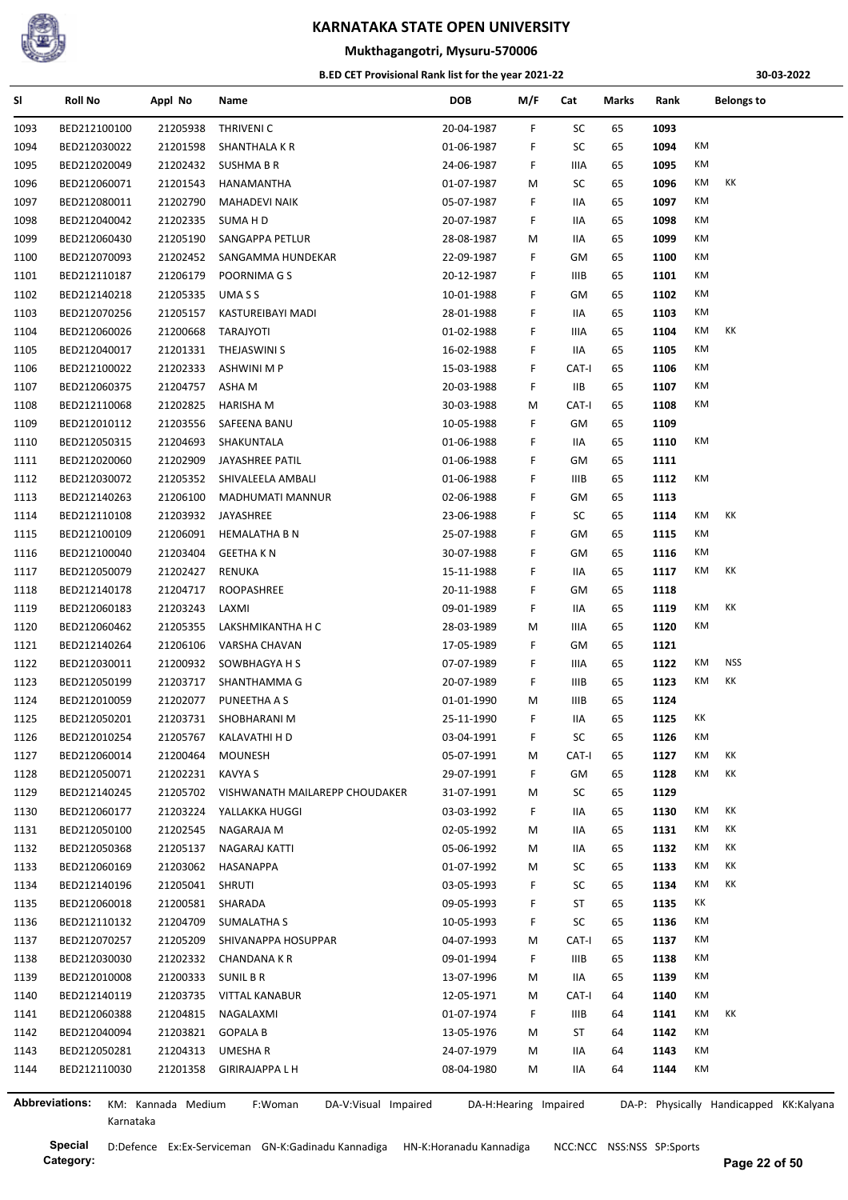# KARNATAKA STATE OPEN UNIVERSITY

## Mukthagangotri, Mysuru-570006

### B.ED CET Provisional Rank list for the year 2021-22

30-03-2022

| Sl | Roll No | Appl No | Name | DOB | M/F | Cat | Marks | Rank | Belongs to | |
|---|---|---|---|---|---|---|---|---|---|---|
| 1093 | BED212100100 | 21205938 | THRIVENI C | 20-04-1987 | F | SC | 65 | 1093 | | |
| 1094 | BED212030022 | 21201598 | SHANTHALA K R | 01-06-1987 | F | SC | 65 | 1094 | KM | |
| 1095 | BED212020049 | 21202432 | SUSHMA B R | 24-06-1987 | F | IIIA | 65 | 1095 | KM | |
| 1096 | BED212060071 | 21201543 | HANAMANTHA | 01-07-1987 | M | SC | 65 | 1096 | KM | KK |
| 1097 | BED212080011 | 21202790 | MAHADEVI NAIK | 05-07-1987 | F | IIA | 65 | 1097 | KM | |
| 1098 | BED212040042 | 21202335 | SUMA H D | 20-07-1987 | F | IIA | 65 | 1098 | KM | |
| 1099 | BED212060430 | 21205190 | SANGAPPA PETLUR | 28-08-1987 | M | IIA | 65 | 1099 | KM | |
| 1100 | BED212070093 | 21202452 | SANGAMMA HUNDEKAR | 22-09-1987 | F | GM | 65 | 1100 | KM | |
| 1101 | BED212110187 | 21206179 | POORNIMA G S | 20-12-1987 | F | IIIB | 65 | 1101 | KM | |
| 1102 | BED212140218 | 21205335 | UMA S S | 10-01-1988 | F | GM | 65 | 1102 | KM | |
| 1103 | BED212070256 | 21205157 | KASTUREIBAYI MADI | 28-01-1988 | F | IIA | 65 | 1103 | KM | |
| 1104 | BED212060026 | 21200668 | TARAJYOTI | 01-02-1988 | F | IIIA | 65 | 1104 | KM | KK |
| 1105 | BED212040017 | 21201331 | THEJASWINI S | 16-02-1988 | F | IIA | 65 | 1105 | KM | |
| 1106 | BED212100022 | 21202333 | ASHWINI M P | 15-03-1988 | F | CAT-I | 65 | 1106 | KM | |
| 1107 | BED212060375 | 21204757 | ASHA M | 20-03-1988 | F | IIB | 65 | 1107 | KM | |
| 1108 | BED212110068 | 21202825 | HARISHA M | 30-03-1988 | M | CAT-I | 65 | 1108 | KM | |
| 1109 | BED212010112 | 21203556 | SAFEENA BANU | 10-05-1988 | F | GM | 65 | 1109 | | |
| 1110 | BED212050315 | 21204693 | SHAKUNTALA | 01-06-1988 | F | IIA | 65 | 1110 | KM | |
| 1111 | BED212020060 | 21202909 | JAYASHREE PATIL | 01-06-1988 | F | GM | 65 | 1111 | | |
| 1112 | BED212030072 | 21205352 | SHIVALEELA AMBALI | 01-06-1988 | F | IIIB | 65 | 1112 | KM | |
| 1113 | BED212140263 | 21206100 | MADHUMATI MANNUR | 02-06-1988 | F | GM | 65 | 1113 | | |
| 1114 | BED212110108 | 21203932 | JAYASHREE | 23-06-1988 | F | SC | 65 | 1114 | KM | KK |
| 1115 | BED212100109 | 21206091 | HEMALATHA B N | 25-07-1988 | F | GM | 65 | 1115 | KM | |
| 1116 | BED212100040 | 21203404 | GEETHA K N | 30-07-1988 | F | GM | 65 | 1116 | KM | |
| 1117 | BED212050079 | 21202427 | RENUKA | 15-11-1988 | F | IIA | 65 | 1117 | KM | KK |
| 1118 | BED212140178 | 21204717 | ROOPASHREE | 20-11-1988 | F | GM | 65 | 1118 | | |
| 1119 | BED212060183 | 21203243 | LAXMI | 09-01-1989 | F | IIA | 65 | 1119 | KM | KK |
| 1120 | BED212060462 | 21205355 | LAKSHMIKANTHA H C | 28-03-1989 | M | IIIA | 65 | 1120 | KM | |
| 1121 | BED212140264 | 21206106 | VARSHA CHAVAN | 17-05-1989 | F | GM | 65 | 1121 | | |
| 1122 | BED212030011 | 21200932 | SOWBHAGYA H S | 07-07-1989 | F | IIIA | 65 | 1122 | KM | NSS |
| 1123 | BED212050199 | 21203717 | SHANTHAMMA G | 20-07-1989 | F | IIIB | 65 | 1123 | KM | KK |
| 1124 | BED212010059 | 21202077 | PUNEETHA A S | 01-01-1990 | M | IIIB | 65 | 1124 | | |
| 1125 | BED212050201 | 21203731 | SHOBHARANI M | 25-11-1990 | F | IIA | 65 | 1125 | KK | |
| 1126 | BED212010254 | 21205767 | KALAVATHI H D | 03-04-1991 | F | SC | 65 | 1126 | KM | |
| 1127 | BED212060014 | 21200464 | MOUNESH | 05-07-1991 | M | CAT-I | 65 | 1127 | KM | KK |
| 1128 | BED212050071 | 21202231 | KAVYA S | 29-07-1991 | F | GM | 65 | 1128 | KM | KK |
| 1129 | BED212140245 | 21205702 | VISHWANATH MAILAREPP CHOUDAKER | 31-07-1991 | M | SC | 65 | 1129 | | |
| 1130 | BED212060177 | 21203224 | YALLAKKA HUGGI | 03-03-1992 | F | IIA | 65 | 1130 | KM | KK |
| 1131 | BED212050100 | 21202545 | NAGARAJA M | 02-05-1992 | M | IIA | 65 | 1131 | KM | KK |
| 1132 | BED212050368 | 21205137 | NAGARAJ KATTI | 05-06-1992 | M | IIA | 65 | 1132 | KM | KK |
| 1133 | BED212060169 | 21203062 | HASANAPPA | 01-07-1992 | M | SC | 65 | 1133 | KM | KK |
| 1134 | BED212140196 | 21205041 | SHRUTI | 03-05-1993 | F | SC | 65 | 1134 | KM | KK |
| 1135 | BED212060018 | 21200581 | SHARADA | 09-05-1993 | F | ST | 65 | 1135 | KK | |
| 1136 | BED212110132 | 21204709 | SUMALATHA S | 10-05-1993 | F | SC | 65 | 1136 | KM | |
| 1137 | BED212070257 | 21205209 | SHIVANAPPA HOSUPPAR | 04-07-1993 | M | CAT-I | 65 | 1137 | KM | |
| 1138 | BED212030030 | 21202332 | CHANDANA K R | 09-01-1994 | F | IIIB | 65 | 1138 | KM | |
| 1139 | BED212010008 | 21200333 | SUNIL B R | 13-07-1996 | M | IIA | 65 | 1139 | KM | |
| 1140 | BED212140119 | 21203735 | VITTAL KANABUR | 12-05-1971 | M | CAT-I | 64 | 1140 | KM | |
| 1141 | BED212060388 | 21204815 | NAGALAXMI | 01-07-1974 | F | IIIB | 64 | 1141 | KM | KK |
| 1142 | BED212040094 | 21203821 | GOPALA B | 13-05-1976 | M | ST | 64 | 1142 | KM | |
| 1143 | BED212050281 | 21204313 | UMESHA R | 24-07-1979 | M | IIA | 64 | 1143 | KM | |
| 1144 | BED212110030 | 21201358 | GIRIRAJAPPA L H | 08-04-1980 | M | IIA | 64 | 1144 | KM | |

**Abbreviations:** KM: Kannada Medium F:Woman DA-V:Visual Impaired DA-H:Hearing Impaired DA-P: Physically Handicapped KK:Kalyana Karnataka

**Special Category:** D:Defence Ex:Ex-Serviceman GN-K:Gadinadu Kannadiga HN-K:Horanadu Kannadiga NCC:NCC NSS:NSS SP:Sports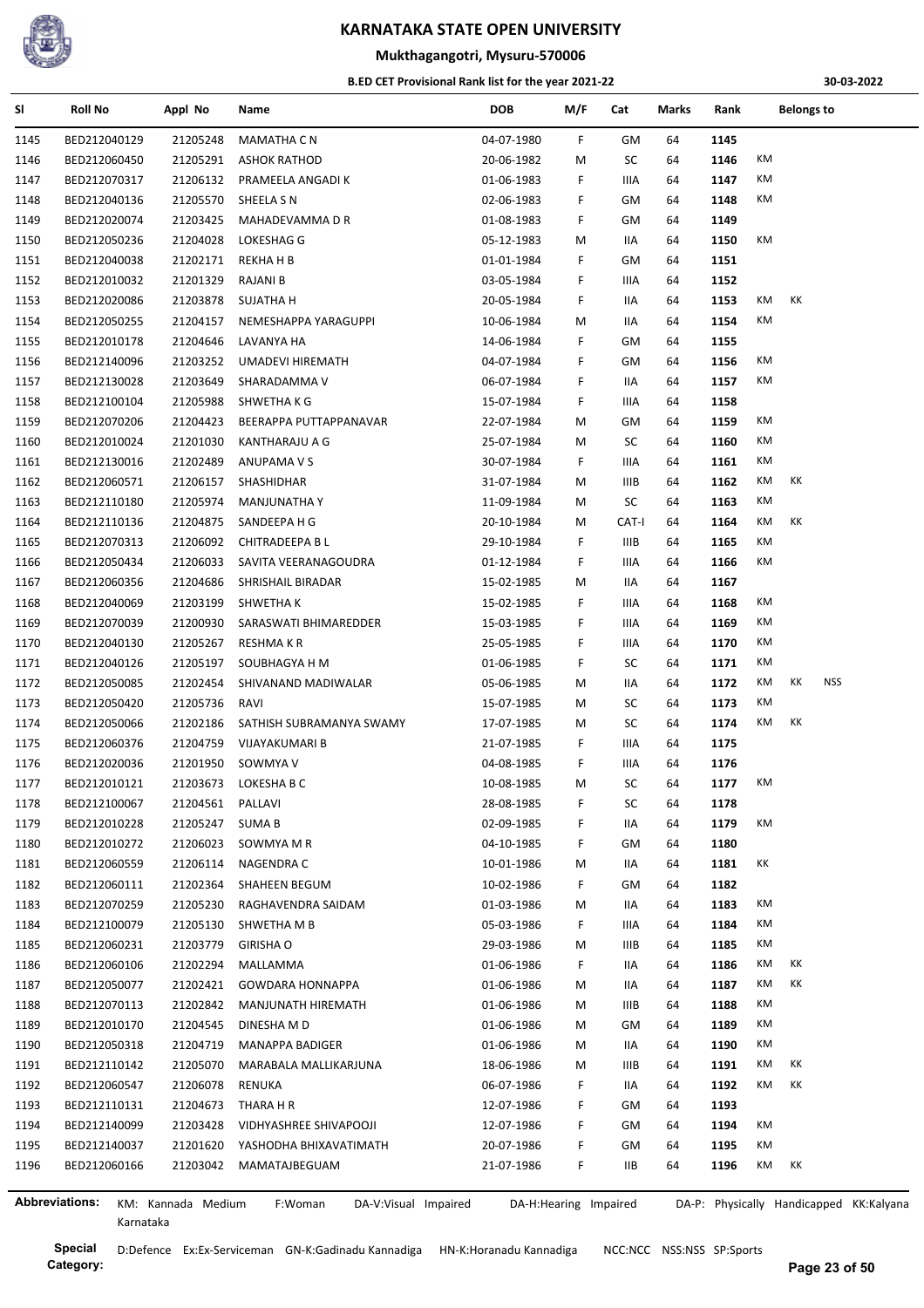# KARNATAKA STATE OPEN UNIVERSITY

## Mukthagangotri, Mysuru-570006

### B.ED CET Provisional Rank list for the year 2021-22

30-03-2022

| Sl | Roll No | Appl No | Name | DOB | M/F | Cat | Marks | Rank | Belongs to | | |
|---|---|---|---|---|---|---|---|---|---|---|---|
| 1145 | BED212040129 | 21205248 | MAMATHA C N | 04-07-1980 | F | GM | 64 | 1145 | | | |
| 1146 | BED212060450 | 21205291 | ASHOK RATHOD | 20-06-1982 | M | SC | 64 | 1146 | KM | | |
| 1147 | BED212070317 | 21206132 | PRAMEELA ANGADI K | 01-06-1983 | F | IIIA | 64 | 1147 | KM | | |
| 1148 | BED212040136 | 21205570 | SHEELA S N | 02-06-1983 | F | GM | 64 | 1148 | KM | | |
| 1149 | BED212020074 | 21203425 | MAHADEVAMMA D R | 01-08-1983 | F | GM | 64 | 1149 | | | |
| 1150 | BED212050236 | 21204028 | LOKESHAG G | 05-12-1983 | M | IIA | 64 | 1150 | KM | | |
| 1151 | BED212040038 | 21202171 | REKHA H B | 01-01-1984 | F | GM | 64 | 1151 | | | |
| 1152 | BED212010032 | 21201329 | RAJANI B | 03-05-1984 | F | IIIA | 64 | 1152 | | | |
| 1153 | BED212020086 | 21203878 | SUJATHA H | 20-05-1984 | F | IIA | 64 | 1153 | KM | KK | |
| 1154 | BED212050255 | 21204157 | NEMESHAPPA YARAGUPPI | 10-06-1984 | M | IIA | 64 | 1154 | KM | | |
| 1155 | BED212010178 | 21204646 | LAVANYA HA | 14-06-1984 | F | GM | 64 | 1155 | | | |
| 1156 | BED212140096 | 21203252 | UMADEVI HIREMATH | 04-07-1984 | F | GM | 64 | 1156 | KM | | |
| 1157 | BED212130028 | 21203649 | SHARADAMMA V | 06-07-1984 | F | IIA | 64 | 1157 | KM | | |
| 1158 | BED212100104 | 21205988 | SHWETHA K G | 15-07-1984 | F | IIIA | 64 | 1158 | | | |
| 1159 | BED212070206 | 21204423 | BEERAPPA PUTTAPPANAVAR | 22-07-1984 | M | GM | 64 | 1159 | KM | | |
| 1160 | BED212010024 | 21201030 | KANTHARAJU A G | 25-07-1984 | M | SC | 64 | 1160 | KM | | |
| 1161 | BED212130016 | 21202489 | ANUPAMA V S | 30-07-1984 | F | IIIA | 64 | 1161 | KM | | |
| 1162 | BED212060571 | 21206157 | SHASHIDHAR | 31-07-1984 | M | IIIB | 64 | 1162 | KM | KK | |
| 1163 | BED212110180 | 21205974 | MANJUNATHA Y | 11-09-1984 | M | SC | 64 | 1163 | KM | | |
| 1164 | BED212110136 | 21204875 | SANDEEPA H G | 20-10-1984 | M | CAT-I | 64 | 1164 | KM | KK | |
| 1165 | BED212070313 | 21206092 | CHITRADEEPA B L | 29-10-1984 | F | IIIB | 64 | 1165 | KM | | |
| 1166 | BED212050434 | 21206033 | SAVITA VEERANAGOUDRA | 01-12-1984 | F | IIIA | 64 | 1166 | KM | | |
| 1167 | BED212060356 | 21204686 | SHRISHAIL BIRADAR | 15-02-1985 | M | IIA | 64 | 1167 | | | |
| 1168 | BED212040069 | 21203199 | SHWETHA K | 15-02-1985 | F | IIIA | 64 | 1168 | KM | | |
| 1169 | BED212070039 | 21200930 | SARASWATI BHIMAREDDER | 15-03-1985 | F | IIIA | 64 | 1169 | KM | | |
| 1170 | BED212040130 | 21205267 | RESHMA K R | 25-05-1985 | F | IIIA | 64 | 1170 | KM | | |
| 1171 | BED212040126 | 21205197 | SOUBHAGYA H M | 01-06-1985 | F | SC | 64 | 1171 | KM | | |
| 1172 | BED212050085 | 21202454 | SHIVANAND MADIWALAR | 05-06-1985 | M | IIA | 64 | 1172 | KM | KK | NSS |
| 1173 | BED212050420 | 21205736 | RAVI | 15-07-1985 | M | SC | 64 | 1173 | KM | | |
| 1174 | BED212050066 | 21202186 | SATHISH SUBRAMANYA SWAMY | 17-07-1985 | M | SC | 64 | 1174 | KM | KK | |
| 1175 | BED212060376 | 21204759 | VIJAYAKUMARI B | 21-07-1985 | F | IIIA | 64 | 1175 | | | |
| 1176 | BED212020036 | 21201950 | SOWMYA V | 04-08-1985 | F | IIIA | 64 | 1176 | | | |
| 1177 | BED212010121 | 21203673 | LOKESHA B C | 10-08-1985 | M | SC | 64 | 1177 | KM | | |
| 1178 | BED212100067 | 21204561 | PALLAVI | 28-08-1985 | F | SC | 64 | 1178 | | | |
| 1179 | BED212010228 | 21205247 | SUMA B | 02-09-1985 | F | IIA | 64 | 1179 | KM | | |
| 1180 | BED212010272 | 21206023 | SOWMYA M R | 04-10-1985 | F | GM | 64 | 1180 | | | |
| 1181 | BED212060559 | 21206114 | NAGENDRA C | 10-01-1986 | M | IIA | 64 | 1181 | KK | | |
| 1182 | BED212060111 | 21202364 | SHAHEEN BEGUM | 10-02-1986 | F | GM | 64 | 1182 | | | |
| 1183 | BED212070259 | 21205230 | RAGHAVENDRA SAIDAM | 01-03-1986 | M | IIA | 64 | 1183 | KM | | |
| 1184 | BED212100079 | 21205130 | SHWETHA M B | 05-03-1986 | F | IIIA | 64 | 1184 | KM | | |
| 1185 | BED212060231 | 21203779 | GIRISHA O | 29-03-1986 | M | IIIB | 64 | 1185 | KM | | |
| 1186 | BED212060106 | 21202294 | MALLAMMA | 01-06-1986 | F | IIA | 64 | 1186 | KM | KK | |
| 1187 | BED212050077 | 21202421 | GOWDARA HONNAPPA | 01-06-1986 | M | IIA | 64 | 1187 | KM | KK | |
| 1188 | BED212070113 | 21202842 | MANJUNATH HIREMATH | 01-06-1986 | M | IIIB | 64 | 1188 | KM | | |
| 1189 | BED212010170 | 21204545 | DINESHA M D | 01-06-1986 | M | GM | 64 | 1189 | KM | | |
| 1190 | BED212050318 | 21204719 | MANAPPA BADIGER | 01-06-1986 | M | IIA | 64 | 1190 | KM | | |
| 1191 | BED212110142 | 21205070 | MARABALA MALLIKARJUNA | 18-06-1986 | M | IIIB | 64 | 1191 | KM | KK | |
| 1192 | BED212060547 | 21206078 | RENUKA | 06-07-1986 | F | IIA | 64 | 1192 | KM | KK | |
| 1193 | BED212110131 | 21204673 | THARA H R | 12-07-1986 | F | GM | 64 | 1193 | | | |
| 1194 | BED212140099 | 21203428 | VIDHYASHREE SHIVAPOOJI | 12-07-1986 | F | GM | 64 | 1194 | KM | | |
| 1195 | BED212140037 | 21201620 | YASHODHA BHIXAVATIMATH | 20-07-1986 | F | GM | 64 | 1195 | KM | | |
| 1196 | BED212060166 | 21203042 | MAMATAJBEGUAM | 21-07-1986 | F | IIB | 64 | 1196 | KM | KK | |

**Abbreviations:** KM: Kannada Medium F:Woman DA-V:Visual Impaired DA-H:Hearing Impaired DA-P: Physically Handicapped KK:Kalyana Karnataka

**Special Category:** D:Defence Ex:Ex-Serviceman GN-K:Gadinadu Kannadiga HN-K:Horanadu Kannadiga NCC:NCC NSS:NSS SP:Sports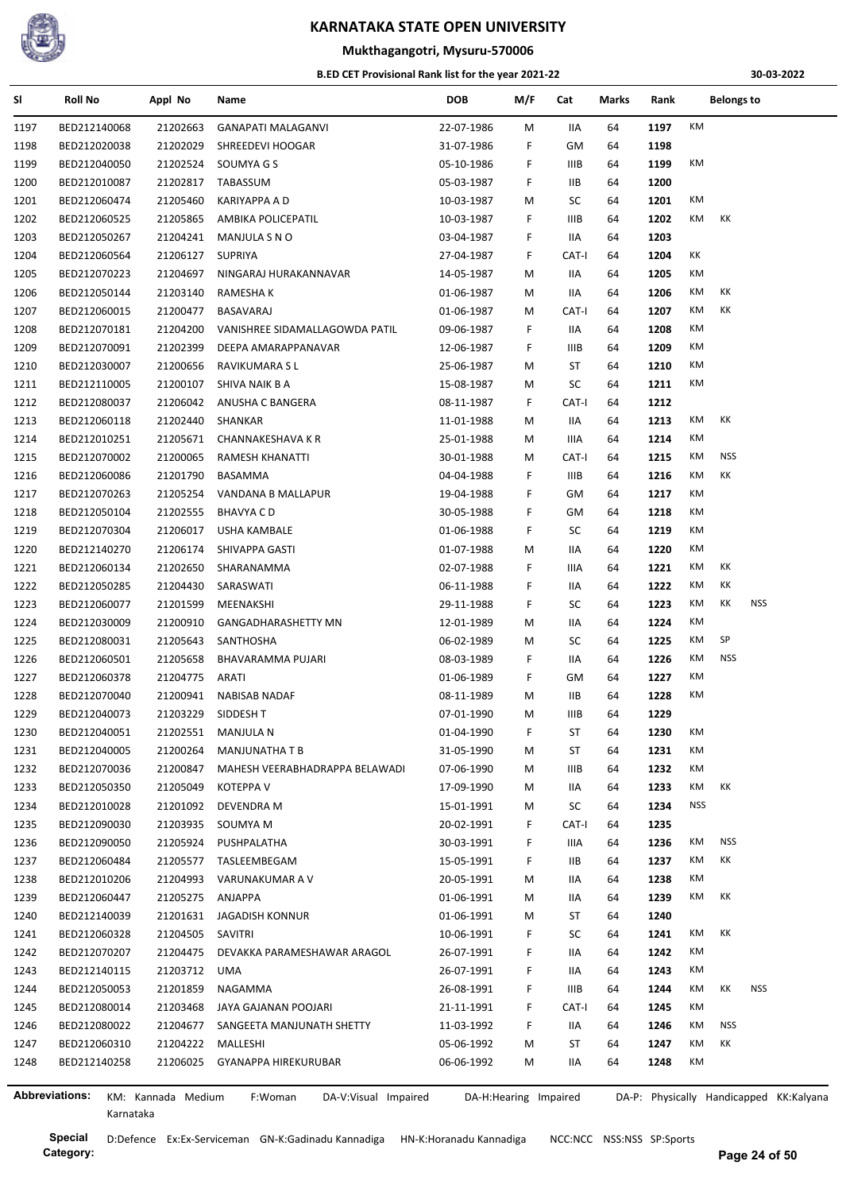# KARNATAKA STATE OPEN UNIVERSITY

## Mukthagangotri, Mysuru-570006

### B.ED CET Provisional Rank list for the year 2021-22

30-03-2022

| Sl | Roll No | Appl No | Name | DOB | M/F | Cat | Marks | Rank | Belongs to | | |
|---|---|---|---|---|---|---|---|---|---|---|---|
| 1197 | BED212140068 | 21202663 | GANAPATI MALAGANVI | 22-07-1986 | M | IIA | 64 | 1197 | KM | | |
| 1198 | BED212020038 | 21202029 | SHREEDEVI HOOGAR | 31-07-1986 | F | GM | 64 | 1198 | | | |
| 1199 | BED212040050 | 21202524 | SOUMYA G S | 05-10-1986 | F | IIIB | 64 | 1199 | KM | | |
| 1200 | BED212010087 | 21202817 | TABASSUM | 05-03-1987 | F | IIB | 64 | 1200 | | | |
| 1201 | BED212060474 | 21205460 | KARIYAPPA A D | 10-03-1987 | M | SC | 64 | 1201 | KM | | |
| 1202 | BED212060525 | 21205865 | AMBIKA POLICEPATIL | 10-03-1987 | F | IIIB | 64 | 1202 | KM | KK | |
| 1203 | BED212050267 | 21204241 | MANJULA S N O | 03-04-1987 | F | IIA | 64 | 1203 | | | |
| 1204 | BED212060564 | 21206127 | SUPRIYA | 27-04-1987 | F | CAT-I | 64 | 1204 | KK | | |
| 1205 | BED212070223 | 21204697 | NINGARAJ HURAKANNAVAR | 14-05-1987 | M | IIA | 64 | 1205 | KM | | |
| 1206 | BED212050144 | 21203140 | RAMESHA K | 01-06-1987 | M | IIA | 64 | 1206 | KM | KK | |
| 1207 | BED212060015 | 21200477 | BASAVARAJ | 01-06-1987 | M | CAT-I | 64 | 1207 | KM | KK | |
| 1208 | BED212070181 | 21204200 | VANISHREE SIDAMALLAGOWDA PATIL | 09-06-1987 | F | IIA | 64 | 1208 | KM | | |
| 1209 | BED212070091 | 21202399 | DEEPA AMARAPPANAVAR | 12-06-1987 | F | IIIB | 64 | 1209 | KM | | |
| 1210 | BED212030007 | 21200656 | RAVIKUMARA S L | 25-06-1987 | M | ST | 64 | 1210 | KM | | |
| 1211 | BED212110005 | 21200107 | SHIVA NAIK B A | 15-08-1987 | M | SC | 64 | 1211 | KM | | |
| 1212 | BED212080037 | 21206042 | ANUSHA C BANGERA | 08-11-1987 | F | CAT-I | 64 | 1212 | | | |
| 1213 | BED212060118 | 21202440 | SHANKAR | 11-01-1988 | M | IIA | 64 | 1213 | KM | KK | |
| 1214 | BED212010251 | 21205671 | CHANNAKESHAVA K R | 25-01-1988 | M | IIIA | 64 | 1214 | KM | | |
| 1215 | BED212070002 | 21200065 | RAMESH KHANATTI | 30-01-1988 | M | CAT-I | 64 | 1215 | KM | NSS | |
| 1216 | BED212060086 | 21201790 | BASAMMA | 04-04-1988 | F | IIIB | 64 | 1216 | KM | KK | |
| 1217 | BED212070263 | 21205254 | VANDANA B MALLAPUR | 19-04-1988 | F | GM | 64 | 1217 | KM | | |
| 1218 | BED212050104 | 21202555 | BHAVYA C D | 30-05-1988 | F | GM | 64 | 1218 | KM | | |
| 1219 | BED212070304 | 21206017 | USHA KAMBALE | 01-06-1988 | F | SC | 64 | 1219 | KM | | |
| 1220 | BED212140270 | 21206174 | SHIVAPPA GASTI | 01-07-1988 | M | IIA | 64 | 1220 | KM | | |
| 1221 | BED212060134 | 21202650 | SHARANAMMA | 02-07-1988 | F | IIIA | 64 | 1221 | KM | KK | |
| 1222 | BED212050285 | 21204430 | SARASWATI | 06-11-1988 | F | IIA | 64 | 1222 | KM | KK | |
| 1223 | BED212060077 | 21201599 | MEENAKSHI | 29-11-1988 | F | SC | 64 | 1223 | KM | KK | NSS |
| 1224 | BED212030009 | 21200910 | GANGADHARASHETTY MN | 12-01-1989 | M | IIA | 64 | 1224 | KM | | |
| 1225 | BED212080031 | 21205643 | SANTHOSHA | 06-02-1989 | M | SC | 64 | 1225 | KM | SP | |
| 1226 | BED212060501 | 21205658 | BHAVARAMMA PUJARI | 08-03-1989 | F | IIA | 64 | 1226 | KM | NSS | |
| 1227 | BED212060378 | 21204775 | ARATI | 01-06-1989 | F | GM | 64 | 1227 | KM | | |
| 1228 | BED212070040 | 21200941 | NABISAB NADAF | 08-11-1989 | M | IIB | 64 | 1228 | KM | | |
| 1229 | BED212040073 | 21203229 | SIDDESH T | 07-01-1990 | M | IIIB | 64 | 1229 | | | |
| 1230 | BED212040051 | 21202551 | MANJULA N | 01-04-1990 | F | ST | 64 | 1230 | KM | | |
| 1231 | BED212040005 | 21200264 | MANJUNATHA T B | 31-05-1990 | M | ST | 64 | 1231 | KM | | |
| 1232 | BED212070036 | 21200847 | MAHESH VEERABHADRAPPA BELAWADI | 07-06-1990 | M | IIIB | 64 | 1232 | KM | | |
| 1233 | BED212050350 | 21205049 | KOTEPPA V | 17-09-1990 | M | IIA | 64 | 1233 | KM | KK | |
| 1234 | BED212010028 | 21201092 | DEVENDRA M | 15-01-1991 | M | SC | 64 | 1234 | NSS | | |
| 1235 | BED212090030 | 21203935 | SOUMYA M | 20-02-1991 | F | CAT-I | 64 | 1235 | | | |
| 1236 | BED212090050 | 21205924 | PUSHPALATHA | 30-03-1991 | F | IIIA | 64 | 1236 | KM | NSS | |
| 1237 | BED212060484 | 21205577 | TASLEEMBEGAM | 15-05-1991 | F | IIB | 64 | 1237 | KM | KK | |
| 1238 | BED212010206 | 21204993 | VARUNAKUMAR A V | 20-05-1991 | M | IIA | 64 | 1238 | KM | | |
| 1239 | BED212060447 | 21205275 | ANJAPPA | 01-06-1991 | M | IIA | 64 | 1239 | KM | KK | |
| 1240 | BED212140039 | 21201631 | JAGADISH KONNUR | 01-06-1991 | M | ST | 64 | 1240 | | | |
| 1241 | BED212060328 | 21204505 | SAVITRI | 10-06-1991 | F | SC | 64 | 1241 | KM | KK | |
| 1242 | BED212070207 | 21204475 | DEVAKKA PARAMESHAWAR ARAGOL | 26-07-1991 | F | IIA | 64 | 1242 | KM | | |
| 1243 | BED212140115 | 21203712 | UMA | 26-07-1991 | F | IIA | 64 | 1243 | KM | | |
| 1244 | BED212050053 | 21201859 | NAGAMMA | 26-08-1991 | F | IIIB | 64 | 1244 | KM | KK | NSS |
| 1245 | BED212080014 | 21203468 | JAYA GAJANAN POOJARI | 21-11-1991 | F | CAT-I | 64 | 1245 | KM | | |
| 1246 | BED212080022 | 21204677 | SANGEETA MANJUNATH SHETTY | 11-03-1992 | F | IIA | 64 | 1246 | KM | NSS | |
| 1247 | BED212060310 | 21204222 | MALLESHI | 05-06-1992 | M | ST | 64 | 1247 | KM | KK | |
| 1248 | BED212140258 | 21206025 | GYANAPPA HIREKURUBAR | 06-06-1992 | M | IIA | 64 | 1248 | KM | | |

**Abbreviations:** KM: Kannada Medium F:Woman DA-V:Visual Impaired DA-H:Hearing Impaired DA-P: Physically Handicapped KK:Kalyana Karnataka

**Special Category:** D:Defence Ex:Ex-Serviceman GN-K:Gadinadu Kannadiga HN-K:Horanadu Kannadiga NCC:NCC NSS:NSS SP:Sports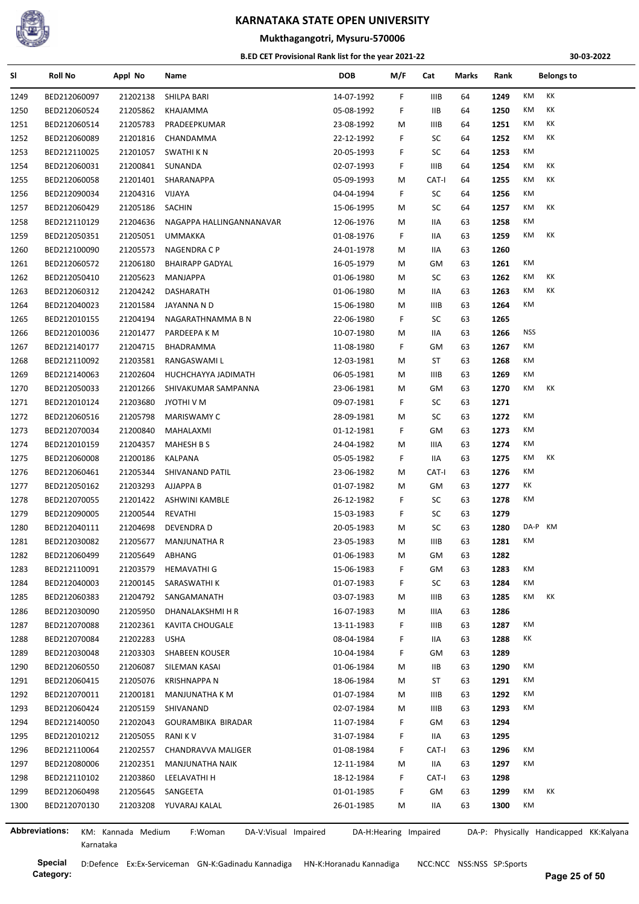# KARNATAKA STATE OPEN UNIVERSITY

## Mukthagangotri, Mysuru-570006

### B.ED CET Provisional Rank list for the year 2021-22

30-03-2022

| Sl | Roll No | Appl No | Name | DOB | M/F | Cat | Marks | Rank | Belongs to |
|---|---|---|---|---|---|---|---|---|---|
| 1249 | BED212060097 | 21202138 | SHILPA BARI | 14-07-1992 | F | IIIB | 64 | 1249 | KM KK |
| 1250 | BED212060524 | 21205862 | KHAJAMMA | 05-08-1992 | F | IIB | 64 | 1250 | KM KK |
| 1251 | BED212060514 | 21205783 | PRADEEPKUMAR | 23-08-1992 | M | IIIB | 64 | 1251 | KM KK |
| 1252 | BED212060089 | 21201816 | CHANDAMMA | 22-12-1992 | F | SC | 64 | 1252 | KM KK |
| 1253 | BED212110025 | 21201057 | SWATHI K N | 20-05-1993 | F | SC | 64 | 1253 | KM |
| 1254 | BED212060031 | 21200841 | SUNANDA | 02-07-1993 | F | IIIB | 64 | 1254 | KM KK |
| 1255 | BED212060058 | 21201401 | SHARANAPPA | 05-09-1993 | M | CAT-I | 64 | 1255 | KM KK |
| 1256 | BED212090034 | 21204316 | VIJAYA | 04-04-1994 | F | SC | 64 | 1256 | KM |
| 1257 | BED212060429 | 21205186 | SACHIN | 15-06-1995 | M | SC | 64 | 1257 | KM KK |
| 1258 | BED212110129 | 21204636 | NAGAPPA HALLINGANNANAVAR | 12-06-1976 | M | IIA | 63 | 1258 | KM |
| 1259 | BED212050351 | 21205051 | UMMAKKA | 01-08-1976 | F | IIA | 63 | 1259 | KM KK |
| 1260 | BED212100090 | 21205573 | NAGENDRA C P | 24-01-1978 | M | IIA | 63 | 1260 | |
| 1261 | BED212060572 | 21206180 | BHAIRAPP GADYAL | 16-05-1979 | M | GM | 63 | 1261 | KM |
| 1262 | BED212050410 | 21205623 | MANJAPPA | 01-06-1980 | M | SC | 63 | 1262 | KM KK |
| 1263 | BED212060312 | 21204242 | DASHARATH | 01-06-1980 | M | IIA | 63 | 1263 | KM KK |
| 1264 | BED212040023 | 21201584 | JAYANNA N D | 15-06-1980 | M | IIIB | 63 | 1264 | KM |
| 1265 | BED212010155 | 21204194 | NAGARATHNAMMA B N | 22-06-1980 | F | SC | 63 | 1265 | |
| 1266 | BED212010036 | 21201477 | PARDEEPA K M | 10-07-1980 | M | IIA | 63 | 1266 | NSS |
| 1267 | BED212140177 | 21204715 | BHADRAMMA | 11-08-1980 | F | GM | 63 | 1267 | KM |
| 1268 | BED212110092 | 21203581 | RANGASWAMI L | 12-03-1981 | M | ST | 63 | 1268 | KM |
| 1269 | BED212140063 | 21202604 | HUCHCHAYYA JADIMATH | 06-05-1981 | M | IIIB | 63 | 1269 | KM |
| 1270 | BED212050033 | 21201266 | SHIVAKUMAR SAMPANNA | 23-06-1981 | M | GM | 63 | 1270 | KM KK |
| 1271 | BED212010124 | 21203680 | JYOTHI V M | 09-07-1981 | F | SC | 63 | 1271 | |
| 1272 | BED212060516 | 21205798 | MARISWAMY C | 28-09-1981 | M | SC | 63 | 1272 | KM |
| 1273 | BED212070034 | 21200840 | MAHALAXMI | 01-12-1981 | F | GM | 63 | 1273 | KM |
| 1274 | BED212010159 | 21204357 | MAHESH B S | 24-04-1982 | M | IIIA | 63 | 1274 | KM |
| 1275 | BED212060008 | 21200186 | KALPANA | 05-05-1982 | F | IIA | 63 | 1275 | KM KK |
| 1276 | BED212060461 | 21205344 | SHIVANAND PATIL | 23-06-1982 | M | CAT-I | 63 | 1276 | KM |
| 1277 | BED212050162 | 21203293 | AJJAPPA B | 01-07-1982 | M | GM | 63 | 1277 | KK |
| 1278 | BED212070055 | 21201422 | ASHWINI KAMBLE | 26-12-1982 | F | SC | 63 | 1278 | KM |
| 1279 | BED212090005 | 21200544 | REVATHI | 15-03-1983 | F | SC | 63 | 1279 | |
| 1280 | BED212040111 | 21204698 | DEVENDRA D | 20-05-1983 | M | SC | 63 | 1280 | DA-P KM |
| 1281 | BED212030082 | 21205677 | MANJUNATHA R | 23-05-1983 | M | IIIB | 63 | 1281 | KM |
| 1282 | BED212060499 | 21205649 | ABHANG | 01-06-1983 | M | GM | 63 | 1282 | |
| 1283 | BED212110091 | 21203579 | HEMAVATHI G | 15-06-1983 | F | GM | 63 | 1283 | KM |
| 1284 | BED212040003 | 21200145 | SARASWATHI K | 01-07-1983 | F | SC | 63 | 1284 | KM |
| 1285 | BED212060383 | 21204792 | SANGAMANATH | 03-07-1983 | M | IIIB | 63 | 1285 | KM KK |
| 1286 | BED212030090 | 21205950 | DHANALAKSHMI H R | 16-07-1983 | M | IIIA | 63 | 1286 | |
| 1287 | BED212070088 | 21202361 | KAVITA CHOUGALE | 13-11-1983 | F | IIIB | 63 | 1287 | KM |
| 1288 | BED212070084 | 21202283 | USHA | 08-04-1984 | F | IIA | 63 | 1288 | KK |
| 1289 | BED212030048 | 21203303 | SHABEEN KOUSER | 10-04-1984 | F | GM | 63 | 1289 | |
| 1290 | BED212060550 | 21206087 | SILEMAN KASAI | 01-06-1984 | M | IIB | 63 | 1290 | KM |
| 1291 | BED212060415 | 21205076 | KRISHNAPPA N | 18-06-1984 | M | ST | 63 | 1291 | KM |
| 1292 | BED212070011 | 21200181 | MANJUNATHA K M | 01-07-1984 | M | IIIB | 63 | 1292 | KM |
| 1293 | BED212060424 | 21205159 | SHIVANAND | 02-07-1984 | M | IIIB | 63 | 1293 | KM |
| 1294 | BED212140050 | 21202043 | GOURAMBIKA BIRADAR | 11-07-1984 | F | GM | 63 | 1294 | |
| 1295 | BED212010212 | 21205055 | RANI K V | 31-07-1984 | F | IIA | 63 | 1295 | |
| 1296 | BED212110064 | 21202557 | CHANDRAVVA MALIGER | 01-08-1984 | F | CAT-I | 63 | 1296 | KM |
| 1297 | BED212080006 | 21202351 | MANJUNATHA NAIK | 12-11-1984 | M | IIA | 63 | 1297 | KM |
| 1298 | BED212110102 | 21203860 | LEELAVATHI H | 18-12-1984 | F | CAT-I | 63 | 1298 | |
| 1299 | BED212060498 | 21205645 | SANGEETA | 01-01-1985 | F | GM | 63 | 1299 | KM KK |
| 1300 | BED212070130 | 21203208 | YUVARAJ KALAL | 26-01-1985 | M | IIA | 63 | 1300 | KM |

**Abbreviations:** KM: Kannada Medium F:Woman DA-V:Visual Impaired DA-H:Hearing Impaired DA-P: Physically Handicapped KK:Kalyana Karnataka

**Special Category:** D:Defence Ex:Ex-Serviceman GN-K:Gadinadu Kannadiga HN-K:Horanadu Kannadiga NCC:NCC NSS:NSS SP:Sports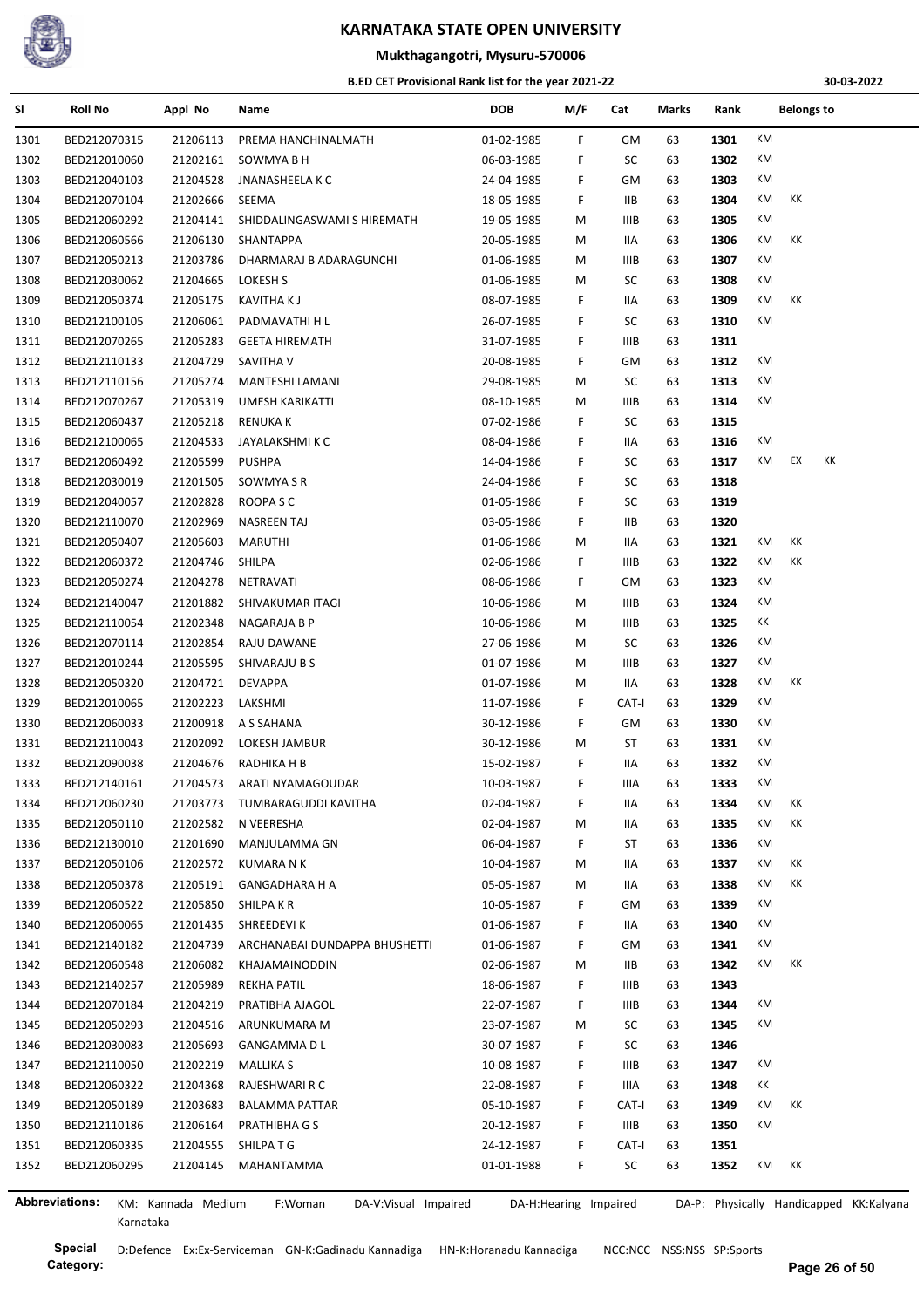# KARNATAKA STATE OPEN UNIVERSITY

## Mukthagangotri, Mysuru-570006

### B.ED CET Provisional Rank list for the year 2021-22

30-03-2022

| Sl | Roll No | Appl No | Name | DOB | M/F | Cat | Marks | Rank | Belongs to | | |
|---|---|---|---|---|---|---|---|---|---|---|---|
| 1301 | BED212070315 | 21206113 | PREMA HANCHINALMATH | 01-02-1985 | F | GM | 63 | 1301 | KM | | |
| 1302 | BED212010060 | 21202161 | SOWMYA B H | 06-03-1985 | F | SC | 63 | 1302 | KM | | |
| 1303 | BED212040103 | 21204528 | JNANASHEELA K C | 24-04-1985 | F | GM | 63 | 1303 | KM | | |
| 1304 | BED212070104 | 21202666 | SEEMA | 18-05-1985 | F | IIB | 63 | 1304 | KM | KK | |
| 1305 | BED212060292 | 21204141 | SHIDDALINGASWAMI S HIREMATH | 19-05-1985 | M | IIIB | 63 | 1305 | KM | | |
| 1306 | BED212060566 | 21206130 | SHANTAPPA | 20-05-1985 | M | IIA | 63 | 1306 | KM | KK | |
| 1307 | BED212050213 | 21203786 | DHARMARAJ B ADARAGUNCHI | 01-06-1985 | M | IIIB | 63 | 1307 | KM | | |
| 1308 | BED212030062 | 21204665 | LOKESH S | 01-06-1985 | M | SC | 63 | 1308 | KM | | |
| 1309 | BED212050374 | 21205175 | KAVITHA K J | 08-07-1985 | F | IIA | 63 | 1309 | KM | KK | |
| 1310 | BED212100105 | 21206061 | PADMAVATHI H L | 26-07-1985 | F | SC | 63 | 1310 | KM | | |
| 1311 | BED212070265 | 21205283 | GEETA HIREMATH | 31-07-1985 | F | IIIB | 63 | 1311 | | | |
| 1312 | BED212110133 | 21204729 | SAVITHA V | 20-08-1985 | F | GM | 63 | 1312 | KM | | |
| 1313 | BED212110156 | 21205274 | MANTESHI LAMANI | 29-08-1985 | M | SC | 63 | 1313 | KM | | |
| 1314 | BED212070267 | 21205319 | UMESH KARIKATTI | 08-10-1985 | M | IIIB | 63 | 1314 | KM | | |
| 1315 | BED212060437 | 21205218 | RENUKA K | 07-02-1986 | F | SC | 63 | 1315 | | | |
| 1316 | BED212100065 | 21204533 | JAYALAKSHMI K C | 08-04-1986 | F | IIA | 63 | 1316 | KM | | |
| 1317 | BED212060492 | 21205599 | PUSHPA | 14-04-1986 | F | SC | 63 | 1317 | KM | EX | KK |
| 1318 | BED212030019 | 21201505 | SOWMYA S R | 24-04-1986 | F | SC | 63 | 1318 | | | |
| 1319 | BED212040057 | 21202828 | ROOPA S C | 01-05-1986 | F | SC | 63 | 1319 | | | |
| 1320 | BED212110070 | 21202969 | NASREEN TAJ | 03-05-1986 | F | IIB | 63 | 1320 | | | |
| 1321 | BED212050407 | 21205603 | MARUTHI | 01-06-1986 | M | IIA | 63 | 1321 | KM | KK | |
| 1322 | BED212060372 | 21204746 | SHILPA | 02-06-1986 | F | IIIB | 63 | 1322 | KM | KK | |
| 1323 | BED212050274 | 21204278 | NETRAVATI | 08-06-1986 | F | GM | 63 | 1323 | KM | | |
| 1324 | BED212140047 | 21201882 | SHIVAKUMAR ITAGI | 10-06-1986 | M | IIIB | 63 | 1324 | KM | | |
| 1325 | BED212110054 | 21202348 | NAGARAJA B P | 10-06-1986 | M | IIIB | 63 | 1325 | KK | | |
| 1326 | BED212070114 | 21202854 | RAJU DAWANE | 27-06-1986 | M | SC | 63 | 1326 | KM | | |
| 1327 | BED212010244 | 21205595 | SHIVARAJU B S | 01-07-1986 | M | IIIB | 63 | 1327 | KM | | |
| 1328 | BED212050320 | 21204721 | DEVAPPA | 01-07-1986 | M | IIA | 63 | 1328 | KM | KK | |
| 1329 | BED212010065 | 21202223 | LAKSHMI | 11-07-1986 | F | CAT-I | 63 | 1329 | KM | | |
| 1330 | BED212060033 | 21200918 | A S SAHANA | 30-12-1986 | F | GM | 63 | 1330 | KM | | |
| 1331 | BED212110043 | 21202092 | LOKESH JAMBUR | 30-12-1986 | M | ST | 63 | 1331 | KM | | |
| 1332 | BED212090038 | 21204676 | RADHIKA H B | 15-02-1987 | F | IIA | 63 | 1332 | KM | | |
| 1333 | BED212140161 | 21204573 | ARATI NYAMAGOUDAR | 10-03-1987 | F | IIIA | 63 | 1333 | KM | | |
| 1334 | BED212060230 | 21203773 | TUMBARAGUDDI KAVITHA | 02-04-1987 | F | IIA | 63 | 1334 | KM | KK | |
| 1335 | BED212050110 | 21202582 | N VEERESHA | 02-04-1987 | M | IIA | 63 | 1335 | KM | KK | |
| 1336 | BED212130010 | 21201690 | MANJULAMMA GN | 06-04-1987 | F | ST | 63 | 1336 | KM | | |
| 1337 | BED212050106 | 21202572 | KUMARA N K | 10-04-1987 | M | IIA | 63 | 1337 | KM | KK | |
| 1338 | BED212050378 | 21205191 | GANGADHARA H A | 05-05-1987 | M | IIA | 63 | 1338 | KM | KK | |
| 1339 | BED212060522 | 21205850 | SHILPA K R | 10-05-1987 | F | GM | 63 | 1339 | KM | | |
| 1340 | BED212060065 | 21201435 | SHREEDEVI K | 01-06-1987 | F | IIA | 63 | 1340 | KM | | |
| 1341 | BED212140182 | 21204739 | ARCHANABAI DUNDAPPA BHUSHETTI | 01-06-1987 | F | GM | 63 | 1341 | KM | | |
| 1342 | BED212060548 | 21206082 | KHAJAMAINODDIN | 02-06-1987 | M | IIB | 63 | 1342 | KM | KK | |
| 1343 | BED212140257 | 21205989 | REKHA PATIL | 18-06-1987 | F | IIIB | 63 | 1343 | | | |
| 1344 | BED212070184 | 21204219 | PRATIBHA AJAGOL | 22-07-1987 | F | IIIB | 63 | 1344 | KM | | |
| 1345 | BED212050293 | 21204516 | ARUNKUMARA M | 23-07-1987 | M | SC | 63 | 1345 | KM | | |
| 1346 | BED212030083 | 21205693 | GANGAMMA D L | 30-07-1987 | F | SC | 63 | 1346 | | | |
| 1347 | BED212110050 | 21202219 | MALLIKA S | 10-08-1987 | F | IIIB | 63 | 1347 | KM | | |
| 1348 | BED212060322 | 21204368 | RAJESHWARI R C | 22-08-1987 | F | IIIA | 63 | 1348 | KK | | |
| 1349 | BED212050189 | 21203683 | BALAMMA PATTAR | 05-10-1987 | F | CAT-I | 63 | 1349 | KM | KK | |
| 1350 | BED212110186 | 21206164 | PRATHIBHA G S | 20-12-1987 | F | IIIB | 63 | 1350 | KM | | |
| 1351 | BED212060335 | 21204555 | SHILPA T G | 24-12-1987 | F | CAT-I | 63 | 1351 | | | |
| 1352 | BED212060295 | 21204145 | MAHANTAMMA | 01-01-1988 | F | SC | 63 | 1352 | KM | KK | |

**Abbreviations:** KM: Kannada Medium F:Woman DA-V:Visual Impaired DA-H:Hearing Impaired DA-P: Physically Handicapped KK:Kalyana Karnataka

**Special Category:** D:Defence Ex:Ex-Serviceman GN-K:Gadinadu Kannadiga HN-K:Horanadu Kannadiga NCC:NCC NSS:NSS SP:Sports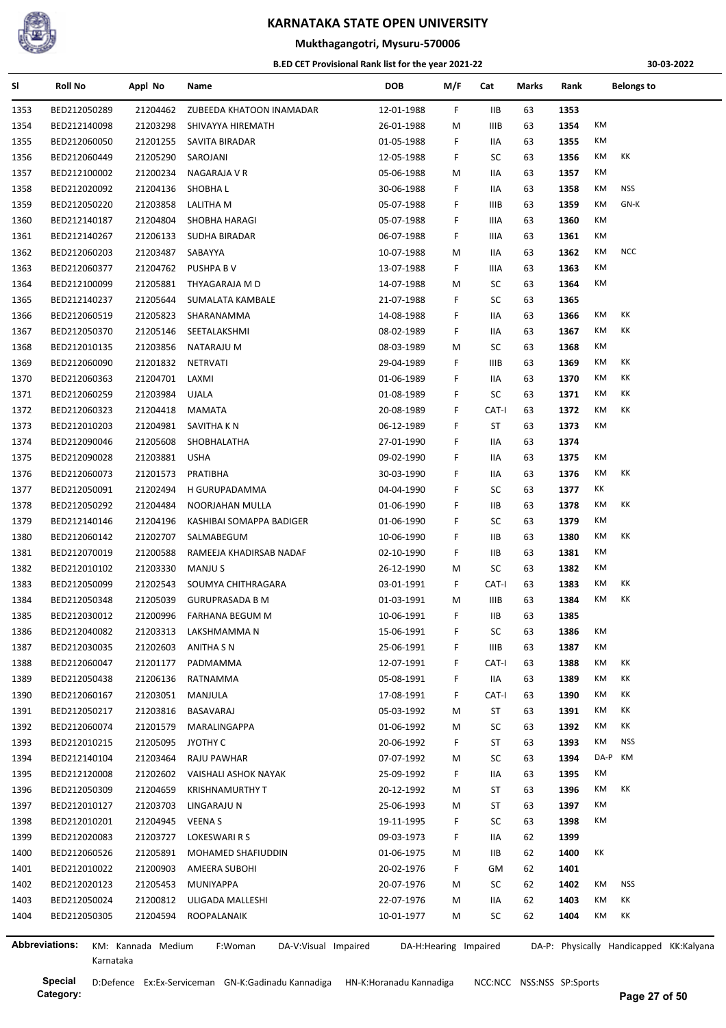# KARNATAKA STATE OPEN UNIVERSITY

## Mukthagangotri, Mysuru-570006

### B.ED CET Provisional Rank list for the year 2021-22

30-03-2022

| Sl | Roll No | Appl No | Name | DOB | M/F | Cat | Marks | Rank | Belongs to | |
|---|---|---|---|---|---|---|---|---|---|---|
| 1353 | BED212050289 | 21204462 | ZUBEEDA KHATOON INAMADAR | 12-01-1988 | F | IIB | 63 | **1353** | | |
| 1354 | BED212140098 | 21203298 | SHIVAYYA HIREMATH | 26-01-1988 | M | IIIB | 63 | **1354** | KM | |
| 1355 | BED212060050 | 21201255 | SAVITA BIRADAR | 01-05-1988 | F | IIA | 63 | **1355** | KM | |
| 1356 | BED212060449 | 21205290 | SAROJANI | 12-05-1988 | F | SC | 63 | **1356** | KM | KK |
| 1357 | BED212100002 | 21200234 | NAGARAJA V R | 05-06-1988 | M | IIA | 63 | **1357** | KM | |
| 1358 | BED212020092 | 21204136 | SHOBHA L | 30-06-1988 | F | IIA | 63 | **1358** | KM | NSS |
| 1359 | BED212050220 | 21203858 | LALITHA M | 05-07-1988 | F | IIIB | 63 | **1359** | KM | GN-K |
| 1360 | BED212140187 | 21204804 | SHOBHA HARAGI | 05-07-1988 | F | IIIA | 63 | **1360** | KM | |
| 1361 | BED212140267 | 21206133 | SUDHA BIRADAR | 06-07-1988 | F | IIIA | 63 | **1361** | KM | |
| 1362 | BED212060203 | 21203487 | SABAYYA | 10-07-1988 | M | IIA | 63 | **1362** | KM | NCC |
| 1363 | BED212060377 | 21204762 | PUSHPA B V | 13-07-1988 | F | IIIA | 63 | **1363** | KM | |
| 1364 | BED212100099 | 21205881 | THYAGARAJA M D | 14-07-1988 | M | SC | 63 | **1364** | KM | |
| 1365 | BED212140237 | 21205644 | SUMALATA KAMBALE | 21-07-1988 | F | SC | 63 | **1365** | | |
| 1366 | BED212060519 | 21205823 | SHARANAMMA | 14-08-1988 | F | IIA | 63 | **1366** | KM | KK |
| 1367 | BED212050370 | 21205146 | SEETALAKSHMI | 08-02-1989 | F | IIA | 63 | **1367** | KM | KK |
| 1368 | BED212010135 | 21203856 | NATARAJU M | 08-03-1989 | M | SC | 63 | **1368** | KM | |
| 1369 | BED212060090 | 21201832 | NETRVATI | 29-04-1989 | F | IIIB | 63 | **1369** | KM | KK |
| 1370 | BED212060363 | 21204701 | LAXMI | 01-06-1989 | F | IIA | 63 | **1370** | KM | KK |
| 1371 | BED212060259 | 21203984 | UJALA | 01-08-1989 | F | SC | 63 | **1371** | KM | KK |
| 1372 | BED212060323 | 21204418 | MAMATA | 20-08-1989 | F | CAT-I | 63 | **1372** | KM | KK |
| 1373 | BED212010203 | 21204981 | SAVITHA K N | 06-12-1989 | F | ST | 63 | **1373** | KM | |
| 1374 | BED212090046 | 21205608 | SHOBHALATHA | 27-01-1990 | F | IIA | 63 | **1374** | | |
| 1375 | BED212090028 | 21203881 | USHA | 09-02-1990 | F | IIA | 63 | **1375** | KM | |
| 1376 | BED212060073 | 21201573 | PRATIBHA | 30-03-1990 | F | IIA | 63 | **1376** | KM | KK |
| 1377 | BED212050091 | 21202494 | H GURUPADAMMA | 04-04-1990 | F | SC | 63 | **1377** | KK | |
| 1378 | BED212050292 | 21204484 | NOORJAHAN MULLA | 01-06-1990 | F | IIB | 63 | **1378** | KM | KK |
| 1379 | BED212140196 | 21204196 | KASHIBAI SOMAPPA BADIGER | 01-06-1990 | F | SC | 63 | **1379** | KM | |
| 1380 | BED212060142 | 21202707 | SALMABEGUM | 10-06-1990 | F | IIB | 63 | **1380** | KM | KK |
| 1381 | BED212070019 | 21200588 | RAMEEJA KHADIRSAB NADAF | 02-10-1990 | F | IIB | 63 | **1381** | KM | |
| 1382 | BED212010102 | 21203330 | MANJU S | 26-12-1990 | M | SC | 63 | **1382** | KM | |
| 1383 | BED212050099 | 21202543 | SOUMYA CHITHRAGARA | 03-01-1991 | F | CAT-I | 63 | **1383** | KM | KK |
| 1384 | BED212050348 | 21205039 | GURUPRASADA B M | 01-03-1991 | M | IIIB | 63 | **1384** | KM | KK |
| 1385 | BED212030012 | 21200996 | FARHANA BEGUM M | 10-06-1991 | F | IIB | 63 | **1385** | | |
| 1386 | BED212040082 | 21203313 | LAKSHMAMMA N | 15-06-1991 | F | SC | 63 | **1386** | KM | |
| 1387 | BED212030035 | 21202603 | ANITHA S N | 25-06-1991 | F | IIIB | 63 | **1387** | KM | |
| 1388 | BED212060047 | 21201177 | PADMAMMA | 12-07-1991 | F | CAT-I | 63 | **1388** | KM | KK |
| 1389 | BED212050438 | 21206136 | RATNAMMA | 05-08-1991 | F | IIA | 63 | **1389** | KM | KK |
| 1390 | BED212060167 | 21203051 | MANJULA | 17-08-1991 | F | CAT-I | 63 | **1390** | KM | KK |
| 1391 | BED212050217 | 21203816 | BASAVARAJ | 05-03-1992 | M | ST | 63 | **1391** | KM | KK |
| 1392 | BED212060074 | 21201579 | MARALINGAPPA | 01-06-1992 | M | SC | 63 | **1392** | KM | KK |
| 1393 | BED212010215 | 21205095 | JYOTHY C | 20-06-1992 | F | ST | 63 | **1393** | KM | NSS |
| 1394 | BED212140104 | 21203464 | RAJU PAWHAR | 07-07-1992 | M | SC | 63 | **1394** | DA-P | KM |
| 1395 | BED212120008 | 21202602 | VAISHALI ASHOK NAYAK | 25-09-1992 | F | IIA | 63 | **1395** | KM | |
| 1396 | BED212050309 | 21204659 | KRISHNAMURTHY T | 20-12-1992 | M | ST | 63 | **1396** | KM | KK |
| 1397 | BED212010127 | 21203703 | LINGARAJU N | 25-06-1993 | M | ST | 63 | **1397** | KM | |
| 1398 | BED212010201 | 21204945 | VEENA S | 19-11-1995 | F | SC | 63 | **1398** | KM | |
| 1399 | BED212020083 | 21203727 | LOKESWARI R S | 09-03-1973 | F | IIA | 62 | **1399** | | |
| 1400 | BED212060526 | 21205891 | MOHAMED SHAFIUDDIN | 01-06-1975 | M | IIB | 62 | **1400** | KK | |
| 1401 | BED212010022 | 21200903 | AMEERA SUBOHI | 20-02-1976 | F | GM | 62 | **1401** | | |
| 1402 | BED212020123 | 21205453 | MUNIYAPPA | 20-07-1976 | M | SC | 62 | **1402** | KM | NSS |
| 1403 | BED212050024 | 21200812 | ULIGADA MALLESHI | 22-07-1976 | M | IIA | 62 | **1403** | KM | KK |
| 1404 | BED212050305 | 21204594 | ROOPALANAIK | 10-01-1977 | M | SC | 62 | **1404** | KM | KK |

**Abbreviations:** KM: Kannada Medium F:Woman DA-V:Visual Impaired DA-H:Hearing Impaired DA-P: Physically Handicapped KK:Kalyana Karnataka

**Special Category:** D:Defence Ex:Ex-Serviceman GN-K:Gadinadu Kannadiga HN-K:Horanadu Kannadiga NCC:NCC NSS:NSS SP:Sports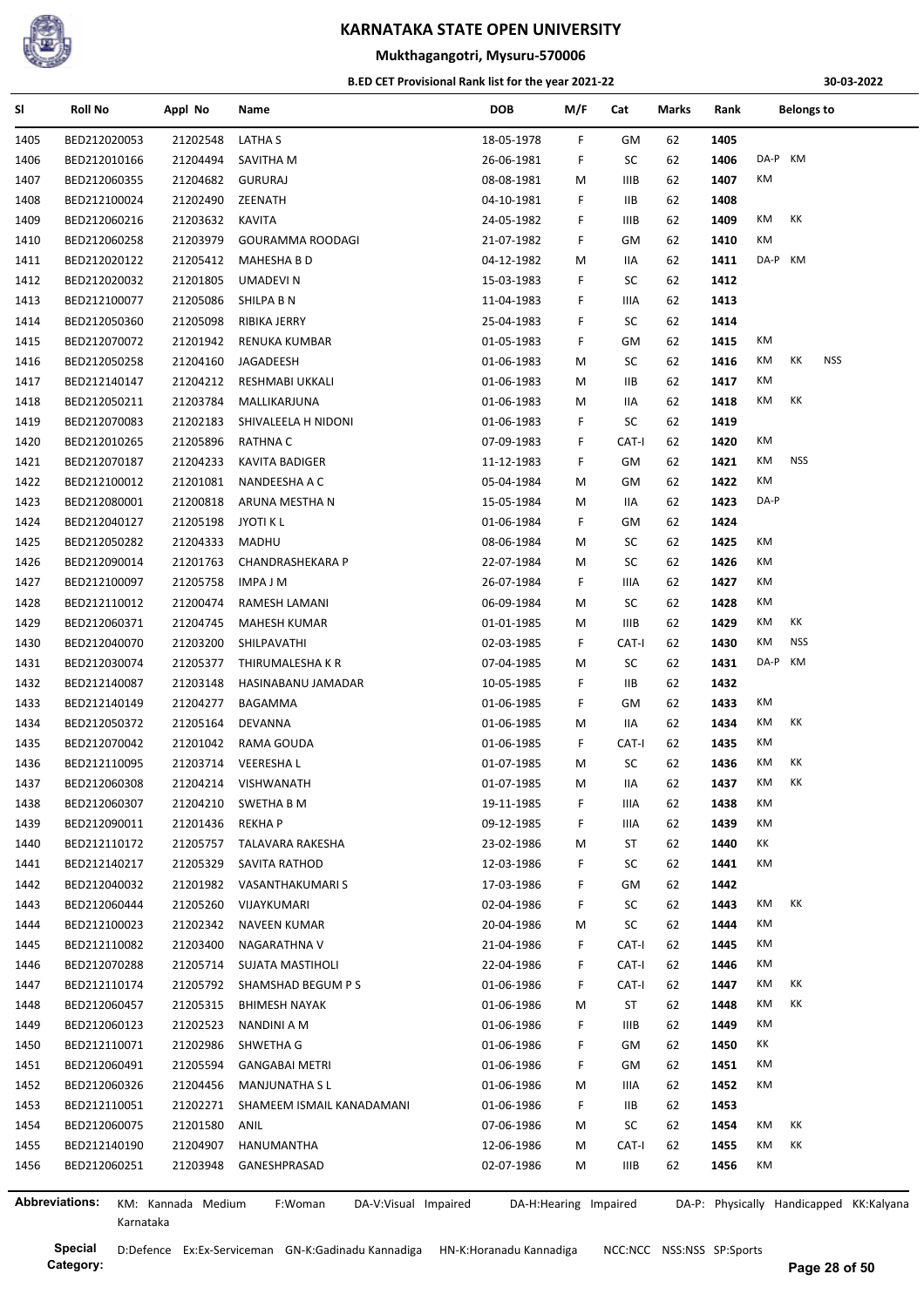# KARNATAKA STATE OPEN UNIVERSITY

## Mukthagangotri, Mysuru-570006

### B.ED CET Provisional Rank list for the year 2021-22

30-03-2022

| Sl | Roll No | Appl No | Name | DOB | M/F | Cat | Marks | Rank | Belongs to |
|---|---|---|---|---|---|---|---|---|---|
| 1405 | BED212020053 | 21202548 | LATHA S | 18-05-1978 | F | GM | 62 | 1405 | |
| 1406 | BED212010166 | 21204494 | SAVITHA M | 26-06-1981 | F | SC | 62 | 1406 | DA-P KM |
| 1407 | BED212060355 | 21204682 | GURURAJ | 08-08-1981 | M | IIIB | 62 | 1407 | KM |
| 1408 | BED212100024 | 21202490 | ZEENATH | 04-10-1981 | F | IIB | 62 | 1408 | |
| 1409 | BED212060216 | 21203632 | KAVITA | 24-05-1982 | F | IIIB | 62 | 1409 | KM KK |
| 1410 | BED212060258 | 21203979 | GOURAMMA ROODAGI | 21-07-1982 | F | GM | 62 | 1410 | KM |
| 1411 | BED212020122 | 21205412 | MAHESHA B D | 04-12-1982 | M | IIA | 62 | 1411 | DA-P KM |
| 1412 | BED212020032 | 21201805 | UMADEVI N | 15-03-1983 | F | SC | 62 | 1412 | |
| 1413 | BED212100077 | 21205086 | SHILPA B N | 11-04-1983 | F | IIIA | 62 | 1413 | |
| 1414 | BED212050360 | 21205098 | RIBIKA JERRY | 25-04-1983 | F | SC | 62 | 1414 | |
| 1415 | BED212070072 | 21201942 | RENUKA KUMBAR | 01-05-1983 | F | GM | 62 | 1415 | KM |
| 1416 | BED212050258 | 21204160 | JAGADEESH | 01-06-1983 | M | SC | 62 | 1416 | KM KK NSS |
| 1417 | BED212140147 | 21204212 | RESHMABI UKKALI | 01-06-1983 | M | IIB | 62 | 1417 | KM |
| 1418 | BED212050211 | 21203784 | MALLIKARJUNA | 01-06-1983 | M | IIA | 62 | 1418 | KM KK |
| 1419 | BED212070083 | 21202183 | SHIVALEELA H NIDONI | 01-06-1983 | F | SC | 62 | 1419 | |
| 1420 | BED212010265 | 21205896 | RATHNA C | 07-09-1983 | F | CAT-I | 62 | 1420 | KM |
| 1421 | BED212070187 | 21204233 | KAVITA BADIGER | 11-12-1983 | F | GM | 62 | 1421 | KM NSS |
| 1422 | BED212100012 | 21201081 | NANDEESHA A C | 05-04-1984 | M | GM | 62 | 1422 | KM |
| 1423 | BED212080001 | 21200818 | ARUNA MESTHA N | 15-05-1984 | M | IIA | 62 | 1423 | DA-P |
| 1424 | BED212040127 | 21205198 | JYOTI K L | 01-06-1984 | F | GM | 62 | 1424 | |
| 1425 | BED212050282 | 21204333 | MADHU | 08-06-1984 | M | SC | 62 | 1425 | KM |
| 1426 | BED212090014 | 21201763 | CHANDRASHEKARA P | 22-07-1984 | M | SC | 62 | 1426 | KM |
| 1427 | BED212100097 | 21205758 | IMPA J M | 26-07-1984 | F | IIIA | 62 | 1427 | KM |
| 1428 | BED212110012 | 21200474 | RAMESH LAMANI | 06-09-1984 | M | SC | 62 | 1428 | KM |
| 1429 | BED212060371 | 21204745 | MAHESH KUMAR | 01-01-1985 | M | IIIB | 62 | 1429 | KM KK |
| 1430 | BED212040070 | 21203200 | SHILPAVATHI | 02-03-1985 | F | CAT-I | 62 | 1430 | KM NSS |
| 1431 | BED212030074 | 21205377 | THIRUMALESHA K R | 07-04-1985 | M | SC | 62 | 1431 | DA-P KM |
| 1432 | BED212140087 | 21203148 | HASINABANU JAMADAR | 10-05-1985 | F | IIB | 62 | 1432 | |
| 1433 | BED212140149 | 21204277 | BAGAMMA | 01-06-1985 | F | GM | 62 | 1433 | KM |
| 1434 | BED212050372 | 21205164 | DEVANNA | 01-06-1985 | M | IIA | 62 | 1434 | KM KK |
| 1435 | BED212070042 | 21201042 | RAMA GOUDA | 01-06-1985 | F | CAT-I | 62 | 1435 | KM |
| 1436 | BED212110095 | 21203714 | VEERESHA L | 01-07-1985 | M | SC | 62 | 1436 | KM KK |
| 1437 | BED212060308 | 21204214 | VISHWANATH | 01-07-1985 | M | IIA | 62 | 1437 | KM KK |
| 1438 | BED212060307 | 21204210 | SWETHA B M | 19-11-1985 | F | IIIA | 62 | 1438 | KM |
| 1439 | BED212090011 | 21201436 | REKHA P | 09-12-1985 | F | IIIA | 62 | 1439 | KM |
| 1440 | BED212110172 | 21205757 | TALAVARA RAKESHA | 23-02-1986 | M | ST | 62 | 1440 | KK |
| 1441 | BED212140217 | 21205329 | SAVITA RATHOD | 12-03-1986 | F | SC | 62 | 1441 | KM |
| 1442 | BED212040032 | 21201982 | VASANTHAKUMARI S | 17-03-1986 | F | GM | 62 | 1442 | |
| 1443 | BED212060444 | 21205260 | VIJAYKUMARI | 02-04-1986 | F | SC | 62 | 1443 | KM KK |
| 1444 | BED212100023 | 21202342 | NAVEEN KUMAR | 20-04-1986 | M | SC | 62 | 1444 | KM |
| 1445 | BED212110082 | 21203400 | NAGARATHNA V | 21-04-1986 | F | CAT-I | 62 | 1445 | KM |
| 1446 | BED212070288 | 21205714 | SUJATA MASTIHOLI | 22-04-1986 | F | CAT-I | 62 | 1446 | KM |
| 1447 | BED212110174 | 21205792 | SHAMSHAD BEGUM P S | 01-06-1986 | F | CAT-I | 62 | 1447 | KM KK |
| 1448 | BED212060457 | 21205315 | BHIMESH NAYAK | 01-06-1986 | M | ST | 62 | 1448 | KM KK |
| 1449 | BED212060123 | 21202523 | NANDINI A M | 01-06-1986 | F | IIIB | 62 | 1449 | KM |
| 1450 | BED212110071 | 21202986 | SHWETHA G | 01-06-1986 | F | GM | 62 | 1450 | KK |
| 1451 | BED212060491 | 21205594 | GANGABAI METRI | 01-06-1986 | F | GM | 62 | 1451 | KM |
| 1452 | BED212060326 | 21204456 | MANJUNATHA S L | 01-06-1986 | M | IIIA | 62 | 1452 | KM |
| 1453 | BED212110051 | 21202271 | SHAMEEM ISMAIL KANADAMANI | 01-06-1986 | F | IIB | 62 | 1453 | |
| 1454 | BED212060075 | 21201580 | ANIL | 07-06-1986 | M | SC | 62 | 1454 | KM KK |
| 1455 | BED212140190 | 21204907 | HANUMANTHA | 12-06-1986 | M | CAT-I | 62 | 1455 | KM KK |
| 1456 | BED212060251 | 21203948 | GANESHPRASAD | 02-07-1986 | M | IIIB | 62 | 1456 | KM |

**Abbreviations:** KM: Kannada Medium F:Woman DA-V:Visual Impaired DA-H:Hearing Impaired DA-P: Physically Handicapped KK:Kalyana Karnataka

**Special Category:** D:Defence Ex:Ex-Serviceman GN-K:Gadinadu Kannadiga HN-K:Horanadu Kannadiga NCC:NCC NSS:NSS SP:Sports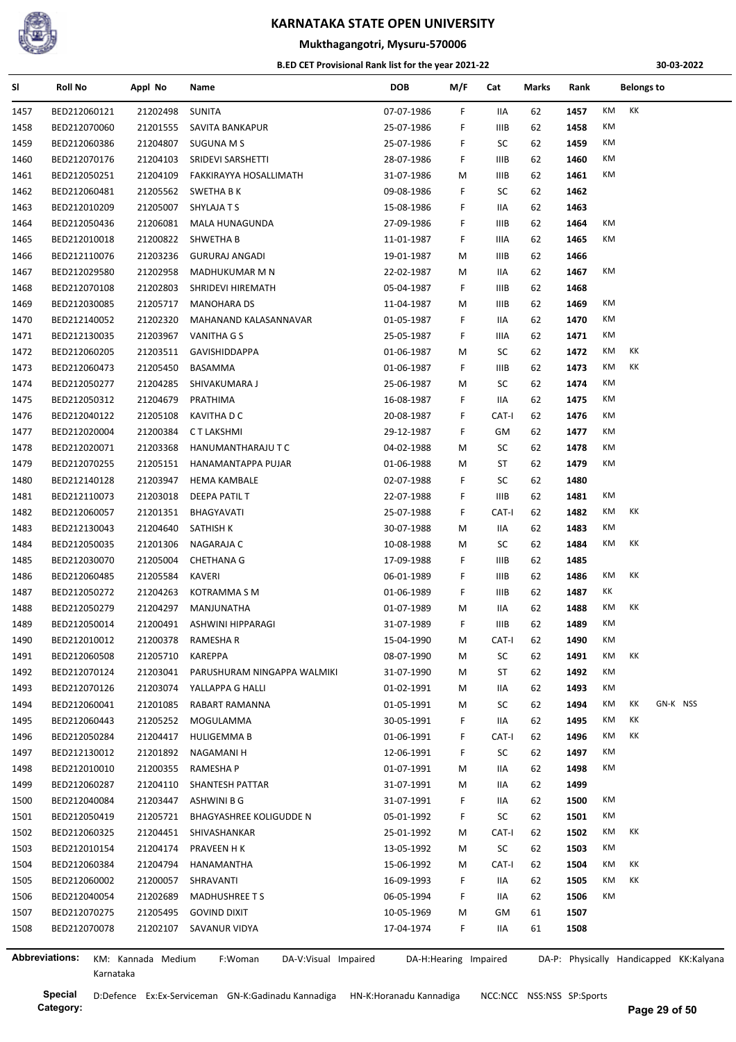# KARNATAKA STATE OPEN UNIVERSITY

## Mukthagangotri, Mysuru-570006

### B.ED CET Provisional Rank list for the year 2021-22

30-03-2022

| Sl | Roll No | Appl No | Name | DOB | M/F | Cat | Marks | Rank | Belongs to | | |
|---|---|---|---|---|---|---|---|---|---|---|---|
| 1457 | BED212060121 | 21202498 | SUNITA | 07-07-1986 | F | IIA | 62 | 1457 | KM | KK | |
| 1458 | BED212070060 | 21201555 | SAVITA BANKAPUR | 25-07-1986 | F | IIIB | 62 | 1458 | KM | | |
| 1459 | BED212060386 | 21204807 | SUGUNA M S | 25-07-1986 | F | SC | 62 | 1459 | KM | | |
| 1460 | BED212070176 | 21204103 | SRIDEVI SARSHETTI | 28-07-1986 | F | IIIB | 62 | 1460 | KM | | |
| 1461 | BED212050251 | 21204109 | FAKKIRAYYA HOSALLIMATH | 31-07-1986 | M | IIIB | 62 | 1461 | KM | | |
| 1462 | BED212060481 | 21205562 | SWETHA B K | 09-08-1986 | F | SC | 62 | 1462 | | | |
| 1463 | BED212010209 | 21205007 | SHYLAJA T S | 15-08-1986 | F | IIA | 62 | 1463 | | | |
| 1464 | BED212050436 | 21206081 | MALA HUNAGUNDA | 27-09-1986 | F | IIIB | 62 | 1464 | KM | | |
| 1465 | BED212010018 | 21200822 | SHWETHA B | 11-01-1987 | F | IIIA | 62 | 1465 | KM | | |
| 1466 | BED212110076 | 21203236 | GURURAJ ANGADI | 19-01-1987 | M | IIIB | 62 | 1466 | | | |
| 1467 | BED212029580 | 21202958 | MADHUKUMAR M N | 22-02-1987 | M | IIA | 62 | 1467 | KM | | |
| 1468 | BED212070108 | 21202803 | SHRIDEVI HIREMATH | 05-04-1987 | F | IIIB | 62 | 1468 | | | |
| 1469 | BED212030085 | 21205717 | MANOHARA DS | 11-04-1987 | M | IIIB | 62 | 1469 | KM | | |
| 1470 | BED212140052 | 21202320 | MAHANAND KALASANNAVAR | 01-05-1987 | F | IIA | 62 | 1470 | KM | | |
| 1471 | BED212130035 | 21203967 | VANITHA G S | 25-05-1987 | F | IIIA | 62 | 1471 | KM | | |
| 1472 | BED212060205 | 21203511 | GAVISHIDDAPPA | 01-06-1987 | M | SC | 62 | 1472 | KM | KK | |
| 1473 | BED212060473 | 21205450 | BASAMMA | 01-06-1987 | F | IIIB | 62 | 1473 | KM | KK | |
| 1474 | BED212050277 | 21204285 | SHIVAKUMARA J | 25-06-1987 | M | SC | 62 | 1474 | KM | | |
| 1475 | BED212050312 | 21204679 | PRATHIMA | 16-08-1987 | F | IIA | 62 | 1475 | KM | | |
| 1476 | BED212040122 | 21205108 | KAVITHA D C | 20-08-1987 | F | CAT-I | 62 | 1476 | KM | | |
| 1477 | BED212020004 | 21200384 | C T LAKSHMI | 29-12-1987 | F | GM | 62 | 1477 | KM | | |
| 1478 | BED212020071 | 21203368 | HANUMANTHARAJU T C | 04-02-1988 | M | SC | 62 | 1478 | KM | | |
| 1479 | BED212070255 | 21205151 | HANAMANTAPPA PUJAR | 01-06-1988 | M | ST | 62 | 1479 | KM | | |
| 1480 | BED212140128 | 21203947 | HEMA KAMBALE | 02-07-1988 | F | SC | 62 | 1480 | | | |
| 1481 | BED212110073 | 21203018 | DEEPA PATIL T | 22-07-1988 | F | IIIB | 62 | 1481 | KM | | |
| 1482 | BED212060057 | 21201351 | BHAGYAVATI | 25-07-1988 | F | CAT-I | 62 | 1482 | KM | KK | |
| 1483 | BED212130043 | 21204640 | SATHISH K | 30-07-1988 | M | IIA | 62 | 1483 | KM | | |
| 1484 | BED212050035 | 21201306 | NAGARAJA C | 10-08-1988 | M | SC | 62 | 1484 | KM | KK | |
| 1485 | BED212030070 | 21205004 | CHETHANA G | 17-09-1988 | F | IIIB | 62 | 1485 | | | |
| 1486 | BED212060485 | 21205584 | KAVERI | 06-01-1989 | F | IIIB | 62 | 1486 | KM | KK | |
| 1487 | BED212050272 | 21204263 | KOTRAMMA S M | 01-06-1989 | F | IIIB | 62 | 1487 | KK | | |
| 1488 | BED212050279 | 21204297 | MANJUNATHA | 01-07-1989 | M | IIA | 62 | 1488 | KM | KK | |
| 1489 | BED212050014 | 21200491 | ASHWINI HIPPARAGI | 31-07-1989 | F | IIIB | 62 | 1489 | KM | | |
| 1490 | BED212010012 | 21200378 | RAMESHA R | 15-04-1990 | M | CAT-I | 62 | 1490 | KM | | |
| 1491 | BED212060508 | 21205710 | KAREPPA | 08-07-1990 | M | SC | 62 | 1491 | KM | KK | |
| 1492 | BED212070124 | 21203041 | PARUSHURAM NINGAPPA WALMIKI | 31-07-1990 | M | ST | 62 | 1492 | KM | | |
| 1493 | BED212070126 | 21203074 | YALLAPPA G HALLI | 01-02-1991 | M | IIA | 62 | 1493 | KM | | |
| 1494 | BED212060041 | 21201085 | RABART RAMANNA | 01-05-1991 | M | SC | 62 | 1494 | KM | KK | GN-K NSS |
| 1495 | BED212060443 | 21205252 | MOGULAMMA | 30-05-1991 | F | IIA | 62 | 1495 | KM | KK | |
| 1496 | BED212050284 | 21204417 | HULIGEMMA B | 01-06-1991 | F | CAT-I | 62 | 1496 | KM | KK | |
| 1497 | BED212130012 | 21201892 | NAGAMANI H | 12-06-1991 | F | SC | 62 | 1497 | KM | | |
| 1498 | BED212010010 | 21200355 | RAMESHA P | 01-07-1991 | M | IIA | 62 | 1498 | KM | | |
| 1499 | BED212060287 | 21204110 | SHANTESH PATTAR | 31-07-1991 | M | IIA | 62 | 1499 | | | |
| 1500 | BED212040084 | 21203447 | ASHWINI B G | 31-07-1991 | F | IIA | 62 | 1500 | KM | | |
| 1501 | BED212050419 | 21205721 | BHAGYASHREE KOLIGUDDE N | 05-01-1992 | F | SC | 62 | 1501 | KM | | |
| 1502 | BED212060325 | 21204451 | SHIVASHANKAR | 25-01-1992 | M | CAT-I | 62 | 1502 | KM | KK | |
| 1503 | BED212010154 | 21204174 | PRAVEEN H K | 13-05-1992 | M | SC | 62 | 1503 | KM | | |
| 1504 | BED212060384 | 21204794 | HANAMANTHA | 15-06-1992 | M | CAT-I | 62 | 1504 | KM | KK | |
| 1505 | BED212060002 | 21200057 | SHRAVANTI | 16-09-1993 | F | IIA | 62 | 1505 | KM | KK | |
| 1506 | BED212040054 | 21202689 | MADHUSHREE T S | 06-05-1994 | F | IIA | 62 | 1506 | KM | | |
| 1507 | BED212070275 | 21205495 | GOVIND DIXIT | 10-05-1969 | M | GM | 61 | 1507 | | | |
| 1508 | BED212070078 | 21202107 | SAVANUR VIDYA | 17-04-1974 | F | IIA | 61 | 1508 | | | |

**Abbreviations:** KM: Kannada Medium F:Woman DA-V:Visual Impaired DA-H:Hearing Impaired DA-P: Physically Handicapped KK:Kalyana Karnataka

**Special Category:** D:Defence Ex:Ex-Serviceman GN-K:Gadinadu Kannadiga HN-K:Horanadu Kannadiga NCC:NCC NSS:NSS SP:Sports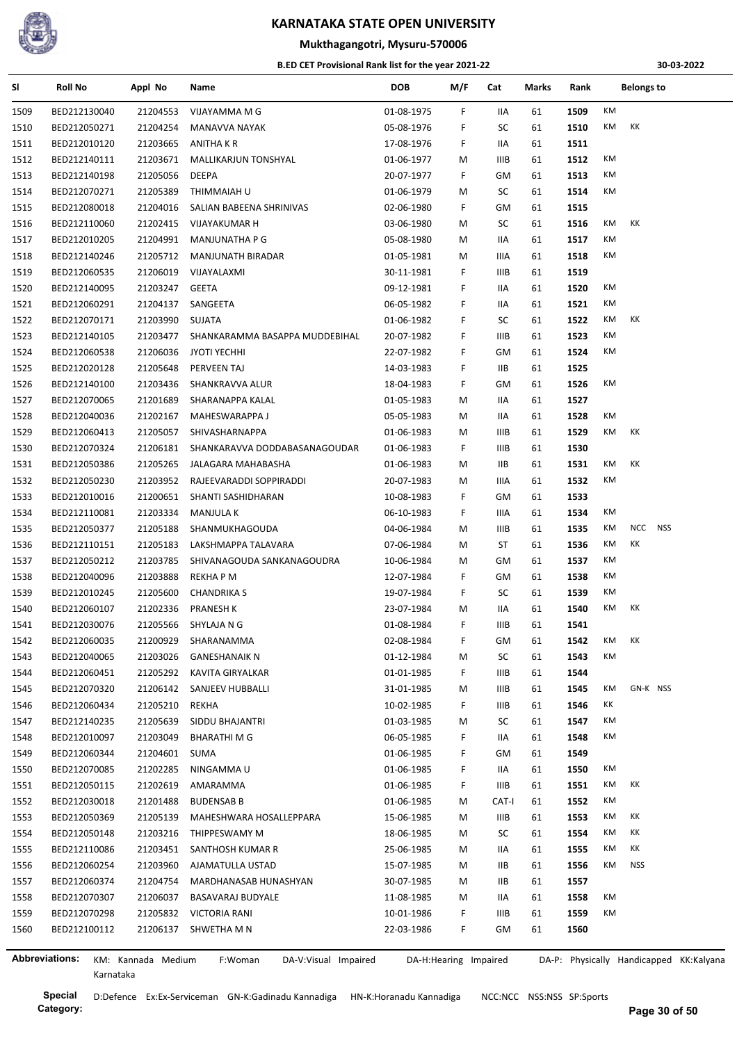# KARNATAKA STATE OPEN UNIVERSITY

## Mukthagangotri, Mysuru-570006

### B.ED CET Provisional Rank list for the year 2021-22

30-03-2022

| Sl | Roll No | Appl No | Name | DOB | M/F | Cat | Marks | Rank | Belongs to | | |
|---|---|---|---|---|---|---|---|---|---|---|---|
| 1509 | BED212130040 | 21204553 | VIJAYAMMA M G | 01-08-1975 | F | IIA | 61 | 1509 | KM | | |
| 1510 | BED212050271 | 21204254 | MANAVVA NAYAK | 05-08-1976 | F | SC | 61 | 1510 | KM | KK | |
| 1511 | BED212010120 | 21203665 | ANITHA K R | 17-08-1976 | F | IIA | 61 | 1511 | | | |
| 1512 | BED212140111 | 21203671 | MALLIKARJUN TONSHYAL | 01-06-1977 | M | IIIB | 61 | 1512 | KM | | |
| 1513 | BED212140198 | 21205056 | DEEPA | 20-07-1977 | F | GM | 61 | 1513 | KM | | |
| 1514 | BED212070271 | 21205389 | THIMMAIAH U | 01-06-1979 | M | SC | 61 | 1514 | KM | | |
| 1515 | BED212080018 | 21204016 | SALIAN BABEENA SHRINIVAS | 02-06-1980 | F | GM | 61 | 1515 | | | |
| 1516 | BED212110060 | 21202415 | VIJAYAKUMAR H | 03-06-1980 | M | SC | 61 | 1516 | KM | KK | |
| 1517 | BED212010205 | 21204991 | MANJUNATHA P G | 05-08-1980 | M | IIA | 61 | 1517 | KM | | |
| 1518 | BED212140246 | 21205712 | MANJUNATH BIRADAR | 01-05-1981 | M | IIIA | 61 | 1518 | KM | | |
| 1519 | BED212060535 | 21206019 | VIJAYALAXMI | 30-11-1981 | F | IIIB | 61 | 1519 | | | |
| 1520 | BED212140095 | 21203247 | GEETA | 09-12-1981 | F | IIA | 61 | 1520 | KM | | |
| 1521 | BED212060291 | 21204137 | SANGEETA | 06-05-1982 | F | IIA | 61 | 1521 | KM | | |
| 1522 | BED212070171 | 21203990 | SUJATA | 01-06-1982 | F | SC | 61 | 1522 | KM | KK | |
| 1523 | BED212140105 | 21203477 | SHANKARAMMA BASAPPA MUDDEBIHAL | 20-07-1982 | F | IIIB | 61 | 1523 | KM | | |
| 1524 | BED212060538 | 21206036 | JYOTI YECHHI | 22-07-1982 | F | GM | 61 | 1524 | KM | | |
| 1525 | BED212020128 | 21205648 | PERVEEN TAJ | 14-03-1983 | F | IIB | 61 | 1525 | | | |
| 1526 | BED212140100 | 21203436 | SHANKRAVVA ALUR | 18-04-1983 | F | GM | 61 | 1526 | KM | | |
| 1527 | BED212070065 | 21201689 | SHARANAPPA KALAL | 01-05-1983 | M | IIA | 61 | 1527 | | | |
| 1528 | BED212040036 | 21202167 | MAHESWARAPPA J | 05-05-1983 | M | IIA | 61 | 1528 | KM | | |
| 1529 | BED212060413 | 21205057 | SHIVASHARNAPPA | 01-06-1983 | M | IIIB | 61 | 1529 | KM | KK | |
| 1530 | BED212070324 | 21206181 | SHANKARAVVA DODDABASANAGOUDAR | 01-06-1983 | F | IIIB | 61 | 1530 | | | |
| 1531 | BED212050386 | 21205265 | JALAGARA MAHABASHA | 01-06-1983 | M | IIB | 61 | 1531 | KM | KK | |
| 1532 | BED212050230 | 21203952 | RAJEEVARADDI SOPPIRADDI | 20-07-1983 | M | IIIA | 61 | 1532 | KM | | |
| 1533 | BED212010016 | 21200651 | SHANTI SASHIDHARAN | 10-08-1983 | F | GM | 61 | 1533 | | | |
| 1534 | BED212110081 | 21203334 | MANJULA K | 06-10-1983 | F | IIIA | 61 | 1534 | KM | | |
| 1535 | BED212050377 | 21205188 | SHANMUKHAGOUDA | 04-06-1984 | M | IIIB | 61 | 1535 | KM | NCC | NSS |
| 1536 | BED212110151 | 21205183 | LAKSHMAPPA TALAVARA | 07-06-1984 | M | ST | 61 | 1536 | KM | KK | |
| 1537 | BED212050212 | 21203785 | SHIVANAGOUDA SANKANAGOUDRA | 10-06-1984 | M | GM | 61 | 1537 | KM | | |
| 1538 | BED212040096 | 21203888 | REKHA P M | 12-07-1984 | F | GM | 61 | 1538 | KM | | |
| 1539 | BED212010245 | 21205600 | CHANDRIKA S | 19-07-1984 | F | SC | 61 | 1539 | KM | | |
| 1540 | BED212060107 | 21202336 | PRANESH K | 23-07-1984 | M | IIA | 61 | 1540 | KM | KK | |
| 1541 | BED212030076 | 21205566 | SHYLAJA N G | 01-08-1984 | F | IIIB | 61 | 1541 | | | |
| 1542 | BED212060035 | 21200929 | SHARANAMMA | 02-08-1984 | F | GM | 61 | 1542 | KM | KK | |
| 1543 | BED212040065 | 21203026 | GANESHANAIK N | 01-12-1984 | M | SC | 61 | 1543 | KM | | |
| 1544 | BED212060451 | 21205292 | KAVITA GIRYALKAR | 01-01-1985 | F | IIIB | 61 | 1544 | | | |
| 1545 | BED212070320 | 21206142 | SANJEEV HUBBALLI | 31-01-1985 | M | IIIB | 61 | 1545 | KM | GN-K | NSS |
| 1546 | BED212060434 | 21205210 | REKHA | 10-02-1985 | F | IIIB | 61 | 1546 | KK | | |
| 1547 | BED212140235 | 21205639 | SIDDU BHAJANTRI | 01-03-1985 | M | SC | 61 | 1547 | KM | | |
| 1548 | BED212010097 | 21203049 | BHARATHI M G | 06-05-1985 | F | IIA | 61 | 1548 | KM | | |
| 1549 | BED212060344 | 21204601 | SUMA | 01-06-1985 | F | GM | 61 | 1549 | | | |
| 1550 | BED212070085 | 21202285 | NINGAMMA U | 01-06-1985 | F | IIA | 61 | 1550 | KM | | |
| 1551 | BED212050115 | 21202619 | AMARAMMA | 01-06-1985 | F | IIIB | 61 | 1551 | KM | KK | |
| 1552 | BED212030018 | 21201488 | BUDENSAB B | 01-06-1985 | M | CAT-I | 61 | 1552 | KM | | |
| 1553 | BED212050369 | 21205139 | MAHESHWARA HOSALLEPPARA | 15-06-1985 | M | IIIB | 61 | 1553 | KM | KK | |
| 1554 | BED212050148 | 21203216 | THIPPESWAMY M | 18-06-1985 | M | SC | 61 | 1554 | KM | KK | |
| 1555 | BED212110086 | 21203451 | SANTHOSH KUMAR R | 25-06-1985 | M | IIA | 61 | 1555 | KM | KK | |
| 1556 | BED212060254 | 21203960 | AJAMATULLA USTAD | 15-07-1985 | M | IIB | 61 | 1556 | KM | NSS | |
| 1557 | BED212060374 | 21204754 | MARDHANASAB HUNASHYAN | 30-07-1985 | M | IIB | 61 | 1557 | | | |
| 1558 | BED212070307 | 21206037 | BASAVARAJ BUDYALE | 11-08-1985 | M | IIA | 61 | 1558 | KM | | |
| 1559 | BED212070298 | 21205832 | VICTORIA RANI | 10-01-1986 | F | IIIB | 61 | 1559 | KM | | |
| 1560 | BED212100112 | 21206137 | SHWETHA M N | 22-03-1986 | F | GM | 61 | 1560 | | | |

**Abbreviations:** KM: Kannada Medium F:Woman DA-V:Visual Impaired DA-H:Hearing Impaired DA-P: Physically Handicapped KK:Kalyana Karnataka

**Special Category:** D:Defence Ex:Ex-Serviceman GN-K:Gadinadu Kannadiga HN-K:Horanadu Kannadiga NCC:NCC NSS:NSS SP:Sports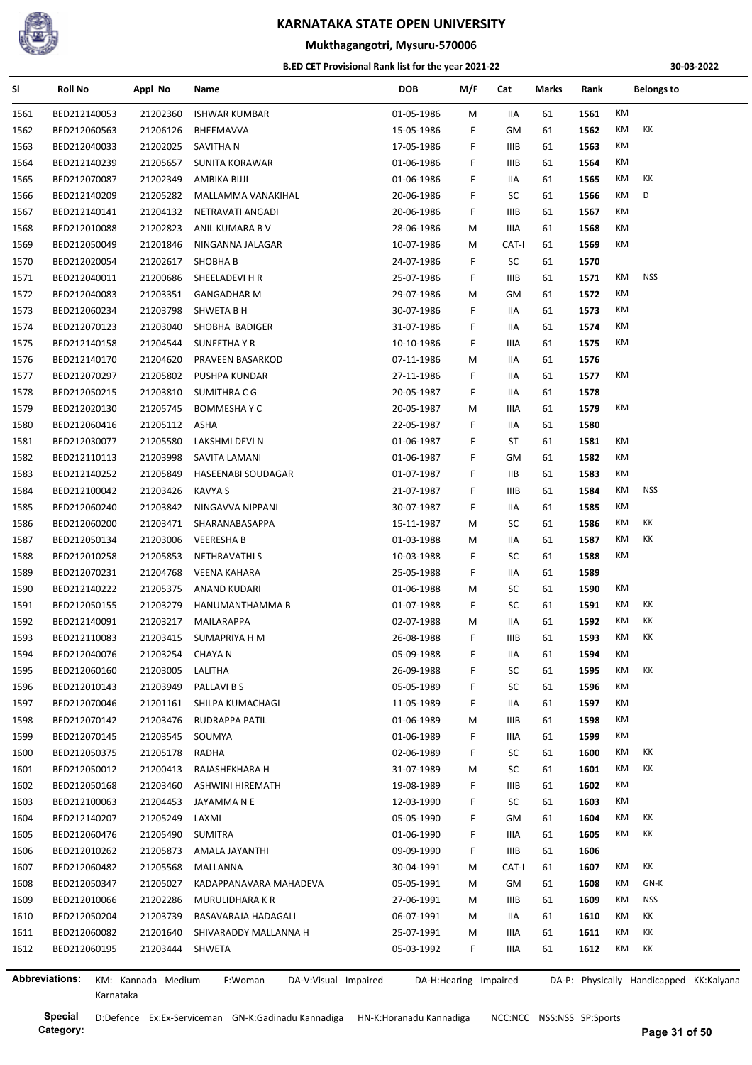# KARNATAKA STATE OPEN UNIVERSITY

## Mukthagangotri, Mysuru-570006

### B.ED CET Provisional Rank list for the year 2021-22

30-03-2022

| Sl | Roll No | Appl No | Name | DOB | M/F | Cat | Marks | Rank | Belongs to | |
|---|---|---|---|---|---|---|---|---|---|---|
| 1561 | BED212140053 | 21202360 | ISHWAR KUMBAR | 01-05-1986 | M | IIA | 61 | 1561 | KM | |
| 1562 | BED212060563 | 21206126 | BHEEMAVVA | 15-05-1986 | F | GM | 61 | 1562 | KM | KK |
| 1563 | BED212040033 | 21202025 | SAVITHA N | 17-05-1986 | F | IIIB | 61 | 1563 | KM | |
| 1564 | BED212140239 | 21205657 | SUNITA KORAWAR | 01-06-1986 | F | IIIB | 61 | 1564 | KM | |
| 1565 | BED212070087 | 21202349 | AMBIKA BIJJI | 01-06-1986 | F | IIA | 61 | 1565 | KM | KK |
| 1566 | BED212140209 | 21205282 | MALLAMMA VANAKIHAL | 20-06-1986 | F | SC | 61 | 1566 | KM | D |
| 1567 | BED212140141 | 21204132 | NETRAVATI ANGADI | 20-06-1986 | F | IIIB | 61 | 1567 | KM | |
| 1568 | BED212010088 | 21202823 | ANIL KUMARA B V | 28-06-1986 | M | IIIA | 61 | 1568 | KM | |
| 1569 | BED212050049 | 21201846 | NINGANNA JALAGAR | 10-07-1986 | M | CAT-I | 61 | 1569 | KM | |
| 1570 | BED212020054 | 21202617 | SHOBHA B | 24-07-1986 | F | SC | 61 | 1570 | | |
| 1571 | BED212040011 | 21200686 | SHEELADEVI H R | 25-07-1986 | F | IIIB | 61 | 1571 | KM | NSS |
| 1572 | BED212040083 | 21203351 | GANGADHAR M | 29-07-1986 | M | GM | 61 | 1572 | KM | |
| 1573 | BED212060234 | 21203798 | SHWETA B H | 30-07-1986 | F | IIA | 61 | 1573 | KM | |
| 1574 | BED212070123 | 21203040 | SHOBHA BADIGER | 31-07-1986 | F | IIA | 61 | 1574 | KM | |
| 1575 | BED212140158 | 21204544 | SUNEETHA Y R | 10-10-1986 | F | IIIA | 61 | 1575 | KM | |
| 1576 | BED212140170 | 21204620 | PRAVEEN BASARKOD | 07-11-1986 | M | IIA | 61 | 1576 | | |
| 1577 | BED212070297 | 21205802 | PUSHPA KUNDAR | 27-11-1986 | F | IIA | 61 | 1577 | KM | |
| 1578 | BED212050215 | 21203810 | SUMITHRA C G | 20-05-1987 | F | IIA | 61 | 1578 | | |
| 1579 | BED212020130 | 21205745 | BOMMESHA Y C | 20-05-1987 | M | IIIA | 61 | 1579 | KM | |
| 1580 | BED212060416 | 21205112 | ASHA | 22-05-1987 | F | IIA | 61 | 1580 | | |
| 1581 | BED212030077 | 21205580 | LAKSHMI DEVI N | 01-06-1987 | F | ST | 61 | 1581 | KM | |
| 1582 | BED212110113 | 21203998 | SAVITA LAMANI | 01-06-1987 | F | GM | 61 | 1582 | KM | |
| 1583 | BED212140252 | 21205849 | HASEENABI SOUDAGAR | 01-07-1987 | F | IIB | 61 | 1583 | KM | |
| 1584 | BED212100042 | 21203426 | KAVYA S | 21-07-1987 | F | IIIB | 61 | 1584 | KM | NSS |
| 1585 | BED212060240 | 21203842 | NINGAVVA NIPPANI | 30-07-1987 | F | IIA | 61 | 1585 | KM | |
| 1586 | BED212060200 | 21203471 | SHARANABASAPPA | 15-11-1987 | M | SC | 61 | 1586 | KM | KK |
| 1587 | BED212050134 | 21203006 | VEERESHA B | 01-03-1988 | M | IIA | 61 | 1587 | KM | KK |
| 1588 | BED212010258 | 21205853 | NETHRAVATHI S | 10-03-1988 | F | SC | 61 | 1588 | KM | |
| 1589 | BED212070231 | 21204768 | VEENA KAHARA | 25-05-1988 | F | IIA | 61 | 1589 | | |
| 1590 | BED212140222 | 21205375 | ANAND KUDARI | 01-06-1988 | M | SC | 61 | 1590 | KM | |
| 1591 | BED212050155 | 21203279 | HANUMANTHAMMA B | 01-07-1988 | F | SC | 61 | 1591 | KM | KK |
| 1592 | BED212140091 | 21203217 | MAILARAPPA | 02-07-1988 | M | IIA | 61 | 1592 | KM | KK |
| 1593 | BED212110083 | 21203415 | SUMAPRIYA H M | 26-08-1988 | F | IIIB | 61 | 1593 | KM | KK |
| 1594 | BED212040076 | 21203254 | CHAYA N | 05-09-1988 | F | IIA | 61 | 1594 | KM | |
| 1595 | BED212060160 | 21203005 | LALITHA | 26-09-1988 | F | SC | 61 | 1595 | KM | KK |
| 1596 | BED212010143 | 21203949 | PALLAVI B S | 05-05-1989 | F | SC | 61 | 1596 | KM | |
| 1597 | BED212070046 | 21201161 | SHILPA KUMACHAGI | 11-05-1989 | F | IIA | 61 | 1597 | KM | |
| 1598 | BED212070142 | 21203476 | RUDRAPPA PATIL | 01-06-1989 | M | IIIB | 61 | 1598 | KM | |
| 1599 | BED212070145 | 21203545 | SOUMYA | 01-06-1989 | F | IIIA | 61 | 1599 | KM | |
| 1600 | BED212050375 | 21205178 | RADHA | 02-06-1989 | F | SC | 61 | 1600 | KM | KK |
| 1601 | BED212050012 | 21200413 | RAJASHEKHARA H | 31-07-1989 | M | SC | 61 | 1601 | KM | KK |
| 1602 | BED212050168 | 21203460 | ASHWINI HIREMATH | 19-08-1989 | F | IIIB | 61 | 1602 | KM | |
| 1603 | BED212100063 | 21204453 | JAYAMMA N E | 12-03-1990 | F | SC | 61 | 1603 | KM | |
| 1604 | BED212140207 | 21205249 | LAXMI | 05-05-1990 | F | GM | 61 | 1604 | KM | KK |
| 1605 | BED212060476 | 21205490 | SUMITRA | 01-06-1990 | F | IIIA | 61 | 1605 | KM | KK |
| 1606 | BED212010262 | 21205873 | AMALA JAYANTHI | 09-09-1990 | F | IIIB | 61 | 1606 | | |
| 1607 | BED212060482 | 21205568 | MALLANNA | 30-04-1991 | M | CAT-I | 61 | 1607 | KM | KK |
| 1608 | BED212050347 | 21205027 | KADAPPANAVARA MAHADEVA | 05-05-1991 | M | GM | 61 | 1608 | KM | GN-K |
| 1609 | BED212010066 | 21202286 | MURULIDHARA K R | 27-06-1991 | M | IIIB | 61 | 1609 | KM | NSS |
| 1610 | BED212050204 | 21203739 | BASAVARAJA HADAGALI | 06-07-1991 | M | IIA | 61 | 1610 | KM | KK |
| 1611 | BED212060082 | 21201640 | SHIVARADDY MALLANNA H | 25-07-1991 | M | IIIA | 61 | 1611 | KM | KK |
| 1612 | BED212060195 | 21203444 | SHWETA | 05-03-1992 | F | IIIA | 61 | 1612 | KM | KK |

**Abbreviations:** KM: Kannada Medium F:Woman DA-V:Visual Impaired DA-H:Hearing Impaired DA-P: Physically Handicapped KK:Kalyana Karnataka

**Special Category:** D:Defence Ex:Ex-Serviceman GN-K:Gadinadu Kannadiga HN-K:Horanadu Kannadiga NCC:NCC NSS:NSS SP:Sports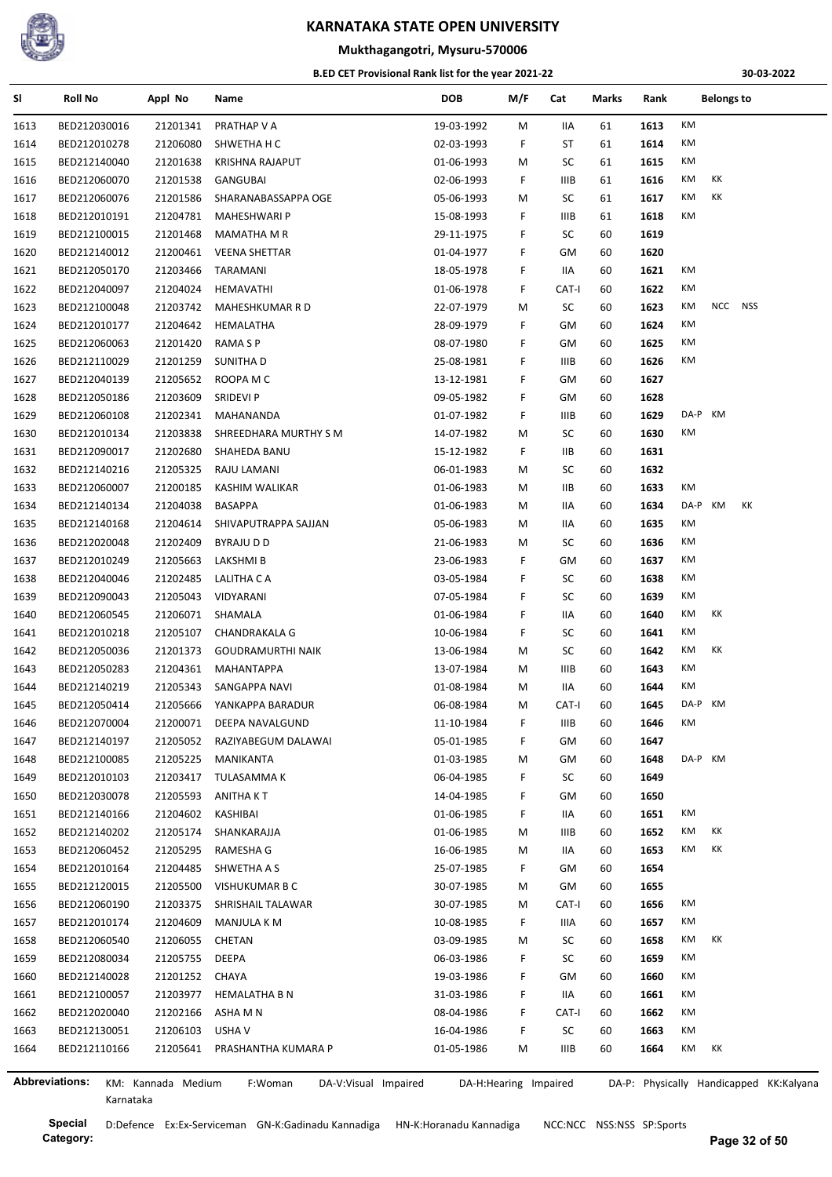# KARNATAKA STATE OPEN UNIVERSITY

## Mukthagangotri, Mysuru-570006

### B.ED CET Provisional Rank list for the year 2021-22

30-03-2022

| Sl | Roll No | Appl No | Name | DOB | M/F | Cat | Marks | Rank | Belongs to |
|---|---|---|---|---|---|---|---|---|---|
| 1613 | BED212030016 | 21201341 | PRATHAP V A | 19-03-1992 | M | IIA | 61 | 1613 | KM |
| 1614 | BED212010278 | 21206080 | SHWETHA H C | 02-03-1993 | F | ST | 61 | 1614 | KM |
| 1615 | BED212140040 | 21201638 | KRISHNA RAJAPUT | 01-06-1993 | M | SC | 61 | 1615 | KM |
| 1616 | BED212060070 | 21201538 | GANGUBAI | 02-06-1993 | F | IIIB | 61 | 1616 | KM KK |
| 1617 | BED212060076 | 21201586 | SHARANABASSAPPA OGE | 05-06-1993 | M | SC | 61 | 1617 | KM KK |
| 1618 | BED212010191 | 21204781 | MAHESHWARI P | 15-08-1993 | F | IIIB | 61 | 1618 | KM |
| 1619 | BED212100015 | 21201468 | MAMATHA M R | 29-11-1975 | F | SC | 60 | 1619 | |
| 1620 | BED212140012 | 21200461 | VEENA SHETTAR | 01-04-1977 | F | GM | 60 | 1620 | |
| 1621 | BED212050170 | 21203466 | TARAMANI | 18-05-1978 | F | IIA | 60 | 1621 | KM |
| 1622 | BED212040097 | 21204024 | HEMAVATHI | 01-06-1978 | F | CAT-I | 60 | 1622 | KM |
| 1623 | BED212100048 | 21203742 | MAHESHKUMAR R D | 22-07-1979 | M | SC | 60 | 1623 | KM NCC NSS |
| 1624 | BED212010177 | 21204642 | HEMALATHA | 28-09-1979 | F | GM | 60 | 1624 | KM |
| 1625 | BED212060063 | 21201420 | RAMA S P | 08-07-1980 | F | GM | 60 | 1625 | KM |
| 1626 | BED212110029 | 21201259 | SUNITHA D | 25-08-1981 | F | IIIB | 60 | 1626 | KM |
| 1627 | BED212040139 | 21205652 | ROOPA M C | 13-12-1981 | F | GM | 60 | 1627 | |
| 1628 | BED212050186 | 21203609 | SRIDEVI P | 09-05-1982 | F | GM | 60 | 1628 | |
| 1629 | BED212060108 | 21202341 | MAHANANDA | 01-07-1982 | F | IIIB | 60 | 1629 | DA-P KM |
| 1630 | BED212010134 | 21203838 | SHREEDHARA MURTHY S M | 14-07-1982 | M | SC | 60 | 1630 | KM |
| 1631 | BED212090017 | 21202680 | SHAHEDA BANU | 15-12-1982 | F | IIB | 60 | 1631 | |
| 1632 | BED212140216 | 21205325 | RAJU LAMANI | 06-01-1983 | M | SC | 60 | 1632 | |
| 1633 | BED212060007 | 21200185 | KASHIM WALIKAR | 01-06-1983 | M | IIB | 60 | 1633 | KM |
| 1634 | BED212140134 | 21204038 | BASAPPA | 01-06-1983 | M | IIA | 60 | 1634 | DA-P KM KK |
| 1635 | BED212140168 | 21204614 | SHIVAPUTRAPPA SAJJAN | 05-06-1983 | M | IIA | 60 | 1635 | KM |
| 1636 | BED212020048 | 21202409 | BYRAJU D D | 21-06-1983 | M | SC | 60 | 1636 | KM |
| 1637 | BED212010249 | 21205663 | LAKSHMI B | 23-06-1983 | F | GM | 60 | 1637 | KM |
| 1638 | BED212040046 | 21202485 | LALITHA C A | 03-05-1984 | F | SC | 60 | 1638 | KM |
| 1639 | BED212090043 | 21205043 | VIDYARANI | 07-05-1984 | F | SC | 60 | 1639 | KM |
| 1640 | BED212060545 | 21206071 | SHAMALA | 01-06-1984 | F | IIA | 60 | 1640 | KM KK |
| 1641 | BED212010218 | 21205107 | CHANDRAKALA G | 10-06-1984 | F | SC | 60 | 1641 | KM |
| 1642 | BED212050036 | 21201373 | GOUDRAMURTHI NAIK | 13-06-1984 | M | SC | 60 | 1642 | KM KK |
| 1643 | BED212050283 | 21204361 | MAHANTAPPA | 13-07-1984 | M | IIIB | 60 | 1643 | KM |
| 1644 | BED212140219 | 21205343 | SANGAPPA NAVI | 01-08-1984 | M | IIA | 60 | 1644 | KM |
| 1645 | BED212050414 | 21205666 | YANKAPPA BARADUR | 06-08-1984 | M | CAT-I | 60 | 1645 | DA-P KM |
| 1646 | BED212070004 | 21200071 | DEEPA NAVALGUND | 11-10-1984 | F | IIIB | 60 | 1646 | KM |
| 1647 | BED212140197 | 21205052 | RAZIYABEGUM DALAWAI | 05-01-1985 | F | GM | 60 | 1647 | |
| 1648 | BED212100085 | 21205225 | MANIKANTA | 01-03-1985 | M | GM | 60 | 1648 | DA-P KM |
| 1649 | BED212010103 | 21203417 | TULASAMMA K | 06-04-1985 | F | SC | 60 | 1649 | |
| 1650 | BED212030078 | 21205593 | ANITHA K T | 14-04-1985 | F | GM | 60 | 1650 | |
| 1651 | BED212140166 | 21204602 | KASHIBAI | 01-06-1985 | F | IIA | 60 | 1651 | KM |
| 1652 | BED212140202 | 21205174 | SHANKARAJJA | 01-06-1985 | M | IIIB | 60 | 1652 | KM KK |
| 1653 | BED212060452 | 21205295 | RAMESHA G | 16-06-1985 | M | IIA | 60 | 1653 | KM KK |
| 1654 | BED212010164 | 21204485 | SHWETHA A S | 25-07-1985 | F | GM | 60 | 1654 | |
| 1655 | BED212120015 | 21205500 | VISHUKUMAR B C | 30-07-1985 | M | GM | 60 | 1655 | |
| 1656 | BED212060190 | 21203375 | SHRISHAIL TALAWAR | 30-07-1985 | M | CAT-I | 60 | 1656 | KM |
| 1657 | BED212010174 | 21204609 | MANJULA K M | 10-08-1985 | F | IIIA | 60 | 1657 | KM |
| 1658 | BED212060540 | 21206055 | CHETAN | 03-09-1985 | M | SC | 60 | 1658 | KM KK |
| 1659 | BED212080034 | 21205755 | DEEPA | 06-03-1986 | F | SC | 60 | 1659 | KM |
| 1660 | BED212140028 | 21201252 | CHAYA | 19-03-1986 | F | GM | 60 | 1660 | KM |
| 1661 | BED212100057 | 21203977 | HEMALATHA B N | 31-03-1986 | F | IIA | 60 | 1661 | KM |
| 1662 | BED212020040 | 21202166 | ASHA M N | 08-04-1986 | F | CAT-I | 60 | 1662 | KM |
| 1663 | BED212130051 | 21206103 | USHA V | 16-04-1986 | F | SC | 60 | 1663 | KM |
| 1664 | BED212110166 | 21205641 | PRASHANTHA KUMARA P | 01-05-1986 | M | IIIB | 60 | 1664 | KM KK |

**Abbreviations:** KM: Kannada Medium F:Woman DA-V:Visual Impaired DA-H:Hearing Impaired DA-P: Physically Handicapped KK:Kalyana Karnataka

**Special Category:** D:Defence Ex:Ex-Serviceman GN-K:Gadinadu Kannadiga HN-K:Horanadu Kannadiga NCC:NCC NSS:NSS SP:Sports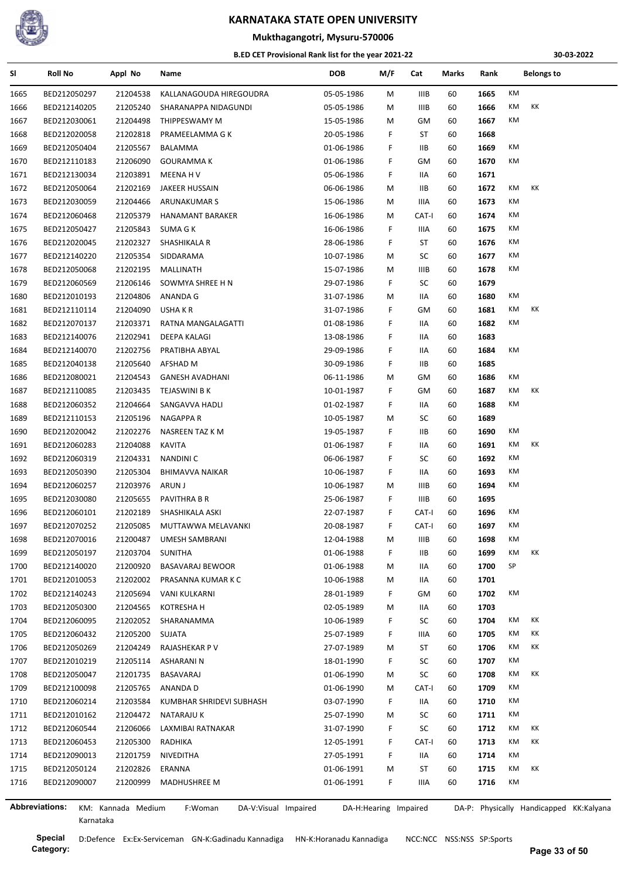# KARNATAKA STATE OPEN UNIVERSITY

## Mukthagangotri, Mysuru-570006

### B.ED CET Provisional Rank list for the year 2021-22

30-03-2022

| Sl | Roll No | Appl No | Name | DOB | M/F | Cat | Marks | Rank | Belongs to | |
|---|---|---|---|---|---|---|---|---|---|---|
| 1665 | BED212050297 | 21204538 | KALLANAGOUDA HIREGOUDRA | 05-05-1986 | M | IIIB | 60 | 1665 | KM | |
| 1666 | BED212140205 | 21205240 | SHARANAPPA NIDAGUNDI | 05-05-1986 | M | IIIB | 60 | 1666 | KM | KK |
| 1667 | BED212030061 | 21204498 | THIPPESWAMY M | 15-05-1986 | M | GM | 60 | 1667 | KM | |
| 1668 | BED212020058 | 21202818 | PRAMEELAMMA G K | 20-05-1986 | F | ST | 60 | 1668 | | |
| 1669 | BED212050404 | 21205567 | BALAMMA | 01-06-1986 | F | IIB | 60 | 1669 | KM | |
| 1670 | BED212110183 | 21206090 | GOURAMMA K | 01-06-1986 | F | GM | 60 | 1670 | KM | |
| 1671 | BED212130034 | 21203891 | MEENA H V | 05-06-1986 | F | IIA | 60 | 1671 | | |
| 1672 | BED212050064 | 21202169 | JAKEER HUSSAIN | 06-06-1986 | M | IIB | 60 | 1672 | KM | KK |
| 1673 | BED212030059 | 21204466 | ARUNAKUMAR S | 15-06-1986 | M | IIIA | 60 | 1673 | KM | |
| 1674 | BED212060468 | 21205379 | HANAMANT BARAKER | 16-06-1986 | M | CAT-I | 60 | 1674 | KM | |
| 1675 | BED212050427 | 21205843 | SUMA G K | 16-06-1986 | F | IIIA | 60 | 1675 | KM | |
| 1676 | BED212020045 | 21202327 | SHASHIKALA R | 28-06-1986 | F | ST | 60 | 1676 | KM | |
| 1677 | BED212140220 | 21205354 | SIDDARAMA | 10-07-1986 | M | SC | 60 | 1677 | KM | |
| 1678 | BED212050068 | 21202195 | MALLINATH | 15-07-1986 | M | IIIB | 60 | 1678 | KM | |
| 1679 | BED212060569 | 21206146 | SOWMYA SHREE H N | 29-07-1986 | F | SC | 60 | 1679 | | |
| 1680 | BED212010193 | 21204806 | ANANDA G | 31-07-1986 | M | IIA | 60 | 1680 | KM | |
| 1681 | BED212110114 | 21204090 | USHA K R | 31-07-1986 | F | GM | 60 | 1681 | KM | KK |
| 1682 | BED212070137 | 21203371 | RATNA MANGALAGATTI | 01-08-1986 | F | IIA | 60 | 1682 | KM | |
| 1683 | BED212140076 | 21202941 | DEEPA KALAGI | 13-08-1986 | F | IIA | 60 | 1683 | | |
| 1684 | BED212140070 | 21202756 | PRATIBHA ABYAL | 29-09-1986 | F | IIA | 60 | 1684 | KM | |
| 1685 | BED212040138 | 21205640 | AFSHAD M | 30-09-1986 | F | IIB | 60 | 1685 | | |
| 1686 | BED212080021 | 21204543 | GANESH AVADHANI | 06-11-1986 | M | GM | 60 | 1686 | KM | |
| 1687 | BED212110085 | 21203435 | TEJASWINI B K | 10-01-1987 | F | GM | 60 | 1687 | KM | KK |
| 1688 | BED212060352 | 21204664 | SANGAVVA HADLI | 01-02-1987 | F | IIA | 60 | 1688 | KM | |
| 1689 | BED212110153 | 21205196 | NAGAPPA R | 10-05-1987 | M | SC | 60 | 1689 | | |
| 1690 | BED212020042 | 21202276 | NASREEN TAZ K M | 19-05-1987 | F | IIB | 60 | 1690 | KM | |
| 1691 | BED212060283 | 21204088 | KAVITA | 01-06-1987 | F | IIA | 60 | 1691 | KM | KK |
| 1692 | BED212060319 | 21204331 | NANDINI C | 06-06-1987 | F | SC | 60 | 1692 | KM | |
| 1693 | BED212050390 | 21205304 | BHIMAVVA NAIKAR | 10-06-1987 | F | IIA | 60 | 1693 | KM | |
| 1694 | BED212060257 | 21203976 | ARUN J | 10-06-1987 | M | IIIB | 60 | 1694 | KM | |
| 1695 | BED212030080 | 21205655 | PAVITHRA B R | 25-06-1987 | F | IIIB | 60 | 1695 | | |
| 1696 | BED212060101 | 21202189 | SHASHIKALA ASKI | 22-07-1987 | F | CAT-I | 60 | 1696 | KM | |
| 1697 | BED212070252 | 21205085 | MUTTAWWA MELAVANKI | 20-08-1987 | F | CAT-I | 60 | 1697 | KM | |
| 1698 | BED212070016 | 21200487 | UMESH SAMBRANI | 12-04-1988 | M | IIIB | 60 | 1698 | KM | |
| 1699 | BED212050197 | 21203704 | SUNITHA | 01-06-1988 | F | IIB | 60 | 1699 | KM | KK |
| 1700 | BED212140020 | 21200920 | BASAVARAJ BEWOOR | 01-06-1988 | M | IIA | 60 | 1700 | SP | |
| 1701 | BED212010053 | 21202002 | PRASANNA KUMAR K C | 10-06-1988 | M | IIA | 60 | 1701 | | |
| 1702 | BED212140243 | 21205694 | VANI KULKARNI | 28-01-1989 | F | GM | 60 | 1702 | KM | |
| 1703 | BED212050300 | 21204565 | KOTRESHA H | 02-05-1989 | M | IIA | 60 | 1703 | | |
| 1704 | BED212060095 | 21202052 | SHARANAMMA | 10-06-1989 | F | SC | 60 | 1704 | KM | KK |
| 1705 | BED212060432 | 21205200 | SUJATA | 25-07-1989 | F | IIIA | 60 | 1705 | KM | KK |
| 1706 | BED212050269 | 21204249 | RAJASHEKAR P V | 27-07-1989 | M | ST | 60 | 1706 | KM | KK |
| 1707 | BED212010219 | 21205114 | ASHARANI N | 18-01-1990 | F | SC | 60 | 1707 | KM | |
| 1708 | BED212050047 | 21201735 | BASAVARAJ | 01-06-1990 | M | SC | 60 | 1708 | KM | KK |
| 1709 | BED212100098 | 21205765 | ANANDA D | 01-06-1990 | M | CAT-I | 60 | 1709 | KM | |
| 1710 | BED212060214 | 21203584 | KUMBHAR SHRIDEVI SUBHASH | 03-07-1990 | F | IIA | 60 | 1710 | KM | |
| 1711 | BED212010162 | 21204472 | NATARAJU K | 25-07-1990 | M | SC | 60 | 1711 | KM | |
| 1712 | BED212060544 | 21206066 | LAXMIBAI RATNAKAR | 31-07-1990 | F | SC | 60 | 1712 | KM | KK |
| 1713 | BED212060453 | 21205300 | RADHIKA | 12-05-1991 | F | CAT-I | 60 | 1713 | KM | KK |
| 1714 | BED212090013 | 21201759 | NIVEDITHA | 27-05-1991 | F | IIA | 60 | 1714 | KM | |
| 1715 | BED212050124 | 21202826 | ERANNA | 01-06-1991 | M | ST | 60 | 1715 | KM | KK |
| 1716 | BED212090007 | 21200999 | MADHUSHREE M | 01-06-1991 | F | IIIA | 60 | 1716 | KM | |

**Abbreviations:** KM: Kannada Medium F:Woman DA-V:Visual Impaired DA-H:Hearing Impaired DA-P: Physically Handicapped KK:Kalyana Karnataka

**Special Category:** D:Defence Ex:Ex-Serviceman GN-K:Gadinadu Kannadiga HN-K:Horanadu Kannadiga NCC:NCC NSS:NSS SP:Sports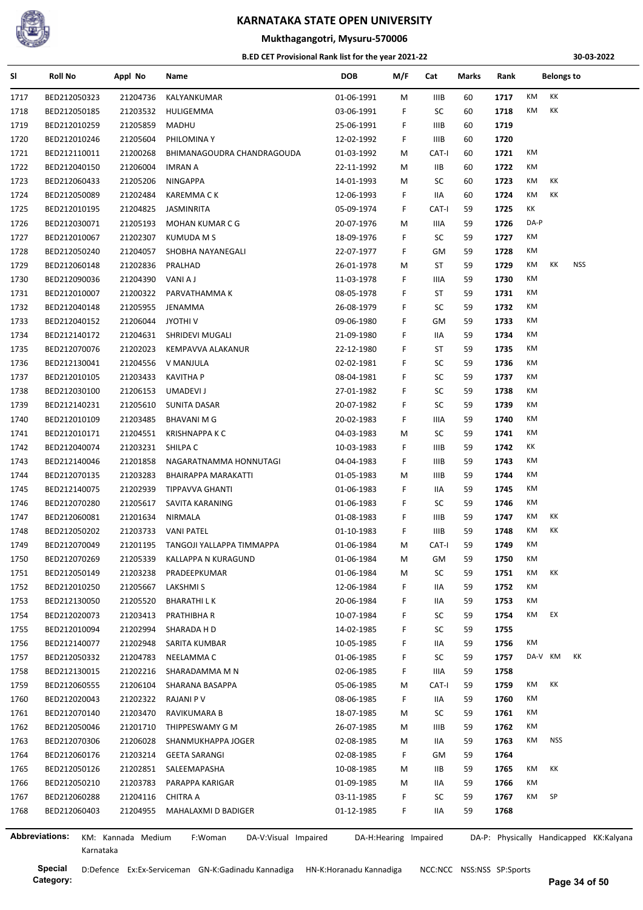# KARNATAKA STATE OPEN UNIVERSITY

## Mukthagangotri, Mysuru-570006

### B.ED CET Provisional Rank list for the year 2021-22

30-03-2022

| Sl | Roll No | Appl No | Name | DOB | M/F | Cat | Marks | Rank | Belongs to |
|---|---|---|---|---|---|---|---|---|---|
| 1717 | BED212050323 | 21204736 | KALYANKUMAR | 01-06-1991 | M | IIIB | 60 | 1717 | KM KK |
| 1718 | BED212050185 | 21203532 | HULIGEMMA | 03-06-1991 | F | SC | 60 | 1718 | KM KK |
| 1719 | BED212010259 | 21205859 | MADHU | 25-06-1991 | F | IIIB | 60 | 1719 | |
| 1720 | BED212010246 | 21205604 | PHILOMINA Y | 12-02-1992 | F | IIIB | 60 | 1720 | |
| 1721 | BED212110011 | 21200268 | BHIMANAGOUDA CHANDRAGOUDA | 01-03-1992 | M | CAT-I | 60 | 1721 | KM |
| 1722 | BED212040150 | 21206004 | IMRAN A | 22-11-1992 | M | IIB | 60 | 1722 | KM |
| 1723 | BED212060433 | 21205206 | NINGAPPA | 14-01-1993 | M | SC | 60 | 1723 | KM KK |
| 1724 | BED212050089 | 21202484 | KAREMMA C K | 12-06-1993 | F | IIA | 60 | 1724 | KM KK |
| 1725 | BED212010195 | 21204825 | JASMINRITA | 05-09-1974 | F | CAT-I | 59 | 1725 | KK |
| 1726 | BED212030071 | 21205193 | MOHAN KUMAR C G | 20-07-1976 | M | IIIA | 59 | 1726 | DA-P |
| 1727 | BED212010067 | 21202307 | KUMUDA M S | 18-09-1976 | F | SC | 59 | 1727 | KM |
| 1728 | BED212050240 | 21204057 | SHOBHA NAYANEGALI | 22-07-1977 | F | GM | 59 | 1728 | KM |
| 1729 | BED212060148 | 21202836 | PRALHAD | 26-01-1978 | M | ST | 59 | 1729 | KM KK NSS |
| 1730 | BED212090036 | 21204390 | VANI A J | 11-03-1978 | F | IIIA | 59 | 1730 | KM |
| 1731 | BED212010007 | 21200322 | PARVATHAMMA K | 08-05-1978 | F | ST | 59 | 1731 | KM |
| 1732 | BED212040148 | 21205955 | JENAMMA | 26-08-1979 | F | SC | 59 | 1732 | KM |
| 1733 | BED212040152 | 21206044 | JYOTHI V | 09-06-1980 | F | GM | 59 | 1733 | KM |
| 1734 | BED212140172 | 21204631 | SHRIDEVI MUGALI | 21-09-1980 | F | IIA | 59 | 1734 | KM |
| 1735 | BED212070076 | 21202023 | KEMPAVVA ALAKANUR | 22-12-1980 | F | ST | 59 | 1735 | KM |
| 1736 | BED212130041 | 21204556 | V MANJULA | 02-02-1981 | F | SC | 59 | 1736 | KM |
| 1737 | BED212010105 | 21203433 | KAVITHA P | 08-04-1981 | F | SC | 59 | 1737 | KM |
| 1738 | BED212030100 | 21206153 | UMADEVI J | 27-01-1982 | F | SC | 59 | 1738 | KM |
| 1739 | BED212140231 | 21205610 | SUNITA DASAR | 20-07-1982 | F | SC | 59 | 1739 | KM |
| 1740 | BED212010109 | 21203485 | BHAVANI M G | 20-02-1983 | F | IIIA | 59 | 1740 | KM |
| 1741 | BED212010171 | 21204551 | KRISHNAPPA K C | 04-03-1983 | M | SC | 59 | 1741 | KM |
| 1742 | BED212040074 | 21203231 | SHILPA C | 10-03-1983 | F | IIIB | 59 | 1742 | KK |
| 1743 | BED212140046 | 21201858 | NAGARATNAMMA HONNUTAGI | 04-04-1983 | F | IIIB | 59 | 1743 | KM |
| 1744 | BED212070135 | 21203283 | BHAIRAPPA MARAKATTI | 01-05-1983 | M | IIIB | 59 | 1744 | KM |
| 1745 | BED212140075 | 21202939 | TIPPAVVA GHANTI | 01-06-1983 | F | IIA | 59 | 1745 | KM |
| 1746 | BED212070280 | 21205617 | SAVITA KARANING | 01-06-1983 | F | SC | 59 | 1746 | KM |
| 1747 | BED212060081 | 21201634 | NIRMALA | 01-08-1983 | F | IIIB | 59 | 1747 | KM KK |
| 1748 | BED212050202 | 21203733 | VANI PATEL | 01-10-1983 | F | IIIB | 59 | 1748 | KM KK |
| 1749 | BED212070049 | 21201195 | TANGOJI YALLAPPA TIMMAPPA | 01-06-1984 | M | CAT-I | 59 | 1749 | KM |
| 1750 | BED212070269 | 21205339 | KALLAPPA N KURAGUND | 01-06-1984 | M | GM | 59 | 1750 | KM |
| 1751 | BED212050149 | 21203238 | PRADEEPKUMAR | 01-06-1984 | M | SC | 59 | 1751 | KM KK |
| 1752 | BED212010250 | 21205667 | LAKSHMI S | 12-06-1984 | F | IIA | 59 | 1752 | KM |
| 1753 | BED212130050 | 21205520 | BHARATHI L K | 20-06-1984 | F | IIA | 59 | 1753 | KM |
| 1754 | BED212020073 | 21203413 | PRATHIBHA R | 10-07-1984 | F | SC | 59 | 1754 | KM EX |
| 1755 | BED212010094 | 21202994 | SHARADA H D | 14-02-1985 | F | SC | 59 | 1755 | |
| 1756 | BED212140077 | 21202948 | SARITA KUMBAR | 10-05-1985 | F | IIA | 59 | 1756 | KM |
| 1757 | BED212050332 | 21204783 | NEELAMMA C | 01-06-1985 | F | SC | 59 | 1757 | DA-V KM KK |
| 1758 | BED212130015 | 21202216 | SHARADAMMA M N | 02-06-1985 | F | IIIA | 59 | 1758 | |
| 1759 | BED212060555 | 21206104 | SHARANA BASAPPA | 05-06-1985 | M | CAT-I | 59 | 1759 | KM KK |
| 1760 | BED212020043 | 21202322 | RAJANI P V | 08-06-1985 | F | IIA | 59 | 1760 | KM |
| 1761 | BED212070140 | 21203470 | RAVIKUMARA B | 18-07-1985 | M | SC | 59 | 1761 | KM |
| 1762 | BED212050046 | 21201710 | THIPPESWAMY G M | 26-07-1985 | M | IIIB | 59 | 1762 | KM |
| 1763 | BED212070306 | 21206028 | SHANMUKHAPPA JOGER | 02-08-1985 | M | IIA | 59 | 1763 | KM NSS |
| 1764 | BED212060176 | 21203214 | GEETA SARANGI | 02-08-1985 | F | GM | 59 | 1764 | |
| 1765 | BED212050126 | 21202851 | SALEEMAPASHA | 10-08-1985 | M | IIB | 59 | 1765 | KM KK |
| 1766 | BED212050210 | 21203783 | PARAPPA KARIGAR | 01-09-1985 | M | IIA | 59 | 1766 | KM |
| 1767 | BED212060288 | 21204116 | CHITRA A | 03-11-1985 | F | SC | 59 | 1767 | KM SP |
| 1768 | BED212060403 | 21204955 | MAHALAXMI D BADIGER | 01-12-1985 | F | IIA | 59 | 1768 | |

**Abbreviations:** KM: Kannada Medium F:Woman DA-V:Visual Impaired DA-H:Hearing Impaired DA-P: Physically Handicapped KK:Kalyana Karnataka

**Special Category:** D:Defence Ex:Ex-Serviceman GN-K:Gadinadu Kannadiga HN-K:Horanadu Kannadiga NCC:NCC NSS:NSS SP:Sports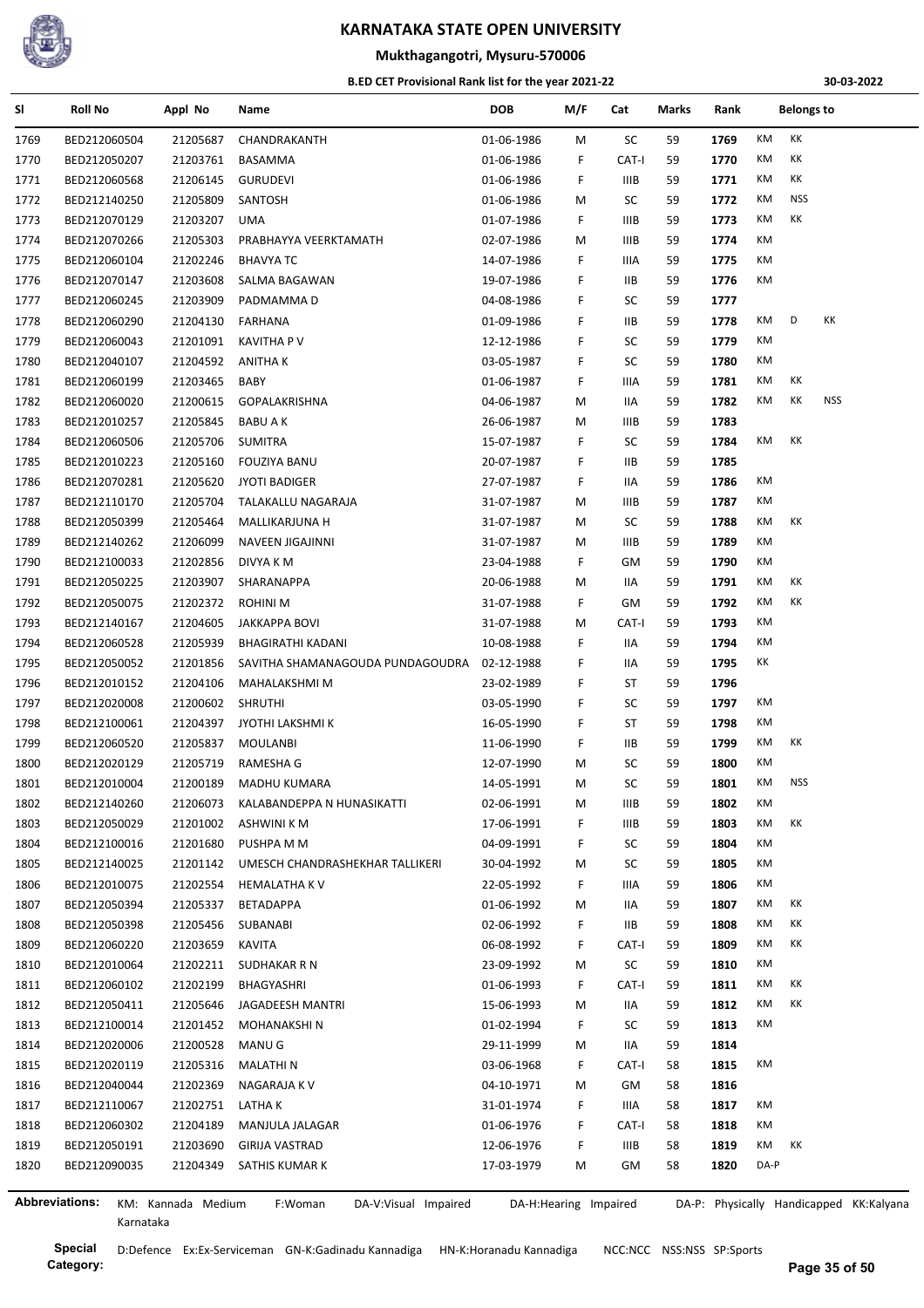# KARNATAKA STATE OPEN UNIVERSITY

**Mukthagangotri, Mysuru-570006**

**B.ED CET Provisional Rank list for the year 2021-22**

30-03-2022

| Sl | Roll No | Appl No | Name | DOB | M/F | Cat | Marks | Rank | Belongs to | | |
|---|---|---|---|---|---|---|---|---|---|---|---|
| 1769 | BED212060504 | 21205687 | CHANDRAKANTH | 01-06-1986 | M | SC | 59 | **1769** | KM | KK | |
| 1770 | BED212050207 | 21203761 | BASAMMA | 01-06-1986 | F | CAT-I | 59 | **1770** | KM | KK | |
| 1771 | BED212060568 | 21206145 | GURUDEVI | 01-06-1986 | F | IIIB | 59 | **1771** | KM | KK | |
| 1772 | BED212140250 | 21205809 | SANTOSH | 01-06-1986 | M | SC | 59 | **1772** | KM | NSS | |
| 1773 | BED212070129 | 21203207 | UMA | 01-07-1986 | F | IIIB | 59 | **1773** | KM | KK | |
| 1774 | BED212070266 | 21205303 | PRABHAYYA VEERKTAMATH | 02-07-1986 | M | IIIB | 59 | **1774** | KM | | |
| 1775 | BED212060104 | 21202246 | BHAVYA TC | 14-07-1986 | F | IIIA | 59 | **1775** | KM | | |
| 1776 | BED212070147 | 21203608 | SALMA BAGAWAN | 19-07-1986 | F | IIB | 59 | **1776** | KM | | |
| 1777 | BED212060245 | 21203909 | PADMAMMA D | 04-08-1986 | F | SC | 59 | **1777** | | | |
| 1778 | BED212060290 | 21204130 | FARHANA | 01-09-1986 | F | IIB | 59 | **1778** | KM | D | KK |
| 1779 | BED212060043 | 21201091 | KAVITHA P V | 12-12-1986 | F | SC | 59 | **1779** | KM | | |
| 1780 | BED212040107 | 21204592 | ANITHA K | 03-05-1987 | F | SC | 59 | **1780** | KM | | |
| 1781 | BED212060199 | 21203465 | BABY | 01-06-1987 | F | IIIA | 59 | **1781** | KM | KK | |
| 1782 | BED212060020 | 21200615 | GOPALAKRISHNA | 04-06-1987 | M | IIA | 59 | **1782** | KM | KK | NSS |
| 1783 | BED212010257 | 21205845 | BABU A K | 26-06-1987 | M | IIIB | 59 | **1783** | | | |
| 1784 | BED212060506 | 21205706 | SUMITRA | 15-07-1987 | F | SC | 59 | **1784** | KM | KK | |
| 1785 | BED212010223 | 21205160 | FOUZIYA BANU | 20-07-1987 | F | IIB | 59 | **1785** | | | |
| 1786 | BED212070281 | 21205620 | JYOTI BADIGER | 27-07-1987 | F | IIA | 59 | **1786** | KM | | |
| 1787 | BED212110170 | 21205704 | TALAKALLU NAGARAJA | 31-07-1987 | M | IIIB | 59 | **1787** | KM | | |
| 1788 | BED212050399 | 21205464 | MALLIKARJUNA H | 31-07-1987 | M | SC | 59 | **1788** | KM | KK | |
| 1789 | BED212140262 | 21206099 | NAVEEN JIGAJINNI | 31-07-1987 | M | IIIB | 59 | **1789** | KM | | |
| 1790 | BED212100033 | 21202856 | DIVYA K M | 23-04-1988 | F | GM | 59 | **1790** | KM | | |
| 1791 | BED212050225 | 21203907 | SHARANAPPA | 20-06-1988 | M | IIA | 59 | **1791** | KM | KK | |
| 1792 | BED212050075 | 21202372 | ROHINI M | 31-07-1988 | F | GM | 59 | **1792** | KM | KK | |
| 1793 | BED212140167 | 21204605 | JAKKAPPA BOVI | 31-07-1988 | M | CAT-I | 59 | **1793** | KM | | |
| 1794 | BED212060528 | 21205939 | BHAGIRATHI KADANI | 10-08-1988 | F | IIA | 59 | **1794** | KM | | |
| 1795 | BED212050052 | 21201856 | SAVITHA SHAMANAGOUDA PUNDAGOUDRA | 02-12-1988 | F | IIA | 59 | **1795** | KK | | |
| 1796 | BED212010152 | 21204106 | MAHALAKSHMI M | 23-02-1989 | F | ST | 59 | **1796** | | | |
| 1797 | BED212020008 | 21200602 | SHRUTHI | 03-05-1990 | F | SC | 59 | **1797** | KM | | |
| 1798 | BED212100061 | 21204397 | JYOTHI LAKSHMI K | 16-05-1990 | F | ST | 59 | **1798** | KM | | |
| 1799 | BED212060520 | 21205837 | MOULANBI | 11-06-1990 | F | IIB | 59 | **1799** | KM | KK | |
| 1800 | BED212020129 | 21205719 | RAMESHA G | 12-07-1990 | M | SC | 59 | **1800** | KM | | |
| 1801 | BED212010004 | 21200189 | MADHU KUMARA | 14-05-1991 | M | SC | 59 | **1801** | KM | NSS | |
| 1802 | BED212140260 | 21206073 | KALABANDEPPA N HUNASIKATTI | 02-06-1991 | M | IIIB | 59 | **1802** | KM | | |
| 1803 | BED212050029 | 21201002 | ASHWINI K M | 17-06-1991 | F | IIIB | 59 | **1803** | KM | KK | |
| 1804 | BED212100016 | 21201680 | PUSHPA M M | 04-09-1991 | F | SC | 59 | **1804** | KM | | |
| 1805 | BED212140025 | 21201142 | UMESCH CHANDRASHEKHAR TALLIKERI | 30-04-1992 | M | SC | 59 | **1805** | KM | | |
| 1806 | BED212010075 | 21202554 | HEMALATHA K V | 22-05-1992 | F | IIIA | 59 | **1806** | KM | | |
| 1807 | BED212050394 | 21205337 | BETADAPPA | 01-06-1992 | M | IIA | 59 | **1807** | KM | KK | |
| 1808 | BED212050398 | 21205456 | SUBANABI | 02-06-1992 | F | IIB | 59 | **1808** | KM | KK | |
| 1809 | BED212060220 | 21203659 | KAVITA | 06-08-1992 | F | CAT-I | 59 | **1809** | KM | KK | |
| 1810 | BED212010064 | 21202211 | SUDHAKAR R N | 23-09-1992 | M | SC | 59 | **1810** | KM | | |
| 1811 | BED212060102 | 21202199 | BHAGYASHRI | 01-06-1993 | F | CAT-I | 59 | **1811** | KM | KK | |
| 1812 | BED212050411 | 21205646 | JAGADEESH MANTRI | 15-06-1993 | M | IIA | 59 | **1812** | KM | KK | |
| 1813 | BED212100014 | 21201452 | MOHANAKSHI N | 01-02-1994 | F | SC | 59 | **1813** | KM | | |
| 1814 | BED212020006 | 21200528 | MANU G | 29-11-1999 | M | IIA | 59 | **1814** | | | |
| 1815 | BED212020119 | 21205316 | MALATHI N | 03-06-1968 | F | CAT-I | 58 | **1815** | KM | | |
| 1816 | BED212040044 | 21202369 | NAGARAJA K V | 04-10-1971 | M | GM | 58 | **1816** | | | |
| 1817 | BED212110067 | 21202751 | LATHA K | 31-01-1974 | F | IIIA | 58 | **1817** | KM | | |
| 1818 | BED212060302 | 21204189 | MANJULA JALAGAR | 01-06-1976 | F | CAT-I | 58 | **1818** | KM | | |
| 1819 | BED212050191 | 21203690 | GIRIJA VASTRAD | 12-06-1976 | F | IIIB | 58 | **1819** | KM | KK | |
| 1820 | BED212090035 | 21204349 | SATHIS KUMAR K | 17-03-1979 | M | GM | 58 | **1820** | DA-P | | |

**Abbreviations:** KM: Kannada Medium F:Woman DA-V:Visual Impaired DA-H:Hearing Impaired DA-P: Physically Handicapped KK:Kalyana Karnataka

**Special Category:** D:Defence Ex:Ex-Serviceman GN-K:Gadinadu Kannadiga HN-K:Horanadu Kannadiga NCC:NCC NSS:NSS SP:Sports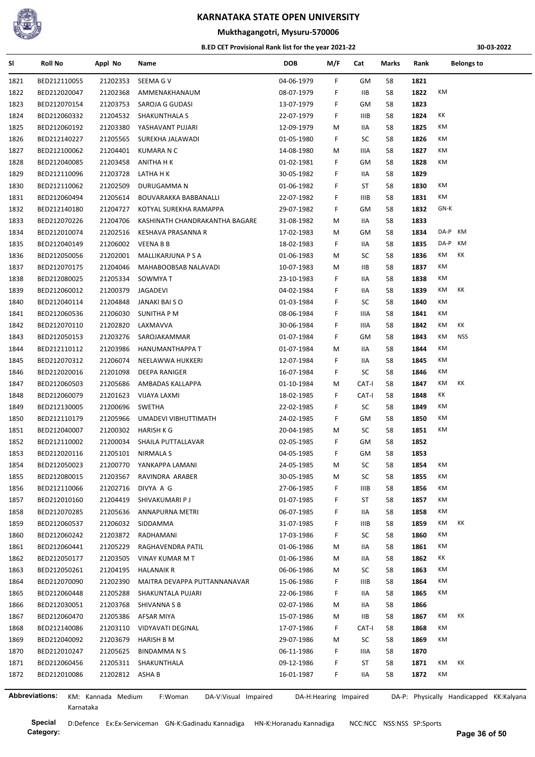# KARNATAKA STATE OPEN UNIVERSITY

## Mukthagangotri, Mysuru-570006

### B.ED CET Provisional Rank list for the year 2021-22

30-03-2022

| Sl | Roll No | Appl No | Name | DOB | M/F | Cat | Marks | Rank | Belongs to |
|---|---|---|---|---|---|---|---|---|---|
| 1821 | BED212110055 | 21202353 | SEEMA G V | 04-06-1979 | F | GM | 58 | 1821 | |
| 1822 | BED212020047 | 21202368 | AMMENAKHANAUM | 08-07-1979 | F | IIB | 58 | 1822 | KM |
| 1823 | BED212070154 | 21203753 | SAROJA G GUDASI | 13-07-1979 | F | GM | 58 | 1823 | |
| 1824 | BED212060332 | 21204532 | SHAKUNTHALA S | 22-07-1979 | F | IIIB | 58 | 1824 | KK |
| 1825 | BED212060192 | 21203380 | YASHAVANT PUJARI | 12-09-1979 | M | IIA | 58 | 1825 | KM |
| 1826 | BED212140227 | 21205565 | SUREKHA JALAWADI | 01-05-1980 | F | SC | 58 | 1826 | KM |
| 1827 | BED212100062 | 21204401 | KUMARA N C | 14-08-1980 | M | IIIA | 58 | 1827 | KM |
| 1828 | BED212040085 | 21203458 | ANITHA H K | 01-02-1981 | F | GM | 58 | 1828 | KM |
| 1829 | BED212110096 | 21203728 | LATHA H K | 30-05-1982 | F | IIA | 58 | 1829 | |
| 1830 | BED212110062 | 21202509 | DURUGAMMA N | 01-06-1982 | F | ST | 58 | 1830 | KM |
| 1831 | BED212060494 | 21205614 | BOUVARAKKA BABBANALLI | 22-07-1982 | F | IIIB | 58 | 1831 | KM |
| 1832 | BED212140180 | 21204727 | KOTYAL SUREKHA RAMAPPA | 29-07-1982 | F | GM | 58 | 1832 | GN-K |
| 1833 | BED212070226 | 21204706 | KASHINATH CHANDRAKANTHA BAGARE | 31-08-1982 | M | IIA | 58 | 1833 | |
| 1834 | BED212010074 | 21202516 | KESHAVA PRASANNA R | 17-02-1983 | M | GM | 58 | 1834 | DA-P KM |
| 1835 | BED212040149 | 21206002 | VEENA B B | 18-02-1983 | F | IIA | 58 | 1835 | DA-P KM |
| 1836 | BED212050056 | 21202001 | MALLIKARJUNA P S A | 01-06-1983 | M | SC | 58 | 1836 | KM KK |
| 1837 | BED212070175 | 21204046 | MAHABOOBSAB NALAVADI | 10-07-1983 | M | IIB | 58 | 1837 | KM |
| 1838 | BED212080025 | 21205334 | SOWMYA T | 23-10-1983 | F | IIA | 58 | 1838 | KM |
| 1839 | BED212060012 | 21200379 | JAGADEVI | 04-02-1984 | F | IIA | 58 | 1839 | KM KK |
| 1840 | BED212040114 | 21204848 | JANAKI BAI S O | 01-03-1984 | F | SC | 58 | 1840 | KM |
| 1841 | BED212060536 | 21206030 | SUNITHA P M | 08-06-1984 | F | IIIA | 58 | 1841 | KM |
| 1842 | BED212070110 | 21202820 | LAXMAVVA | 30-06-1984 | F | IIIA | 58 | 1842 | KM KK |
| 1843 | BED212050153 | 21203276 | SAROJAKAMMAR | 01-07-1984 | F | GM | 58 | 1843 | KM NSS |
| 1844 | BED212110112 | 21203986 | HANUMANTHAPPA T | 01-07-1984 | M | IIA | 58 | 1844 | KM |
| 1845 | BED212070312 | 21206074 | NEELAWWA HUKKERI | 12-07-1984 | F | IIA | 58 | 1845 | KM |
| 1846 | BED212020016 | 21201098 | DEEPA RANIGER | 16-07-1984 | F | SC | 58 | 1846 | KM |
| 1847 | BED212060503 | 21205686 | AMBADAS KALLAPPA | 01-10-1984 | M | CAT-I | 58 | 1847 | KM KK |
| 1848 | BED212060079 | 21201623 | VIJAYA LAXMI | 18-02-1985 | F | CAT-I | 58 | 1848 | KK |
| 1849 | BED212130005 | 21200696 | SWETHA | 22-02-1985 | F | SC | 58 | 1849 | KM |
| 1850 | BED212110179 | 21205966 | UMADEVI VIBHUTTIMATH | 24-02-1985 | F | GM | 58 | 1850 | KM |
| 1851 | BED212040007 | 21200302 | HARISH K G | 20-04-1985 | M | SC | 58 | 1851 | KM |
| 1852 | BED212110002 | 21200034 | SHAILA PUTTALLAVAR | 02-05-1985 | F | GM | 58 | 1852 | |
| 1853 | BED212020116 | 21205101 | NIRMALA S | 04-05-1985 | F | GM | 58 | 1853 | |
| 1854 | BED212050023 | 21200770 | YANKAPPA LAMANI | 24-05-1985 | M | SC | 58 | 1854 | KM |
| 1855 | BED212080015 | 21203567 | RAVINDRA ARABER | 30-05-1985 | M | SC | 58 | 1855 | KM |
| 1856 | BED212110066 | 21202716 | DIVYA A G | 27-06-1985 | F | IIIB | 58 | 1856 | KM |
| 1857 | BED212010160 | 21204419 | SHIVAKUMARI P J | 01-07-1985 | F | ST | 58 | 1857 | KM |
| 1858 | BED212070285 | 21205636 | ANNAPURNA METRI | 06-07-1985 | F | IIA | 58 | 1858 | KM |
| 1859 | BED212060537 | 21206032 | SIDDAMMA | 31-07-1985 | F | IIIB | 58 | 1859 | KM KK |
| 1860 | BED212060242 | 21203872 | RADHAMANI | 17-03-1986 | F | SC | 58 | 1860 | KM |
| 1861 | BED212060441 | 21205229 | RAGHAVENDRA PATIL | 01-06-1986 | M | IIA | 58 | 1861 | KM |
| 1862 | BED212050177 | 21203505 | VINAY KUMAR M T | 01-06-1986 | M | IIA | 58 | 1862 | KK |
| 1863 | BED212050261 | 21204195 | HALANAIK R | 06-06-1986 | M | SC | 58 | 1863 | KM |
| 1864 | BED212070090 | 21202390 | MAITRA DEVAPPA PUTTANNANAVAR | 15-06-1986 | F | IIIB | 58 | 1864 | KM |
| 1865 | BED212060448 | 21205288 | SHAKUNTALA PUJARI | 22-06-1986 | F | IIA | 58 | 1865 | KM |
| 1866 | BED212030051 | 21203768 | SHIVANNA S B | 02-07-1986 | M | IIA | 58 | 1866 | |
| 1867 | BED212060470 | 21205386 | AFSAR MIYA | 15-07-1986 | M | IIB | 58 | 1867 | KM KK |
| 1868 | BED212140086 | 21203110 | VIDYAVATI DEGINAL | 17-07-1986 | F | CAT-I | 58 | 1868 | KM |
| 1869 | BED212040092 | 21203679 | HARISH B M | 29-07-1986 | M | SC | 58 | 1869 | KM |
| 1870 | BED212010247 | 21205625 | BINDAMMA N S | 06-11-1986 | F | IIIA | 58 | 1870 | |
| 1871 | BED212060456 | 21205311 | SHAKUNTHALA | 09-12-1986 | F | ST | 58 | 1871 | KM KK |
| 1872 | BED212010086 | 21202812 | ASHA B | 16-01-1987 | F | IIA | 58 | 1872 | KM |

**Abbreviations:** KM: Kannada Medium F:Woman DA-V:Visual Impaired DA-H:Hearing Impaired DA-P: Physically Handicapped KK:Kalyana Karnataka

**Special Category:** D:Defence Ex:Ex-Serviceman GN-K:Gadinadu Kannadiga HN-K:Horanadu Kannadiga NCC:NCC NSS:NSS SP:Sports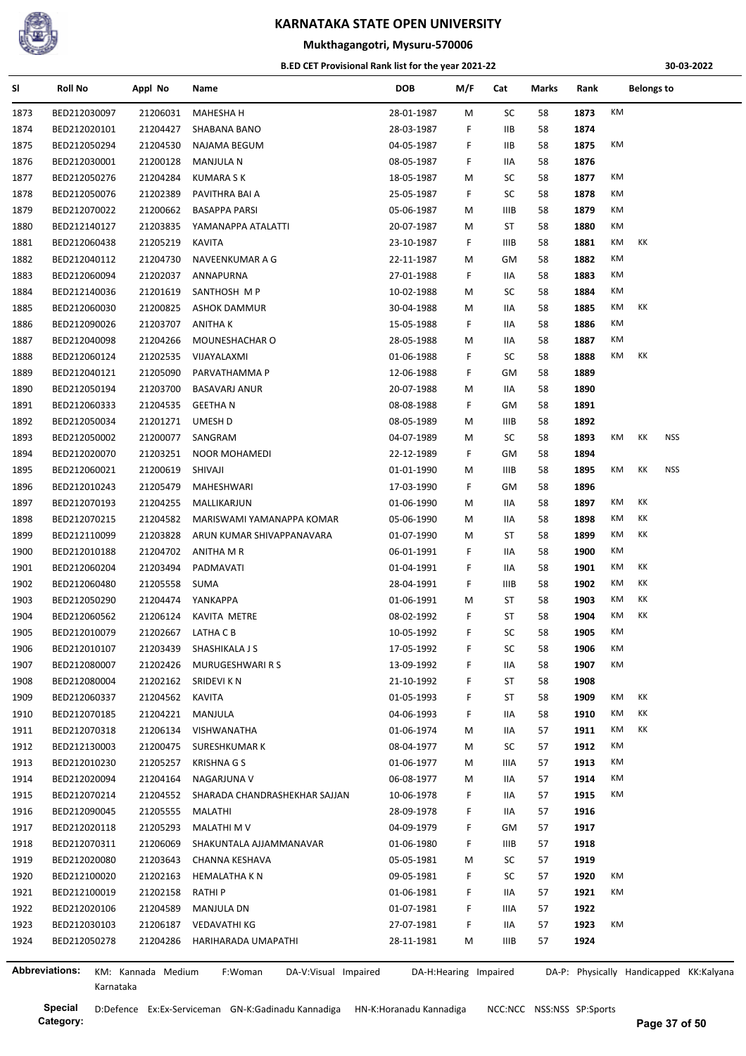# KARNATAKA STATE OPEN UNIVERSITY

## Mukthagangotri, Mysuru-570006

### B.ED CET Provisional Rank list for the year 2021-22

30-03-2022

| Sl | Roll No | Appl No | Name | DOB | M/F | Cat | Marks | Rank | Belongs to | | |
|---|---|---|---|---|---|---|---|---|---|---|---|
| 1873 | BED212030097 | 21206031 | MAHESHA H | 28-01-1987 | M | SC | 58 | 1873 | KM | | |
| 1874 | BED212020101 | 21204427 | SHABANA BANO | 28-03-1987 | F | IIB | 58 | 1874 | | | |
| 1875 | BED212050294 | 21204530 | NAJAMA BEGUM | 04-05-1987 | F | IIB | 58 | 1875 | KM | | |
| 1876 | BED212030001 | 21200128 | MANJULA N | 08-05-1987 | F | IIA | 58 | 1876 | | | |
| 1877 | BED212050276 | 21204284 | KUMARA S K | 18-05-1987 | M | SC | 58 | 1877 | KM | | |
| 1878 | BED212050076 | 21202389 | PAVITHRA BAI A | 25-05-1987 | F | SC | 58 | 1878 | KM | | |
| 1879 | BED212070022 | 21200662 | BASAPPA PARSI | 05-06-1987 | M | IIIB | 58 | 1879 | KM | | |
| 1880 | BED212140127 | 21203835 | YAMANAPPA ATALATTI | 20-07-1987 | M | ST | 58 | 1880 | KM | | |
| 1881 | BED212060438 | 21205219 | KAVITA | 23-10-1987 | F | IIIB | 58 | 1881 | KM | KK | |
| 1882 | BED212040112 | 21204730 | NAVEENKUMAR A G | 22-11-1987 | M | GM | 58 | 1882 | KM | | |
| 1883 | BED212060094 | 21202037 | ANNAPURNA | 27-01-1988 | F | IIA | 58 | 1883 | KM | | |
| 1884 | BED212140036 | 21201619 | SANTHOSH M P | 10-02-1988 | M | SC | 58 | 1884 | KM | | |
| 1885 | BED212060030 | 21200825 | ASHOK DAMMUR | 30-04-1988 | M | IIA | 58 | 1885 | KM | KK | |
| 1886 | BED212090026 | 21203707 | ANITHA K | 15-05-1988 | F | IIA | 58 | 1886 | KM | | |
| 1887 | BED212040098 | 21204266 | MOUNESHACHAR O | 28-05-1988 | M | IIA | 58 | 1887 | KM | | |
| 1888 | BED212060124 | 21202535 | VIJAYALAXMI | 01-06-1988 | F | SC | 58 | 1888 | KM | KK | |
| 1889 | BED212040121 | 21205090 | PARVATHAMMA P | 12-06-1988 | F | GM | 58 | 1889 | | | |
| 1890 | BED212050194 | 21203700 | BASAVARJ ANUR | 20-07-1988 | M | IIA | 58 | 1890 | | | |
| 1891 | BED212060333 | 21204535 | GEETHA N | 08-08-1988 | F | GM | 58 | 1891 | | | |
| 1892 | BED212050034 | 21201271 | UMESH D | 08-05-1989 | M | IIIB | 58 | 1892 | | | |
| 1893 | BED212050002 | 21200077 | SANGRAM | 04-07-1989 | M | SC | 58 | 1893 | KM | KK | NSS |
| 1894 | BED212020070 | 21203251 | NOOR MOHAMEDI | 22-12-1989 | F | GM | 58 | 1894 | | | |
| 1895 | BED212060021 | 21200619 | SHIVAJI | 01-01-1990 | M | IIIB | 58 | 1895 | KM | KK | NSS |
| 1896 | BED212010243 | 21205479 | MAHESHWARI | 17-03-1990 | F | GM | 58 | 1896 | | | |
| 1897 | BED212070193 | 21204255 | MALLIKARJUN | 01-06-1990 | M | IIA | 58 | 1897 | KM | KK | |
| 1898 | BED212070215 | 21204582 | MARISWAMI YAMANAPPA KOMAR | 05-06-1990 | M | IIA | 58 | 1898 | KM | KK | |
| 1899 | BED212110099 | 21203828 | ARUN KUMAR SHIVAPPANAVARA | 01-07-1990 | M | ST | 58 | 1899 | KM | KK | |
| 1900 | BED212010188 | 21204702 | ANITHA M R | 06-01-1991 | F | IIA | 58 | 1900 | KM | | |
| 1901 | BED212060204 | 21203494 | PADMAVATI | 01-04-1991 | F | IIA | 58 | 1901 | KM | KK | |
| 1902 | BED212060480 | 21205558 | SUMA | 28-04-1991 | F | IIIB | 58 | 1902 | KM | KK | |
| 1903 | BED212050290 | 21204474 | YANKAPPA | 01-06-1991 | M | ST | 58 | 1903 | KM | KK | |
| 1904 | BED212060562 | 21206124 | KAVITA METRE | 08-02-1992 | F | ST | 58 | 1904 | KM | KK | |
| 1905 | BED212010079 | 21202667 | LATHA C B | 10-05-1992 | F | SC | 58 | 1905 | KM | | |
| 1906 | BED212010107 | 21203439 | SHASHIKALA J S | 17-05-1992 | F | SC | 58 | 1906 | KM | | |
| 1907 | BED212080007 | 21202426 | MURUGESHWARI R S | 13-09-1992 | F | IIA | 58 | 1907 | KM | | |
| 1908 | BED212080004 | 21202162 | SRIDEVI K N | 21-10-1992 | F | ST | 58 | 1908 | | | |
| 1909 | BED212060337 | 21204562 | KAVITA | 01-05-1993 | F | ST | 58 | 1909 | KM | KK | |
| 1910 | BED212070185 | 21204221 | MANJULA | 04-06-1993 | F | IIA | 58 | 1910 | KM | KK | |
| 1911 | BED212070318 | 21206134 | VISHWANATHA | 01-06-1974 | M | IIA | 57 | 1911 | KM | KK | |
| 1912 | BED212130003 | 21200475 | SURESHKUMAR K | 08-04-1977 | M | SC | 57 | 1912 | KM | | |
| 1913 | BED212010230 | 21205257 | KRISHNA G S | 01-06-1977 | M | IIIA | 57 | 1913 | KM | | |
| 1914 | BED212020094 | 21204164 | NAGARJUNA V | 06-08-1977 | M | IIA | 57 | 1914 | KM | | |
| 1915 | BED212070214 | 21204552 | SHARADA CHANDRASHEKHAR SAJJAN | 10-06-1978 | F | IIA | 57 | 1915 | KM | | |
| 1916 | BED212090045 | 21205555 | MALATHI | 28-09-1978 | F | IIA | 57 | 1916 | | | |
| 1917 | BED212020118 | 21205293 | MALATHI M V | 04-09-1979 | F | GM | 57 | 1917 | | | |
| 1918 | BED212070311 | 21206069 | SHAKUNTALA AJJAMMANAVAR | 01-06-1980 | F | IIIB | 57 | 1918 | | | |
| 1919 | BED212020080 | 21203643 | CHANNA KESHAVA | 05-05-1981 | M | SC | 57 | 1919 | | | |
| 1920 | BED212100020 | 21202163 | HEMALATHA K N | 09-05-1981 | F | SC | 57 | 1920 | KM | | |
| 1921 | BED212100019 | 21202158 | RATHI P | 01-06-1981 | F | IIA | 57 | 1921 | KM | | |
| 1922 | BED212020106 | 21204589 | MANJULA DN | 01-07-1981 | F | IIIA | 57 | 1922 | | | |
| 1923 | BED212030103 | 21206187 | VEDAVATHI KG | 27-07-1981 | F | IIA | 57 | 1923 | KM | | |
| 1924 | BED212050278 | 21204286 | HARIHARADA UMAPATHI | 28-11-1981 | M | IIIB | 57 | 1924 | | | |

**Abbreviations:** KM: Kannada Medium F:Woman DA-V:Visual Impaired DA-H:Hearing Impaired DA-P: Physically Handicapped KK:Kalyana Karnataka

**Special Category:** D:Defence Ex:Ex-Serviceman GN-K:Gadinadu Kannadiga HN-K:Horanadu Kannadiga NCC:NCC NSS:NSS SP:Sports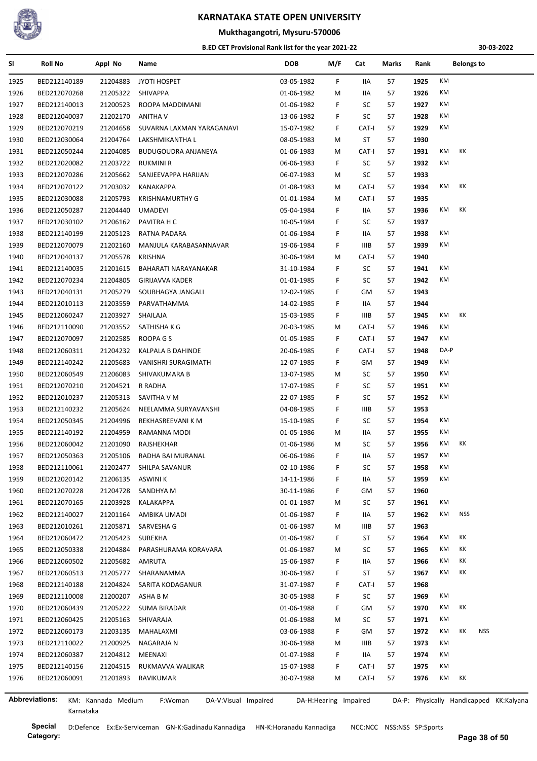# KARNATAKA STATE OPEN UNIVERSITY

## Mukthagangotri, Mysuru-570006

### B.ED CET Provisional Rank list for the year 2021-22

30-03-2022

| Sl | Roll No | Appl No | Name | DOB | M/F | Cat | Marks | Rank | Belongs to | | |
|---|---|---|---|---|---|---|---|---|---|---|---|
| 1925 | BED212140189 | 21204883 | JYOTI HOSPET | 03-05-1982 | F | IIA | 57 | 1925 | KM | | |
| 1926 | BED212070268 | 21205322 | SHIVAPPA | 01-06-1982 | M | IIA | 57 | 1926 | KM | | |
| 1927 | BED212140013 | 21200523 | ROOPA MADDIMANI | 01-06-1982 | F | SC | 57 | 1927 | KM | | |
| 1928 | BED212040037 | 21202170 | ANITHA V | 13-06-1982 | F | SC | 57 | 1928 | KM | | |
| 1929 | BED212070219 | 21204658 | SUVARNA LAXMAN YARAGANAVI | 15-07-1982 | F | CAT-I | 57 | 1929 | KM | | |
| 1930 | BED212030064 | 21204764 | LAKSHMIKANTHA L | 08-05-1983 | M | ST | 57 | 1930 | | | |
| 1931 | BED212050244 | 21204085 | BUDUGOUDRA ANJANEYA | 01-06-1983 | M | CAT-I | 57 | 1931 | KM | KK | |
| 1932 | BED212020082 | 21203722 | RUKMINI R | 06-06-1983 | F | SC | 57 | 1932 | KM | | |
| 1933 | BED212070286 | 21205662 | SANJEEVAPPA HARIJAN | 06-07-1983 | M | SC | 57 | 1933 | | | |
| 1934 | BED212070122 | 21203032 | KANAKAPPA | 01-08-1983 | M | CAT-I | 57 | 1934 | KM | KK | |
| 1935 | BED212030088 | 21205793 | KRISHNAMURTHY G | 01-01-1984 | M | CAT-I | 57 | 1935 | | | |
| 1936 | BED212050287 | 21204440 | UMADEVI | 05-04-1984 | F | IIA | 57 | 1936 | KM | KK | |
| 1937 | BED212030102 | 21206162 | PAVITRA H C | 10-05-1984 | F | SC | 57 | 1937 | | | |
| 1938 | BED212140199 | 21205123 | RATNA PADARA | 01-06-1984 | F | IIA | 57 | 1938 | KM | | |
| 1939 | BED212070079 | 21202160 | MANJULA KARABASANNAVAR | 19-06-1984 | F | IIIB | 57 | 1939 | KM | | |
| 1940 | BED212040137 | 21205578 | KRISHNA | 30-06-1984 | M | CAT-I | 57 | 1940 | | | |
| 1941 | BED212140035 | 21201615 | BAHARATI NARAYANAKAR | 31-10-1984 | F | SC | 57 | 1941 | KM | | |
| 1942 | BED212070234 | 21204805 | GIRIJAVVA KADER | 01-01-1985 | F | SC | 57 | 1942 | KM | | |
| 1943 | BED212040131 | 21205279 | SOUBHAGYA JANGALI | 12-02-1985 | F | GM | 57 | 1943 | | | |
| 1944 | BED212010113 | 21203559 | PARVATHAMMA | 14-02-1985 | F | IIA | 57 | 1944 | | | |
| 1945 | BED212060247 | 21203927 | SHAILAJA | 15-03-1985 | F | IIIB | 57 | 1945 | KM | KK | |
| 1946 | BED212110090 | 21203552 | SATHISHA K G | 20-03-1985 | M | CAT-I | 57 | 1946 | KM | | |
| 1947 | BED212070097 | 21202585 | ROOPA G S | 01-05-1985 | F | CAT-I | 57 | 1947 | KM | | |
| 1948 | BED212060311 | 21204232 | KALPALA B DAHINDE | 20-06-1985 | F | CAT-I | 57 | 1948 | DA-P | | |
| 1949 | BED212140242 | 21205683 | VANISHRI SURAGIMATH | 12-07-1985 | F | GM | 57 | 1949 | KM | | |
| 1950 | BED212060549 | 21206083 | SHIVAKUMARA B | 13-07-1985 | M | SC | 57 | 1950 | KM | | |
| 1951 | BED212070210 | 21204521 | R RADHA | 17-07-1985 | F | SC | 57 | 1951 | KM | | |
| 1952 | BED212010237 | 21205313 | SAVITHA V M | 22-07-1985 | F | SC | 57 | 1952 | KM | | |
| 1953 | BED212140232 | 21205624 | NEELAMMA SURYAVANSHI | 04-08-1985 | F | IIIB | 57 | 1953 | | | |
| 1954 | BED212050345 | 21204996 | REKHASREEVANI K M | 15-10-1985 | F | SC | 57 | 1954 | KM | | |
| 1955 | BED212140192 | 21204959 | RAMANNA MODI | 01-05-1986 | M | IIA | 57 | 1955 | KM | | |
| 1956 | BED212060042 | 21201090 | RAJSHEKHAR | 01-06-1986 | M | SC | 57 | 1956 | KM | KK | |
| 1957 | BED212050363 | 21205106 | RADHA BAI MURANAL | 06-06-1986 | F | IIA | 57 | 1957 | KM | | |
| 1958 | BED212110061 | 21202477 | SHILPA SAVANUR | 02-10-1986 | F | SC | 57 | 1958 | KM | | |
| 1959 | BED212020142 | 21206135 | ASWINI K | 14-11-1986 | F | IIA | 57 | 1959 | KM | | |
| 1960 | BED212070228 | 21204728 | SANDHYA M | 30-11-1986 | F | GM | 57 | 1960 | | | |
| 1961 | BED212070165 | 21203928 | KALAKAPPA | 01-01-1987 | M | SC | 57 | 1961 | KM | | |
| 1962 | BED212140027 | 21201164 | AMBIKA UMADI | 01-06-1987 | F | IIA | 57 | 1962 | KM | NSS | |
| 1963 | BED212010261 | 21205871 | SARVESHA G | 01-06-1987 | M | IIIB | 57 | 1963 | | | |
| 1964 | BED212060472 | 21205423 | SUREKHA | 01-06-1987 | F | ST | 57 | 1964 | KM | KK | |
| 1965 | BED212050338 | 21204884 | PARASHURAMA KORAVARA | 01-06-1987 | M | SC | 57 | 1965 | KM | KK | |
| 1966 | BED212060502 | 21205682 | AMRUTA | 15-06-1987 | F | IIA | 57 | 1966 | KM | KK | |
| 1967 | BED212060513 | 21205777 | SHARANAMMA | 30-06-1987 | F | ST | 57 | 1967 | KM | KK | |
| 1968 | BED212140188 | 21204824 | SARITA KODAGANUR | 31-07-1987 | F | CAT-I | 57 | 1968 | | | |
| 1969 | BED212110008 | 21200207 | ASHA B M | 30-05-1988 | F | SC | 57 | 1969 | KM | | |
| 1970 | BED212060439 | 21205222 | SUMA BIRADAR | 01-06-1988 | F | GM | 57 | 1970 | KM | KK | |
| 1971 | BED212060425 | 21205163 | SHIVARAJA | 01-06-1988 | M | SC | 57 | 1971 | KM | | |
| 1972 | BED212060173 | 21203135 | MAHALAXMI | 03-06-1988 | F | GM | 57 | 1972 | KM | KK | NSS |
| 1973 | BED212110022 | 21200925 | NAGARAJA N | 30-06-1988 | M | IIIB | 57 | 1973 | KM | | |
| 1974 | BED212060387 | 21204812 | MEENAXI | 01-07-1988 | F | IIA | 57 | 1974 | KM | | |
| 1975 | BED212140156 | 21204515 | RUKMAVVA WALIKAR | 15-07-1988 | F | CAT-I | 57 | 1975 | KM | | |
| 1976 | BED212060091 | 21201893 | RAVIKUMAR | 30-07-1988 | M | CAT-I | 57 | 1976 | KM | KK | |

**Abbreviations:** KM: Kannada Medium F:Woman DA-V:Visual Impaired DA-H:Hearing Impaired DA-P: Physically Handicapped KK:Kalyana Karnataka

**Special Category:** D:Defence Ex:Ex-Serviceman GN-K:Gadinadu Kannadiga HN-K:Horanadu Kannadiga NCC:NCC NSS:NSS SP:Sports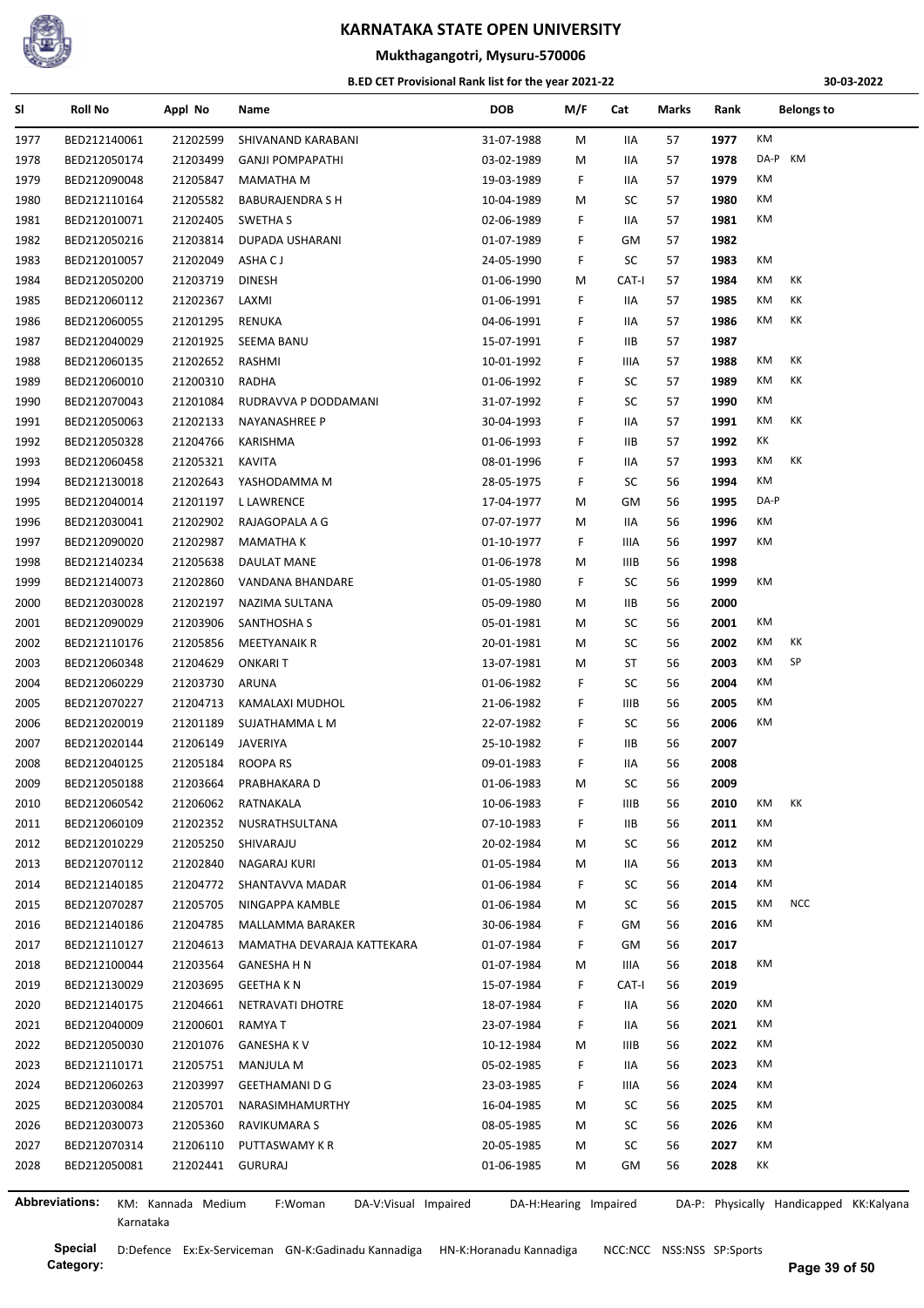# KARNATAKA STATE OPEN UNIVERSITY

## Mukthagangotri, Mysuru-570006

### B.ED CET Provisional Rank list for the year 2021-22

30-03-2022

| Sl | Roll No | Appl No | Name | DOB | M/F | Cat | Marks | Rank | Belongs to |
|---|---|---|---|---|---|---|---|---|---|
| 1977 | BED212140061 | 21202599 | SHIVANAND KARABANI | 31-07-1988 | M | IIA | 57 | 1977 | KM |
| 1978 | BED212050174 | 21203499 | GANJI POMPAPATHI | 03-02-1989 | M | IIA | 57 | 1978 | DA-P KM |
| 1979 | BED212090048 | 21205847 | MAMATHA M | 19-03-1989 | F | IIA | 57 | 1979 | KM |
| 1980 | BED212110164 | 21205582 | BABURAJENDRA S H | 10-04-1989 | M | SC | 57 | 1980 | KM |
| 1981 | BED212010071 | 21202405 | SWETHA S | 02-06-1989 | F | IIA | 57 | 1981 | KM |
| 1982 | BED212050216 | 21203814 | DUPADA USHARANI | 01-07-1989 | F | GM | 57 | 1982 | |
| 1983 | BED212010057 | 21202049 | ASHA C J | 24-05-1990 | F | SC | 57 | 1983 | KM |
| 1984 | BED212050200 | 21203719 | DINESH | 01-06-1990 | M | CAT-I | 57 | 1984 | KM KK |
| 1985 | BED212060112 | 21202367 | LAXMI | 01-06-1991 | F | IIA | 57 | 1985 | KM KK |
| 1986 | BED212060055 | 21201295 | RENUKA | 04-06-1991 | F | IIA | 57 | 1986 | KM KK |
| 1987 | BED212040029 | 21201925 | SEEMA BANU | 15-07-1991 | F | IIB | 57 | 1987 | |
| 1988 | BED212060135 | 21202652 | RASHMI | 10-01-1992 | F | IIIA | 57 | 1988 | KM KK |
| 1989 | BED212060010 | 21200310 | RADHA | 01-06-1992 | F | SC | 57 | 1989 | KM KK |
| 1990 | BED212070043 | 21201084 | RUDRAVVA P DODDAMANI | 31-07-1992 | F | SC | 57 | 1990 | KM |
| 1991 | BED212050063 | 21202133 | NAYANASHREE P | 30-04-1993 | F | IIA | 57 | 1991 | KM KK |
| 1992 | BED212050328 | 21204766 | KARISHMA | 01-06-1993 | F | IIB | 57 | 1992 | KK |
| 1993 | BED212060458 | 21205321 | KAVITA | 08-01-1996 | F | IIA | 57 | 1993 | KM KK |
| 1994 | BED212130018 | 21202643 | YASHODAMMA M | 28-05-1975 | F | SC | 56 | 1994 | KM |
| 1995 | BED212040014 | 21201197 | L LAWRENCE | 17-04-1977 | M | GM | 56 | 1995 | DA-P |
| 1996 | BED212030041 | 21202902 | RAJAGOPALA A G | 07-07-1977 | M | IIA | 56 | 1996 | KM |
| 1997 | BED212090020 | 21202987 | MAMATHA K | 01-10-1977 | F | IIIA | 56 | 1997 | KM |
| 1998 | BED212140234 | 21205638 | DAULAT MANE | 01-06-1978 | M | IIIB | 56 | 1998 | |
| 1999 | BED212140073 | 21202860 | VANDANA BHANDARE | 01-05-1980 | F | SC | 56 | 1999 | KM |
| 2000 | BED212030028 | 21202197 | NAZIMA SULTANA | 05-09-1980 | M | IIB | 56 | 2000 | |
| 2001 | BED212090029 | 21203906 | SANTHOSHA S | 05-01-1981 | M | SC | 56 | 2001 | KM |
| 2002 | BED212110176 | 21205856 | MEETYANAIK R | 20-01-1981 | M | SC | 56 | 2002 | KM KK |
| 2003 | BED212060348 | 21204629 | ONKARI T | 13-07-1981 | M | ST | 56 | 2003 | KM SP |
| 2004 | BED212060229 | 21203730 | ARUNA | 01-06-1982 | F | SC | 56 | 2004 | KM |
| 2005 | BED212070227 | 21204713 | KAMALAXI MUDHOL | 21-06-1982 | F | IIIB | 56 | 2005 | KM |
| 2006 | BED212020019 | 21201189 | SUJATHAMMA L M | 22-07-1982 | F | SC | 56 | 2006 | KM |
| 2007 | BED212020144 | 21206149 | JAVERIYA | 25-10-1982 | F | IIB | 56 | 2007 | |
| 2008 | BED212040125 | 21205184 | ROOPA RS | 09-01-1983 | F | IIA | 56 | 2008 | |
| 2009 | BED212050188 | 21203664 | PRABHAKARA D | 01-06-1983 | M | SC | 56 | 2009 | |
| 2010 | BED212060542 | 21206062 | RATNAKALA | 10-06-1983 | F | IIIB | 56 | 2010 | KM KK |
| 2011 | BED212060109 | 21202352 | NUSRATHSULTANA | 07-10-1983 | F | IIB | 56 | 2011 | KM |
| 2012 | BED212010229 | 21205250 | SHIVARAJU | 20-02-1984 | M | SC | 56 | 2012 | KM |
| 2013 | BED212070112 | 21202840 | NAGARAJ KURI | 01-05-1984 | M | IIA | 56 | 2013 | KM |
| 2014 | BED212140185 | 21204772 | SHANTAVVA MADAR | 01-06-1984 | F | SC | 56 | 2014 | KM |
| 2015 | BED212070287 | 21205705 | NINGAPPA KAMBLE | 01-06-1984 | M | SC | 56 | 2015 | KM NCC |
| 2016 | BED212140186 | 21204785 | MALLAMMA BARAKER | 30-06-1984 | F | GM | 56 | 2016 | KM |
| 2017 | BED212110127 | 21204613 | MAMATHA DEVARAJA KATTEKARA | 01-07-1984 | F | GM | 56 | 2017 | |
| 2018 | BED212100044 | 21203564 | GANESHA H N | 01-07-1984 | M | IIIA | 56 | 2018 | KM |
| 2019 | BED212130029 | 21203695 | GEETHA K N | 15-07-1984 | F | CAT-I | 56 | 2019 | |
| 2020 | BED212140175 | 21204661 | NETRAVATI DHOTRE | 18-07-1984 | F | IIA | 56 | 2020 | KM |
| 2021 | BED212040009 | 21200601 | RAMYA T | 23-07-1984 | F | IIA | 56 | 2021 | KM |
| 2022 | BED212050030 | 21201076 | GANESHA K V | 10-12-1984 | M | IIIB | 56 | 2022 | KM |
| 2023 | BED212110171 | 21205751 | MANJULA M | 05-02-1985 | F | IIA | 56 | 2023 | KM |
| 2024 | BED212060263 | 21203997 | GEETHAMANI D G | 23-03-1985 | F | IIIA | 56 | 2024 | KM |
| 2025 | BED212030084 | 21205701 | NARASIMHAMURTHY | 16-04-1985 | M | SC | 56 | 2025 | KM |
| 2026 | BED212030073 | 21205360 | RAVIKUMARA S | 08-05-1985 | M | SC | 56 | 2026 | KM |
| 2027 | BED212070314 | 21206110 | PUTTASWAMY K R | 20-05-1985 | M | SC | 56 | 2027 | KM |
| 2028 | BED212050081 | 21202441 | GURURAJ | 01-06-1985 | M | GM | 56 | 2028 | KK |

**Abbreviations:** KM: Kannada Medium F:Woman DA-V:Visual Impaired DA-H:Hearing Impaired DA-P: Physically Handicapped KK:Kalyana Karnataka

**Special Category:** D:Defence Ex:Ex-Serviceman GN-K:Gadinadu Kannadiga HN-K:Horanadu Kannadiga NCC:NCC NSS:NSS SP:Sports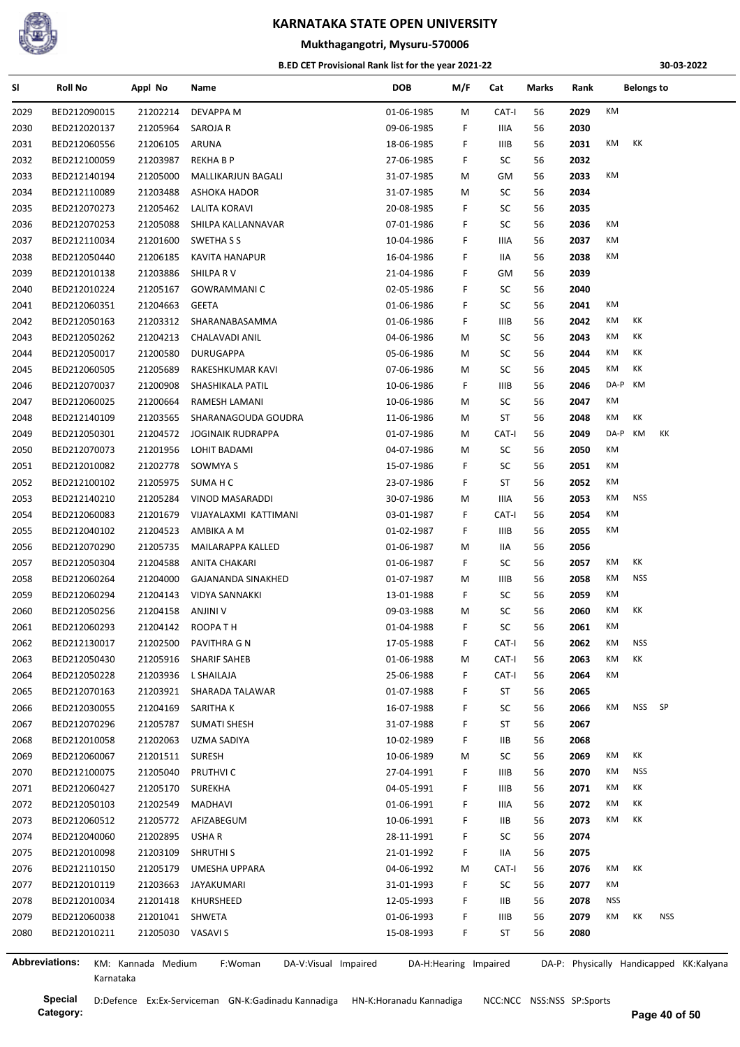# KARNATAKA STATE OPEN UNIVERSITY

## Mukthagangotri, Mysuru-570006

### B.ED CET Provisional Rank list for the year 2021-22

30-03-2022

| Sl | Roll No | Appl No | Name | DOB | M/F | Cat | Marks | Rank | Belongs to |
|---|---|---|---|---|---|---|---|---|---|
| 2029 | BED212090015 | 21202214 | DEVAPPA M | 01-06-1985 | M | CAT-I | 56 | 2029 | KM |
| 2030 | BED212020137 | 21205964 | SAROJA R | 09-06-1985 | F | IIIA | 56 | 2030 | |
| 2031 | BED212060556 | 21206105 | ARUNA | 18-06-1985 | F | IIIB | 56 | 2031 | KM KK |
| 2032 | BED212100059 | 21203987 | REKHA B P | 27-06-1985 | F | SC | 56 | 2032 | |
| 2033 | BED212140194 | 21205000 | MALLIKARJUN BAGALI | 31-07-1985 | M | GM | 56 | 2033 | KM |
| 2034 | BED212110089 | 21203488 | ASHOKA HADOR | 31-07-1985 | M | SC | 56 | 2034 | |
| 2035 | BED212070273 | 21205462 | LALITA KORAVI | 20-08-1985 | F | SC | 56 | 2035 | |
| 2036 | BED212070253 | 21205088 | SHILPA KALLANNAVAR | 07-01-1986 | F | SC | 56 | 2036 | KM |
| 2037 | BED212110034 | 21201600 | SWETHA S S | 10-04-1986 | F | IIIA | 56 | 2037 | KM |
| 2038 | BED212050440 | 21206185 | KAVITA HANAPUR | 16-04-1986 | F | IIA | 56 | 2038 | KM |
| 2039 | BED212010138 | 21203886 | SHILPA R V | 21-04-1986 | F | GM | 56 | 2039 | |
| 2040 | BED212010224 | 21205167 | GOWRAMMANI C | 02-05-1986 | F | SC | 56 | 2040 | |
| 2041 | BED212060351 | 21204663 | GEETA | 01-06-1986 | F | SC | 56 | 2041 | KM |
| 2042 | BED212050163 | 21203312 | SHARANABASAMMA | 01-06-1986 | F | IIIB | 56 | 2042 | KM KK |
| 2043 | BED212050262 | 21204213 | CHALAVADI ANIL | 04-06-1986 | M | SC | 56 | 2043 | KM KK |
| 2044 | BED212050017 | 21200580 | DURUGAPPA | 05-06-1986 | M | SC | 56 | 2044 | KM KK |
| 2045 | BED212060505 | 21205689 | RAKESHKUMAR KAVI | 07-06-1986 | M | SC | 56 | 2045 | KM KK |
| 2046 | BED212070037 | 21200908 | SHASHIKALA PATIL | 10-06-1986 | F | IIIB | 56 | 2046 | DA-P KM |
| 2047 | BED212060025 | 21200664 | RAMESH LAMANI | 10-06-1986 | M | SC | 56 | 2047 | KM |
| 2048 | BED212140109 | 21203565 | SHARANAGOUDA GOUDRA | 11-06-1986 | M | ST | 56 | 2048 | KM KK |
| 2049 | BED212050301 | 21204572 | JOGINAIK RUDRAPPA | 01-07-1986 | M | CAT-I | 56 | 2049 | DA-P KM KK |
| 2050 | BED212070073 | 21201956 | LOHIT BADAMI | 04-07-1986 | M | SC | 56 | 2050 | KM |
| 2051 | BED212010082 | 21202778 | SOWMYA S | 15-07-1986 | F | SC | 56 | 2051 | KM |
| 2052 | BED212100102 | 21205975 | SUMA H C | 23-07-1986 | F | ST | 56 | 2052 | KM |
| 2053 | BED212140210 | 21205284 | VINOD MASARADDI | 30-07-1986 | M | IIIA | 56 | 2053 | KM NSS |
| 2054 | BED212060083 | 21201679 | VIJAYALAXMI KATTIMANI | 03-01-1987 | F | CAT-I | 56 | 2054 | KM |
| 2055 | BED212040102 | 21204523 | AMBIKA A M | 01-02-1987 | F | IIIB | 56 | 2055 | KM |
| 2056 | BED212070290 | 21205735 | MAILARAPPA KALLED | 01-06-1987 | M | IIA | 56 | 2056 | |
| 2057 | BED212050304 | 21204588 | ANITA CHAKARI | 01-06-1987 | F | SC | 56 | 2057 | KM KK |
| 2058 | BED212060264 | 21204000 | GAJANANDA SINAKHED | 01-07-1987 | M | IIIB | 56 | 2058 | KM NSS |
| 2059 | BED212060294 | 21204143 | VIDYA SANNAKKI | 13-01-1988 | F | SC | 56 | 2059 | KM |
| 2060 | BED212050256 | 21204158 | ANJINI V | 09-03-1988 | M | SC | 56 | 2060 | KM KK |
| 2061 | BED212060293 | 21204142 | ROOPA T H | 01-04-1988 | F | SC | 56 | 2061 | KM |
| 2062 | BED212130017 | 21202500 | PAVITHRA G N | 17-05-1988 | F | CAT-I | 56 | 2062 | KM NSS |
| 2063 | BED212050430 | 21205916 | SHARIF SAHEB | 01-06-1988 | M | CAT-I | 56 | 2063 | KM KK |
| 2064 | BED212050228 | 21203936 | L SHAILAJA | 25-06-1988 | F | CAT-I | 56 | 2064 | KM |
| 2065 | BED212070163 | 21203921 | SHARADA TALAWAR | 01-07-1988 | F | ST | 56 | 2065 | |
| 2066 | BED212030055 | 21204169 | SARITHA K | 16-07-1988 | F | SC | 56 | 2066 | KM NSS SP |
| 2067 | BED212070296 | 21205787 | SUMATI SHESH | 31-07-1988 | F | ST | 56 | 2067 | |
| 2068 | BED212010058 | 21202063 | UZMA SADIYA | 10-02-1989 | F | IIB | 56 | 2068 | |
| 2069 | BED212060067 | 21201511 | SURESH | 10-06-1989 | M | SC | 56 | 2069 | KM KK |
| 2070 | BED212100075 | 21205040 | PRUTHVI C | 27-04-1991 | F | IIIB | 56 | 2070 | KM NSS |
| 2071 | BED212060427 | 21205170 | SUREKHA | 04-05-1991 | F | IIIB | 56 | 2071 | KM KK |
| 2072 | BED212050103 | 21202549 | MADHAVI | 01-06-1991 | F | IIIA | 56 | 2072 | KM KK |
| 2073 | BED212060512 | 21205772 | AFIZABEGUM | 10-06-1991 | F | IIB | 56 | 2073 | KM KK |
| 2074 | BED212040060 | 21202895 | USHA R | 28-11-1991 | F | SC | 56 | 2074 | |
| 2075 | BED212010098 | 21203109 | SHRUTHI S | 21-01-1992 | F | IIA | 56 | 2075 | |
| 2076 | BED212110150 | 21205179 | UMESHA UPPARA | 04-06-1992 | M | CAT-I | 56 | 2076 | KM KK |
| 2077 | BED212010119 | 21203663 | JAYAKUMARI | 31-01-1993 | F | SC | 56 | 2077 | KM |
| 2078 | BED212010034 | 21201418 | KHURSHEED | 12-05-1993 | F | IIB | 56 | 2078 | NSS |
| 2079 | BED212060038 | 21201041 | SHWETA | 01-06-1993 | F | IIIB | 56 | 2079 | KM KK NSS |
| 2080 | BED212010211 | 21205030 | VASAVI S | 15-08-1993 | F | ST | 56 | 2080 | |

**Abbreviations:** KM: Kannada Medium F:Woman DA-V:Visual Impaired DA-H:Hearing Impaired DA-P: Physically Handicapped KK:Kalyana Karnataka

**Special Category:** D:Defence Ex:Ex-Serviceman GN-K:Gadinadu Kannadiga HN-K:Horanadu Kannadiga NCC:NCC NSS:NSS SP:Sports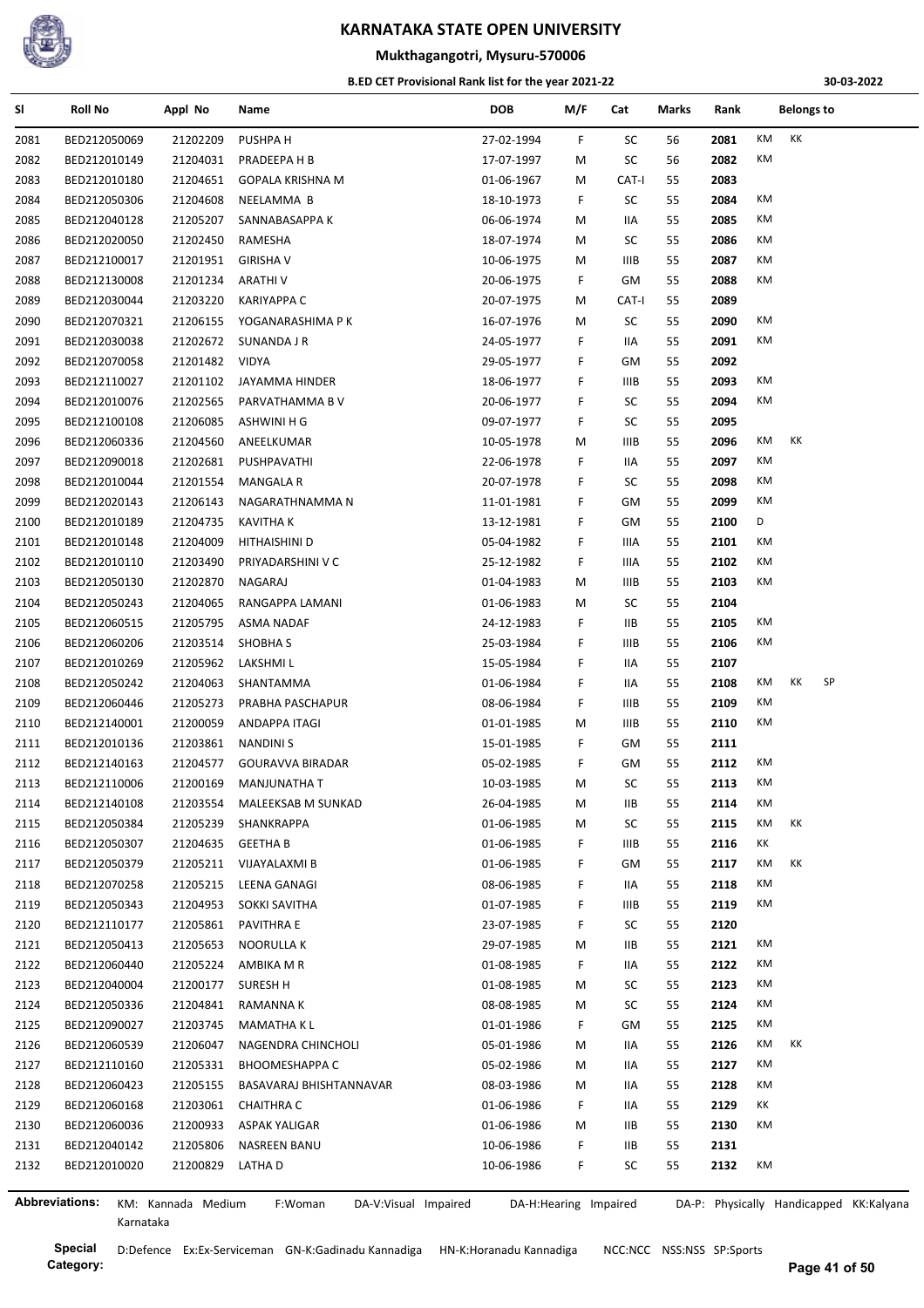# KARNATAKA STATE OPEN UNIVERSITY

## Mukthagangotri, Mysuru-570006

### B.ED CET Provisional Rank list for the year 2021-22

30-03-2022

| Sl | Roll No | Appl No | Name | DOB | M/F | Cat | Marks | Rank | Belongs to | | |
|---|---|---|---|---|---|---|---|---|---|---|---|
| 2081 | BED212050069 | 21202209 | PUSHPA H | 27-02-1994 | F | SC | 56 | 2081 | KM | KK | |
| 2082 | BED212010149 | 21204031 | PRADEEPA H B | 17-07-1997 | M | SC | 56 | 2082 | KM | | |
| 2083 | BED212010180 | 21204651 | GOPALA KRISHNA M | 01-06-1967 | M | CAT-I | 55 | 2083 | | | |
| 2084 | BED212050306 | 21204608 | NEELAMMA B | 18-10-1973 | F | SC | 55 | 2084 | KM | | |
| 2085 | BED212040128 | 21205207 | SANNABASAPPA K | 06-06-1974 | M | IIA | 55 | 2085 | KM | | |
| 2086 | BED212020050 | 21202450 | RAMESHA | 18-07-1974 | M | SC | 55 | 2086 | KM | | |
| 2087 | BED212100017 | 21201951 | GIRISHA V | 10-06-1975 | M | IIIB | 55 | 2087 | KM | | |
| 2088 | BED212130008 | 21201234 | ARATHI V | 20-06-1975 | F | GM | 55 | 2088 | KM | | |
| 2089 | BED212030044 | 21203220 | KARIYAPPA C | 20-07-1975 | M | CAT-I | 55 | 2089 | | | |
| 2090 | BED212070321 | 21206155 | YOGANARASHIMA P K | 16-07-1976 | M | SC | 55 | 2090 | KM | | |
| 2091 | BED212030038 | 21202672 | SUNANDA J R | 24-05-1977 | F | IIA | 55 | 2091 | KM | | |
| 2092 | BED212070058 | 21201482 | VIDYA | 29-05-1977 | F | GM | 55 | 2092 | | | |
| 2093 | BED212110027 | 21201102 | JAYAMMA HINDER | 18-06-1977 | F | IIIB | 55 | 2093 | KM | | |
| 2094 | BED212010076 | 21202565 | PARVATHAMMA B V | 20-06-1977 | F | SC | 55 | 2094 | KM | | |
| 2095 | BED212100108 | 21206085 | ASHWINI H G | 09-07-1977 | F | SC | 55 | 2095 | | | |
| 2096 | BED212060336 | 21204560 | ANEELKUMAR | 10-05-1978 | M | IIIB | 55 | 2096 | KM | KK | |
| 2097 | BED212090018 | 21202681 | PUSHPAVATHI | 22-06-1978 | F | IIA | 55 | 2097 | KM | | |
| 2098 | BED212010044 | 21201554 | MANGALA R | 20-07-1978 | F | SC | 55 | 2098 | KM | | |
| 2099 | BED212020143 | 21206143 | NAGARATHNAMMA N | 11-01-1981 | F | GM | 55 | 2099 | KM | | |
| 2100 | BED212010189 | 21204735 | KAVITHA K | 13-12-1981 | F | GM | 55 | 2100 | D | | |
| 2101 | BED212010148 | 21204009 | HITHAISHINI D | 05-04-1982 | F | IIIA | 55 | 2101 | KM | | |
| 2102 | BED212010110 | 21203490 | PRIYADARSHINI V C | 25-12-1982 | F | IIIA | 55 | 2102 | KM | | |
| 2103 | BED212050130 | 21202870 | NAGARAJ | 01-04-1983 | M | IIIB | 55 | 2103 | KM | | |
| 2104 | BED212050243 | 21204065 | RANGAPPA LAMANI | 01-06-1983 | M | SC | 55 | 2104 | | | |
| 2105 | BED212060515 | 21205795 | ASMA NADAF | 24-12-1983 | F | IIB | 55 | 2105 | KM | | |
| 2106 | BED212060206 | 21203514 | SHOBHA S | 25-03-1984 | F | IIIB | 55 | 2106 | KM | | |
| 2107 | BED212010269 | 21205962 | LAKSHMI L | 15-05-1984 | F | IIA | 55 | 2107 | | | |
| 2108 | BED212050242 | 21204063 | SHANTAMMA | 01-06-1984 | F | IIA | 55 | 2108 | KM | KK | SP |
| 2109 | BED212060446 | 21205273 | PRABHA PASCHAPUR | 08-06-1984 | F | IIIB | 55 | 2109 | KM | | |
| 2110 | BED212140001 | 21200059 | ANDAPPA ITAGI | 01-01-1985 | M | IIIB | 55 | 2110 | KM | | |
| 2111 | BED212010136 | 21203861 | NANDINI S | 15-01-1985 | F | GM | 55 | 2111 | | | |
| 2112 | BED212140163 | 21204577 | GOURAVVA BIRADAR | 05-02-1985 | F | GM | 55 | 2112 | KM | | |
| 2113 | BED212110006 | 21200169 | MANJUNATHA T | 10-03-1985 | M | SC | 55 | 2113 | KM | | |
| 2114 | BED212140108 | 21203554 | MALEEKSAB M SUNKAD | 26-04-1985 | M | IIB | 55 | 2114 | KM | | |
| 2115 | BED212050384 | 21205239 | SHANKRAPPA | 01-06-1985 | M | SC | 55 | 2115 | KM | KK | |
| 2116 | BED212050307 | 21204635 | GEETHA B | 01-06-1985 | F | IIIB | 55 | 2116 | KK | | |
| 2117 | BED212050379 | 21205211 | VIJAYALAXMI B | 01-06-1985 | F | GM | 55 | 2117 | KM | KK | |
| 2118 | BED212070258 | 21205215 | LEENA GANAGI | 08-06-1985 | F | IIA | 55 | 2118 | KM | | |
| 2119 | BED212050343 | 21204953 | SOKKI SAVITHA | 01-07-1985 | F | IIIB | 55 | 2119 | KM | | |
| 2120 | BED212110177 | 21205861 | PAVITHRA E | 23-07-1985 | F | SC | 55 | 2120 | | | |
| 2121 | BED212050413 | 21205653 | NOORULLA K | 29-07-1985 | M | IIB | 55 | 2121 | KM | | |
| 2122 | BED212060440 | 21205224 | AMBIKA M R | 01-08-1985 | F | IIA | 55 | 2122 | KM | | |
| 2123 | BED212040004 | 21200177 | SURESH H | 01-08-1985 | M | SC | 55 | 2123 | KM | | |
| 2124 | BED212050336 | 21204841 | RAMANNA K | 08-08-1985 | M | SC | 55 | 2124 | KM | | |
| 2125 | BED212090027 | 21203745 | MAMATHA K L | 01-01-1986 | F | GM | 55 | 2125 | KM | | |
| 2126 | BED212060539 | 21206047 | NAGENDRA CHINCHOLI | 05-01-1986 | M | IIA | 55 | 2126 | KM | KK | |
| 2127 | BED212110160 | 21205331 | BHOOMESHAPPA C | 05-02-1986 | M | IIA | 55 | 2127 | KM | | |
| 2128 | BED212060423 | 21205155 | BASAVARAJ BHISHTANNAVAR | 08-03-1986 | M | IIA | 55 | 2128 | KM | | |
| 2129 | BED212060168 | 21203061 | CHAITHRA C | 01-06-1986 | F | IIA | 55 | 2129 | KK | | |
| 2130 | BED212060036 | 21200933 | ASPAK YALIGAR | 01-06-1986 | M | IIB | 55 | 2130 | KM | | |
| 2131 | BED212040142 | 21205806 | NASREEN BANU | 10-06-1986 | F | IIB | 55 | 2131 | | | |
| 2132 | BED212010020 | 21200829 | LATHA D | 10-06-1986 | F | SC | 55 | 2132 | KM | | |

**Abbreviations:** KM: Kannada Medium F:Woman DA-V:Visual Impaired DA-H:Hearing Impaired DA-P: Physically Handicapped KK:Kalyana Karnataka

**Special Category:** D:Defence Ex:Ex-Serviceman GN-K:Gadinadu Kannadiga HN-K:Horanadu Kannadiga NCC:NCC NSS:NSS SP:Sports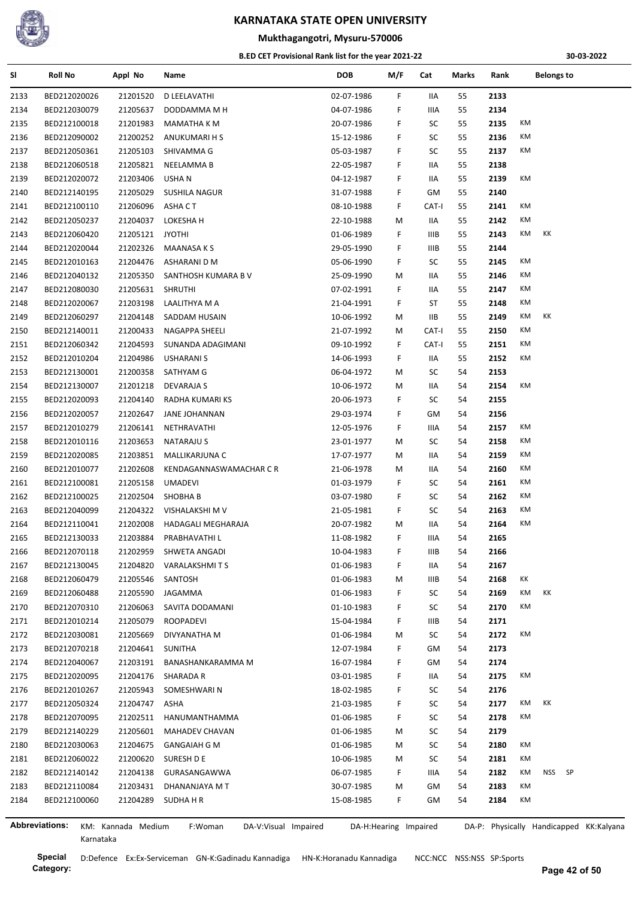# KARNATAKA STATE OPEN UNIVERSITY

## Mukthagangotri, Mysuru-570006

### B.ED CET Provisional Rank list for the year 2021-22

30-03-2022

| Sl | Roll No | Appl No | Name | DOB | M/F | Cat | Marks | Rank | Belongs to |
|---|---|---|---|---|---|---|---|---|---|
| 2133 | BED212020026 | 21201520 | D LEELAVATHI | 02-07-1986 | F | IIA | 55 | 2133 | |
| 2134 | BED212030079 | 21205637 | DODDAMMA M H | 04-07-1986 | F | IIIA | 55 | 2134 | |
| 2135 | BED212100018 | 21201983 | MAMATHA K M | 20-07-1986 | F | SC | 55 | 2135 | KM |
| 2136 | BED212090002 | 21200252 | ANUKUMARI H S | 15-12-1986 | F | SC | 55 | 2136 | KM |
| 2137 | BED212050361 | 21205103 | SHIVAMMA G | 05-03-1987 | F | SC | 55 | 2137 | KM |
| 2138 | BED212060518 | 21205821 | NEELAMMA B | 22-05-1987 | F | IIA | 55 | 2138 | |
| 2139 | BED212020072 | 21203406 | USHA N | 04-12-1987 | F | IIA | 55 | 2139 | KM |
| 2140 | BED212140195 | 21205029 | SUSHILA NAGUR | 31-07-1988 | F | GM | 55 | 2140 | |
| 2141 | BED212100110 | 21206096 | ASHA C T | 08-10-1988 | F | CAT-I | 55 | 2141 | KM |
| 2142 | BED212050237 | 21204037 | LOKESHA H | 22-10-1988 | M | IIA | 55 | 2142 | KM |
| 2143 | BED212060420 | 21205121 | JYOTHI | 01-06-1989 | F | IIIB | 55 | 2143 | KM KK |
| 2144 | BED212020044 | 21202326 | MAANASA K S | 29-05-1990 | F | IIIB | 55 | 2144 | |
| 2145 | BED212010163 | 21204476 | ASHARANI D M | 05-06-1990 | F | SC | 55 | 2145 | KM |
| 2146 | BED212040132 | 21205350 | SANTHOSH KUMARA B V | 25-09-1990 | M | IIA | 55 | 2146 | KM |
| 2147 | BED212080030 | 21205631 | SHRUTHI | 07-02-1991 | F | IIA | 55 | 2147 | KM |
| 2148 | BED212020067 | 21203198 | LAALITHYA M A | 21-04-1991 | F | ST | 55 | 2148 | KM |
| 2149 | BED212060297 | 21204148 | SADDAM HUSAIN | 10-06-1992 | M | IIB | 55 | 2149 | KM KK |
| 2150 | BED212140011 | 21200433 | NAGAPPA SHEELI | 21-07-1992 | M | CAT-I | 55 | 2150 | KM |
| 2151 | BED212060342 | 21204593 | SUNANDA ADAGIMANI | 09-10-1992 | F | CAT-I | 55 | 2151 | KM |
| 2152 | BED212010204 | 21204986 | USHARANI S | 14-06-1993 | F | IIA | 55 | 2152 | KM |
| 2153 | BED212130001 | 21200358 | SATHYAM G | 06-04-1972 | M | SC | 54 | 2153 | |
| 2154 | BED212130007 | 21201218 | DEVARAJA S | 10-06-1972 | M | IIA | 54 | 2154 | KM |
| 2155 | BED212020093 | 21204140 | RADHA KUMARI KS | 20-06-1973 | F | SC | 54 | 2155 | |
| 2156 | BED212020057 | 21202647 | JANE JOHANNAN | 29-03-1974 | F | GM | 54 | 2156 | |
| 2157 | BED212010279 | 21206141 | NETHRAVATHI | 12-05-1976 | F | IIIA | 54 | 2157 | KM |
| 2158 | BED212010116 | 21203653 | NATARAJU S | 23-01-1977 | M | SC | 54 | 2158 | KM |
| 2159 | BED212020085 | 21203851 | MALLIKARJUNA C | 17-07-1977 | M | IIA | 54 | 2159 | KM |
| 2160 | BED212010077 | 21202608 | KENDAGANNASWAMACHAR C R | 21-06-1978 | M | IIA | 54 | 2160 | KM |
| 2161 | BED212100081 | 21205158 | UMADEVI | 01-03-1979 | F | SC | 54 | 2161 | KM |
| 2162 | BED212100025 | 21202504 | SHOBHA B | 03-07-1980 | F | SC | 54 | 2162 | KM |
| 2163 | BED212040099 | 21204322 | VISHALAKSHI M V | 21-05-1981 | F | SC | 54 | 2163 | KM |
| 2164 | BED212110041 | 21202008 | HADAGALI MEGHARAJA | 20-07-1982 | M | IIA | 54 | 2164 | KM |
| 2165 | BED212130033 | 21203884 | PRABHAVATHI L | 11-08-1982 | F | IIIA | 54 | 2165 | |
| 2166 | BED212070118 | 21202959 | SHWETA ANGADI | 10-04-1983 | F | IIIB | 54 | 2166 | |
| 2167 | BED212130045 | 21204820 | VARALAKSHMI T S | 01-06-1983 | F | IIA | 54 | 2167 | |
| 2168 | BED212060479 | 21205546 | SANTOSH | 01-06-1983 | M | IIIB | 54 | 2168 | KK |
| 2169 | BED212060488 | 21205590 | JAGAMMA | 01-06-1983 | F | SC | 54 | 2169 | KM KK |
| 2170 | BED212070310 | 21206063 | SAVITA DODAMANI | 01-10-1983 | F | SC | 54 | 2170 | KM |
| 2171 | BED212010214 | 21205079 | ROOPADEVI | 15-04-1984 | F | IIIB | 54 | 2171 | |
| 2172 | BED212030081 | 21205669 | DIVYANATHA M | 01-06-1984 | M | SC | 54 | 2172 | KM |
| 2173 | BED212070218 | 21204641 | SUNITHA | 12-07-1984 | F | GM | 54 | 2173 | |
| 2174 | BED212040067 | 21203191 | BANASHANKARAMMA M | 16-07-1984 | F | GM | 54 | 2174 | |
| 2175 | BED212020095 | 21204176 | SHARADA R | 03-01-1985 | F | IIA | 54 | 2175 | KM |
| 2176 | BED212010267 | 21205943 | SOMESHWARI N | 18-02-1985 | F | SC | 54 | 2176 | |
| 2177 | BED212050324 | 21204747 | ASHA | 21-03-1985 | F | SC | 54 | 2177 | KM KK |
| 2178 | BED212070095 | 21202511 | HANUMANTHAMMA | 01-06-1985 | F | SC | 54 | 2178 | KM |
| 2179 | BED212140229 | 21205601 | MAHADEV CHAVAN | 01-06-1985 | M | SC | 54 | 2179 | |
| 2180 | BED212030063 | 21204675 | GANGAIAH G M | 01-06-1985 | M | SC | 54 | 2180 | KM |
| 2181 | BED212060022 | 21200620 | SURESH D E | 10-06-1985 | M | SC | 54 | 2181 | KM |
| 2182 | BED212140142 | 21204138 | GURASANGAWWA | 06-07-1985 | F | IIIA | 54 | 2182 | KM NSS SP |
| 2183 | BED212110084 | 21203431 | DHANANJAYA M T | 30-07-1985 | M | GM | 54 | 2183 | KM |
| 2184 | BED212100060 | 21204289 | SUDHA H R | 15-08-1985 | F | GM | 54 | 2184 | KM |

**Abbreviations:** KM: Kannada Medium F:Woman DA-V:Visual Impaired DA-H:Hearing Impaired DA-P: Physically Handicapped KK:Kalyana Karnataka

**Special Category:** D:Defence Ex:Ex-Serviceman GN-K:Gadinadu Kannadiga HN-K:Horanadu Kannadiga NCC:NCC NSS:NSS SP:Sports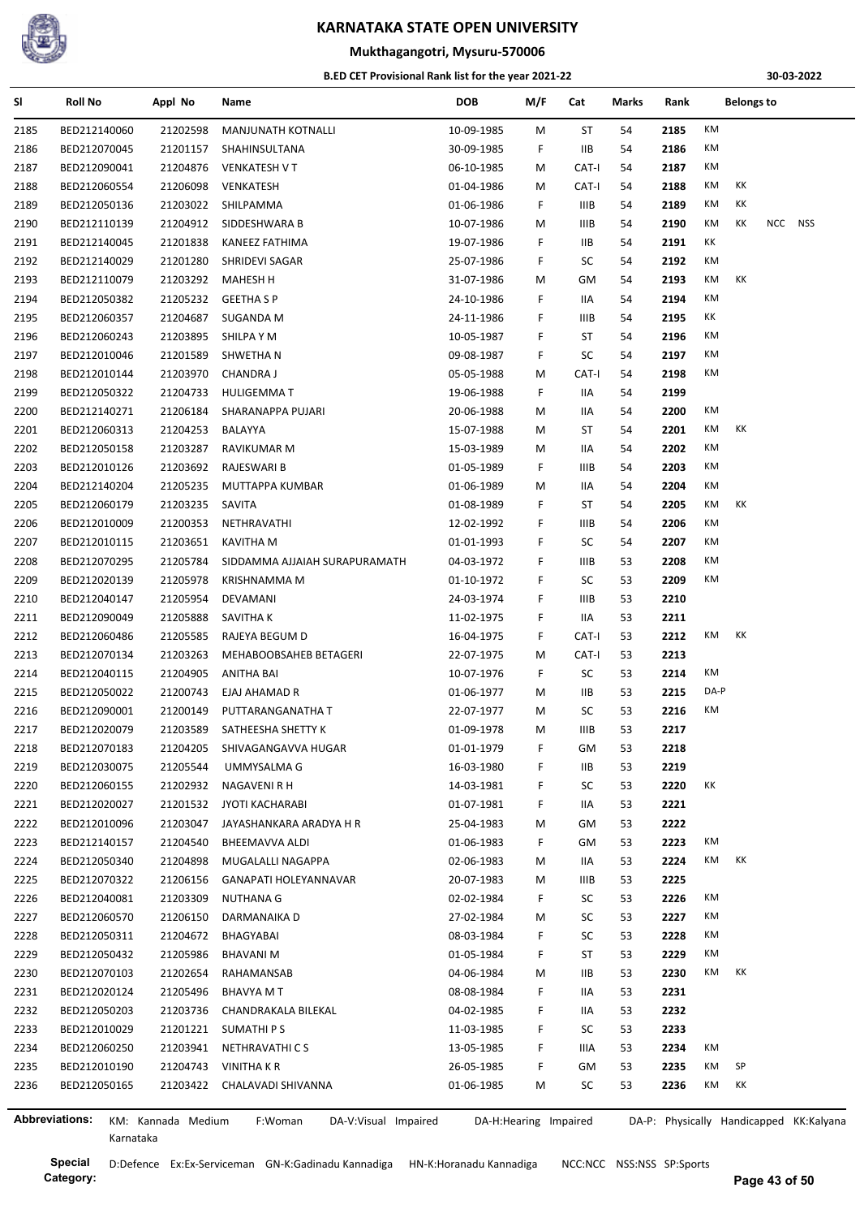# KARNATAKA STATE OPEN UNIVERSITY

## Mukthagangotri, Mysuru-570006

### B.ED CET Provisional Rank list for the year 2021-22

30-03-2022

| Sl | Roll No | Appl No | Name | DOB | M/F | Cat | Marks | Rank | Belongs to | | | |
|---|---|---|---|---|---|---|---|---|---|---|---|---|
| 2185 | BED212140060 | 21202598 | MANJUNATH KOTNALLI | 10-09-1985 | M | ST | 54 | 2185 | KM | | | |
| 2186 | BED212070045 | 21201157 | SHAHINSULTANA | 30-09-1985 | F | IIB | 54 | 2186 | KM | | | |
| 2187 | BED212090041 | 21204876 | VENKATESH V T | 06-10-1985 | M | CAT-I | 54 | 2187 | KM | | | |
| 2188 | BED212060554 | 21206098 | VENKATESH | 01-04-1986 | M | CAT-I | 54 | 2188 | KM | KK | | |
| 2189 | BED212050136 | 21203022 | SHILPAMMA | 01-06-1986 | F | IIIB | 54 | 2189 | KM | KK | | |
| 2190 | BED212110139 | 21204912 | SIDDESHWARA B | 10-07-1986 | M | IIIB | 54 | 2190 | KM | KK | NCC | NSS |
| 2191 | BED212140045 | 21201838 | KANEEZ FATHIMA | 19-07-1986 | F | IIB | 54 | 2191 | KK | | | |
| 2192 | BED212140029 | 21201280 | SHRIDEVI SAGAR | 25-07-1986 | F | SC | 54 | 2192 | KM | | | |
| 2193 | BED212110079 | 21203292 | MAHESH H | 31-07-1986 | M | GM | 54 | 2193 | KM | KK | | |
| 2194 | BED212050382 | 21205232 | GEETHA S P | 24-10-1986 | F | IIA | 54 | 2194 | KM | | | |
| 2195 | BED212060357 | 21204687 | SUGANDA M | 24-11-1986 | F | IIIB | 54 | 2195 | KK | | | |
| 2196 | BED212060243 | 21203895 | SHILPA Y M | 10-05-1987 | F | ST | 54 | 2196 | KM | | | |
| 2197 | BED212010046 | 21201589 | SHWETHA N | 09-08-1987 | F | SC | 54 | 2197 | KM | | | |
| 2198 | BED212010144 | 21203970 | CHANDRA J | 05-05-1988 | M | CAT-I | 54 | 2198 | KM | | | |
| 2199 | BED212050322 | 21204733 | HULIGEMMA T | 19-06-1988 | F | IIA | 54 | 2199 | | | | |
| 2200 | BED212140271 | 21206184 | SHARANAPPA PUJARI | 20-06-1988 | M | IIA | 54 | 2200 | KM | | | |
| 2201 | BED212060313 | 21204253 | BALAYYA | 15-07-1988 | M | ST | 54 | 2201 | KM | KK | | |
| 2202 | BED212050158 | 21203287 | RAVIKUMAR M | 15-03-1989 | M | IIA | 54 | 2202 | KM | | | |
| 2203 | BED212010126 | 21203692 | RAJESWARI B | 01-05-1989 | F | IIIB | 54 | 2203 | KM | | | |
| 2204 | BED212140204 | 21205235 | MUTTAPPA KUMBAR | 01-06-1989 | M | IIA | 54 | 2204 | KM | | | |
| 2205 | BED212060179 | 21203235 | SAVITA | 01-08-1989 | F | ST | 54 | 2205 | KM | KK | | |
| 2206 | BED212010009 | 21200353 | NETHRAVATHI | 12-02-1992 | F | IIIB | 54 | 2206 | KM | | | |
| 2207 | BED212010115 | 21203651 | KAVITHA M | 01-01-1993 | F | SC | 54 | 2207 | KM | | | |
| 2208 | BED212070295 | 21205784 | SIDDAMMA AJJAIAH SURAPURAMATH | 04-03-1972 | F | IIIB | 53 | 2208 | KM | | | |
| 2209 | BED212020139 | 21205978 | KRISHNAMMA M | 01-10-1972 | F | SC | 53 | 2209 | KM | | | |
| 2210 | BED212040147 | 21205954 | DEVAMANI | 24-03-1974 | F | IIIB | 53 | 2210 | | | | |
| 2211 | BED212090049 | 21205888 | SAVITHA K | 11-02-1975 | F | IIA | 53 | 2211 | | | | |
| 2212 | BED212060486 | 21205585 | RAJEYA BEGUM D | 16-04-1975 | F | CAT-I | 53 | 2212 | KM | KK | | |
| 2213 | BED212070134 | 21203263 | MEHABOOBSAHEB BETAGERI | 22-07-1975 | M | CAT-I | 53 | 2213 | | | | |
| 2214 | BED212040115 | 21204905 | ANITHA BAI | 10-07-1976 | F | SC | 53 | 2214 | KM | | | |
| 2215 | BED212050022 | 21200743 | EJAJ AHAMAD R | 01-06-1977 | M | IIB | 53 | 2215 | DA-P | | | |
| 2216 | BED212090001 | 21200149 | PUTTARANGANATHA T | 22-07-1977 | M | SC | 53 | 2216 | KM | | | |
| 2217 | BED212020079 | 21203589 | SATHEESHA SHETTY K | 01-09-1978 | M | IIIB | 53 | 2217 | | | | |
| 2218 | BED212070183 | 21204205 | SHIVAGANGAVVA HUGAR | 01-01-1979 | F | GM | 53 | 2218 | | | | |
| 2219 | BED212030075 | 21205544 | UMMYSALMA G | 16-03-1980 | F | IIB | 53 | 2219 | | | | |
| 2220 | BED212060155 | 21202932 | NAGAVENI R H | 14-03-1981 | F | SC | 53 | 2220 | KK | | | |
| 2221 | BED212020027 | 21201532 | JYOTI KACHARABI | 01-07-1981 | F | IIA | 53 | 2221 | | | | |
| 2222 | BED212010096 | 21203047 | JAYASHANKARA ARADYA H R | 25-04-1983 | M | GM | 53 | 2222 | | | | |
| 2223 | BED212140157 | 21204540 | BHEEMAVVA ALDI | 01-06-1983 | F | GM | 53 | 2223 | KM | | | |
| 2224 | BED212050340 | 21204898 | MUGALALLI NAGAPPA | 02-06-1983 | M | IIA | 53 | 2224 | KM | KK | | |
| 2225 | BED212070322 | 21206156 | GANAPATI HOLEYANNAVAR | 20-07-1983 | M | IIIB | 53 | 2225 | | | | |
| 2226 | BED212040081 | 21203309 | NUTHANA G | 02-02-1984 | F | SC | 53 | 2226 | KM | | | |
| 2227 | BED212060570 | 21206150 | DARMANAIKA D | 27-02-1984 | M | SC | 53 | 2227 | KM | | | |
| 2228 | BED212050311 | 21204672 | BHAGYABAI | 08-03-1984 | F | SC | 53 | 2228 | KM | | | |
| 2229 | BED212050432 | 21205986 | BHAVANI M | 01-05-1984 | F | ST | 53 | 2229 | KM | | | |
| 2230 | BED212070103 | 21202654 | RAHAMANSAB | 04-06-1984 | M | IIB | 53 | 2230 | KM | KK | | |
| 2231 | BED212020124 | 21205496 | BHAVYA M T | 08-08-1984 | F | IIA | 53 | 2231 | | | | |
| 2232 | BED212050203 | 21203736 | CHANDRAKALA BILEKAL | 04-02-1985 | F | IIA | 53 | 2232 | | | | |
| 2233 | BED212010029 | 21201221 | SUMATHI P S | 11-03-1985 | F | SC | 53 | 2233 | | | | |
| 2234 | BED212060250 | 21203941 | NETHRAVATHI C S | 13-05-1985 | F | IIIA | 53 | 2234 | KM | | | |
| 2235 | BED212010190 | 21204743 | VINITHA K R | 26-05-1985 | F | GM | 53 | 2235 | KM | SP | | |
| 2236 | BED212050165 | 21203422 | CHALAVADI SHIVANNA | 01-06-1985 | M | SC | 53 | 2236 | KM | KK | | |

**Abbreviations:** KM: Kannada Medium F:Woman DA-V:Visual Impaired DA-H:Hearing Impaired DA-P: Physically Handicapped KK:Kalyana Karnataka

**Special Category:** D:Defence Ex:Ex-Serviceman GN-K:Gadinadu Kannadiga HN-K:Horanadu Kannadiga NCC:NCC NSS:NSS SP:Sports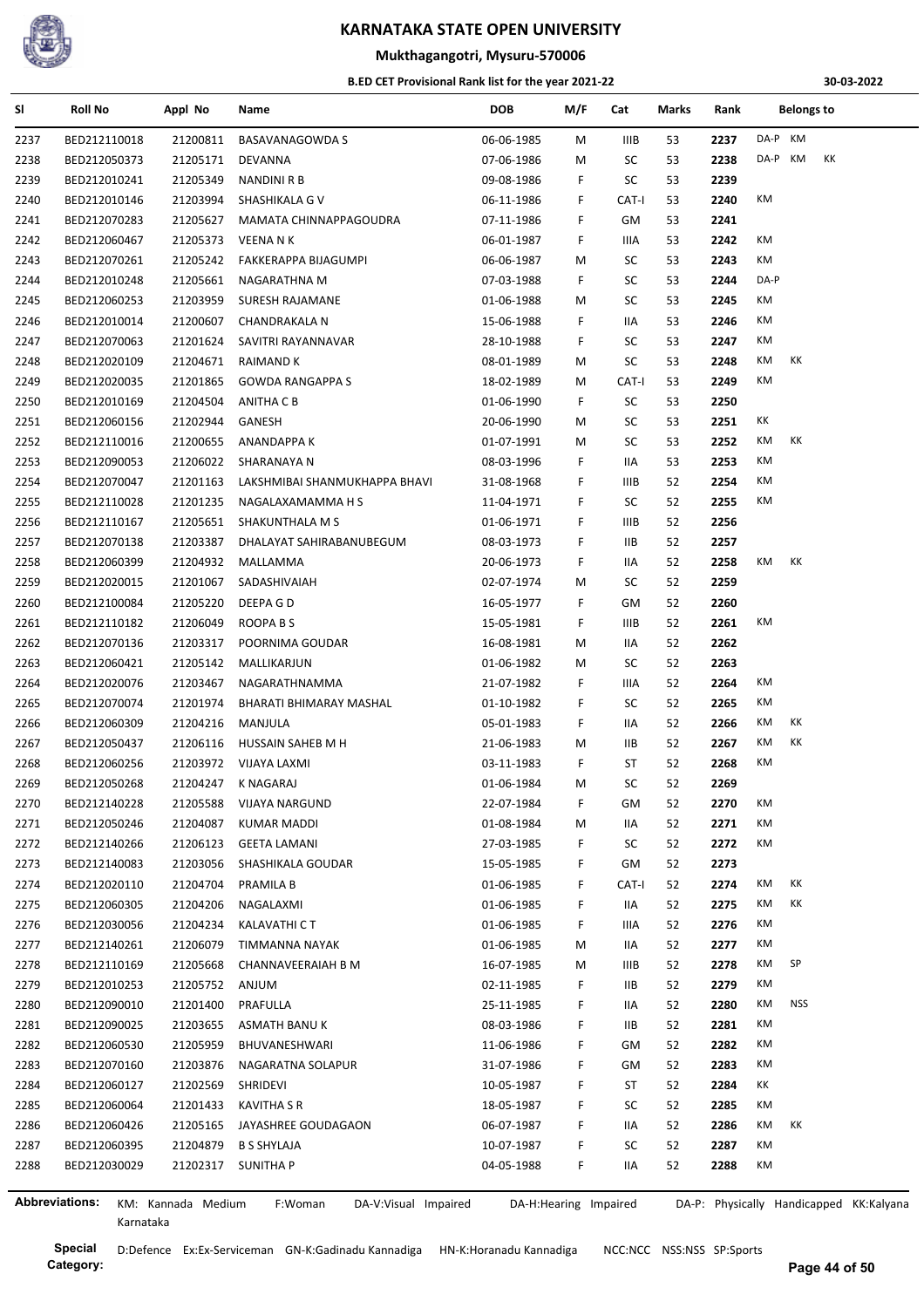# KARNATAKA STATE OPEN UNIVERSITY

## Mukthagangotri, Mysuru-570006

### B.ED CET Provisional Rank list for the year 2021-22

30-03-2022

| Sl | Roll No | Appl No | Name | DOB | M/F | Cat | Marks | Rank | Belongs to |
|---|---|---|---|---|---|---|---|---|---|
| 2237 | BED212110018 | 21200811 | BASAVANAGOWDA S | 06-06-1985 | M | IIIB | 53 | 2237 | DA-P KM |
| 2238 | BED212050373 | 21205171 | DEVANNA | 07-06-1986 | M | SC | 53 | 2238 | DA-P KM KK |
| 2239 | BED212010241 | 21205349 | NANDINI R B | 09-08-1986 | F | SC | 53 | 2239 | |
| 2240 | BED212010146 | 21203994 | SHASHIKALA G V | 06-11-1986 | F | CAT-I | 53 | 2240 | KM |
| 2241 | BED212070283 | 21205627 | MAMATA CHINNAPPAGOUDRA | 07-11-1986 | F | GM | 53 | 2241 | |
| 2242 | BED212060467 | 21205373 | VEENA N K | 06-01-1987 | F | IIIA | 53 | 2242 | KM |
| 2243 | BED212070261 | 21205242 | FAKKERAPPA BIJAGUMPI | 06-06-1987 | M | SC | 53 | 2243 | KM |
| 2244 | BED212010248 | 21205661 | NAGARATHNA M | 07-03-1988 | F | SC | 53 | 2244 | DA-P |
| 2245 | BED212060253 | 21203959 | SURESH RAJAMANE | 01-06-1988 | M | SC | 53 | 2245 | KM |
| 2246 | BED212010014 | 21200607 | CHANDRAKALA N | 15-06-1988 | F | IIA | 53 | 2246 | KM |
| 2247 | BED212070063 | 21201624 | SAVITRI RAYANNAVAR | 28-10-1988 | F | SC | 53 | 2247 | KM |
| 2248 | BED212020109 | 21204671 | RAIMAND K | 08-01-1989 | M | SC | 53 | 2248 | KM KK |
| 2249 | BED212020035 | 21201865 | GOWDA RANGAPPA S | 18-02-1989 | M | CAT-I | 53 | 2249 | KM |
| 2250 | BED212010169 | 21204504 | ANITHA C B | 01-06-1990 | F | SC | 53 | 2250 | |
| 2251 | BED212060156 | 21202944 | GANESH | 20-06-1990 | M | SC | 53 | 2251 | KK |
| 2252 | BED212110016 | 21200655 | ANANDAPPA K | 01-07-1991 | M | SC | 53 | 2252 | KM KK |
| 2253 | BED212090053 | 21206022 | SHARANAYA N | 08-03-1996 | F | IIA | 53 | 2253 | KM |
| 2254 | BED212070047 | 21201163 | LAKSHMIBAI SHANMUKHAPPA BHAVI | 31-08-1968 | F | IIIB | 52 | 2254 | KM |
| 2255 | BED212110028 | 21201235 | NAGALAXAMAMMA H S | 11-04-1971 | F | SC | 52 | 2255 | KM |
| 2256 | BED212110167 | 21205651 | SHAKUNTHALA M S | 01-06-1971 | F | IIIB | 52 | 2256 | |
| 2257 | BED212070138 | 21203387 | DHALAYAT SAHIRABANUBEGUM | 08-03-1973 | F | IIB | 52 | 2257 | |
| 2258 | BED212060399 | 21204932 | MALLAMMA | 20-06-1973 | F | IIA | 52 | 2258 | KM KK |
| 2259 | BED212020015 | 21201067 | SADASHIVAIAH | 02-07-1974 | M | SC | 52 | 2259 | |
| 2260 | BED212100084 | 21205220 | DEEPA G D | 16-05-1977 | F | GM | 52 | 2260 | |
| 2261 | BED212110182 | 21206049 | ROOPA B S | 15-05-1981 | F | IIIB | 52 | 2261 | KM |
| 2262 | BED212070136 | 21203317 | POORNIMA GOUDAR | 16-08-1981 | M | IIA | 52 | 2262 | |
| 2263 | BED212060421 | 21205142 | MALLIKARJUN | 01-06-1982 | M | SC | 52 | 2263 | |
| 2264 | BED212020076 | 21203467 | NAGARATHNAMMA | 21-07-1982 | F | IIIA | 52 | 2264 | KM |
| 2265 | BED212070074 | 21201974 | BHARATI BHIMARAY MASHAL | 01-10-1982 | F | SC | 52 | 2265 | KM |
| 2266 | BED212060309 | 21204216 | MANJULA | 05-01-1983 | F | IIA | 52 | 2266 | KM KK |
| 2267 | BED212050437 | 21206116 | HUSSAIN SAHEB M H | 21-06-1983 | M | IIB | 52 | 2267 | KM KK |
| 2268 | BED212060256 | 21203972 | VIJAYA LAXMI | 03-11-1983 | F | ST | 52 | 2268 | KM |
| 2269 | BED212050268 | 21204247 | K NAGARAJ | 01-06-1984 | M | SC | 52 | 2269 | |
| 2270 | BED212140228 | 21205588 | VIJAYA NARGUND | 22-07-1984 | F | GM | 52 | 2270 | KM |
| 2271 | BED212050246 | 21204087 | KUMAR MADDI | 01-08-1984 | M | IIA | 52 | 2271 | KM |
| 2272 | BED212140266 | 21206123 | GEETA LAMANI | 27-03-1985 | F | SC | 52 | 2272 | KM |
| 2273 | BED212140083 | 21203056 | SHASHIKALA GOUDAR | 15-05-1985 | F | GM | 52 | 2273 | |
| 2274 | BED212020110 | 21204704 | PRAMILA B | 01-06-1985 | F | CAT-I | 52 | 2274 | KM KK |
| 2275 | BED212060305 | 21204206 | NAGALAXMI | 01-06-1985 | F | IIA | 52 | 2275 | KM KK |
| 2276 | BED212030056 | 21204234 | KALAVATHI C T | 01-06-1985 | F | IIIA | 52 | 2276 | KM |
| 2277 | BED212140261 | 21206079 | TIMMANNA NAYAK | 01-06-1985 | M | IIA | 52 | 2277 | KM |
| 2278 | BED212110169 | 21205668 | CHANNAVEERAIAH B M | 16-07-1985 | M | IIIB | 52 | 2278 | KM SP |
| 2279 | BED212010253 | 21205752 | ANJUM | 02-11-1985 | F | IIB | 52 | 2279 | KM |
| 2280 | BED212090010 | 21201400 | PRAFULLA | 25-11-1985 | F | IIA | 52 | 2280 | KM NSS |
| 2281 | BED212090025 | 21203655 | ASMATH BANU K | 08-03-1986 | F | IIB | 52 | 2281 | KM |
| 2282 | BED212060530 | 21205959 | BHUVANESHWARI | 11-06-1986 | F | GM | 52 | 2282 | KM |
| 2283 | BED212070160 | 21203876 | NAGARATNA SOLAPUR | 31-07-1986 | F | GM | 52 | 2283 | KM |
| 2284 | BED212060127 | 21202569 | SHRIDEVI | 10-05-1987 | F | ST | 52 | 2284 | KK |
| 2285 | BED212060064 | 21201433 | KAVITHA S R | 18-05-1987 | F | SC | 52 | 2285 | KM |
| 2286 | BED212060426 | 21205165 | JAYASHREE GOUDAGAON | 06-07-1987 | F | IIA | 52 | 2286 | KM KK |
| 2287 | BED212060395 | 21204879 | B S SHYLAJA | 10-07-1987 | F | SC | 52 | 2287 | KM |
| 2288 | BED212030029 | 21202317 | SUNITHA P | 04-05-1988 | F | IIA | 52 | 2288 | KM |

**Abbreviations:** KM: Kannada Medium F:Woman DA-V:Visual Impaired DA-H:Hearing Impaired DA-P: Physically Handicapped KK:Kalyana Karnataka

**Special Category:** D:Defence Ex:Ex-Serviceman GN-K:Gadinadu Kannadiga HN-K:Horanadu Kannadiga NCC:NCC NSS:NSS SP:Sports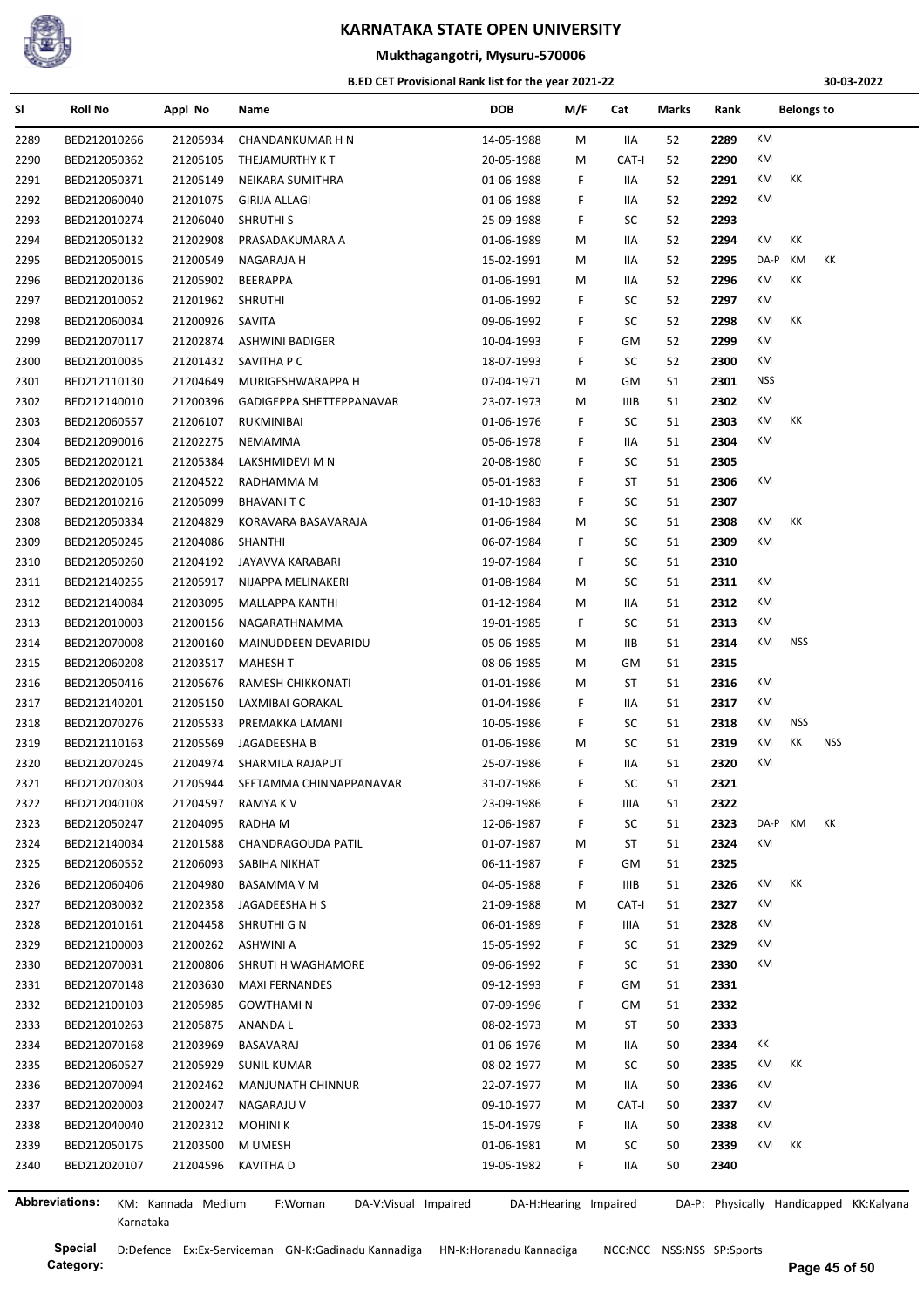# KARNATAKA STATE OPEN UNIVERSITY

## Mukthagangotri, Mysuru-570006

### B.ED CET Provisional Rank list for the year 2021-22

30-03-2022

| Sl | Roll No | Appl No | Name | DOB | M/F | Cat | Marks | Rank | Belongs to | | |
|---|---|---|---|---|---|---|---|---|---|---|---|
| 2289 | BED212010266 | 21205934 | CHANDANKUMAR H N | 14-05-1988 | M | IIA | 52 | 2289 | KM | | |
| 2290 | BED212050362 | 21205105 | THEJAMURTHY K T | 20-05-1988 | M | CAT-I | 52 | 2290 | KM | | |
| 2291 | BED212050371 | 21205149 | NEIKARA SUMITHRA | 01-06-1988 | F | IIA | 52 | 2291 | KM | KK | |
| 2292 | BED212060040 | 21201075 | GIRIJA ALLAGI | 01-06-1988 | F | IIA | 52 | 2292 | KM | | |
| 2293 | BED212010274 | 21206040 | SHRUTHI S | 25-09-1988 | F | SC | 52 | 2293 | | | |
| 2294 | BED212050132 | 21202908 | PRASADAKUMARA A | 01-06-1989 | M | IIA | 52 | 2294 | KM | KK | |
| 2295 | BED212050015 | 21200549 | NAGARAJA H | 15-02-1991 | M | IIA | 52 | 2295 | DA-P | KM | KK |
| 2296 | BED212020136 | 21205902 | BEERAPPA | 01-06-1991 | M | IIA | 52 | 2296 | KM | KK | |
| 2297 | BED212010052 | 21201962 | SHRUTHI | 01-06-1992 | F | SC | 52 | 2297 | KM | | |
| 2298 | BED212060034 | 21200926 | SAVITA | 09-06-1992 | F | SC | 52 | 2298 | KM | KK | |
| 2299 | BED212070117 | 21202874 | ASHWINI BADIGER | 10-04-1993 | F | GM | 52 | 2299 | KM | | |
| 2300 | BED212010035 | 21201432 | SAVITHA P C | 18-07-1993 | F | SC | 52 | 2300 | KM | | |
| 2301 | BED212110130 | 21204649 | MURIGESHWARAPPA H | 07-04-1971 | M | GM | 51 | 2301 | NSS | | |
| 2302 | BED212140010 | 21200396 | GADIGEPPA SHETTEPPANAVAR | 23-07-1973 | M | IIIB | 51 | 2302 | KM | | |
| 2303 | BED212060557 | 21206107 | RUKMINIBAI | 01-06-1976 | F | SC | 51 | 2303 | KM | KK | |
| 2304 | BED212090016 | 21202275 | NEMAMMA | 05-06-1978 | F | IIA | 51 | 2304 | KM | | |
| 2305 | BED212020121 | 21205384 | LAKSHMIDEVI M N | 20-08-1980 | F | SC | 51 | 2305 | | | |
| 2306 | BED212020105 | 21204522 | RADHAMMA M | 05-01-1983 | F | ST | 51 | 2306 | KM | | |
| 2307 | BED212010216 | 21205099 | BHAVANI T C | 01-10-1983 | F | SC | 51 | 2307 | | | |
| 2308 | BED212050334 | 21204829 | KORAVARA BASAVARAJA | 01-06-1984 | M | SC | 51 | 2308 | KM | KK | |
| 2309 | BED212050245 | 21204086 | SHANTHI | 06-07-1984 | F | SC | 51 | 2309 | KM | | |
| 2310 | BED212050260 | 21204192 | JAYAVVA KARABARI | 19-07-1984 | F | SC | 51 | 2310 | | | |
| 2311 | BED212140255 | 21205917 | NIJAPPA MELINAKERI | 01-08-1984 | M | SC | 51 | 2311 | KM | | |
| 2312 | BED212140084 | 21203095 | MALLAPPA KANTHI | 01-12-1984 | M | IIA | 51 | 2312 | KM | | |
| 2313 | BED212010003 | 21200156 | NAGARATHNAMMA | 19-01-1985 | F | SC | 51 | 2313 | KM | | |
| 2314 | BED212070008 | 21200160 | MAINUDDEEN DEVARIDU | 05-06-1985 | M | IIB | 51 | 2314 | KM | NSS | |
| 2315 | BED212060208 | 21203517 | MAHESH T | 08-06-1985 | M | GM | 51 | 2315 | | | |
| 2316 | BED212050416 | 21205676 | RAMESH CHIKKONATI | 01-01-1986 | M | ST | 51 | 2316 | KM | | |
| 2317 | BED212140201 | 21205150 | LAXMIBAI GORAKAL | 01-04-1986 | F | IIA | 51 | 2317 | KM | | |
| 2318 | BED212070276 | 21205533 | PREMAKKA LAMANI | 10-05-1986 | F | SC | 51 | 2318 | KM | NSS | |
| 2319 | BED212110163 | 21205569 | JAGADEESHA B | 01-06-1986 | M | SC | 51 | 2319 | KM | KK | NSS |
| 2320 | BED212070245 | 21204974 | SHARMILA RAJAPUT | 25-07-1986 | F | IIA | 51 | 2320 | KM | | |
| 2321 | BED212070303 | 21205944 | SEETAMMA CHINNAPPANAVAR | 31-07-1986 | F | SC | 51 | 2321 | | | |
| 2322 | BED212040108 | 21204597 | RAMYA K V | 23-09-1986 | F | IIIA | 51 | 2322 | | | |
| 2323 | BED212050247 | 21204095 | RADHA M | 12-06-1987 | F | SC | 51 | 2323 | DA-P | KM | KK |
| 2324 | BED212140034 | 21201588 | CHANDRAGOUDA PATIL | 01-07-1987 | M | ST | 51 | 2324 | KM | | |
| 2325 | BED212060552 | 21206093 | SABIHA NIKHAT | 06-11-1987 | F | GM | 51 | 2325 | | | |
| 2326 | BED212060406 | 21204980 | BASAMMA V M | 04-05-1988 | F | IIIB | 51 | 2326 | KM | KK | |
| 2327 | BED212030032 | 21202358 | JAGADEESHA H S | 21-09-1988 | M | CAT-I | 51 | 2327 | KM | | |
| 2328 | BED212010161 | 21204458 | SHRUTHI G N | 06-01-1989 | F | IIIA | 51 | 2328 | KM | | |
| 2329 | BED212100003 | 21200262 | ASHWINI A | 15-05-1992 | F | SC | 51 | 2329 | KM | | |
| 2330 | BED212070031 | 21200806 | SHRUTI H WAGHAMORE | 09-06-1992 | F | SC | 51 | 2330 | KM | | |
| 2331 | BED212070148 | 21203630 | MAXI FERNANDES | 09-12-1993 | F | GM | 51 | 2331 | | | |
| 2332 | BED212100103 | 21205985 | GOWTHAMI N | 07-09-1996 | F | GM | 51 | 2332 | | | |
| 2333 | BED212010263 | 21205875 | ANANDA L | 08-02-1973 | M | ST | 50 | 2333 | | | |
| 2334 | BED212070168 | 21203969 | BASAVARAJ | 01-06-1976 | M | IIA | 50 | 2334 | KK | | |
| 2335 | BED212060527 | 21205929 | SUNIL KUMAR | 08-02-1977 | M | SC | 50 | 2335 | KM | KK | |
| 2336 | BED212070094 | 21202462 | MANJUNATH CHINNUR | 22-07-1977 | M | IIA | 50 | 2336 | KM | | |
| 2337 | BED212020003 | 21200247 | NAGARAJU V | 09-10-1977 | M | CAT-I | 50 | 2337 | KM | | |
| 2338 | BED212040040 | 21202312 | MOHINI K | 15-04-1979 | F | IIA | 50 | 2338 | KM | | |
| 2339 | BED212050175 | 21203500 | M UMESH | 01-06-1981 | M | SC | 50 | 2339 | KM | KK | |
| 2340 | BED212020107 | 21204596 | KAVITHA D | 19-05-1982 | F | IIA | 50 | 2340 | | | |

**Abbreviations:** KM: Kannada Medium F:Woman DA-V:Visual Impaired DA-H:Hearing Impaired DA-P: Physically Handicapped KK:Kalyana Karnataka

**Special Category:** D:Defence Ex:Ex-Serviceman GN-K:Gadinadu Kannadiga HN-K:Horanadu Kannadiga NCC:NCC NSS:NSS SP:Sports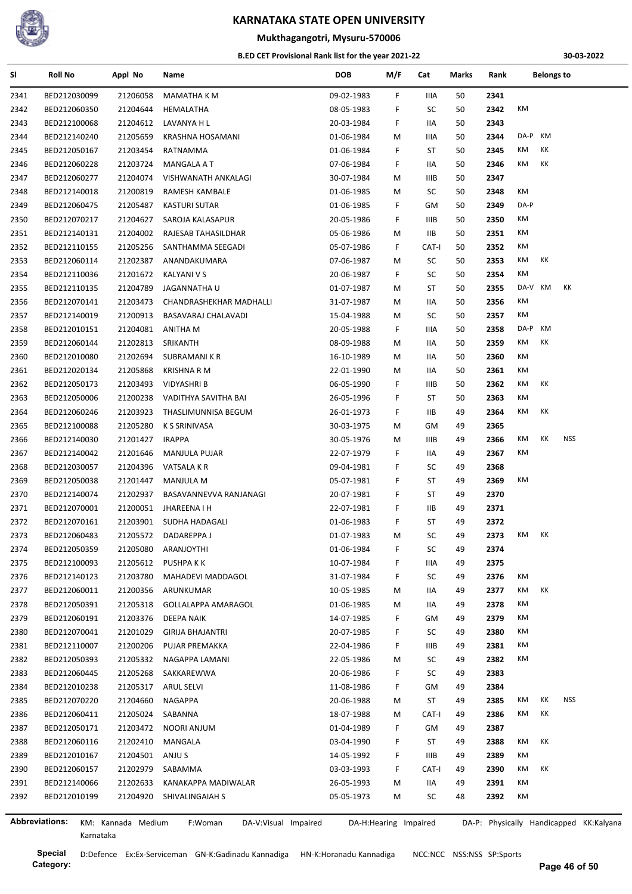# KARNATAKA STATE OPEN UNIVERSITY

## Mukthagangotri, Mysuru-570006

### B.ED CET Provisional Rank list for the year 2021-22

30-03-2022

| Sl | Roll No | Appl No | Name | DOB | M/F | Cat | Marks | Rank | Belongs to |
|---|---|---|---|---|---|---|---|---|---|
| 2341 | BED212030099 | 21206058 | MAMATHA K M | 09-02-1983 | F | IIIA | 50 | 2341 | |
| 2342 | BED212060350 | 21204644 | HEMALATHA | 08-05-1983 | F | SC | 50 | 2342 | KM |
| 2343 | BED212100068 | 21204612 | LAVANYA H L | 20-03-1984 | F | IIA | 50 | 2343 | |
| 2344 | BED212140240 | 21205659 | KRASHNA HOSAMANI | 01-06-1984 | M | IIIA | 50 | 2344 | DA-P KM |
| 2345 | BED212050167 | 21203454 | RATNAMMA | 01-06-1984 | F | ST | 50 | 2345 | KM KK |
| 2346 | BED212060228 | 21203724 | MANGALA A T | 07-06-1984 | F | IIA | 50 | 2346 | KM KK |
| 2347 | BED212060277 | 21204074 | VISHWANATH ANKALAGI | 30-07-1984 | M | IIIB | 50 | 2347 | |
| 2348 | BED212140018 | 21200819 | RAMESH KAMBALE | 01-06-1985 | M | SC | 50 | 2348 | KM |
| 2349 | BED212060475 | 21205487 | KASTURI SUTAR | 01-06-1985 | F | GM | 50 | 2349 | DA-P |
| 2350 | BED212070217 | 21204627 | SAROJA KALASAPUR | 20-05-1986 | F | IIIB | 50 | 2350 | KM |
| 2351 | BED212140131 | 21204002 | RAJESAB TAHASILDHAR | 05-06-1986 | M | IIB | 50 | 2351 | KM |
| 2352 | BED212110155 | 21205256 | SANTHAMMA SEEGADI | 05-07-1986 | F | CAT-I | 50 | 2352 | KM |
| 2353 | BED212060114 | 21202387 | ANANDAKUMARA | 07-06-1987 | M | SC | 50 | 2353 | KM KK |
| 2354 | BED212110036 | 21201672 | KALYANI V S | 20-06-1987 | F | SC | 50 | 2354 | KM |
| 2355 | BED212110135 | 21204789 | JAGANNATHA U | 01-07-1987 | M | ST | 50 | 2355 | DA-V KM KK |
| 2356 | BED212070141 | 21203473 | CHANDRASHEKHAR MADHALLI | 31-07-1987 | M | IIA | 50 | 2356 | KM |
| 2357 | BED212140019 | 21200913 | BASAVARAJ CHALAVADI | 15-04-1988 | M | SC | 50 | 2357 | KM |
| 2358 | BED212010151 | 21204081 | ANITHA M | 20-05-1988 | F | IIIA | 50 | 2358 | DA-P KM |
| 2359 | BED212060144 | 21202813 | SRIKANTH | 08-09-1988 | M | IIA | 50 | 2359 | KM KK |
| 2360 | BED212010080 | 21202694 | SUBRAMANI K R | 16-10-1989 | M | IIA | 50 | 2360 | KM |
| 2361 | BED212020134 | 21205868 | KRISHNA R M | 22-01-1990 | M | IIA | 50 | 2361 | KM |
| 2362 | BED212050173 | 21203493 | VIDYASHRI B | 06-05-1990 | F | IIIB | 50 | 2362 | KM KK |
| 2363 | BED212050006 | 21200238 | VADITHYA SAVITHA BAI | 26-05-1996 | F | ST | 50 | 2363 | KM |
| 2364 | BED212060246 | 21203923 | THASLIMUNNISA BEGUM | 26-01-1973 | F | IIB | 49 | 2364 | KM KK |
| 2365 | BED212100088 | 21205280 | K S SRINIVASA | 30-03-1975 | M | GM | 49 | 2365 | |
| 2366 | BED212140030 | 21201427 | IRAPPA | 30-05-1976 | M | IIIB | 49 | 2366 | KM KK NSS |
| 2367 | BED212140042 | 21201646 | MANJULA PUJAR | 22-07-1979 | F | IIA | 49 | 2367 | KM |
| 2368 | BED212030057 | 21204396 | VATSALA K R | 09-04-1981 | F | SC | 49 | 2368 | |
| 2369 | BED212050038 | 21201447 | MANJULA M | 05-07-1981 | F | ST | 49 | 2369 | KM |
| 2370 | BED212140074 | 21202937 | BASAVANNEVVA RANJANAGI | 20-07-1981 | F | ST | 49 | 2370 | |
| 2371 | BED212070001 | 21200051 | JHAREENA I H | 22-07-1981 | F | IIB | 49 | 2371 | |
| 2372 | BED212070161 | 21203901 | SUDHA HADAGALI | 01-06-1983 | F | ST | 49 | 2372 | |
| 2373 | BED212060483 | 21205572 | DADAREPPA J | 01-07-1983 | M | SC | 49 | 2373 | KM KK |
| 2374 | BED212050359 | 21205080 | ARANJOYTHI | 01-06-1984 | F | SC | 49 | 2374 | |
| 2375 | BED212100093 | 21205612 | PUSHPA K K | 10-07-1984 | F | IIIA | 49 | 2375 | |
| 2376 | BED212140123 | 21203780 | MAHADEVI MADDAGOL | 31-07-1984 | F | SC | 49 | 2376 | KM |
| 2377 | BED212060011 | 21200356 | ARUNKUMAR | 10-05-1985 | M | IIA | 49 | 2377 | KM KK |
| 2378 | BED212050391 | 21205318 | GOLLALAPPA AMARAGOL | 01-06-1985 | M | IIA | 49 | 2378 | KM |
| 2379 | BED212060191 | 21203376 | DEEPA NAIK | 14-07-1985 | F | GM | 49 | 2379 | KM |
| 2380 | BED212070041 | 21201029 | GIRIJA BHAJANTRI | 20-07-1985 | F | SC | 49 | 2380 | KM |
| 2381 | BED212110007 | 21200206 | PUJAR PREMAKKA | 22-04-1986 | F | IIIB | 49 | 2381 | KM |
| 2382 | BED212050393 | 21205332 | NAGAPPA LAMANI | 22-05-1986 | M | SC | 49 | 2382 | KM |
| 2383 | BED212060445 | 21205268 | SAKKAREWWA | 20-06-1986 | F | SC | 49 | 2383 | |
| 2384 | BED212010238 | 21205317 | ARUL SELVI | 11-08-1986 | F | GM | 49 | 2384 | |
| 2385 | BED212070220 | 21204660 | NAGAPPA | 20-06-1988 | M | ST | 49 | 2385 | KM KK NSS |
| 2386 | BED212060411 | 21205024 | SABANNA | 18-07-1988 | M | CAT-I | 49 | 2386 | KM KK |
| 2387 | BED212050171 | 21203472 | NOORI ANJUM | 01-04-1989 | F | GM | 49 | 2387 | |
| 2388 | BED212060116 | 21202410 | MANGALA | 03-04-1990 | F | ST | 49 | 2388 | KM KK |
| 2389 | BED212010167 | 21204501 | ANJU S | 14-05-1992 | F | IIIB | 49 | 2389 | KM |
| 2390 | BED212060157 | 21202979 | SABAMMA | 03-03-1993 | F | CAT-I | 49 | 2390 | KM KK |
| 2391 | BED212140066 | 21202633 | KANAKAPPA MADIWALAR | 26-05-1993 | M | IIA | 49 | 2391 | KM |
| 2392 | BED212010199 | 21204920 | SHIVALINGAIAH S | 05-05-1973 | M | SC | 48 | 2392 | KM |

**Abbreviations:** KM: Kannada Medium F:Woman DA-V:Visual Impaired DA-H:Hearing Impaired DA-P: Physically Handicapped KK:Kalyana Karnataka

**Special Category:** D:Defence Ex:Ex-Serviceman GN-K:Gadinadu Kannadiga HN-K:Horanadu Kannadiga NCC:NCC NSS:NSS SP:Sports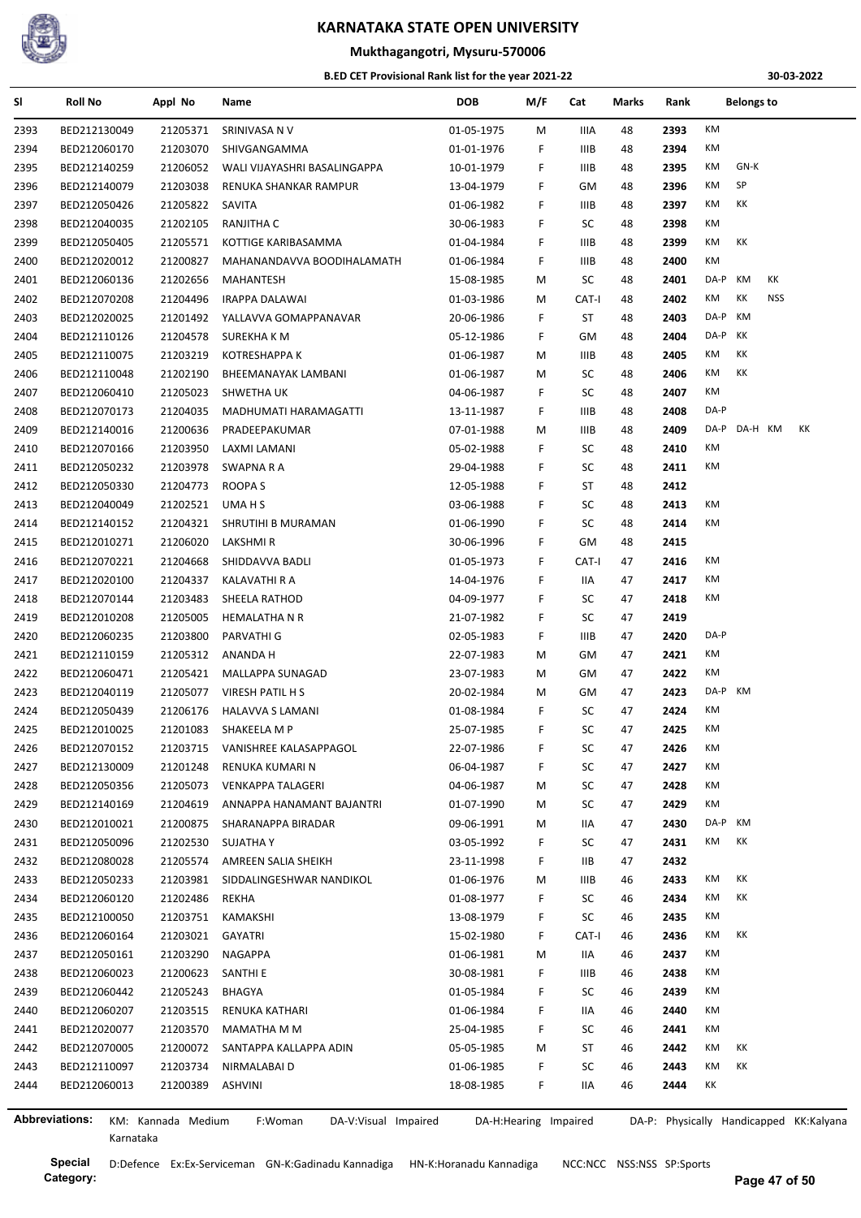# KARNATAKA STATE OPEN UNIVERSITY

## Mukthagangotri, Mysuru-570006

### B.ED CET Provisional Rank list for the year 2021-22

30-03-2022

| Sl | Roll No | Appl No | Name | DOB | M/F | Cat | Marks | Rank | Belongs to |
|---|---|---|---|---|---|---|---|---|---|
| 2393 | BED212130049 | 21205371 | SRINIVASA N V | 01-05-1975 | M | IIIA | 48 | 2393 | KM |
| 2394 | BED212060170 | 21203070 | SHIVGANGAMMA | 01-01-1976 | F | IIIB | 48 | 2394 | KM |
| 2395 | BED212140259 | 21206052 | WALI VIJAYASHRI BASALINGAPPA | 10-01-1979 | F | IIIB | 48 | 2395 | KM GN-K |
| 2396 | BED212140079 | 21203038 | RENUKA SHANKAR RAMPUR | 13-04-1979 | F | GM | 48 | 2396 | KM SP |
| 2397 | BED212050426 | 21205822 | SAVITA | 01-06-1982 | F | IIIB | 48 | 2397 | KM KK |
| 2398 | BED212040035 | 21202105 | RANJITHA C | 30-06-1983 | F | SC | 48 | 2398 | KM |
| 2399 | BED212050405 | 21205571 | KOTTIGE KARIBASAMMA | 01-04-1984 | F | IIIB | 48 | 2399 | KM KK |
| 2400 | BED212020012 | 21200827 | MAHANANDAVVA BOODIHALAMATH | 01-06-1984 | F | IIIB | 48 | 2400 | KM |
| 2401 | BED212060136 | 21202656 | MAHANTESH | 15-08-1985 | M | SC | 48 | 2401 | DA-P KM KK |
| 2402 | BED212070208 | 21204496 | IRAPPA DALAWAI | 01-03-1986 | M | CAT-I | 48 | 2402 | KM KK NSS |
| 2403 | BED212020025 | 21201492 | YALLAVVA GOMAPPANAVAR | 20-06-1986 | F | ST | 48 | 2403 | DA-P KM |
| 2404 | BED212110126 | 21204578 | SUREKHA K M | 05-12-1986 | F | GM | 48 | 2404 | DA-P KK |
| 2405 | BED212110075 | 21203219 | KOTRESHAPPA K | 01-06-1987 | M | IIIB | 48 | 2405 | KM KK |
| 2406 | BED212110048 | 21202190 | BHEEMANAYAK LAMBANI | 01-06-1987 | M | SC | 48 | 2406 | KM KK |
| 2407 | BED212060410 | 21205023 | SHWETHA UK | 04-06-1987 | F | SC | 48 | 2407 | KM |
| 2408 | BED212070173 | 21204035 | MADHUMATI HARAMAGATTI | 13-11-1987 | F | IIIB | 48 | 2408 | DA-P |
| 2409 | BED212140016 | 21200636 | PRADEEPAKUMAR | 07-01-1988 | M | IIIB | 48 | 2409 | DA-P DA-H KM KK |
| 2410 | BED212070166 | 21203950 | LAXMI LAMANI | 05-02-1988 | F | SC | 48 | 2410 | KM |
| 2411 | BED212050232 | 21203978 | SWAPNA R A | 29-04-1988 | F | SC | 48 | 2411 | KM |
| 2412 | BED212050330 | 21204773 | ROOPA S | 12-05-1988 | F | ST | 48 | 2412 | |
| 2413 | BED212040049 | 21202521 | UMA H S | 03-06-1988 | F | SC | 48 | 2413 | KM |
| 2414 | BED212140152 | 21204321 | SHRUTIHI B MURAMAN | 01-06-1990 | F | SC | 48 | 2414 | KM |
| 2415 | BED212010271 | 21206020 | LAKSHMI R | 30-06-1996 | F | GM | 48 | 2415 | |
| 2416 | BED212070221 | 21204668 | SHIDDAVVA BADLI | 01-05-1973 | F | CAT-I | 47 | 2416 | KM |
| 2417 | BED212020100 | 21204337 | KALAVATHI R A | 14-04-1976 | F | IIA | 47 | 2417 | KM |
| 2418 | BED212070144 | 21203483 | SHEELA RATHOD | 04-09-1977 | F | SC | 47 | 2418 | KM |
| 2419 | BED212010208 | 21205005 | HEMALATHA N R | 21-07-1982 | F | SC | 47 | 2419 | |
| 2420 | BED212060235 | 21203800 | PARVATHI G | 02-05-1983 | F | IIIB | 47 | 2420 | DA-P |
| 2421 | BED212110159 | 21205312 | ANANDA H | 22-07-1983 | M | GM | 47 | 2421 | KM |
| 2422 | BED212060471 | 21205421 | MALLAPPA SUNAGAD | 23-07-1983 | M | GM | 47 | 2422 | KM |
| 2423 | BED212040119 | 21205077 | VIRESH PATIL H S | 20-02-1984 | M | GM | 47 | 2423 | DA-P KM |
| 2424 | BED212050439 | 21206176 | HALAVVA S LAMANI | 01-08-1984 | F | SC | 47 | 2424 | KM |
| 2425 | BED212010025 | 21201083 | SHAKEELA M P | 25-07-1985 | F | SC | 47 | 2425 | KM |
| 2426 | BED212070152 | 21203715 | VANISHREE KALASAPPAGOL | 22-07-1986 | F | SC | 47 | 2426 | KM |
| 2427 | BED212130009 | 21201248 | RENUKA KUMARI N | 06-04-1987 | F | SC | 47 | 2427 | KM |
| 2428 | BED212050356 | 21205073 | VENKAPPA TALAGERI | 04-06-1987 | M | SC | 47 | 2428 | KM |
| 2429 | BED212140169 | 21204619 | ANNAPPA HANAMANT BAJANTRI | 01-07-1990 | M | SC | 47 | 2429 | KM |
| 2430 | BED212010021 | 21200875 | SHARANAPPA BIRADAR | 09-06-1991 | M | IIA | 47 | 2430 | DA-P KM |
| 2431 | BED212050096 | 21202530 | SUJATHA Y | 03-05-1992 | F | SC | 47 | 2431 | KM KK |
| 2432 | BED212080028 | 21205574 | AMREEN SALIA SHEIKH | 23-11-1998 | F | IIB | 47 | 2432 | |
| 2433 | BED212050233 | 21203981 | SIDDALINGESHWAR NANDIKOL | 01-06-1976 | M | IIIB | 46 | 2433 | KM KK |
| 2434 | BED212060120 | 21202486 | REKHA | 01-08-1977 | F | SC | 46 | 2434 | KM KK |
| 2435 | BED212100050 | 21203751 | KAMAKSHI | 13-08-1979 | F | SC | 46 | 2435 | KM |
| 2436 | BED212060164 | 21203021 | GAYATRI | 15-02-1980 | F | CAT-I | 46 | 2436 | KM KK |
| 2437 | BED212050161 | 21203290 | NAGAPPA | 01-06-1981 | M | IIA | 46 | 2437 | KM |
| 2438 | BED212060023 | 21200623 | SANTHI E | 30-08-1981 | F | IIIB | 46 | 2438 | KM |
| 2439 | BED212060442 | 21205243 | BHAGYA | 01-05-1984 | F | SC | 46 | 2439 | KM |
| 2440 | BED212060207 | 21203515 | RENUKA KATHARI | 01-06-1984 | F | IIA | 46 | 2440 | KM |
| 2441 | BED212020077 | 21203570 | MAMATHA M M | 25-04-1985 | F | SC | 46 | 2441 | KM |
| 2442 | BED212070005 | 21200072 | SANTAPPA KALLAPPA ADIN | 05-05-1985 | M | ST | 46 | 2442 | KM KK |
| 2443 | BED212110097 | 21203734 | NIRMALABAI D | 01-06-1985 | F | SC | 46 | 2443 | KM KK |
| 2444 | BED212060013 | 21200389 | ASHVINI | 18-08-1985 | F | IIA | 46 | 2444 | KK |

**Abbreviations:** KM: Kannada Medium F:Woman DA-V:Visual Impaired DA-H:Hearing Impaired DA-P: Physically Handicapped KK:Kalyana Karnataka

**Special Category:** D:Defence Ex:Ex-Serviceman GN-K:Gadinadu Kannadiga HN-K:Horanadu Kannadiga NCC:NCC NSS:NSS SP:Sports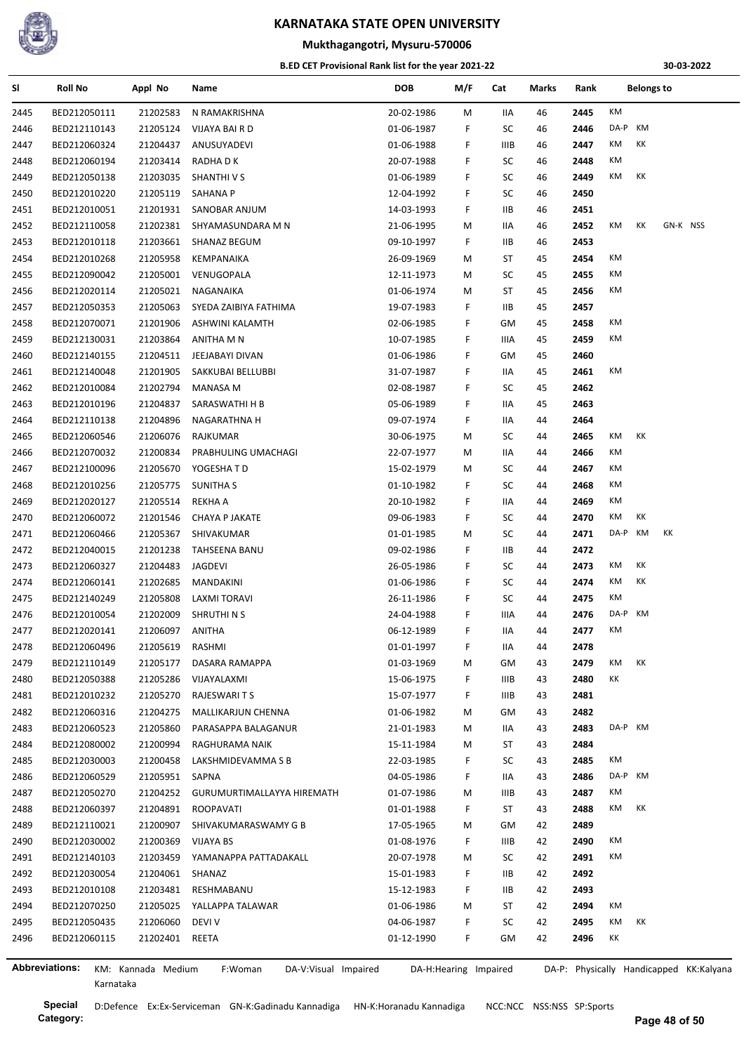# KARNATAKA STATE OPEN UNIVERSITY

## Mukthagangotri, Mysuru-570006

### B.ED CET Provisional Rank list for the year 2021-22

30-03-2022

| Sl | Roll No | Appl No | Name | DOB | M/F | Cat | Marks | Rank | Belongs to |
|---|---|---|---|---|---|---|---|---|---|
| 2445 | BED212050111 | 21202583 | N RAMAKRISHNA | 20-02-1986 | M | IIA | 46 | 2445 | KM |
| 2446 | BED212110143 | 21205124 | VIJAYA BAI R D | 01-06-1987 | F | SC | 46 | 2446 | DA-P KM |
| 2447 | BED212060324 | 21204437 | ANUSUYADEVI | 01-06-1988 | F | IIIB | 46 | 2447 | KM KK |
| 2448 | BED212060194 | 21203414 | RADHA D K | 20-07-1988 | F | SC | 46 | 2448 | KM |
| 2449 | BED212050138 | 21203035 | SHANTHI V S | 01-06-1989 | F | SC | 46 | 2449 | KM KK |
| 2450 | BED212010220 | 21205119 | SAHANA P | 12-04-1992 | F | SC | 46 | 2450 | |
| 2451 | BED212010051 | 21201931 | SANOBAR ANJUM | 14-03-1993 | F | IIB | 46 | 2451 | |
| 2452 | BED212110058 | 21202381 | SHYAMASUNDARA M N | 21-06-1995 | M | IIA | 46 | 2452 | KM KK GN-K NSS |
| 2453 | BED212010118 | 21203661 | SHANAZ BEGUM | 09-10-1997 | F | IIB | 46 | 2453 | |
| 2454 | BED212010268 | 21205958 | KEMPANAIKA | 26-09-1969 | M | ST | 45 | 2454 | KM |
| 2455 | BED212090042 | 21205001 | VENUGOPALA | 12-11-1973 | M | SC | 45 | 2455 | KM |
| 2456 | BED212020114 | 21205021 | NAGANAIKA | 01-06-1974 | M | ST | 45 | 2456 | KM |
| 2457 | BED212050353 | 21205063 | SYEDA ZAIBIYA FATHIMA | 19-07-1983 | F | IIB | 45 | 2457 | |
| 2458 | BED212070071 | 21201906 | ASHWINI KALAMTH | 02-06-1985 | F | GM | 45 | 2458 | KM |
| 2459 | BED212130031 | 21203864 | ANITHA M N | 10-07-1985 | F | IIIA | 45 | 2459 | KM |
| 2460 | BED212140155 | 21204511 | JEEJABAYI DIVAN | 01-06-1986 | F | GM | 45 | 2460 | |
| 2461 | BED212140048 | 21201905 | SAKKUBAI BELLUBBI | 31-07-1987 | F | IIA | 45 | 2461 | KM |
| 2462 | BED212010084 | 21202794 | MANASA M | 02-08-1987 | F | SC | 45 | 2462 | |
| 2463 | BED212010196 | 21204837 | SARASWATHI H B | 05-06-1989 | F | IIA | 45 | 2463 | |
| 2464 | BED212110138 | 21204896 | NAGARATHNA H | 09-07-1974 | F | IIA | 44 | 2464 | |
| 2465 | BED212060546 | 21206076 | RAJKUMAR | 30-06-1975 | M | SC | 44 | 2465 | KM KK |
| 2466 | BED212070032 | 21200834 | PRABHULING UMACHAGI | 22-07-1977 | M | IIA | 44 | 2466 | KM |
| 2467 | BED212100096 | 21205670 | YOGESHA T D | 15-02-1979 | M | SC | 44 | 2467 | KM |
| 2468 | BED212010256 | 21205775 | SUNITHA S | 01-10-1982 | F | SC | 44 | 2468 | KM |
| 2469 | BED212020127 | 21205514 | REKHA A | 20-10-1982 | F | IIA | 44 | 2469 | KM |
| 2470 | BED212060072 | 21201546 | CHAYA P JAKATE | 09-06-1983 | F | SC | 44 | 2470 | KM KK |
| 2471 | BED212060466 | 21205367 | SHIVAKUMAR | 01-01-1985 | M | SC | 44 | 2471 | DA-P KM KK |
| 2472 | BED212040015 | 21201238 | TAHSEENA BANU | 09-02-1986 | F | IIB | 44 | 2472 | |
| 2473 | BED212060327 | 21204483 | JAGDEVI | 26-05-1986 | F | SC | 44 | 2473 | KM KK |
| 2474 | BED212060141 | 21202685 | MANDAKINI | 01-06-1986 | F | SC | 44 | 2474 | KM KK |
| 2475 | BED212140249 | 21205808 | LAXMI TORAVI | 26-11-1986 | F | SC | 44 | 2475 | KM |
| 2476 | BED212010054 | 21202009 | SHRUTHI N S | 24-04-1988 | F | IIIA | 44 | 2476 | DA-P KM |
| 2477 | BED212020141 | 21206097 | ANITHA | 06-12-1989 | F | IIA | 44 | 2477 | KM |
| 2478 | BED212060496 | 21205619 | RASHMI | 01-01-1997 | F | IIA | 44 | 2478 | |
| 2479 | BED212110149 | 21205177 | DASARA RAMAPPA | 01-03-1969 | M | GM | 43 | 2479 | KM KK |
| 2480 | BED212050388 | 21205286 | VIJAYALAXMI | 15-06-1975 | F | IIIB | 43 | 2480 | KK |
| 2481 | BED212010232 | 21205270 | RAJESWARI T S | 15-07-1977 | F | IIIB | 43 | 2481 | |
| 2482 | BED212060316 | 21204275 | MALLIKARJUN CHENNA | 01-06-1982 | M | GM | 43 | 2482 | |
| 2483 | BED212060523 | 21205860 | PARASAPPA BALAGANUR | 21-01-1983 | M | IIA | 43 | 2483 | DA-P KM |
| 2484 | BED212080002 | 21200994 | RAGHURAMA NAIK | 15-11-1984 | M | ST | 43 | 2484 | |
| 2485 | BED212030003 | 21200458 | LAKSHMIDEVAMMA S B | 22-03-1985 | F | SC | 43 | 2485 | KM |
| 2486 | BED212060529 | 21205951 | SAPNA | 04-05-1986 | F | IIA | 43 | 2486 | DA-P KM |
| 2487 | BED212050270 | 21204252 | GURUMURTIMALLAYYA HIREMATH | 01-07-1986 | M | IIIB | 43 | 2487 | KM |
| 2488 | BED212060397 | 21204891 | ROOPAVATI | 01-01-1988 | F | ST | 43 | 2488 | KM KK |
| 2489 | BED212110021 | 21200907 | SHIVAKUMARASWAMY G B | 17-05-1965 | M | GM | 42 | 2489 | |
| 2490 | BED212030002 | 21200369 | VIJAYA BS | 01-08-1976 | F | IIIB | 42 | 2490 | KM |
| 2491 | BED212140103 | 21203459 | YAMANAPPA PATTADAKALL | 20-07-1978 | M | SC | 42 | 2491 | KM |
| 2492 | BED212030054 | 21204061 | SHANAZ | 15-01-1983 | F | IIB | 42 | 2492 | |
| 2493 | BED212010108 | 21203481 | RESHMABANU | 15-12-1983 | F | IIB | 42 | 2493 | |
| 2494 | BED212070250 | 21205025 | YALLAPPA TALAWAR | 01-06-1986 | M | ST | 42 | 2494 | KM |
| 2495 | BED212050435 | 21206060 | DEVI V | 04-06-1987 | F | SC | 42 | 2495 | KM KK |
| 2496 | BED212060115 | 21202401 | REETA | 01-12-1990 | F | GM | 42 | 2496 | KK |

**Abbreviations:** KM: Kannada Medium F:Woman DA-V:Visual Impaired DA-H:Hearing Impaired DA-P: Physically Handicapped KK:Kalyana Karnataka

**Special Category:** D:Defence Ex:Ex-Serviceman GN-K:Gadinadu Kannadiga HN-K:Horanadu Kannadiga NCC:NCC NSS:NSS SP:Sports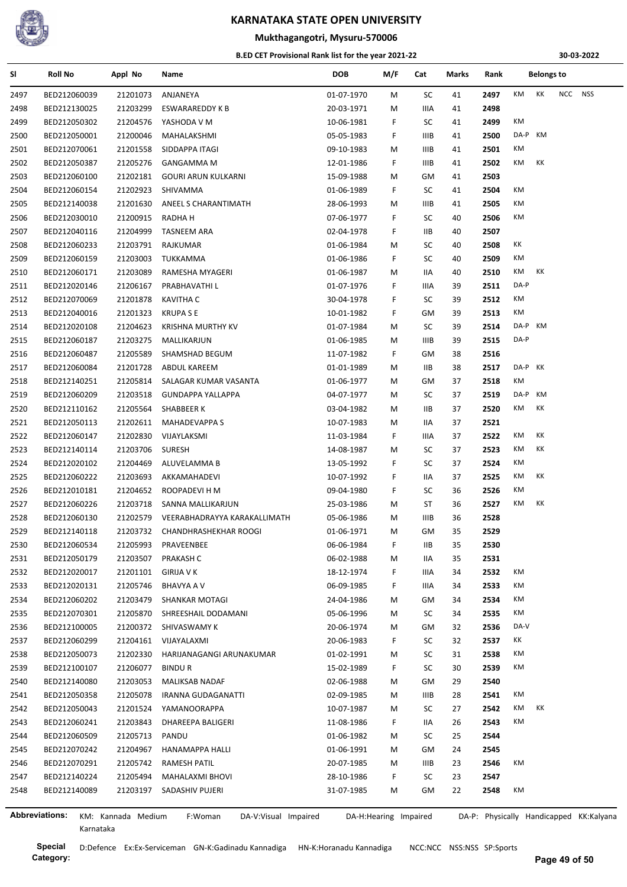# KARNATAKA STATE OPEN UNIVERSITY

## Mukthagangotri, Mysuru-570006

### B.ED CET Provisional Rank list for the year 2021-22

30-03-2022

| Sl | Roll No | Appl No | Name | DOB | M/F | Cat | Marks | Rank | Belongs to |
|---|---|---|---|---|---|---|---|---|---|
| 2497 | BED212060039 | 21201073 | ANJANEYA | 01-07-1970 | M | SC | 41 | 2497 | KM KK NCC NSS |
| 2498 | BED212130025 | 21203299 | ESWARAREDDY K B | 20-03-1971 | M | IIIA | 41 | 2498 | |
| 2499 | BED212050302 | 21204576 | YASHODA V M | 10-06-1981 | F | SC | 41 | 2499 | KM |
| 2500 | BED212050001 | 21200046 | MAHALAKSHMI | 05-05-1983 | F | IIIB | 41 | 2500 | DA-P KM |
| 2501 | BED212070061 | 21201558 | SIDDAPPA ITAGI | 09-10-1983 | M | IIIB | 41 | 2501 | KM |
| 2502 | BED212050387 | 21205276 | GANGAMMA M | 12-01-1986 | F | IIIB | 41 | 2502 | KM KK |
| 2503 | BED212060100 | 21202181 | GOURI ARUN KULKARNI | 15-09-1988 | M | GM | 41 | 2503 | |
| 2504 | BED212060154 | 21202923 | SHIVAMMA | 01-06-1989 | F | SC | 41 | 2504 | KM |
| 2505 | BED212140038 | 21201630 | ANEEL S CHARANTIMATH | 28-06-1993 | M | IIIB | 41 | 2505 | KM |
| 2506 | BED212030010 | 21200915 | RADHA H | 07-06-1977 | F | SC | 40 | 2506 | KM |
| 2507 | BED212040116 | 21204999 | TASNEEM ARA | 02-04-1978 | F | IIB | 40 | 2507 | |
| 2508 | BED212060233 | 21203791 | RAJKUMAR | 01-06-1984 | M | SC | 40 | 2508 | KK |
| 2509 | BED212060159 | 21203003 | TUKKAMMA | 01-06-1986 | F | SC | 40 | 2509 | KM |
| 2510 | BED212060171 | 21203089 | RAMESHA MYAGERI | 01-06-1987 | M | IIA | 40 | 2510 | KM KK |
| 2511 | BED212020146 | 21206167 | PRABHAVATHI L | 01-07-1976 | F | IIIA | 39 | 2511 | DA-P |
| 2512 | BED212070069 | 21201878 | KAVITHA C | 30-04-1978 | F | SC | 39 | 2512 | KM |
| 2513 | BED212040016 | 21201323 | KRUPA S E | 10-01-1982 | F | GM | 39 | 2513 | KM |
| 2514 | BED212020108 | 21204623 | KRISHNA MURTHY KV | 01-07-1984 | M | SC | 39 | 2514 | DA-P KM |
| 2515 | BED212060187 | 21203275 | MALLIKARJUN | 01-06-1985 | M | IIIB | 39 | 2515 | DA-P |
| 2516 | BED212060487 | 21205589 | SHAMSHAD BEGUM | 11-07-1982 | F | GM | 38 | 2516 | |
| 2517 | BED212060084 | 21201728 | ABDUL KAREEM | 01-01-1989 | M | IIB | 38 | 2517 | DA-P KK |
| 2518 | BED212140251 | 21205814 | SALAGAR KUMAR VASANTA | 01-06-1977 | M | GM | 37 | 2518 | KM |
| 2519 | BED212060209 | 21203518 | GUNDAPPA YALLAPPA | 04-07-1977 | M | SC | 37 | 2519 | DA-P KM |
| 2520 | BED212110162 | 21205564 | SHABBEER K | 03-04-1982 | M | IIB | 37 | 2520 | KM KK |
| 2521 | BED212050113 | 21202611 | MAHADEVAPPA S | 10-07-1983 | M | IIA | 37 | 2521 | |
| 2522 | BED212060147 | 21202830 | VIJAYLAKSMI | 11-03-1984 | F | IIIA | 37 | 2522 | KM KK |
| 2523 | BED212140114 | 21203706 | SURESH | 14-08-1987 | M | SC | 37 | 2523 | KM KK |
| 2524 | BED212020102 | 21204469 | ALUVELAMMA B | 13-05-1992 | F | SC | 37 | 2524 | KM |
| 2525 | BED212060222 | 21203693 | AKKAMAHADEVI | 10-07-1992 | F | IIA | 37 | 2525 | KM KK |
| 2526 | BED212010181 | 21204652 | ROOPADEVI H M | 09-04-1980 | F | SC | 36 | 2526 | KM |
| 2527 | BED212060226 | 21203718 | SANNA MALLIKARJUN | 25-03-1986 | M | ST | 36 | 2527 | KM KK |
| 2528 | BED212060130 | 21202579 | VEERABHADRAYYA KARAKALLIMATH | 05-06-1986 | M | IIIB | 36 | 2528 | |
| 2529 | BED212140118 | 21203732 | CHANDHRASHEKHAR ROOGI | 01-06-1971 | M | GM | 35 | 2529 | |
| 2530 | BED212060534 | 21205993 | PRAVEENBEE | 06-06-1984 | F | IIB | 35 | 2530 | |
| 2531 | BED212050179 | 21203507 | PRAKASH C | 06-02-1988 | M | IIA | 35 | 2531 | |
| 2532 | BED212020017 | 21201101 | GIRIJA V K | 18-12-1974 | F | IIIA | 34 | 2532 | KM |
| 2533 | BED212020131 | 21205746 | BHAVYA A V | 06-09-1985 | F | IIIA | 34 | 2533 | KM |
| 2534 | BED212060202 | 21203479 | SHANKAR MOTAGI | 24-04-1986 | M | GM | 34 | 2534 | KM |
| 2535 | BED212070301 | 21205870 | SHREESHAIL DODAMANI | 05-06-1996 | M | SC | 34 | 2535 | KM |
| 2536 | BED212100005 | 21200372 | SHIVASWAMY K | 20-06-1974 | M | GM | 32 | 2536 | DA-V |
| 2537 | BED212060299 | 21204161 | VIJAYALAXMI | 20-06-1983 | F | SC | 32 | 2537 | KK |
| 2538 | BED212050073 | 21202330 | HARIJANAGANGI ARUNAKUMAR | 01-02-1991 | M | SC | 31 | 2538 | KM |
| 2539 | BED212100107 | 21206077 | BINDU R | 15-02-1989 | F | SC | 30 | 2539 | KM |
| 2540 | BED212140080 | 21203053 | MALIKSAB NADAF | 02-06-1988 | M | GM | 29 | 2540 | |
| 2541 | BED212050358 | 21205078 | IRANNA GUDAGANATTI | 02-09-1985 | M | IIIB | 28 | 2541 | KM |
| 2542 | BED212050043 | 21201524 | YAMANOORAPPA | 10-07-1987 | M | SC | 27 | 2542 | KM KK |
| 2543 | BED212060241 | 21203843 | DHAREEPA BALIGERI | 11-08-1986 | F | IIA | 26 | 2543 | KM |
| 2544 | BED212060509 | 21205713 | PANDU | 01-06-1982 | M | SC | 25 | 2544 | |
| 2545 | BED212070242 | 21204967 | HANAMAPPA HALLI | 01-06-1991 | M | GM | 24 | 2545 | |
| 2546 | BED212070291 | 21205742 | RAMESH PATIL | 20-07-1985 | M | IIIB | 23 | 2546 | KM |
| 2547 | BED212140224 | 21205494 | MAHALAXMI BHOVI | 28-10-1986 | F | SC | 23 | 2547 | |
| 2548 | BED212140089 | 21203197 | SADASHIV PUJERI | 31-07-1985 | M | GM | 22 | 2548 | KM |

**Abbreviations:** KM: Kannada Medium F:Woman DA-V:Visual Impaired DA-H:Hearing Impaired DA-P: Physically Handicapped KK:Kalyana Karnataka

**Special Category:** D:Defence Ex:Ex-Serviceman GN-K:Gadinadu Kannadiga HN-K:Horanadu Kannadiga NCC:NCC NSS:NSS SP:Sports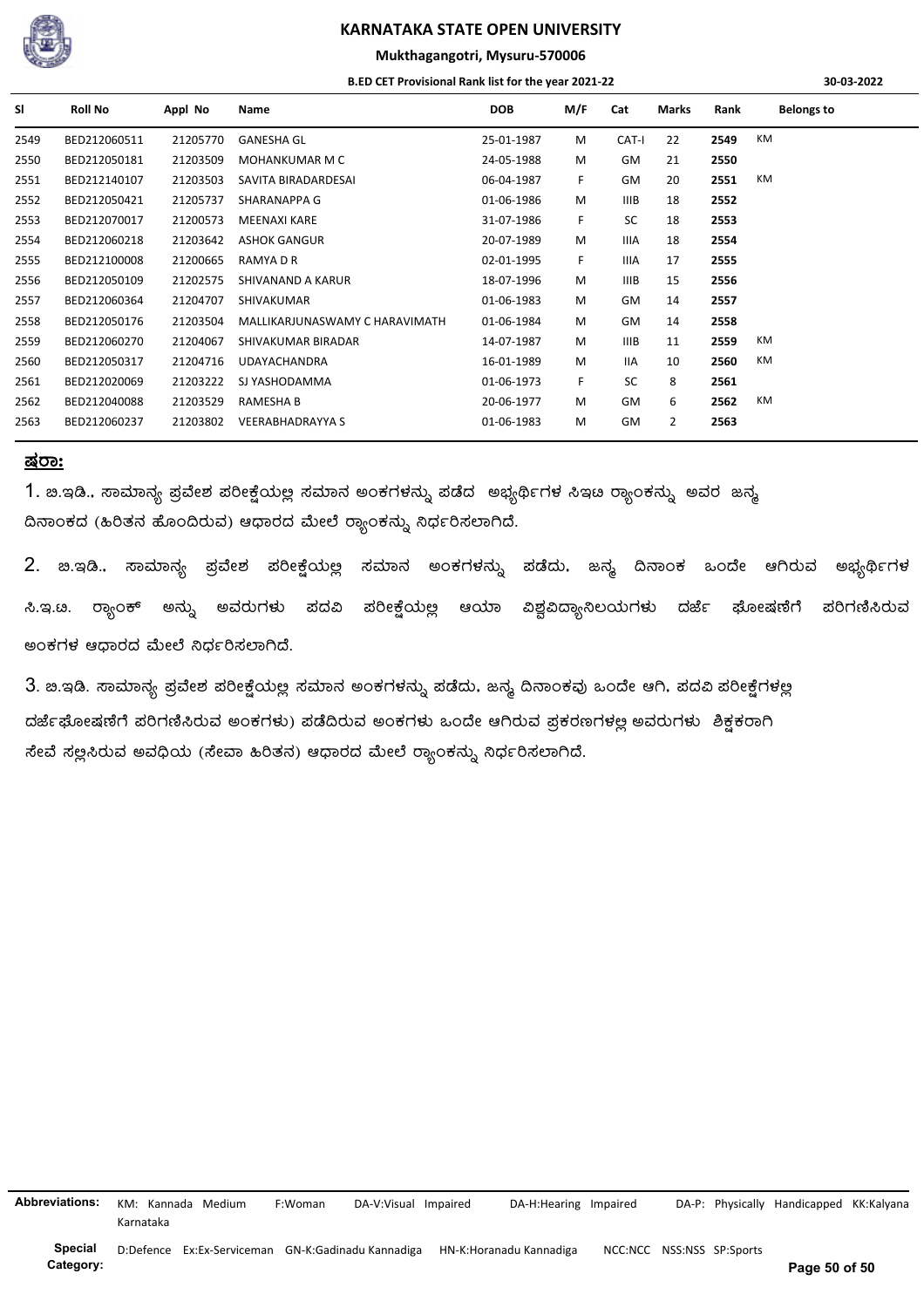| Sl | Roll No | Appl No | Name | DOB | M/F | Cat | Marks | Rank | Belongs to |
|---|---|---|---|---|---|---|---|---|---|
| 2549 | BED212060511 | 21205770 | GANESHA GL | 25-01-1987 | M | CAT-I | 22 | **2549** | KM |
| 2550 | BED212050181 | 21203509 | MOHANKUMAR M C | 24-05-1988 | M | GM | 21 | **2550** | |
| 2551 | BED212140107 | 21203503 | SAVITA BIRADARDESAI | 06-04-1987 | F | GM | 20 | **2551** | KM |
| 2552 | BED212050421 | 21205737 | SHARANAPPA G | 01-06-1986 | M | IIIB | 18 | **2552** | |
| 2553 | BED212070017 | 21200573 | MEENAXI KARE | 31-07-1986 | F | SC | 18 | **2553** | |
| 2554 | BED212060218 | 21203642 | ASHOK GANGUR | 20-07-1989 | M | IIIA | 18 | **2554** | |
| 2555 | BED212100008 | 21200665 | RAMYA D R | 02-01-1995 | F | IIIA | 17 | **2555** | |
| 2556 | BED212050109 | 21202575 | SHIVANAND A KARUR | 18-07-1996 | M | IIIB | 15 | **2556** | |
| 2557 | BED212060364 | 21204707 | SHIVAKUMAR | 01-06-1983 | M | GM | 14 | **2557** | |
| 2558 | BED212050176 | 21203504 | MALLIKARJUNASWAMY C HARAVIMATH | 01-06-1984 | M | GM | 14 | **2558** | |
| 2559 | BED212060270 | 21204067 | SHIVAKUMAR BIRADAR | 14-07-1987 | M | IIIB | 11 | **2559** | KM |
| 2560 | BED212050317 | 21204716 | UDAYACHANDRA | 16-01-1989 | M | IIA | 10 | **2560** | KM |
| 2561 | BED212020069 | 21203222 | SJ YASHODAMMA | 01-06-1973 | F | SC | 8 | **2561** | |
| 2562 | BED212040088 | 21203529 | RAMESHA B | 20-06-1977 | M | GM | 6 | **2562** | KM |
| 2563 | BED212060237 | 21203802 | VEERABHADRAYYA S | 01-06-1983 | M | GM | 2 | **2563** | |

**ಷರಾ:**

1. ಬಿ.ಇಡಿ., ಸಾಮಾನ್ಯ ಪ್ರವೇಶ ಪರೀಕ್ಷೆಯಲ್ಲಿ ಸಮಾನ ಅಂಕಗಳನ್ನು ಪಡೆದ ಅಭ್ಯರ್ಥಿಗಳ ಸಿಇಟಿ ರ್‍ಯಾಂಕನ್ನು ಅವರ ಜನ್ಮ ದಿನಾಂಕದ (ಹಿರಿತನ ಹೊಂದಿರುವ) ಆಧಾರದ ಮೇಲೆ ರ್‍ಯಾಂಕನ್ನು ನಿರ್ಧರಿಸಲಾಗಿದೆ.

2. ಬಿ.ಇಡಿ., ಸಾಮಾನ್ಯ ಪ್ರವೇಶ ಪರೀಕ್ಷೆಯಲ್ಲಿ ಸಮಾನ ಅಂಕಗಳನ್ನು ಪಡೆದು, ಜನ್ಮ ದಿನಾಂಕ ಒಂದೇ ಆಗಿರುವ ಅಭ್ಯರ್ಥಿಗಳ ಸಿ.ಇ.ಟಿ. ರ್‍ಯಾಂಕ್ ಅನ್ನು ಅವರುಗಳು ಪದವಿ ಪರೀಕ್ಷೆಯಲ್ಲಿ ಆಯಾ ವಿಶ್ವವಿದ್ಯಾನಿಲಯಗಳು ದರ್ಜೆ ಘೋಷಣೆಗೆ ಪರಿಗಣಿಸಿರುವ ಅಂಕಗಳ ಆಧಾರದ ಮೇಲೆ ನಿರ್ಧರಿಸಲಾಗಿದೆ.

3. ಬಿ.ಇಡಿ. ಸಾಮಾನ್ಯ ಪ್ರವೇಶ ಪರೀಕ್ಷೆಯಲ್ಲಿ ಸಮಾನ ಅಂಕಗಳನ್ನು ಪಡೆದು, ಜನ್ಮ ದಿನಾಂಕವು ಒಂದೇ ಆಗಿ, ಪದವಿ ಪರೀಕ್ಷೆಗಳಲ್ಲಿ ದರ್ಜೆಘೋಷಣೆಗೆ ಪರಿಗಣಿಸಿರುವ ಅಂಕಗಳು) ಪಡೆದಿರುವ ಅಂಕಗಳು ಒಂದೇ ಆಗಿರುವ ಪ್ರಕರಣಗಳಲ್ಲಿ ಅವರುಗಳು ಶಿಕ್ಷಕರಾಗಿ ಸೇವೆ ಸಲ್ಲಿಸಿರುವ ಅವಧಿಯ (ಸೇವಾ ಹಿರಿತನ) ಆಧಾರದ ಮೇಲೆ ರ್‍ಯಾಂಕನ್ನು ನಿರ್ಧರಿಸಲಾಗಿದೆ.

**Abbreviations:** KM: Kannada Medium F:Woman DA-V:Visual Impaired DA-H:Hearing Impaired DA-P: Physically Handicapped KK:Kalyana Karnataka

**Special Category:** D:Defence Ex:Ex-Serviceman GN-K:Gadinadu Kannadiga HN-K:Horanadu Kannadiga NCC:NCC NSS:NSS SP:Sports